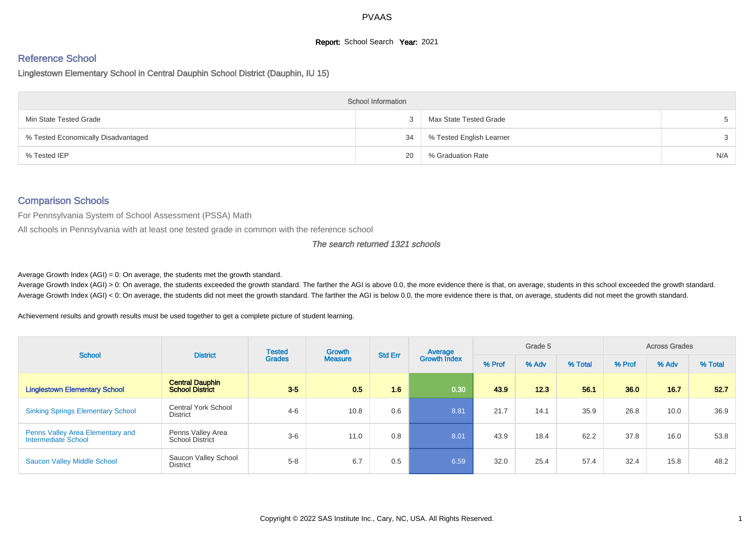PVAAS

**Report:** School Search **Year:** 2021

## Reference School

### Linglestown Elementary School in Central Dauphin School District (Dauphin, IU 15)

| School Information | | | |
|---|---|---|---|
| Min State Tested Grade | 3 | Max State Tested Grade | 5 |
| % Tested Economically Disadvantaged | 34 | % Tested English Learner | 3 |
| % Tested IEP | 20 | % Graduation Rate | N/A |

## Comparison Schools

For Pennsylvania System of School Assessment (PSSA) Math

All schools in Pennsylvania with at least one tested grade in common with the reference school

*The search returned 1321 schools*

Average Growth Index (AGI) = 0: On average, the students met the growth standard.

Average Growth Index (AGI) > 0: On average, the students exceeded the growth standard. The farther the AGI is above 0.0, the more evidence there is that, on average, students in this school exceeded the growth standard.

Average Growth Index (AGI) < 0: On average, the students did not meet the growth standard. The farther the AGI is below 0.0, the more evidence there is that, on average, students did not meet the growth standard.

Achievement results and growth results must be used together to get a complete picture of student learning.

| School | District | Tested Grades | Growth Measure | Std Err | Average Growth Index | Grade 5 | | | Across Grades | | |
|---|---|---|---|---|---|---|---|---|---|---|---|
| | | | | | | % Prof | % Adv | % Total | % Prof | % Adv | % Total |
| **Linglestown Elementary School** | **Central Dauphin School District** | **3-5** | **0.5** | **1.6** | **0.30** | **43.9** | **12.3** | **56.1** | **36.0** | **16.7** | **52.7** |
| Sinking Springs Elementary School | Central York School District | 4-6 | 10.8 | 0.6 | 8.81 | 21.7 | 14.1 | 35.9 | 26.8 | 10.0 | 36.9 |
| Penns Valley Area Elementary and Intermediate School | Penns Valley Area School District | 3-6 | 11.0 | 0.8 | 8.01 | 43.9 | 18.4 | 62.2 | 37.8 | 16.0 | 53.8 |
| Saucon Valley Middle School | Saucon Valley School District | 5-8 | 6.7 | 0.5 | 6.59 | 32.0 | 25.4 | 57.4 | 32.4 | 15.8 | 48.2 |

Copyright © 2022 SAS Institute Inc., Cary, NC, USA. All Rights Reserved.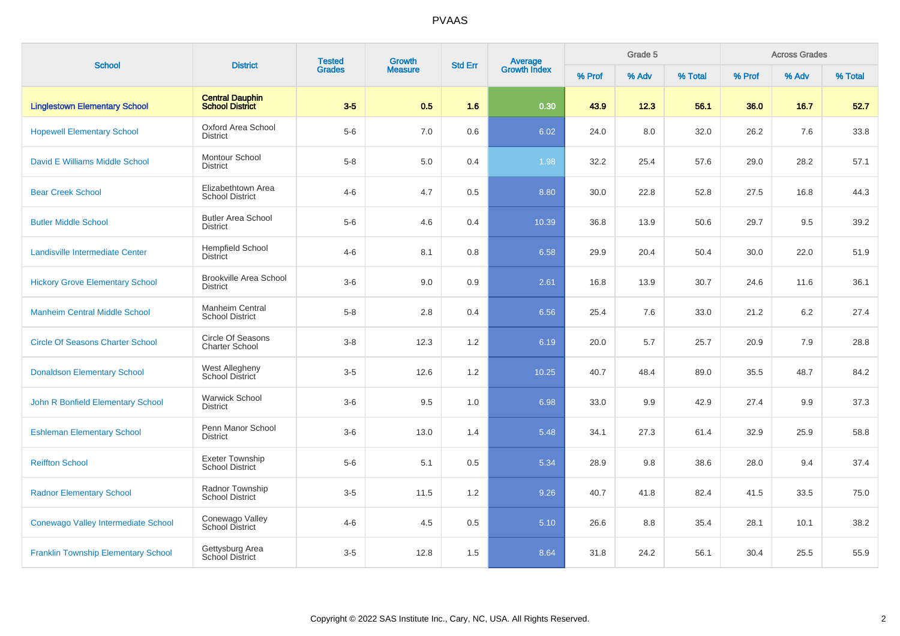# PVAAS

| School | District | Tested Grades | Growth Measure | Std Err | Average Growth Index | Grade 5 | | | Across Grades | | |
|---|---|---|---|---|---|---|---|---|---|---|---|
| | | | | | | % Prof | % Adv | % Total | % Prof | % Adv | % Total |
| **Linglestown Elementary School** | **Central Dauphin School District** | **3-5** | **0.5** | **1.6** | **0.30** | **43.9** | **12.3** | **56.1** | **36.0** | **16.7** | **52.7** |
| Hopewell Elementary School | Oxford Area School District | 5-6 | 7.0 | 0.6 | 6.02 | 24.0 | 8.0 | 32.0 | 26.2 | 7.6 | 33.8 |
| David E Williams Middle School | Montour School District | 5-8 | 5.0 | 0.4 | 1.98 | 32.2 | 25.4 | 57.6 | 29.0 | 28.2 | 57.1 |
| Bear Creek School | Elizabethtown Area School District | 4-6 | 4.7 | 0.5 | 8.80 | 30.0 | 22.8 | 52.8 | 27.5 | 16.8 | 44.3 |
| Butler Middle School | Butler Area School District | 5-6 | 4.6 | 0.4 | 10.39 | 36.8 | 13.9 | 50.6 | 29.7 | 9.5 | 39.2 |
| Landisville Intermediate Center | Hempfield School District | 4-6 | 8.1 | 0.8 | 6.58 | 29.9 | 20.4 | 50.4 | 30.0 | 22.0 | 51.9 |
| Hickory Grove Elementary School | Brookville Area School District | 3-6 | 9.0 | 0.9 | 2.61 | 16.8 | 13.9 | 30.7 | 24.6 | 11.6 | 36.1 |
| Manheim Central Middle School | Manheim Central School District | 5-8 | 2.8 | 0.4 | 6.56 | 25.4 | 7.6 | 33.0 | 21.2 | 6.2 | 27.4 |
| Circle Of Seasons Charter School | Circle Of Seasons Charter School | 3-8 | 12.3 | 1.2 | 6.19 | 20.0 | 5.7 | 25.7 | 20.9 | 7.9 | 28.8 |
| Donaldson Elementary School | West Allegheny School District | 3-5 | 12.6 | 1.2 | 10.25 | 40.7 | 48.4 | 89.0 | 35.5 | 48.7 | 84.2 |
| John R Bonfield Elementary School | Warwick School District | 3-6 | 9.5 | 1.0 | 6.98 | 33.0 | 9.9 | 42.9 | 27.4 | 9.9 | 37.3 |
| Eshleman Elementary School | Penn Manor School District | 3-6 | 13.0 | 1.4 | 5.48 | 34.1 | 27.3 | 61.4 | 32.9 | 25.9 | 58.8 |
| Reiffton School | Exeter Township School District | 5-6 | 5.1 | 0.5 | 5.34 | 28.9 | 9.8 | 38.6 | 28.0 | 9.4 | 37.4 |
| Radnor Elementary School | Radnor Township School District | 3-5 | 11.5 | 1.2 | 9.26 | 40.7 | 41.8 | 82.4 | 41.5 | 33.5 | 75.0 |
| Conewago Valley Intermediate School | Conewago Valley School District | 4-6 | 4.5 | 0.5 | 5.10 | 26.6 | 8.8 | 35.4 | 28.1 | 10.1 | 38.2 |
| Franklin Township Elementary School | Gettysburg Area School District | 3-5 | 12.8 | 1.5 | 8.64 | 31.8 | 24.2 | 56.1 | 30.4 | 25.5 | 55.9 |

Copyright © 2022 SAS Institute Inc., Cary, NC, USA. All Rights Reserved.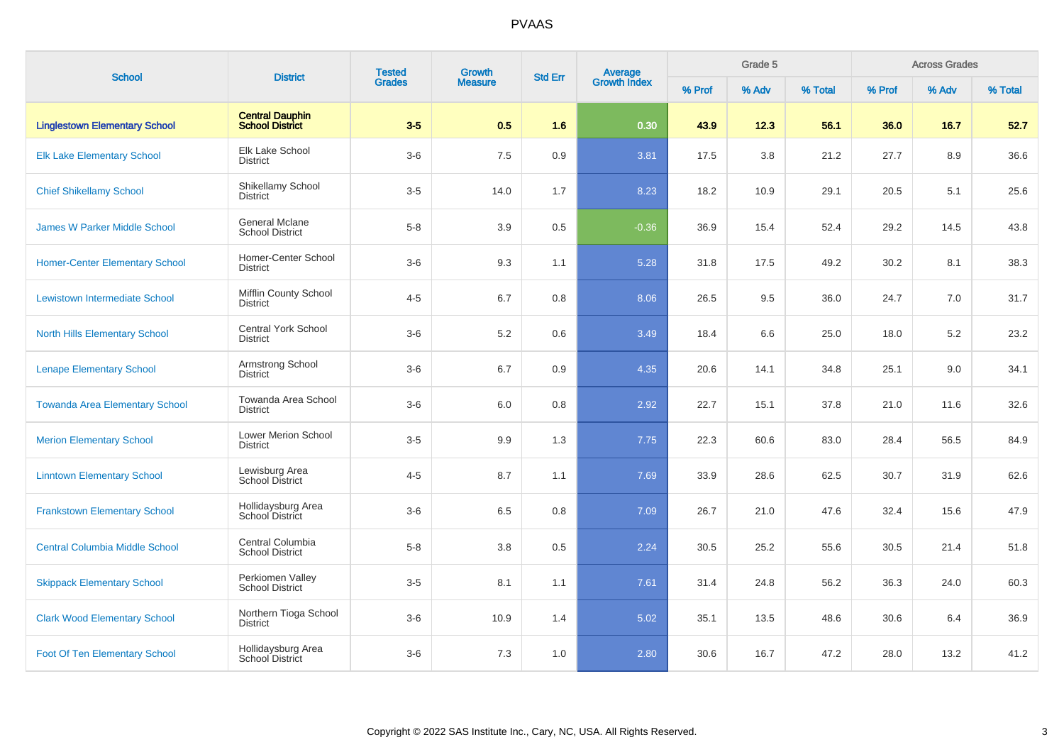# PVAAS

| School | District | Tested Grades | Growth Measure | Std Err | Average Growth Index | Grade 5 | | | Across Grades | | |
|---|---|---|---|---|---|---|---|---|---|---|---|
| | | | | | | % Prof | % Adv | % Total | % Prof | % Adv | % Total |
| **Linglestown Elementary School** | **Central Dauphin School District** | **3-5** | **0.5** | **1.6** | **0.30** | **43.9** | **12.3** | **56.1** | **36.0** | **16.7** | **52.7** |
| Elk Lake Elementary School | Elk Lake School District | 3-6 | 7.5 | 0.9 | 3.81 | 17.5 | 3.8 | 21.2 | 27.7 | 8.9 | 36.6 |
| Chief Shikellamy School | Shikellamy School District | 3-5 | 14.0 | 1.7 | 8.23 | 18.2 | 10.9 | 29.1 | 20.5 | 5.1 | 25.6 |
| James W Parker Middle School | General Mclane School District | 5-8 | 3.9 | 0.5 | -0.36 | 36.9 | 15.4 | 52.4 | 29.2 | 14.5 | 43.8 |
| Homer-Center Elementary School | Homer-Center School District | 3-6 | 9.3 | 1.1 | 5.28 | 31.8 | 17.5 | 49.2 | 30.2 | 8.1 | 38.3 |
| Lewistown Intermediate School | Mifflin County School District | 4-5 | 6.7 | 0.8 | 8.06 | 26.5 | 9.5 | 36.0 | 24.7 | 7.0 | 31.7 |
| North Hills Elementary School | Central York School District | 3-6 | 5.2 | 0.6 | 3.49 | 18.4 | 6.6 | 25.0 | 18.0 | 5.2 | 23.2 |
| Lenape Elementary School | Armstrong School District | 3-6 | 6.7 | 0.9 | 4.35 | 20.6 | 14.1 | 34.8 | 25.1 | 9.0 | 34.1 |
| Towanda Area Elementary School | Towanda Area School District | 3-6 | 6.0 | 0.8 | 2.92 | 22.7 | 15.1 | 37.8 | 21.0 | 11.6 | 32.6 |
| Merion Elementary School | Lower Merion School District | 3-5 | 9.9 | 1.3 | 7.75 | 22.3 | 60.6 | 83.0 | 28.4 | 56.5 | 84.9 |
| Linntown Elementary School | Lewisburg Area School District | 4-5 | 8.7 | 1.1 | 7.69 | 33.9 | 28.6 | 62.5 | 30.7 | 31.9 | 62.6 |
| Frankstown Elementary School | Hollidaysburg Area School District | 3-6 | 6.5 | 0.8 | 7.09 | 26.7 | 21.0 | 47.6 | 32.4 | 15.6 | 47.9 |
| Central Columbia Middle School | Central Columbia School District | 5-8 | 3.8 | 0.5 | 2.24 | 30.5 | 25.2 | 55.6 | 30.5 | 21.4 | 51.8 |
| Skippack Elementary School | Perkiomen Valley School District | 3-5 | 8.1 | 1.1 | 7.61 | 31.4 | 24.8 | 56.2 | 36.3 | 24.0 | 60.3 |
| Clark Wood Elementary School | Northern Tioga School District | 3-6 | 10.9 | 1.4 | 5.02 | 35.1 | 13.5 | 48.6 | 30.6 | 6.4 | 36.9 |
| Foot Of Ten Elementary School | Hollidaysburg Area School District | 3-6 | 7.3 | 1.0 | 2.80 | 30.6 | 16.7 | 47.2 | 28.0 | 13.2 | 41.2 |

Copyright © 2022 SAS Institute Inc., Cary, NC, USA. All Rights Reserved.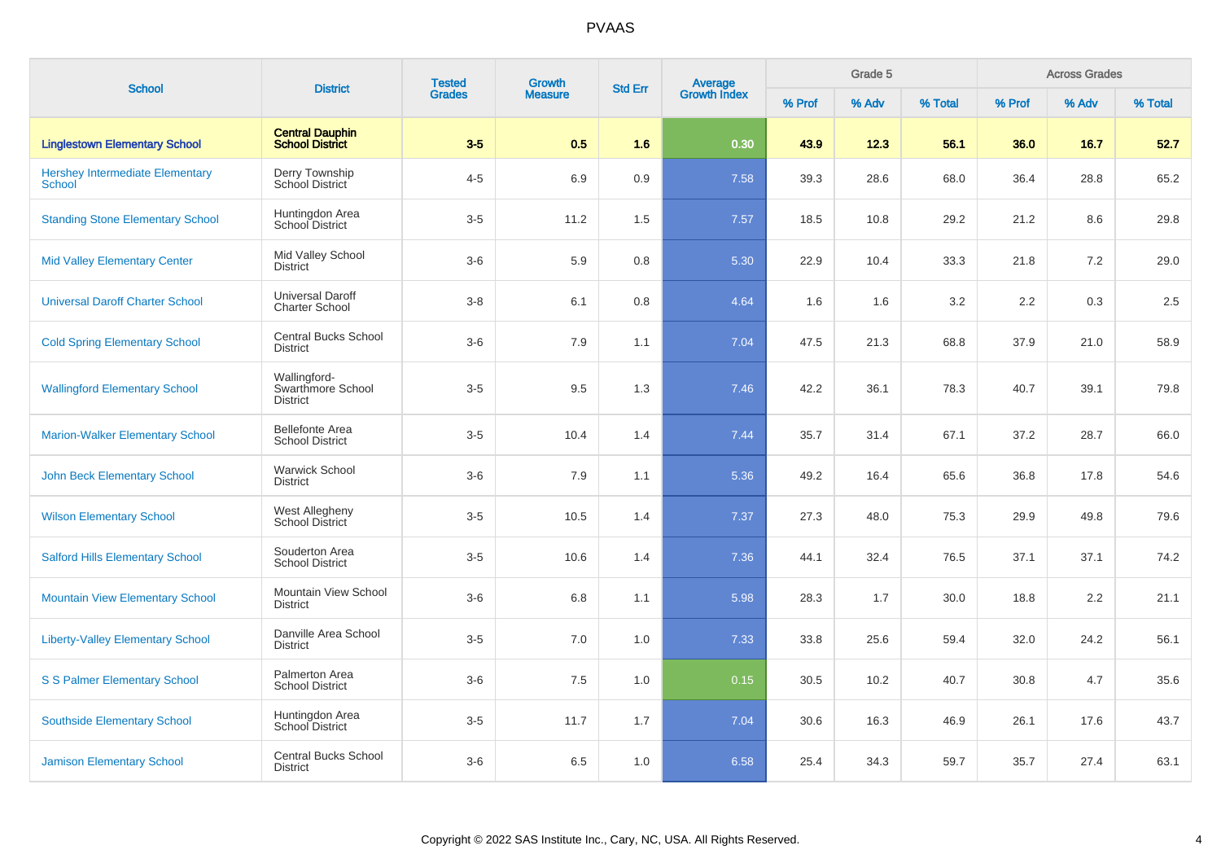| School | District | Tested Grades | Growth Measure | Std Err | Average Growth Index | Grade 5 | | | Across Grades | | |
|---|---|---|---|---|---|---|---|---|---|---|---|
| | | | | | | % Prof | % Adv | % Total | % Prof | % Adv | % Total |
| **Linglestown Elementary School** | **Central Dauphin School District** | **3-5** | **0.5** | **1.6** | **0.30** | **43.9** | **12.3** | **56.1** | **36.0** | **16.7** | **52.7** |
| Hershey Intermediate Elementary School | Derry Township School District | 4-5 | 6.9 | 0.9 | 7.58 | 39.3 | 28.6 | 68.0 | 36.4 | 28.8 | 65.2 |
| Standing Stone Elementary School | Huntingdon Area School District | 3-5 | 11.2 | 1.5 | 7.57 | 18.5 | 10.8 | 29.2 | 21.2 | 8.6 | 29.8 |
| Mid Valley Elementary Center | Mid Valley School District | 3-6 | 5.9 | 0.8 | 5.30 | 22.9 | 10.4 | 33.3 | 21.8 | 7.2 | 29.0 |
| Universal Daroff Charter School | Universal Daroff Charter School | 3-8 | 6.1 | 0.8 | 4.64 | 1.6 | 1.6 | 3.2 | 2.2 | 0.3 | 2.5 |
| Cold Spring Elementary School | Central Bucks School District | 3-6 | 7.9 | 1.1 | 7.04 | 47.5 | 21.3 | 68.8 | 37.9 | 21.0 | 58.9 |
| Wallingford Elementary School | Wallingford-Swarthmore School District | 3-5 | 9.5 | 1.3 | 7.46 | 42.2 | 36.1 | 78.3 | 40.7 | 39.1 | 79.8 |
| Marion-Walker Elementary School | Bellefonte Area School District | 3-5 | 10.4 | 1.4 | 7.44 | 35.7 | 31.4 | 67.1 | 37.2 | 28.7 | 66.0 |
| John Beck Elementary School | Warwick School District | 3-6 | 7.9 | 1.1 | 5.36 | 49.2 | 16.4 | 65.6 | 36.8 | 17.8 | 54.6 |
| Wilson Elementary School | West Allegheny School District | 3-5 | 10.5 | 1.4 | 7.37 | 27.3 | 48.0 | 75.3 | 29.9 | 49.8 | 79.6 |
| Salford Hills Elementary School | Souderton Area School District | 3-5 | 10.6 | 1.4 | 7.36 | 44.1 | 32.4 | 76.5 | 37.1 | 37.1 | 74.2 |
| Mountain View Elementary School | Mountain View School District | 3-6 | 6.8 | 1.1 | 5.98 | 28.3 | 1.7 | 30.0 | 18.8 | 2.2 | 21.1 |
| Liberty-Valley Elementary School | Danville Area School District | 3-5 | 7.0 | 1.0 | 7.33 | 33.8 | 25.6 | 59.4 | 32.0 | 24.2 | 56.1 |
| S S Palmer Elementary School | Palmerton Area School District | 3-6 | 7.5 | 1.0 | 0.15 | 30.5 | 10.2 | 40.7 | 30.8 | 4.7 | 35.6 |
| Southside Elementary School | Huntingdon Area School District | 3-5 | 11.7 | 1.7 | 7.04 | 30.6 | 16.3 | 46.9 | 26.1 | 17.6 | 43.7 |
| Jamison Elementary School | Central Bucks School District | 3-6 | 6.5 | 1.0 | 6.58 | 25.4 | 34.3 | 59.7 | 35.7 | 27.4 | 63.1 |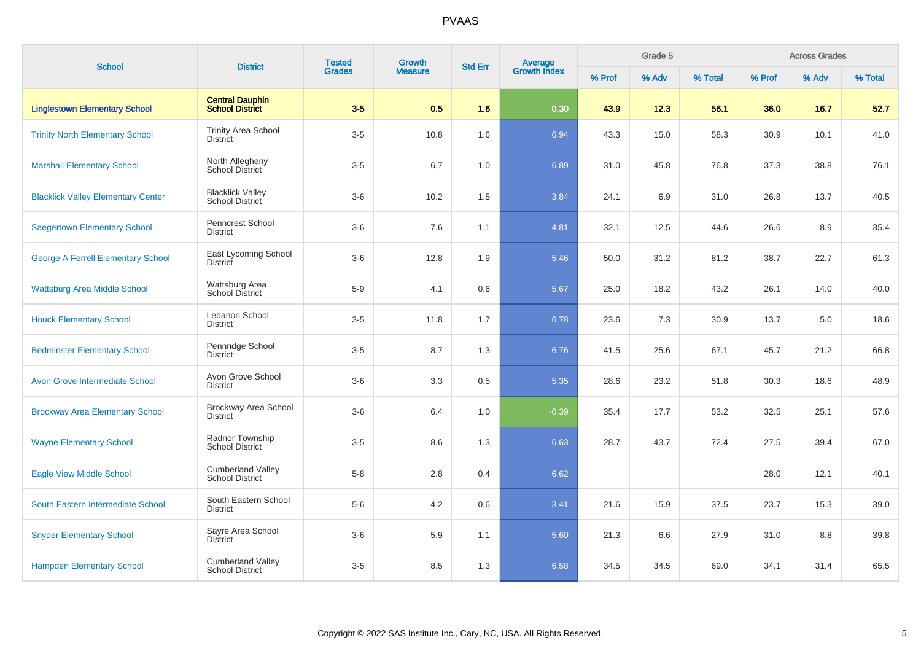| School | District | Tested Grades | Growth Measure | Std Err | Average Growth Index | Grade 5 | | | Across Grades | | |
|---|---|---|---|---|---|---|---|---|---|---|---|
| | | | | | | % Prof | % Adv | % Total | % Prof | % Adv | % Total |
| **Linglestown Elementary School** | **Central Dauphin School District** | **3-5** | **0.5** | **1.6** | **0.30** | **43.9** | **12.3** | **56.1** | **36.0** | **16.7** | **52.7** |
| Trinity North Elementary School | Trinity Area School District | 3-5 | 10.8 | 1.6 | 6.94 | 43.3 | 15.0 | 58.3 | 30.9 | 10.1 | 41.0 |
| Marshall Elementary School | North Allegheny School District | 3-5 | 6.7 | 1.0 | 6.89 | 31.0 | 45.8 | 76.8 | 37.3 | 38.8 | 76.1 |
| Blacklick Valley Elementary Center | Blacklick Valley School District | 3-6 | 10.2 | 1.5 | 3.84 | 24.1 | 6.9 | 31.0 | 26.8 | 13.7 | 40.5 |
| Saegertown Elementary School | Penncrest School District | 3-6 | 7.6 | 1.1 | 4.81 | 32.1 | 12.5 | 44.6 | 26.6 | 8.9 | 35.4 |
| George A Ferrell Elementary School | East Lycoming School District | 3-6 | 12.8 | 1.9 | 5.46 | 50.0 | 31.2 | 81.2 | 38.7 | 22.7 | 61.3 |
| Wattsburg Area Middle School | Wattsburg Area School District | 5-9 | 4.1 | 0.6 | 5.67 | 25.0 | 18.2 | 43.2 | 26.1 | 14.0 | 40.0 |
| Houck Elementary School | Lebanon School District | 3-5 | 11.8 | 1.7 | 6.78 | 23.6 | 7.3 | 30.9 | 13.7 | 5.0 | 18.6 |
| Bedminster Elementary School | Pennridge School District | 3-5 | 8.7 | 1.3 | 6.76 | 41.5 | 25.6 | 67.1 | 45.7 | 21.2 | 66.8 |
| Avon Grove Intermediate School | Avon Grove School District | 3-6 | 3.3 | 0.5 | 5.35 | 28.6 | 23.2 | 51.8 | 30.3 | 18.6 | 48.9 |
| Brockway Area Elementary School | Brockway Area School District | 3-6 | 6.4 | 1.0 | -0.39 | 35.4 | 17.7 | 53.2 | 32.5 | 25.1 | 57.6 |
| Wayne Elementary School | Radnor Township School District | 3-5 | 8.6 | 1.3 | 6.63 | 28.7 | 43.7 | 72.4 | 27.5 | 39.4 | 67.0 |
| Eagle View Middle School | Cumberland Valley School District | 5-8 | 2.8 | 0.4 | 6.62 | | | | 28.0 | 12.1 | 40.1 |
| South Eastern Intermediate School | South Eastern School District | 5-6 | 4.2 | 0.6 | 3.41 | 21.6 | 15.9 | 37.5 | 23.7 | 15.3 | 39.0 |
| Snyder Elementary School | Sayre Area School District | 3-6 | 5.9 | 1.1 | 5.60 | 21.3 | 6.6 | 27.9 | 31.0 | 8.8 | 39.8 |
| Hampden Elementary School | Cumberland Valley School District | 3-5 | 8.5 | 1.3 | 6.58 | 34.5 | 34.5 | 69.0 | 34.1 | 31.4 | 65.5 |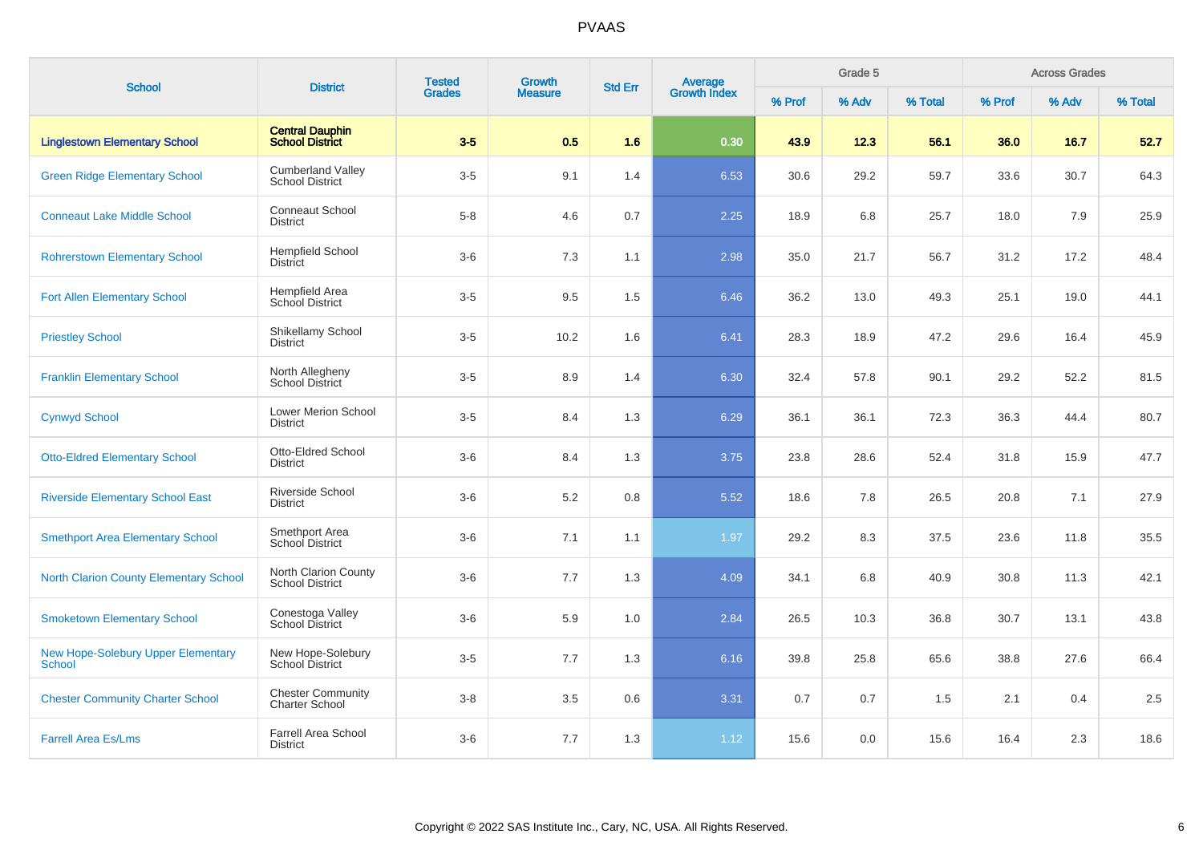# PVAAS

| School | District | Tested Grades | Growth Measure | Std Err | Average Growth Index | Grade 5 | | | Across Grades | | |
|---|---|---|---|---|---|---|---|---|---|---|---|
| | | | | | | % Prof | % Adv | % Total | % Prof | % Adv | % Total |
| **Linglestown Elementary School** | **Central Dauphin School District** | **3-5** | **0.5** | **1.6** | **0.30** | **43.9** | **12.3** | **56.1** | **36.0** | **16.7** | **52.7** |
| Green Ridge Elementary School | Cumberland Valley School District | 3-5 | 9.1 | 1.4 | 6.53 | 30.6 | 29.2 | 59.7 | 33.6 | 30.7 | 64.3 |
| Conneaut Lake Middle School | Conneaut School District | 5-8 | 4.6 | 0.7 | 2.25 | 18.9 | 6.8 | 25.7 | 18.0 | 7.9 | 25.9 |
| Rohrerstown Elementary School | Hempfield School District | 3-6 | 7.3 | 1.1 | 2.98 | 35.0 | 21.7 | 56.7 | 31.2 | 17.2 | 48.4 |
| Fort Allen Elementary School | Hempfield Area School District | 3-5 | 9.5 | 1.5 | 6.46 | 36.2 | 13.0 | 49.3 | 25.1 | 19.0 | 44.1 |
| Priestley School | Shikellamy School District | 3-5 | 10.2 | 1.6 | 6.41 | 28.3 | 18.9 | 47.2 | 29.6 | 16.4 | 45.9 |
| Franklin Elementary School | North Allegheny School District | 3-5 | 8.9 | 1.4 | 6.30 | 32.4 | 57.8 | 90.1 | 29.2 | 52.2 | 81.5 |
| Cynwyd School | Lower Merion School District | 3-5 | 8.4 | 1.3 | 6.29 | 36.1 | 36.1 | 72.3 | 36.3 | 44.4 | 80.7 |
| Otto-Eldred Elementary School | Otto-Eldred School District | 3-6 | 8.4 | 1.3 | 3.75 | 23.8 | 28.6 | 52.4 | 31.8 | 15.9 | 47.7 |
| Riverside Elementary School East | Riverside School District | 3-6 | 5.2 | 0.8 | 5.52 | 18.6 | 7.8 | 26.5 | 20.8 | 7.1 | 27.9 |
| Smethport Area Elementary School | Smethport Area School District | 3-6 | 7.1 | 1.1 | 1.97 | 29.2 | 8.3 | 37.5 | 23.6 | 11.8 | 35.5 |
| North Clarion County Elementary School | North Clarion County School District | 3-6 | 7.7 | 1.3 | 4.09 | 34.1 | 6.8 | 40.9 | 30.8 | 11.3 | 42.1 |
| Smoketown Elementary School | Conestoga Valley School District | 3-6 | 5.9 | 1.0 | 2.84 | 26.5 | 10.3 | 36.8 | 30.7 | 13.1 | 43.8 |
| New Hope-Solebury Upper Elementary School | New Hope-Solebury School District | 3-5 | 7.7 | 1.3 | 6.16 | 39.8 | 25.8 | 65.6 | 38.8 | 27.6 | 66.4 |
| Chester Community Charter School | Chester Community Charter School | 3-8 | 3.5 | 0.6 | 3.31 | 0.7 | 0.7 | 1.5 | 2.1 | 0.4 | 2.5 |
| Farrell Area Es/Lms | Farrell Area School District | 3-6 | 7.7 | 1.3 | 1.12 | 15.6 | 0.0 | 15.6 | 16.4 | 2.3 | 18.6 |

Copyright © 2022 SAS Institute Inc., Cary, NC, USA. All Rights Reserved.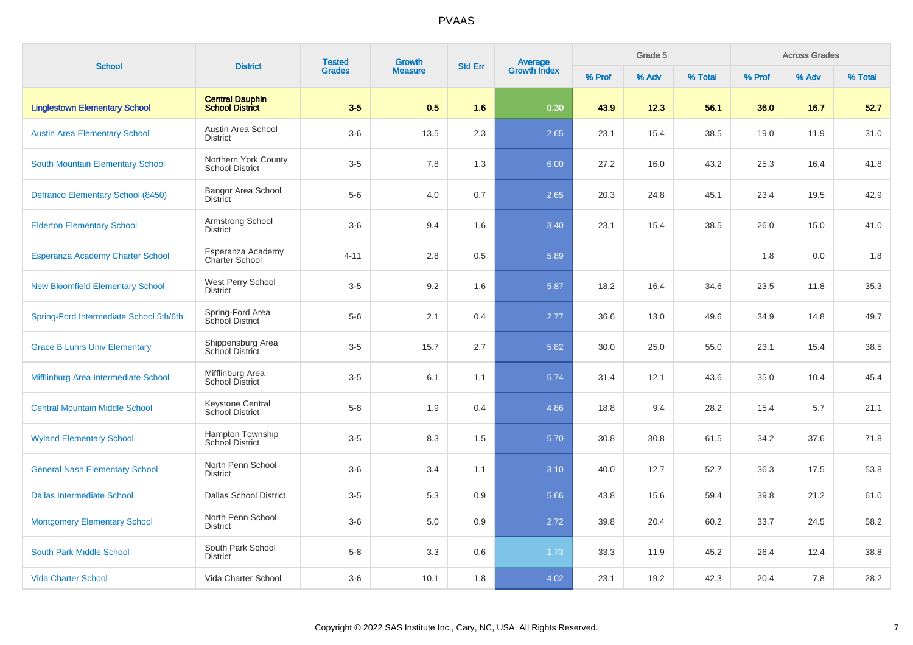PVAAS

| School | District | Tested Grades | Growth Measure | Std Err | Average Growth Index | Grade 5 | | | Across Grades | | |
|---|---|---|---|---|---|---|---|---|---|---|---|
| | | | | | | % Prof | % Adv | % Total | % Prof | % Adv | % Total |
| **Linglestown Elementary School** | **Central Dauphin School District** | **3-5** | **0.5** | **1.6** | **0.30** | **43.9** | **12.3** | **56.1** | **36.0** | **16.7** | **52.7** |
| Austin Area Elementary School | Austin Area School District | 3-6 | 13.5 | 2.3 | 2.65 | 23.1 | 15.4 | 38.5 | 19.0 | 11.9 | 31.0 |
| South Mountain Elementary School | Northern York County School District | 3-5 | 7.8 | 1.3 | 6.00 | 27.2 | 16.0 | 43.2 | 25.3 | 16.4 | 41.8 |
| Defranco Elementary School (8450) | Bangor Area School District | 5-6 | 4.0 | 0.7 | 2.65 | 20.3 | 24.8 | 45.1 | 23.4 | 19.5 | 42.9 |
| Elderton Elementary School | Armstrong School District | 3-6 | 9.4 | 1.6 | 3.40 | 23.1 | 15.4 | 38.5 | 26.0 | 15.0 | 41.0 |
| Esperanza Academy Charter School | Esperanza Academy Charter School | 4-11 | 2.8 | 0.5 | 5.89 | | | | 1.8 | 0.0 | 1.8 |
| New Bloomfield Elementary School | West Perry School District | 3-5 | 9.2 | 1.6 | 5.87 | 18.2 | 16.4 | 34.6 | 23.5 | 11.8 | 35.3 |
| Spring-Ford Intermediate School 5th/6th | Spring-Ford Area School District | 5-6 | 2.1 | 0.4 | 2.77 | 36.6 | 13.0 | 49.6 | 34.9 | 14.8 | 49.7 |
| Grace B Luhrs Univ Elementary | Shippensburg Area School District | 3-5 | 15.7 | 2.7 | 5.82 | 30.0 | 25.0 | 55.0 | 23.1 | 15.4 | 38.5 |
| Mifflinburg Area Intermediate School | Mifflinburg Area School District | 3-5 | 6.1 | 1.1 | 5.74 | 31.4 | 12.1 | 43.6 | 35.0 | 10.4 | 45.4 |
| Central Mountain Middle School | Keystone Central School District | 5-8 | 1.9 | 0.4 | 4.86 | 18.8 | 9.4 | 28.2 | 15.4 | 5.7 | 21.1 |
| Wyland Elementary School | Hampton Township School District | 3-5 | 8.3 | 1.5 | 5.70 | 30.8 | 30.8 | 61.5 | 34.2 | 37.6 | 71.8 |
| General Nash Elementary School | North Penn School District | 3-6 | 3.4 | 1.1 | 3.10 | 40.0 | 12.7 | 52.7 | 36.3 | 17.5 | 53.8 |
| Dallas Intermediate School | Dallas School District | 3-5 | 5.3 | 0.9 | 5.66 | 43.8 | 15.6 | 59.4 | 39.8 | 21.2 | 61.0 |
| Montgomery Elementary School | North Penn School District | 3-6 | 5.0 | 0.9 | 2.72 | 39.8 | 20.4 | 60.2 | 33.7 | 24.5 | 58.2 |
| South Park Middle School | South Park School District | 5-8 | 3.3 | 0.6 | 1.73 | 33.3 | 11.9 | 45.2 | 26.4 | 12.4 | 38.8 |
| Vida Charter School | Vida Charter School | 3-6 | 10.1 | 1.8 | 4.02 | 23.1 | 19.2 | 42.3 | 20.4 | 7.8 | 28.2 |

Copyright © 2022 SAS Institute Inc., Cary, NC, USA. All Rights Reserved.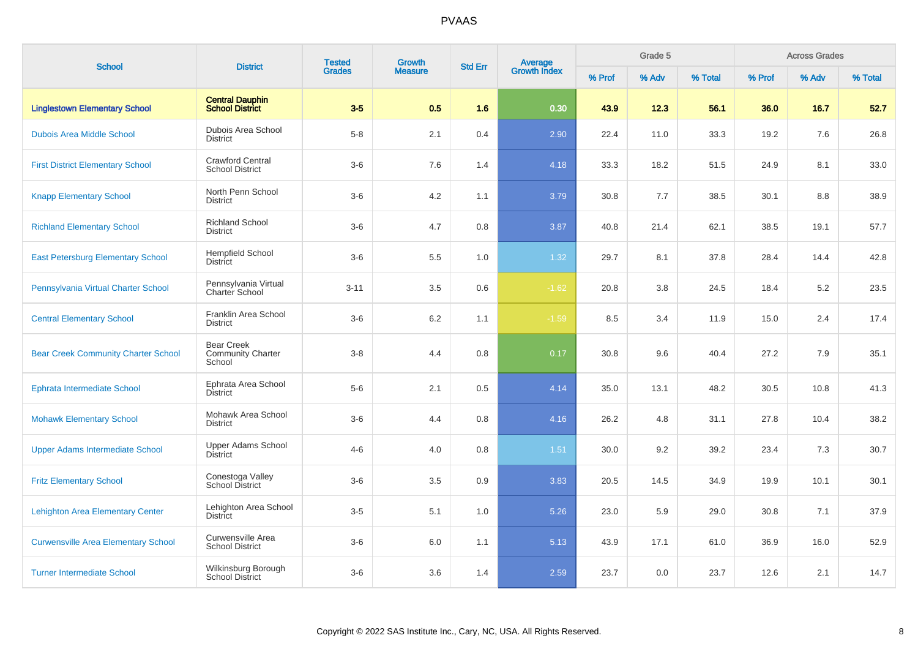| School | District | Tested Grades | Growth Measure | Std Err | Average Growth Index | Grade 5 | | | Across Grades | | |
|---|---|---|---|---|---|---|---|---|---|---|---|
| | | | | | | % Prof | % Adv | % Total | % Prof | % Adv | % Total |
| **Linglestown Elementary School** | **Central Dauphin School District** | **3-5** | **0.5** | **1.6** | **0.30** | **43.9** | **12.3** | **56.1** | **36.0** | **16.7** | **52.7** |
| Dubois Area Middle School | Dubois Area School District | 5-8 | 2.1 | 0.4 | 2.90 | 22.4 | 11.0 | 33.3 | 19.2 | 7.6 | 26.8 |
| First District Elementary School | Crawford Central School District | 3-6 | 7.6 | 1.4 | 4.18 | 33.3 | 18.2 | 51.5 | 24.9 | 8.1 | 33.0 |
| Knapp Elementary School | North Penn School District | 3-6 | 4.2 | 1.1 | 3.79 | 30.8 | 7.7 | 38.5 | 30.1 | 8.8 | 38.9 |
| Richland Elementary School | Richland School District | 3-6 | 4.7 | 0.8 | 3.87 | 40.8 | 21.4 | 62.1 | 38.5 | 19.1 | 57.7 |
| East Petersburg Elementary School | Hempfield School District | 3-6 | 5.5 | 1.0 | 1.32 | 29.7 | 8.1 | 37.8 | 28.4 | 14.4 | 42.8 |
| Pennsylvania Virtual Charter School | Pennsylvania Virtual Charter School | 3-11 | 3.5 | 0.6 | -1.62 | 20.8 | 3.8 | 24.5 | 18.4 | 5.2 | 23.5 |
| Central Elementary School | Franklin Area School District | 3-6 | 6.2 | 1.1 | -1.59 | 8.5 | 3.4 | 11.9 | 15.0 | 2.4 | 17.4 |
| Bear Creek Community Charter School | Bear Creek Community Charter School | 3-8 | 4.4 | 0.8 | 0.17 | 30.8 | 9.6 | 40.4 | 27.2 | 7.9 | 35.1 |
| Ephrata Intermediate School | Ephrata Area School District | 5-6 | 2.1 | 0.5 | 4.14 | 35.0 | 13.1 | 48.2 | 30.5 | 10.8 | 41.3 |
| Mohawk Elementary School | Mohawk Area School District | 3-6 | 4.4 | 0.8 | 4.16 | 26.2 | 4.8 | 31.1 | 27.8 | 10.4 | 38.2 |
| Upper Adams Intermediate School | Upper Adams School District | 4-6 | 4.0 | 0.8 | 1.51 | 30.0 | 9.2 | 39.2 | 23.4 | 7.3 | 30.7 |
| Fritz Elementary School | Conestoga Valley School District | 3-6 | 3.5 | 0.9 | 3.83 | 20.5 | 14.5 | 34.9 | 19.9 | 10.1 | 30.1 |
| Lehighton Area Elementary Center | Lehighton Area School District | 3-5 | 5.1 | 1.0 | 5.26 | 23.0 | 5.9 | 29.0 | 30.8 | 7.1 | 37.9 |
| Curwensville Area Elementary School | Curwensville Area School District | 3-6 | 6.0 | 1.1 | 5.13 | 43.9 | 17.1 | 61.0 | 36.9 | 16.0 | 52.9 |
| Turner Intermediate School | Wilkinsburg Borough School District | 3-6 | 3.6 | 1.4 | 2.59 | 23.7 | 0.0 | 23.7 | 12.6 | 2.1 | 14.7 |

Copyright © 2022 SAS Institute Inc., Cary, NC, USA. All Rights Reserved.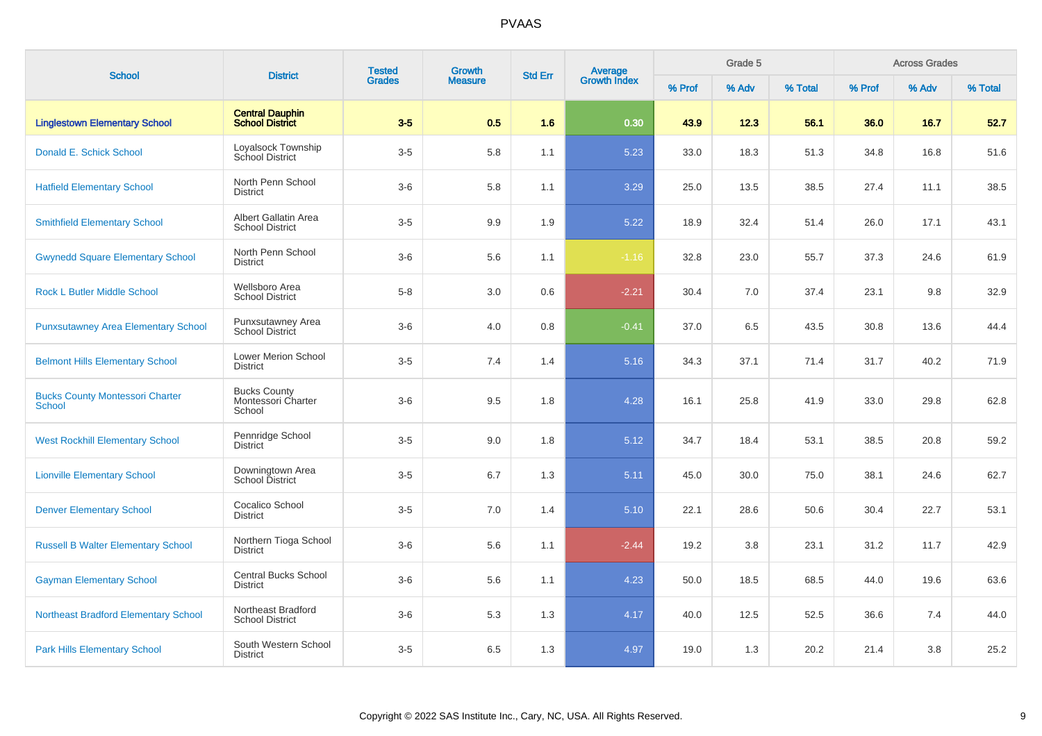# PVAAS

| School | District | Tested Grades | Growth Measure | Std Err | Average Growth Index | Grade 5 | | | Across Grades | | |
|---|---|---|---|---|---|---|---|---|---|---|---|
| | | | | | | % Prof | % Adv | % Total | % Prof | % Adv | % Total |
| **Linglestown Elementary School** | **Central Dauphin School District** | **3-5** | **0.5** | **1.6** | **0.30** | **43.9** | **12.3** | **56.1** | **36.0** | **16.7** | **52.7** |
| Donald E. Schick School | Loyalsock Township School District | 3-5 | 5.8 | 1.1 | 5.23 | 33.0 | 18.3 | 51.3 | 34.8 | 16.8 | 51.6 |
| Hatfield Elementary School | North Penn School District | 3-6 | 5.8 | 1.1 | 3.29 | 25.0 | 13.5 | 38.5 | 27.4 | 11.1 | 38.5 |
| Smithfield Elementary School | Albert Gallatin Area School District | 3-5 | 9.9 | 1.9 | 5.22 | 18.9 | 32.4 | 51.4 | 26.0 | 17.1 | 43.1 |
| Gwynedd Square Elementary School | North Penn School District | 3-6 | 5.6 | 1.1 | -1.16 | 32.8 | 23.0 | 55.7 | 37.3 | 24.6 | 61.9 |
| Rock L Butler Middle School | Wellsboro Area School District | 5-8 | 3.0 | 0.6 | -2.21 | 30.4 | 7.0 | 37.4 | 23.1 | 9.8 | 32.9 |
| Punxsutawney Area Elementary School | Punxsutawney Area School District | 3-6 | 4.0 | 0.8 | -0.41 | 37.0 | 6.5 | 43.5 | 30.8 | 13.6 | 44.4 |
| Belmont Hills Elementary School | Lower Merion School District | 3-5 | 7.4 | 1.4 | 5.16 | 34.3 | 37.1 | 71.4 | 31.7 | 40.2 | 71.9 |
| Bucks County Montessori Charter School | Bucks County Montessori Charter School | 3-6 | 9.5 | 1.8 | 4.28 | 16.1 | 25.8 | 41.9 | 33.0 | 29.8 | 62.8 |
| West Rockhill Elementary School | Pennridge School District | 3-5 | 9.0 | 1.8 | 5.12 | 34.7 | 18.4 | 53.1 | 38.5 | 20.8 | 59.2 |
| Lionville Elementary School | Downingtown Area School District | 3-5 | 6.7 | 1.3 | 5.11 | 45.0 | 30.0 | 75.0 | 38.1 | 24.6 | 62.7 |
| Denver Elementary School | Cocalico School District | 3-5 | 7.0 | 1.4 | 5.10 | 22.1 | 28.6 | 50.6 | 30.4 | 22.7 | 53.1 |
| Russell B Walter Elementary School | Northern Tioga School District | 3-6 | 5.6 | 1.1 | -2.44 | 19.2 | 3.8 | 23.1 | 31.2 | 11.7 | 42.9 |
| Gayman Elementary School | Central Bucks School District | 3-6 | 5.6 | 1.1 | 4.23 | 50.0 | 18.5 | 68.5 | 44.0 | 19.6 | 63.6 |
| Northeast Bradford Elementary School | Northeast Bradford School District | 3-6 | 5.3 | 1.3 | 4.17 | 40.0 | 12.5 | 52.5 | 36.6 | 7.4 | 44.0 |
| Park Hills Elementary School | South Western School District | 3-5 | 6.5 | 1.3 | 4.97 | 19.0 | 1.3 | 20.2 | 21.4 | 3.8 | 25.2 |

Copyright © 2022 SAS Institute Inc., Cary, NC, USA. All Rights Reserved.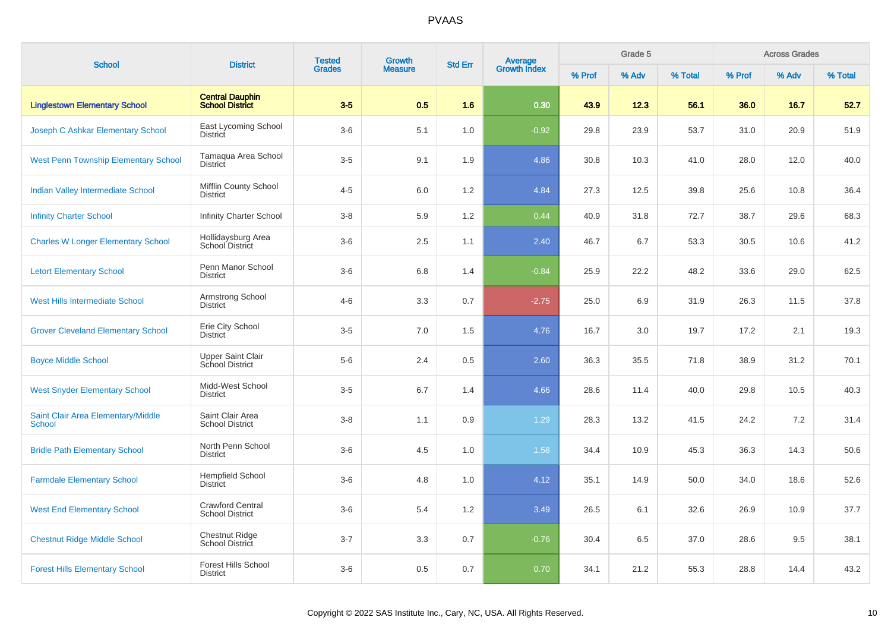# PVAAS

| School | District | Tested Grades | Growth Measure | Std Err | Average Growth Index | Grade 5 | | | Across Grades | | |
|---|---|---|---|---|---|---|---|---|---|---|---|
| | | | | | | % Prof | % Adv | % Total | % Prof | % Adv | % Total |
| **Linglestown Elementary School** | **Central Dauphin School District** | **3-5** | **0.5** | **1.6** | **0.30** | **43.9** | **12.3** | **56.1** | **36.0** | **16.7** | **52.7** |
| Joseph C Ashkar Elementary School | East Lycoming School District | 3-6 | 5.1 | 1.0 | -0.92 | 29.8 | 23.9 | 53.7 | 31.0 | 20.9 | 51.9 |
| West Penn Township Elementary School | Tamaqua Area School District | 3-5 | 9.1 | 1.9 | 4.86 | 30.8 | 10.3 | 41.0 | 28.0 | 12.0 | 40.0 |
| Indian Valley Intermediate School | Mifflin County School District | 4-5 | 6.0 | 1.2 | 4.84 | 27.3 | 12.5 | 39.8 | 25.6 | 10.8 | 36.4 |
| Infinity Charter School | Infinity Charter School | 3-8 | 5.9 | 1.2 | 0.44 | 40.9 | 31.8 | 72.7 | 38.7 | 29.6 | 68.3 |
| Charles W Longer Elementary School | Hollidaysburg Area School District | 3-6 | 2.5 | 1.1 | 2.40 | 46.7 | 6.7 | 53.3 | 30.5 | 10.6 | 41.2 |
| Letort Elementary School | Penn Manor School District | 3-6 | 6.8 | 1.4 | -0.84 | 25.9 | 22.2 | 48.2 | 33.6 | 29.0 | 62.5 |
| West Hills Intermediate School | Armstrong School District | 4-6 | 3.3 | 0.7 | -2.75 | 25.0 | 6.9 | 31.9 | 26.3 | 11.5 | 37.8 |
| Grover Cleveland Elementary School | Erie City School District | 3-5 | 7.0 | 1.5 | 4.76 | 16.7 | 3.0 | 19.7 | 17.2 | 2.1 | 19.3 |
| Boyce Middle School | Upper Saint Clair School District | 5-6 | 2.4 | 0.5 | 2.60 | 36.3 | 35.5 | 71.8 | 38.9 | 31.2 | 70.1 |
| West Snyder Elementary School | Midd-West School District | 3-5 | 6.7 | 1.4 | 4.66 | 28.6 | 11.4 | 40.0 | 29.8 | 10.5 | 40.3 |
| Saint Clair Area Elementary/Middle School | Saint Clair Area School District | 3-8 | 1.1 | 0.9 | 1.29 | 28.3 | 13.2 | 41.5 | 24.2 | 7.2 | 31.4 |
| Bridle Path Elementary School | North Penn School District | 3-6 | 4.5 | 1.0 | 1.58 | 34.4 | 10.9 | 45.3 | 36.3 | 14.3 | 50.6 |
| Farmdale Elementary School | Hempfield School District | 3-6 | 4.8 | 1.0 | 4.12 | 35.1 | 14.9 | 50.0 | 34.0 | 18.6 | 52.6 |
| West End Elementary School | Crawford Central School District | 3-6 | 5.4 | 1.2 | 3.49 | 26.5 | 6.1 | 32.6 | 26.9 | 10.9 | 37.7 |
| Chestnut Ridge Middle School | Chestnut Ridge School District | 3-7 | 3.3 | 0.7 | -0.76 | 30.4 | 6.5 | 37.0 | 28.6 | 9.5 | 38.1 |
| Forest Hills Elementary School | Forest Hills School District | 3-6 | 0.5 | 0.7 | 0.70 | 34.1 | 21.2 | 55.3 | 28.8 | 14.4 | 43.2 |

Copyright © 2022 SAS Institute Inc., Cary, NC, USA. All Rights Reserved.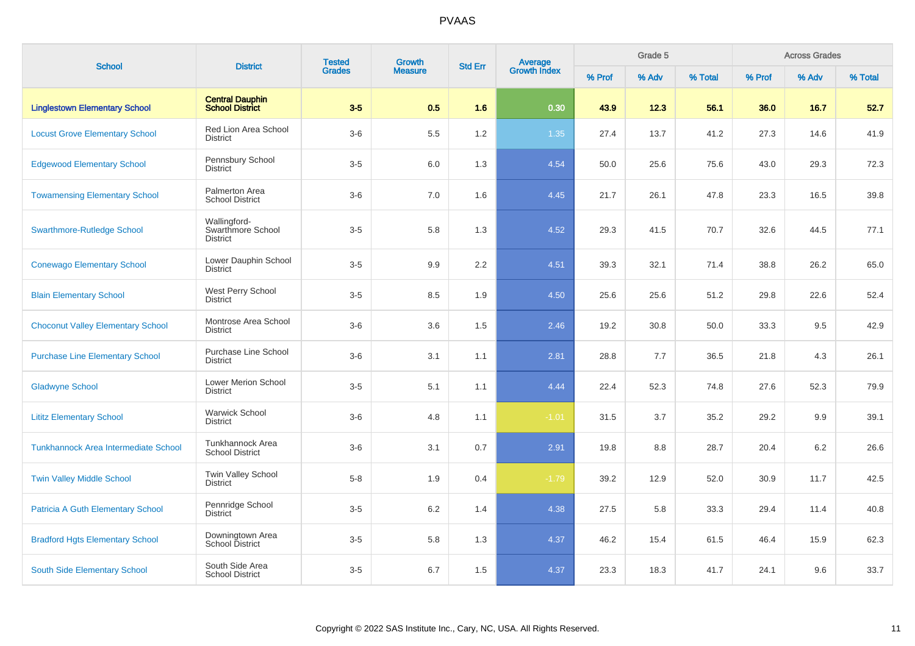# PVAAS

| School | District | Tested Grades | Growth Measure | Std Err | Average Growth Index | Grade 5 | | | Across Grades | | |
|---|---|---|---|---|---|---|---|---|---|---|---|
| | | | | | | % Prof | % Adv | % Total | % Prof | % Adv | % Total |
| **Linglestown Elementary School** | **Central Dauphin School District** | **3-5** | **0.5** | **1.6** | **0.30** | **43.9** | **12.3** | **56.1** | **36.0** | **16.7** | **52.7** |
| Locust Grove Elementary School | Red Lion Area School District | 3-6 | 5.5 | 1.2 | 1.35 | 27.4 | 13.7 | 41.2 | 27.3 | 14.6 | 41.9 |
| Edgewood Elementary School | Pennsbury School District | 3-5 | 6.0 | 1.3 | 4.54 | 50.0 | 25.6 | 75.6 | 43.0 | 29.3 | 72.3 |
| Towamensing Elementary School | Palmerton Area School District | 3-6 | 7.0 | 1.6 | 4.45 | 21.7 | 26.1 | 47.8 | 23.3 | 16.5 | 39.8 |
| Swarthmore-Rutledge School | Wallingford-Swarthmore School District | 3-5 | 5.8 | 1.3 | 4.52 | 29.3 | 41.5 | 70.7 | 32.6 | 44.5 | 77.1 |
| Conewago Elementary School | Lower Dauphin School District | 3-5 | 9.9 | 2.2 | 4.51 | 39.3 | 32.1 | 71.4 | 38.8 | 26.2 | 65.0 |
| Blain Elementary School | West Perry School District | 3-5 | 8.5 | 1.9 | 4.50 | 25.6 | 25.6 | 51.2 | 29.8 | 22.6 | 52.4 |
| Choconut Valley Elementary School | Montrose Area School District | 3-6 | 3.6 | 1.5 | 2.46 | 19.2 | 30.8 | 50.0 | 33.3 | 9.5 | 42.9 |
| Purchase Line Elementary School | Purchase Line School District | 3-6 | 3.1 | 1.1 | 2.81 | 28.8 | 7.7 | 36.5 | 21.8 | 4.3 | 26.1 |
| Gladwyne School | Lower Merion School District | 3-5 | 5.1 | 1.1 | 4.44 | 22.4 | 52.3 | 74.8 | 27.6 | 52.3 | 79.9 |
| Lititz Elementary School | Warwick School District | 3-6 | 4.8 | 1.1 | -1.01 | 31.5 | 3.7 | 35.2 | 29.2 | 9.9 | 39.1 |
| Tunkhannock Area Intermediate School | Tunkhannock Area School District | 3-6 | 3.1 | 0.7 | 2.91 | 19.8 | 8.8 | 28.7 | 20.4 | 6.2 | 26.6 |
| Twin Valley Middle School | Twin Valley School District | 5-8 | 1.9 | 0.4 | -1.79 | 39.2 | 12.9 | 52.0 | 30.9 | 11.7 | 42.5 |
| Patricia A Guth Elementary School | Pennridge School District | 3-5 | 6.2 | 1.4 | 4.38 | 27.5 | 5.8 | 33.3 | 29.4 | 11.4 | 40.8 |
| Bradford Hgts Elementary School | Downingtown Area School District | 3-5 | 5.8 | 1.3 | 4.37 | 46.2 | 15.4 | 61.5 | 46.4 | 15.9 | 62.3 |
| South Side Elementary School | South Side Area School District | 3-5 | 6.7 | 1.5 | 4.37 | 23.3 | 18.3 | 41.7 | 24.1 | 9.6 | 33.7 |

Copyright © 2022 SAS Institute Inc., Cary, NC, USA. All Rights Reserved.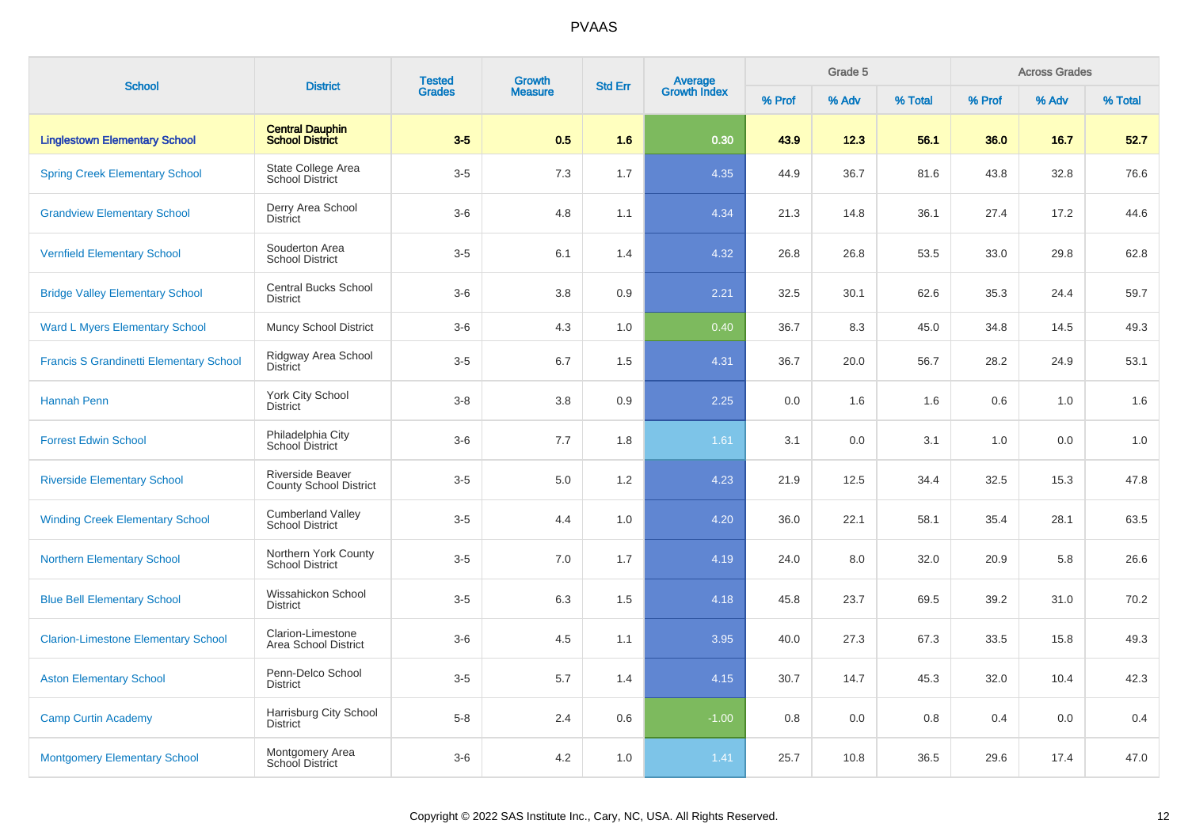# PVAAS

| School | District | Tested Grades | Growth Measure | Std Err | Average Growth Index | Grade 5 | | | Across Grades | | |
|---|---|---|---|---|---|---|---|---|---|---|---|
| | | | | | | % Prof | % Adv | % Total | % Prof | % Adv | % Total |
| **Linglestown Elementary School** | **Central Dauphin School District** | **3-5** | **0.5** | **1.6** | **0.30** | **43.9** | **12.3** | **56.1** | **36.0** | **16.7** | **52.7** |
| Spring Creek Elementary School | State College Area School District | 3-5 | 7.3 | 1.7 | 4.35 | 44.9 | 36.7 | 81.6 | 43.8 | 32.8 | 76.6 |
| Grandview Elementary School | Derry Area School District | 3-6 | 4.8 | 1.1 | 4.34 | 21.3 | 14.8 | 36.1 | 27.4 | 17.2 | 44.6 |
| Vernfield Elementary School | Souderton Area School District | 3-5 | 6.1 | 1.4 | 4.32 | 26.8 | 26.8 | 53.5 | 33.0 | 29.8 | 62.8 |
| Bridge Valley Elementary School | Central Bucks School District | 3-6 | 3.8 | 0.9 | 2.21 | 32.5 | 30.1 | 62.6 | 35.3 | 24.4 | 59.7 |
| Ward L Myers Elementary School | Muncy School District | 3-6 | 4.3 | 1.0 | 0.40 | 36.7 | 8.3 | 45.0 | 34.8 | 14.5 | 49.3 |
| Francis S Grandinetti Elementary School | Ridgway Area School District | 3-5 | 6.7 | 1.5 | 4.31 | 36.7 | 20.0 | 56.7 | 28.2 | 24.9 | 53.1 |
| Hannah Penn | York City School District | 3-8 | 3.8 | 0.9 | 2.25 | 0.0 | 1.6 | 1.6 | 0.6 | 1.0 | 1.6 |
| Forrest Edwin School | Philadelphia City School District | 3-6 | 7.7 | 1.8 | 1.61 | 3.1 | 0.0 | 3.1 | 1.0 | 0.0 | 1.0 |
| Riverside Elementary School | Riverside Beaver County School District | 3-5 | 5.0 | 1.2 | 4.23 | 21.9 | 12.5 | 34.4 | 32.5 | 15.3 | 47.8 |
| Winding Creek Elementary School | Cumberland Valley School District | 3-5 | 4.4 | 1.0 | 4.20 | 36.0 | 22.1 | 58.1 | 35.4 | 28.1 | 63.5 |
| Northern Elementary School | Northern York County School District | 3-5 | 7.0 | 1.7 | 4.19 | 24.0 | 8.0 | 32.0 | 20.9 | 5.8 | 26.6 |
| Blue Bell Elementary School | Wissahickon School District | 3-5 | 6.3 | 1.5 | 4.18 | 45.8 | 23.7 | 69.5 | 39.2 | 31.0 | 70.2 |
| Clarion-Limestone Elementary School | Clarion-Limestone Area School District | 3-6 | 4.5 | 1.1 | 3.95 | 40.0 | 27.3 | 67.3 | 33.5 | 15.8 | 49.3 |
| Aston Elementary School | Penn-Delco School District | 3-5 | 5.7 | 1.4 | 4.15 | 30.7 | 14.7 | 45.3 | 32.0 | 10.4 | 42.3 |
| Camp Curtin Academy | Harrisburg City School District | 5-8 | 2.4 | 0.6 | -1.00 | 0.8 | 0.0 | 0.8 | 0.4 | 0.0 | 0.4 |
| Montgomery Elementary School | Montgomery Area School District | 3-6 | 4.2 | 1.0 | 1.41 | 25.7 | 10.8 | 36.5 | 29.6 | 17.4 | 47.0 |

Copyright © 2022 SAS Institute Inc., Cary, NC, USA. All Rights Reserved.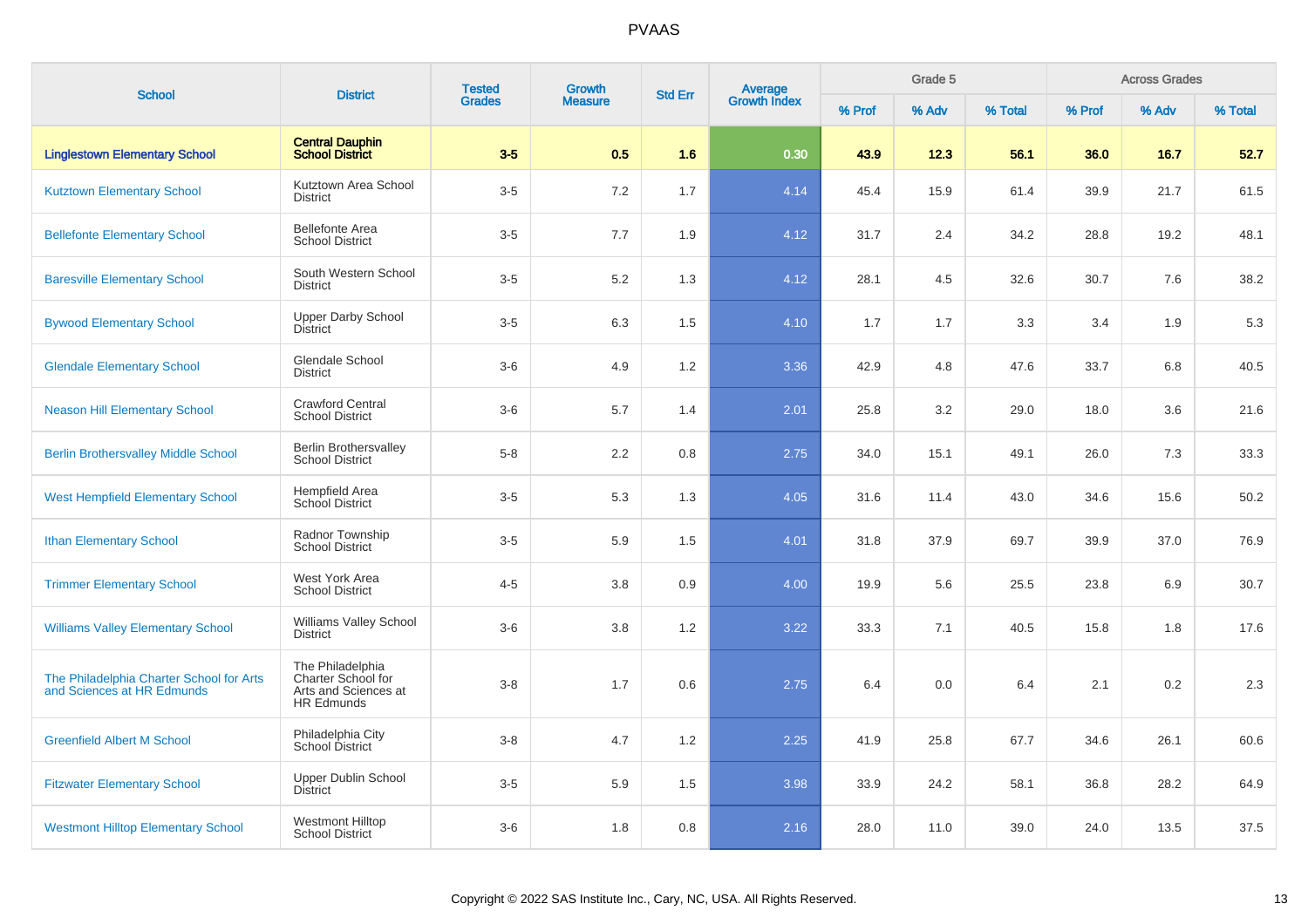PVAAS

| School | District | Tested Grades | Growth Measure | Std Err | Average Growth Index | Grade 5 | | | Across Grades | | |
|---|---|---|---|---|---|---|---|---|---|---|---|
| | | | | | | % Prof | % Adv | % Total | % Prof | % Adv | % Total |
| **Linglestown Elementary School** | **Central Dauphin School District** | **3-5** | **0.5** | **1.6** | **0.30** | **43.9** | **12.3** | **56.1** | **36.0** | **16.7** | **52.7** |
| Kutztown Elementary School | Kutztown Area School District | 3-5 | 7.2 | 1.7 | 4.14 | 45.4 | 15.9 | 61.4 | 39.9 | 21.7 | 61.5 |
| Bellefonte Elementary School | Bellefonte Area School District | 3-5 | 7.7 | 1.9 | 4.12 | 31.7 | 2.4 | 34.2 | 28.8 | 19.2 | 48.1 |
| Baresville Elementary School | South Western School District | 3-5 | 5.2 | 1.3 | 4.12 | 28.1 | 4.5 | 32.6 | 30.7 | 7.6 | 38.2 |
| Bywood Elementary School | Upper Darby School District | 3-5 | 6.3 | 1.5 | 4.10 | 1.7 | 1.7 | 3.3 | 3.4 | 1.9 | 5.3 |
| Glendale Elementary School | Glendale School District | 3-6 | 4.9 | 1.2 | 3.36 | 42.9 | 4.8 | 47.6 | 33.7 | 6.8 | 40.5 |
| Neason Hill Elementary School | Crawford Central School District | 3-6 | 5.7 | 1.4 | 2.01 | 25.8 | 3.2 | 29.0 | 18.0 | 3.6 | 21.6 |
| Berlin Brothersvalley Middle School | Berlin Brothersvalley School District | 5-8 | 2.2 | 0.8 | 2.75 | 34.0 | 15.1 | 49.1 | 26.0 | 7.3 | 33.3 |
| West Hempfield Elementary School | Hempfield Area School District | 3-5 | 5.3 | 1.3 | 4.05 | 31.6 | 11.4 | 43.0 | 34.6 | 15.6 | 50.2 |
| Ithan Elementary School | Radnor Township School District | 3-5 | 5.9 | 1.5 | 4.01 | 31.8 | 37.9 | 69.7 | 39.9 | 37.0 | 76.9 |
| Trimmer Elementary School | West York Area School District | 4-5 | 3.8 | 0.9 | 4.00 | 19.9 | 5.6 | 25.5 | 23.8 | 6.9 | 30.7 |
| Williams Valley Elementary School | Williams Valley School District | 3-6 | 3.8 | 1.2 | 3.22 | 33.3 | 7.1 | 40.5 | 15.8 | 1.8 | 17.6 |
| The Philadelphia Charter School for Arts and Sciences at HR Edmunds | The Philadelphia Charter School for Arts and Sciences at HR Edmunds | 3-8 | 1.7 | 0.6 | 2.75 | 6.4 | 0.0 | 6.4 | 2.1 | 0.2 | 2.3 |
| Greenfield Albert M School | Philadelphia City School District | 3-8 | 4.7 | 1.2 | 2.25 | 41.9 | 25.8 | 67.7 | 34.6 | 26.1 | 60.6 |
| Fitzwater Elementary School | Upper Dublin School District | 3-5 | 5.9 | 1.5 | 3.98 | 33.9 | 24.2 | 58.1 | 36.8 | 28.2 | 64.9 |
| Westmont Hilltop Elementary School | Westmont Hilltop School District | 3-6 | 1.8 | 0.8 | 2.16 | 28.0 | 11.0 | 39.0 | 24.0 | 13.5 | 37.5 |

Copyright © 2022 SAS Institute Inc., Cary, NC, USA. All Rights Reserved.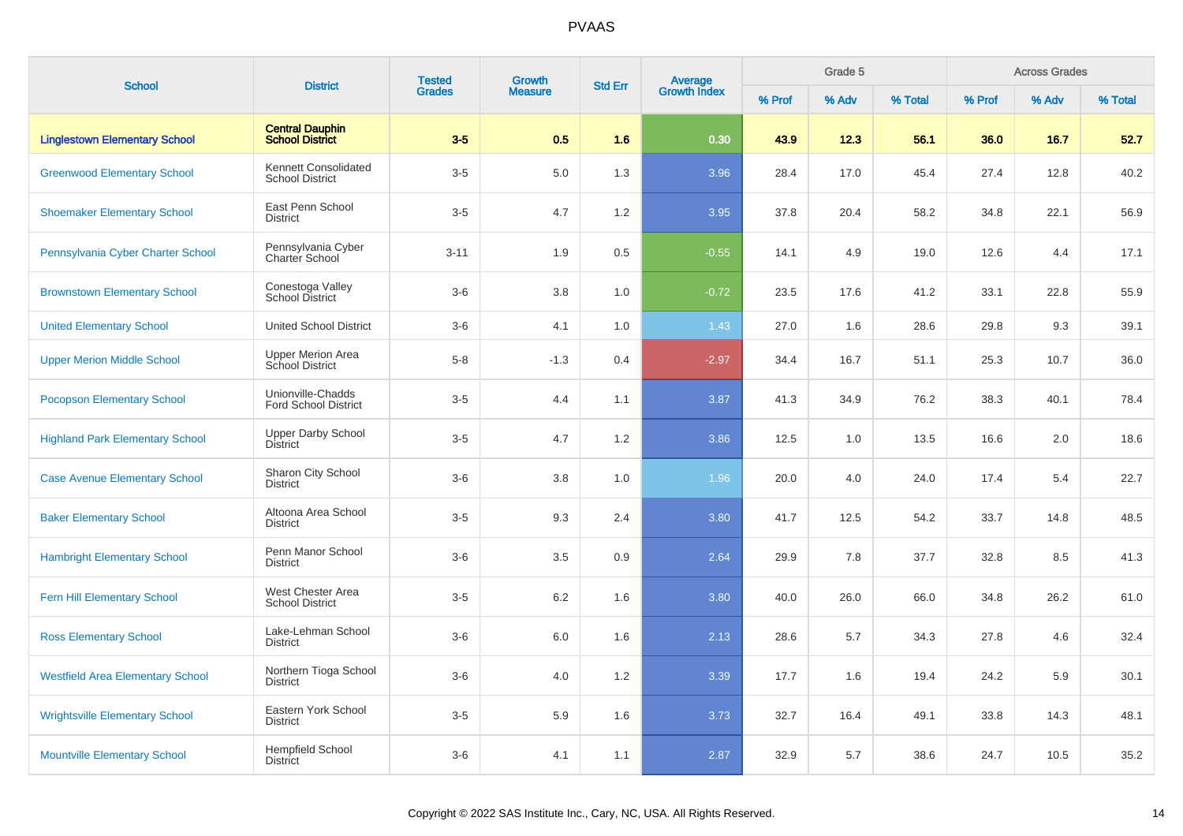# PVAAS

| School | District | Tested Grades | Growth Measure | Std Err | Average Growth Index | Grade 5 | | | Across Grades | | |
|---|---|---|---|---|---|---|---|---|---|---|---|
| | | | | | | % Prof | % Adv | % Total | % Prof | % Adv | % Total |
| **Linglestown Elementary School** | **Central Dauphin School District** | **3-5** | **0.5** | **1.6** | **0.30** | **43.9** | **12.3** | **56.1** | **36.0** | **16.7** | **52.7** |
| Greenwood Elementary School | Kennett Consolidated School District | 3-5 | 5.0 | 1.3 | 3.96 | 28.4 | 17.0 | 45.4 | 27.4 | 12.8 | 40.2 |
| Shoemaker Elementary School | East Penn School District | 3-5 | 4.7 | 1.2 | 3.95 | 37.8 | 20.4 | 58.2 | 34.8 | 22.1 | 56.9 |
| Pennsylvania Cyber Charter School | Pennsylvania Cyber Charter School | 3-11 | 1.9 | 0.5 | -0.55 | 14.1 | 4.9 | 19.0 | 12.6 | 4.4 | 17.1 |
| Brownstown Elementary School | Conestoga Valley School District | 3-6 | 3.8 | 1.0 | -0.72 | 23.5 | 17.6 | 41.2 | 33.1 | 22.8 | 55.9 |
| United Elementary School | United School District | 3-6 | 4.1 | 1.0 | 1.43 | 27.0 | 1.6 | 28.6 | 29.8 | 9.3 | 39.1 |
| Upper Merion Middle School | Upper Merion Area School District | 5-8 | -1.3 | 0.4 | -2.97 | 34.4 | 16.7 | 51.1 | 25.3 | 10.7 | 36.0 |
| Pocopson Elementary School | Unionville-Chadds Ford School District | 3-5 | 4.4 | 1.1 | 3.87 | 41.3 | 34.9 | 76.2 | 38.3 | 40.1 | 78.4 |
| Highland Park Elementary School | Upper Darby School District | 3-5 | 4.7 | 1.2 | 3.86 | 12.5 | 1.0 | 13.5 | 16.6 | 2.0 | 18.6 |
| Case Avenue Elementary School | Sharon City School District | 3-6 | 3.8 | 1.0 | 1.96 | 20.0 | 4.0 | 24.0 | 17.4 | 5.4 | 22.7 |
| Baker Elementary School | Altoona Area School District | 3-5 | 9.3 | 2.4 | 3.80 | 41.7 | 12.5 | 54.2 | 33.7 | 14.8 | 48.5 |
| Hambright Elementary School | Penn Manor School District | 3-6 | 3.5 | 0.9 | 2.64 | 29.9 | 7.8 | 37.7 | 32.8 | 8.5 | 41.3 |
| Fern Hill Elementary School | West Chester Area School District | 3-5 | 6.2 | 1.6 | 3.80 | 40.0 | 26.0 | 66.0 | 34.8 | 26.2 | 61.0 |
| Ross Elementary School | Lake-Lehman School District | 3-6 | 6.0 | 1.6 | 2.13 | 28.6 | 5.7 | 34.3 | 27.8 | 4.6 | 32.4 |
| Westfield Area Elementary School | Northern Tioga School District | 3-6 | 4.0 | 1.2 | 3.39 | 17.7 | 1.6 | 19.4 | 24.2 | 5.9 | 30.1 |
| Wrightsville Elementary School | Eastern York School District | 3-5 | 5.9 | 1.6 | 3.73 | 32.7 | 16.4 | 49.1 | 33.8 | 14.3 | 48.1 |
| Mountville Elementary School | Hempfield School District | 3-6 | 4.1 | 1.1 | 2.87 | 32.9 | 5.7 | 38.6 | 24.7 | 10.5 | 35.2 |

Copyright © 2022 SAS Institute Inc., Cary, NC, USA. All Rights Reserved.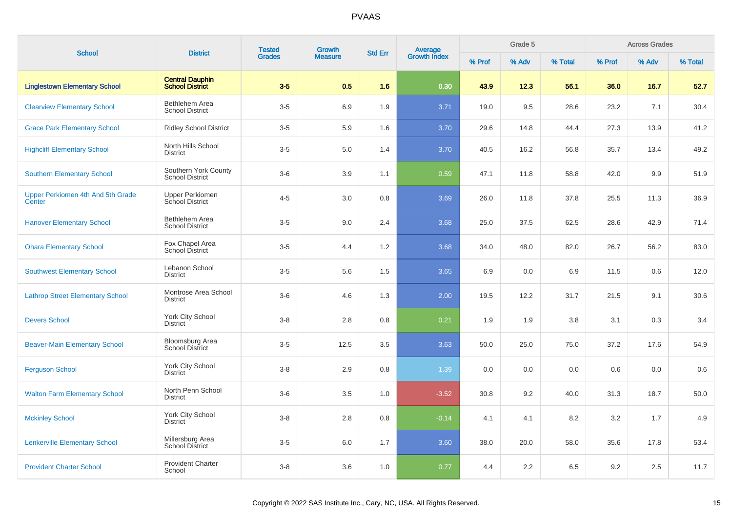# PVAAS

| School | District | Tested Grades | Growth Measure | Std Err | Average Growth Index | Grade 5 | | | Across Grades | | |
|---|---|---|---|---|---|---|---|---|---|---|---|
| | | | | | | % Prof | % Adv | % Total | % Prof | % Adv | % Total |
| **Linglestown Elementary School** | **Central Dauphin School District** | **3-5** | **0.5** | **1.6** | **0.30** | **43.9** | **12.3** | **56.1** | **36.0** | **16.7** | **52.7** |
| Clearview Elementary School | Bethlehem Area School District | 3-5 | 6.9 | 1.9 | 3.71 | 19.0 | 9.5 | 28.6 | 23.2 | 7.1 | 30.4 |
| Grace Park Elementary School | Ridley School District | 3-5 | 5.9 | 1.6 | 3.70 | 29.6 | 14.8 | 44.4 | 27.3 | 13.9 | 41.2 |
| Highcliff Elementary School | North Hills School District | 3-5 | 5.0 | 1.4 | 3.70 | 40.5 | 16.2 | 56.8 | 35.7 | 13.4 | 49.2 |
| Southern Elementary School | Southern York County School District | 3-6 | 3.9 | 1.1 | 0.59 | 47.1 | 11.8 | 58.8 | 42.0 | 9.9 | 51.9 |
| Upper Perkiomen 4th And 5th Grade Center | Upper Perkiomen School District | 4-5 | 3.0 | 0.8 | 3.69 | 26.0 | 11.8 | 37.8 | 25.5 | 11.3 | 36.9 |
| Hanover Elementary School | Bethlehem Area School District | 3-5 | 9.0 | 2.4 | 3.68 | 25.0 | 37.5 | 62.5 | 28.6 | 42.9 | 71.4 |
| Ohara Elementary School | Fox Chapel Area School District | 3-5 | 4.4 | 1.2 | 3.68 | 34.0 | 48.0 | 82.0 | 26.7 | 56.2 | 83.0 |
| Southwest Elementary School | Lebanon School District | 3-5 | 5.6 | 1.5 | 3.65 | 6.9 | 0.0 | 6.9 | 11.5 | 0.6 | 12.0 |
| Lathrop Street Elementary School | Montrose Area School District | 3-6 | 4.6 | 1.3 | 2.00 | 19.5 | 12.2 | 31.7 | 21.5 | 9.1 | 30.6 |
| Devers School | York City School District | 3-8 | 2.8 | 0.8 | 0.21 | 1.9 | 1.9 | 3.8 | 3.1 | 0.3 | 3.4 |
| Beaver-Main Elementary School | Bloomsburg Area School District | 3-5 | 12.5 | 3.5 | 3.63 | 50.0 | 25.0 | 75.0 | 37.2 | 17.6 | 54.9 |
| Ferguson School | York City School District | 3-8 | 2.9 | 0.8 | 1.39 | 0.0 | 0.0 | 0.0 | 0.6 | 0.0 | 0.6 |
| Walton Farm Elementary School | North Penn School District | 3-6 | 3.5 | 1.0 | -3.52 | 30.8 | 9.2 | 40.0 | 31.3 | 18.7 | 50.0 |
| Mckinley School | York City School District | 3-8 | 2.8 | 0.8 | -0.14 | 4.1 | 4.1 | 8.2 | 3.2 | 1.7 | 4.9 |
| Lenkerville Elementary School | Millersburg Area School District | 3-5 | 6.0 | 1.7 | 3.60 | 38.0 | 20.0 | 58.0 | 35.6 | 17.8 | 53.4 |
| Provident Charter School | Provident Charter School | 3-8 | 3.6 | 1.0 | 0.77 | 4.4 | 2.2 | 6.5 | 9.2 | 2.5 | 11.7 |

Copyright © 2022 SAS Institute Inc., Cary, NC, USA. All Rights Reserved.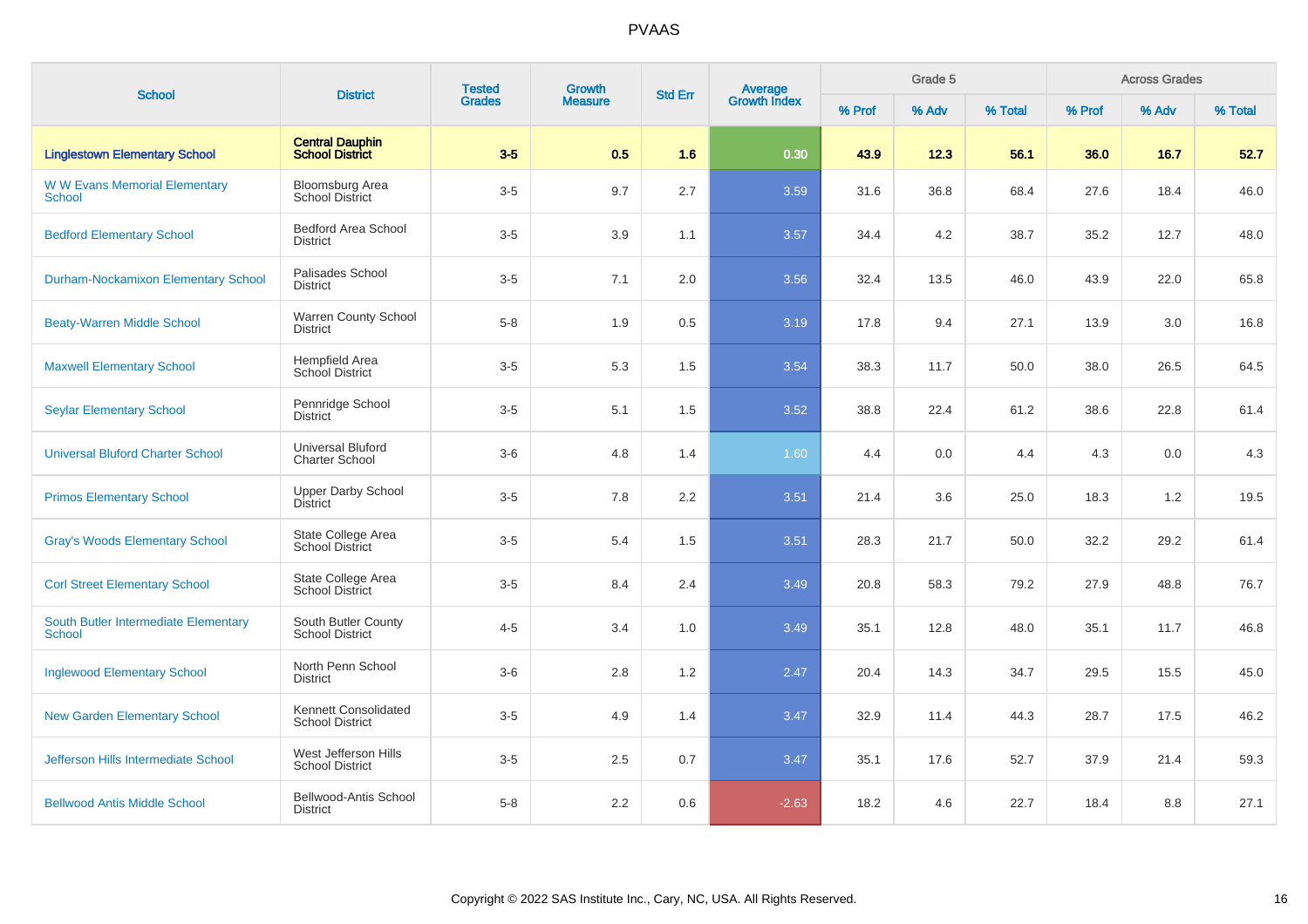# PVAAS

| School | District | Tested Grades | Growth Measure | Std Err | Average Growth Index | Grade 5 | | | Across Grades | | |
|---|---|---|---|---|---|---|---|---|---|---|---|
| | | | | | | % Prof | % Adv | % Total | % Prof | % Adv | % Total |
| **Linglestown Elementary School** | **Central Dauphin School District** | **3-5** | **0.5** | **1.6** | **0.30** | **43.9** | **12.3** | **56.1** | **36.0** | **16.7** | **52.7** |
| W W Evans Memorial Elementary School | Bloomsburg Area School District | 3-5 | 9.7 | 2.7 | 3.59 | 31.6 | 36.8 | 68.4 | 27.6 | 18.4 | 46.0 |
| Bedford Elementary School | Bedford Area School District | 3-5 | 3.9 | 1.1 | 3.57 | 34.4 | 4.2 | 38.7 | 35.2 | 12.7 | 48.0 |
| Durham-Nockamixon Elementary School | Palisades School District | 3-5 | 7.1 | 2.0 | 3.56 | 32.4 | 13.5 | 46.0 | 43.9 | 22.0 | 65.8 |
| Beaty-Warren Middle School | Warren County School District | 5-8 | 1.9 | 0.5 | 3.19 | 17.8 | 9.4 | 27.1 | 13.9 | 3.0 | 16.8 |
| Maxwell Elementary School | Hempfield Area School District | 3-5 | 5.3 | 1.5 | 3.54 | 38.3 | 11.7 | 50.0 | 38.0 | 26.5 | 64.5 |
| Seylar Elementary School | Pennridge School District | 3-5 | 5.1 | 1.5 | 3.52 | 38.8 | 22.4 | 61.2 | 38.6 | 22.8 | 61.4 |
| Universal Bluford Charter School | Universal Bluford Charter School | 3-6 | 4.8 | 1.4 | 1.60 | 4.4 | 0.0 | 4.4 | 4.3 | 0.0 | 4.3 |
| Primos Elementary School | Upper Darby School District | 3-5 | 7.8 | 2.2 | 3.51 | 21.4 | 3.6 | 25.0 | 18.3 | 1.2 | 19.5 |
| Gray's Woods Elementary School | State College Area School District | 3-5 | 5.4 | 1.5 | 3.51 | 28.3 | 21.7 | 50.0 | 32.2 | 29.2 | 61.4 |
| Corl Street Elementary School | State College Area School District | 3-5 | 8.4 | 2.4 | 3.49 | 20.8 | 58.3 | 79.2 | 27.9 | 48.8 | 76.7 |
| South Butler Intermediate Elementary School | South Butler County School District | 4-5 | 3.4 | 1.0 | 3.49 | 35.1 | 12.8 | 48.0 | 35.1 | 11.7 | 46.8 |
| Inglewood Elementary School | North Penn School District | 3-6 | 2.8 | 1.2 | 2.47 | 20.4 | 14.3 | 34.7 | 29.5 | 15.5 | 45.0 |
| New Garden Elementary School | Kennett Consolidated School District | 3-5 | 4.9 | 1.4 | 3.47 | 32.9 | 11.4 | 44.3 | 28.7 | 17.5 | 46.2 |
| Jefferson Hills Intermediate School | West Jefferson Hills School District | 3-5 | 2.5 | 0.7 | 3.47 | 35.1 | 17.6 | 52.7 | 37.9 | 21.4 | 59.3 |
| Bellwood Antis Middle School | Bellwood-Antis School District | 5-8 | 2.2 | 0.6 | -2.63 | 18.2 | 4.6 | 22.7 | 18.4 | 8.8 | 27.1 |

Copyright © 2022 SAS Institute Inc., Cary, NC, USA. All Rights Reserved.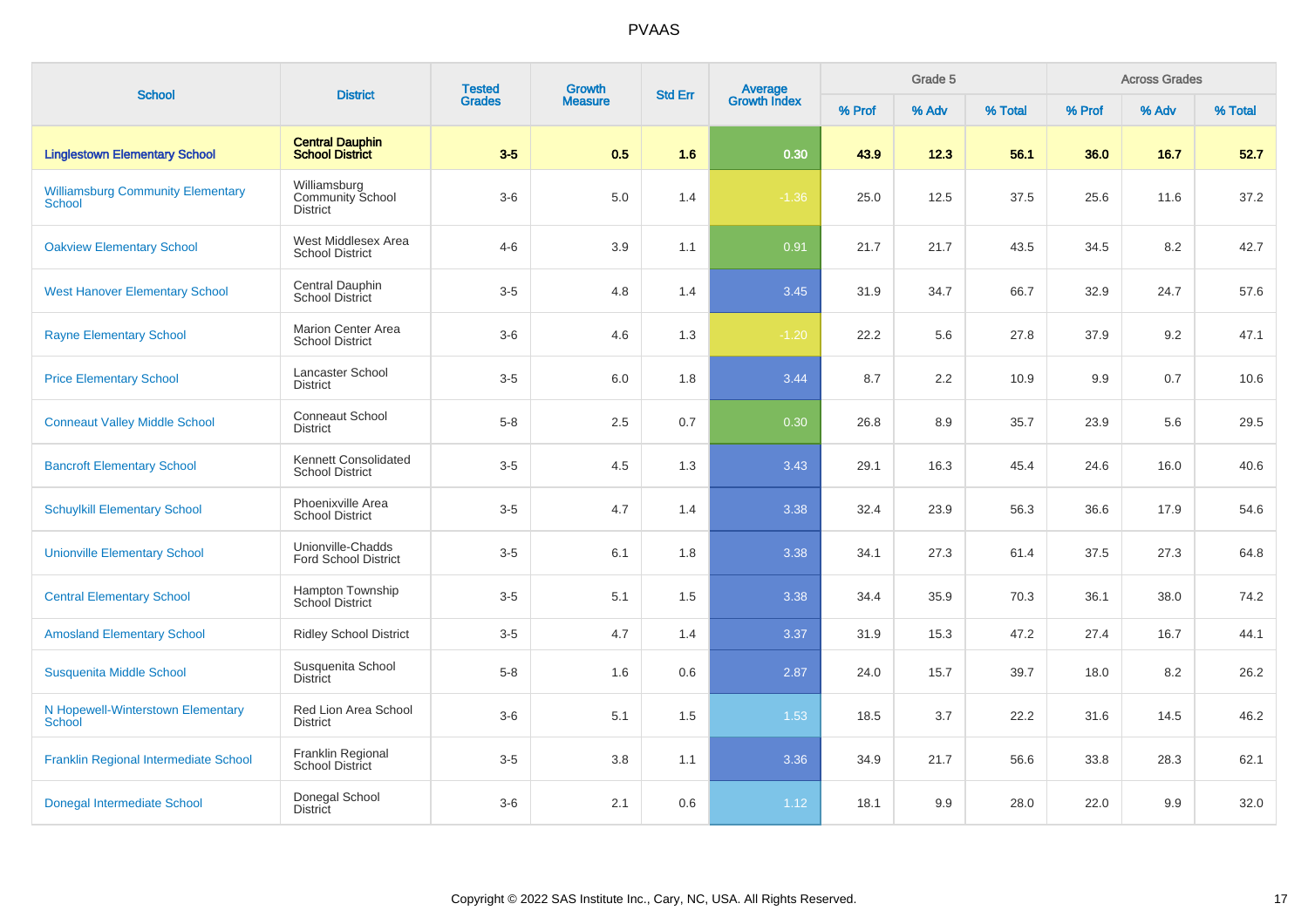# PVAAS

| School | District | Tested Grades | Growth Measure | Std Err | Average Growth Index | Grade 5 | | | Across Grades | | |
|---|---|---|---|---|---|---|---|---|---|---|---|
| | | | | | | % Prof | % Adv | % Total | % Prof | % Adv | % Total |
| **Linglestown Elementary School** | **Central Dauphin School District** | **3-5** | **0.5** | **1.6** | **0.30** | **43.9** | **12.3** | **56.1** | **36.0** | **16.7** | **52.7** |
| Williamsburg Community Elementary School | Williamsburg Community School District | 3-6 | 5.0 | 1.4 | -1.36 | 25.0 | 12.5 | 37.5 | 25.6 | 11.6 | 37.2 |
| Oakview Elementary School | West Middlesex Area School District | 4-6 | 3.9 | 1.1 | 0.91 | 21.7 | 21.7 | 43.5 | 34.5 | 8.2 | 42.7 |
| West Hanover Elementary School | Central Dauphin School District | 3-5 | 4.8 | 1.4 | 3.45 | 31.9 | 34.7 | 66.7 | 32.9 | 24.7 | 57.6 |
| Rayne Elementary School | Marion Center Area School District | 3-6 | 4.6 | 1.3 | -1.20 | 22.2 | 5.6 | 27.8 | 37.9 | 9.2 | 47.1 |
| Price Elementary School | Lancaster School District | 3-5 | 6.0 | 1.8 | 3.44 | 8.7 | 2.2 | 10.9 | 9.9 | 0.7 | 10.6 |
| Conneaut Valley Middle School | Conneaut School District | 5-8 | 2.5 | 0.7 | 0.30 | 26.8 | 8.9 | 35.7 | 23.9 | 5.6 | 29.5 |
| Bancroft Elementary School | Kennett Consolidated School District | 3-5 | 4.5 | 1.3 | 3.43 | 29.1 | 16.3 | 45.4 | 24.6 | 16.0 | 40.6 |
| Schuylkill Elementary School | Phoenixville Area School District | 3-5 | 4.7 | 1.4 | 3.38 | 32.4 | 23.9 | 56.3 | 36.6 | 17.9 | 54.6 |
| Unionville Elementary School | Unionville-Chadds Ford School District | 3-5 | 6.1 | 1.8 | 3.38 | 34.1 | 27.3 | 61.4 | 37.5 | 27.3 | 64.8 |
| Central Elementary School | Hampton Township School District | 3-5 | 5.1 | 1.5 | 3.38 | 34.4 | 35.9 | 70.3 | 36.1 | 38.0 | 74.2 |
| Amosland Elementary School | Ridley School District | 3-5 | 4.7 | 1.4 | 3.37 | 31.9 | 15.3 | 47.2 | 27.4 | 16.7 | 44.1 |
| Susquenita Middle School | Susquenita School District | 5-8 | 1.6 | 0.6 | 2.87 | 24.0 | 15.7 | 39.7 | 18.0 | 8.2 | 26.2 |
| N Hopewell-Winterstown Elementary School | Red Lion Area School District | 3-6 | 5.1 | 1.5 | 1.53 | 18.5 | 3.7 | 22.2 | 31.6 | 14.5 | 46.2 |
| Franklin Regional Intermediate School | Franklin Regional School District | 3-5 | 3.8 | 1.1 | 3.36 | 34.9 | 21.7 | 56.6 | 33.8 | 28.3 | 62.1 |
| Donegal Intermediate School | Donegal School District | 3-6 | 2.1 | 0.6 | 1.12 | 18.1 | 9.9 | 28.0 | 22.0 | 9.9 | 32.0 |

Copyright © 2022 SAS Institute Inc., Cary, NC, USA. All Rights Reserved.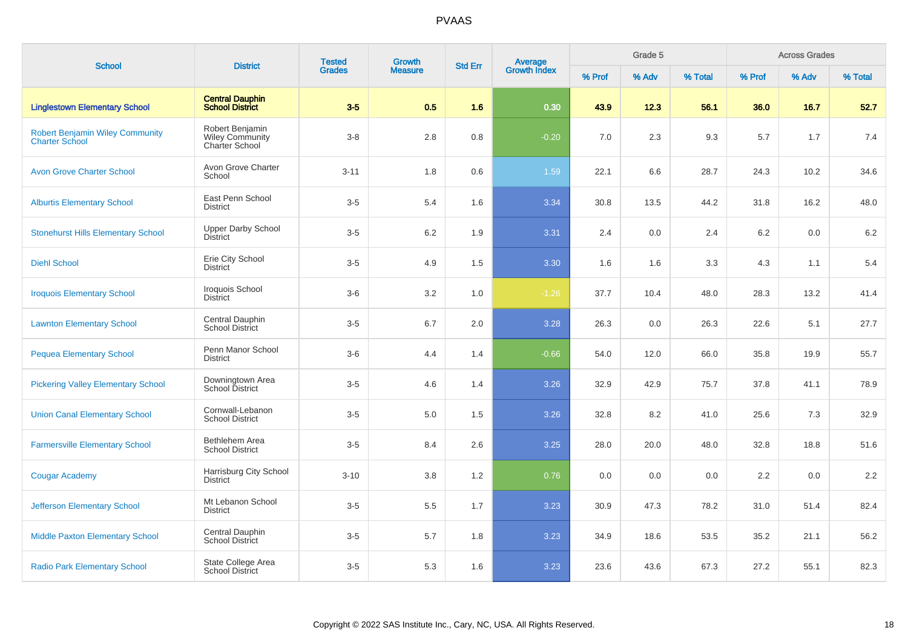# PVAAS

| School | District | Tested Grades | Growth Measure | Std Err | Average Growth Index | Grade 5 | | | Across Grades | | |
|---|---|---|---|---|---|---|---|---|---|---|---|
| | | | | | | % Prof | % Adv | % Total | % Prof | % Adv | % Total |
| **Linglestown Elementary School** | **Central Dauphin School District** | **3-5** | **0.5** | **1.6** | **0.30** | **43.9** | **12.3** | **56.1** | **36.0** | **16.7** | **52.7** |
| Robert Benjamin Wiley Community Charter School | Robert Benjamin Wiley Community Charter School | 3-8 | 2.8 | 0.8 | -0.20 | 7.0 | 2.3 | 9.3 | 5.7 | 1.7 | 7.4 |
| Avon Grove Charter School | Avon Grove Charter School | 3-11 | 1.8 | 0.6 | 1.59 | 22.1 | 6.6 | 28.7 | 24.3 | 10.2 | 34.6 |
| Alburtis Elementary School | East Penn School District | 3-5 | 5.4 | 1.6 | 3.34 | 30.8 | 13.5 | 44.2 | 31.8 | 16.2 | 48.0 |
| Stonehurst Hills Elementary School | Upper Darby School District | 3-5 | 6.2 | 1.9 | 3.31 | 2.4 | 0.0 | 2.4 | 6.2 | 0.0 | 6.2 |
| Diehl School | Erie City School District | 3-5 | 4.9 | 1.5 | 3.30 | 1.6 | 1.6 | 3.3 | 4.3 | 1.1 | 5.4 |
| Iroquois Elementary School | Iroquois School District | 3-6 | 3.2 | 1.0 | -1.26 | 37.7 | 10.4 | 48.0 | 28.3 | 13.2 | 41.4 |
| Lawnton Elementary School | Central Dauphin School District | 3-5 | 6.7 | 2.0 | 3.28 | 26.3 | 0.0 | 26.3 | 22.6 | 5.1 | 27.7 |
| Pequea Elementary School | Penn Manor School District | 3-6 | 4.4 | 1.4 | -0.66 | 54.0 | 12.0 | 66.0 | 35.8 | 19.9 | 55.7 |
| Pickering Valley Elementary School | Downingtown Area School District | 3-5 | 4.6 | 1.4 | 3.26 | 32.9 | 42.9 | 75.7 | 37.8 | 41.1 | 78.9 |
| Union Canal Elementary School | Cornwall-Lebanon School District | 3-5 | 5.0 | 1.5 | 3.26 | 32.8 | 8.2 | 41.0 | 25.6 | 7.3 | 32.9 |
| Farmersville Elementary School | Bethlehem Area School District | 3-5 | 8.4 | 2.6 | 3.25 | 28.0 | 20.0 | 48.0 | 32.8 | 18.8 | 51.6 |
| Cougar Academy | Harrisburg City School District | 3-10 | 3.8 | 1.2 | 0.76 | 0.0 | 0.0 | 0.0 | 2.2 | 0.0 | 2.2 |
| Jefferson Elementary School | Mt Lebanon School District | 3-5 | 5.5 | 1.7 | 3.23 | 30.9 | 47.3 | 78.2 | 31.0 | 51.4 | 82.4 |
| Middle Paxton Elementary School | Central Dauphin School District | 3-5 | 5.7 | 1.8 | 3.23 | 34.9 | 18.6 | 53.5 | 35.2 | 21.1 | 56.2 |
| Radio Park Elementary School | State College Area School District | 3-5 | 5.3 | 1.6 | 3.23 | 23.6 | 43.6 | 67.3 | 27.2 | 55.1 | 82.3 |

Copyright © 2022 SAS Institute Inc., Cary, NC, USA. All Rights Reserved.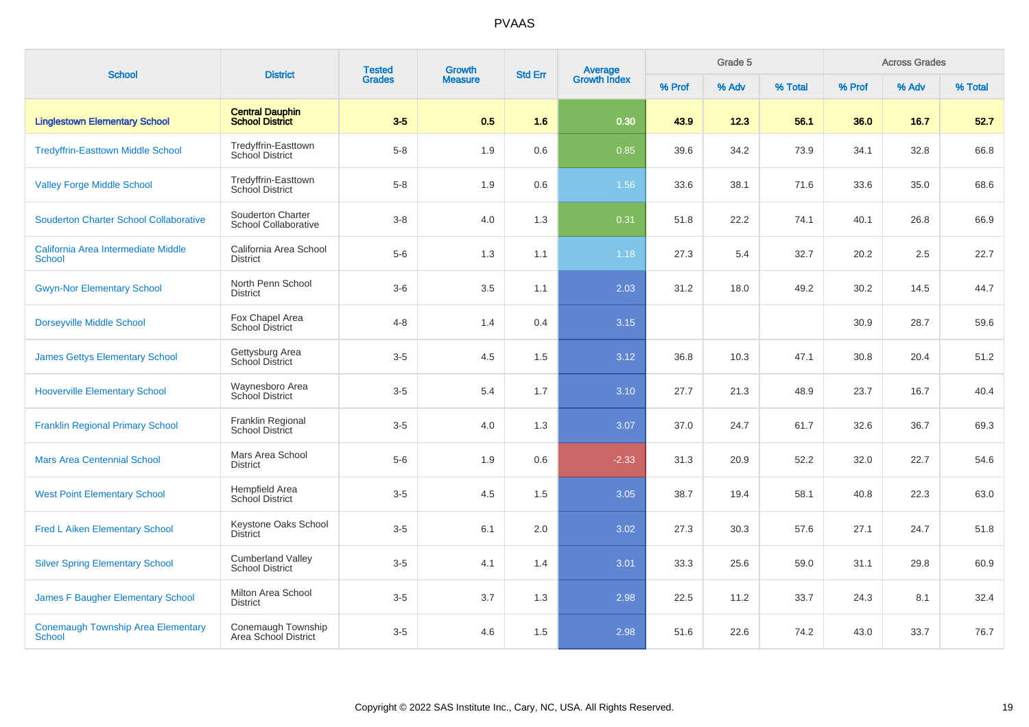# PVAAS

| School | District | Tested Grades | Growth Measure | Std Err | Average Growth Index | Grade 5 | | | Across Grades | | |
|---|---|---|---|---|---|---|---|---|---|---|---|
| | | | | | | % Prof | % Adv | % Total | % Prof | % Adv | % Total |
| **Linglestown Elementary School** | **Central Dauphin School District** | **3-5** | **0.5** | **1.6** | **0.30** | **43.9** | **12.3** | **56.1** | **36.0** | **16.7** | **52.7** |
| Tredyffrin-Easttown Middle School | Tredyffrin-Easttown School District | 5-8 | 1.9 | 0.6 | 0.85 | 39.6 | 34.2 | 73.9 | 34.1 | 32.8 | 66.8 |
| Valley Forge Middle School | Tredyffrin-Easttown School District | 5-8 | 1.9 | 0.6 | 1.56 | 33.6 | 38.1 | 71.6 | 33.6 | 35.0 | 68.6 |
| Souderton Charter School Collaborative | Souderton Charter School Collaborative | 3-8 | 4.0 | 1.3 | 0.31 | 51.8 | 22.2 | 74.1 | 40.1 | 26.8 | 66.9 |
| California Area Intermediate Middle School | California Area School District | 5-6 | 1.3 | 1.1 | 1.18 | 27.3 | 5.4 | 32.7 | 20.2 | 2.5 | 22.7 |
| Gwyn-Nor Elementary School | North Penn School District | 3-6 | 3.5 | 1.1 | 2.03 | 31.2 | 18.0 | 49.2 | 30.2 | 14.5 | 44.7 |
| Dorseyville Middle School | Fox Chapel Area School District | 4-8 | 1.4 | 0.4 | 3.15 | | | | 30.9 | 28.7 | 59.6 |
| James Gettys Elementary School | Gettysburg Area School District | 3-5 | 4.5 | 1.5 | 3.12 | 36.8 | 10.3 | 47.1 | 30.8 | 20.4 | 51.2 |
| Hooverville Elementary School | Waynesboro Area School District | 3-5 | 5.4 | 1.7 | 3.10 | 27.7 | 21.3 | 48.9 | 23.7 | 16.7 | 40.4 |
| Franklin Regional Primary School | Franklin Regional School District | 3-5 | 4.0 | 1.3 | 3.07 | 37.0 | 24.7 | 61.7 | 32.6 | 36.7 | 69.3 |
| Mars Area Centennial School | Mars Area School District | 5-6 | 1.9 | 0.6 | -2.33 | 31.3 | 20.9 | 52.2 | 32.0 | 22.7 | 54.6 |
| West Point Elementary School | Hempfield Area School District | 3-5 | 4.5 | 1.5 | 3.05 | 38.7 | 19.4 | 58.1 | 40.8 | 22.3 | 63.0 |
| Fred L Aiken Elementary School | Keystone Oaks School District | 3-5 | 6.1 | 2.0 | 3.02 | 27.3 | 30.3 | 57.6 | 27.1 | 24.7 | 51.8 |
| Silver Spring Elementary School | Cumberland Valley School District | 3-5 | 4.1 | 1.4 | 3.01 | 33.3 | 25.6 | 59.0 | 31.1 | 29.8 | 60.9 |
| James F Baugher Elementary School | Milton Area School District | 3-5 | 3.7 | 1.3 | 2.98 | 22.5 | 11.2 | 33.7 | 24.3 | 8.1 | 32.4 |
| Conemaugh Township Area Elementary School | Conemaugh Township Area School District | 3-5 | 4.6 | 1.5 | 2.98 | 51.6 | 22.6 | 74.2 | 43.0 | 33.7 | 76.7 |

Copyright © 2022 SAS Institute Inc., Cary, NC, USA. All Rights Reserved.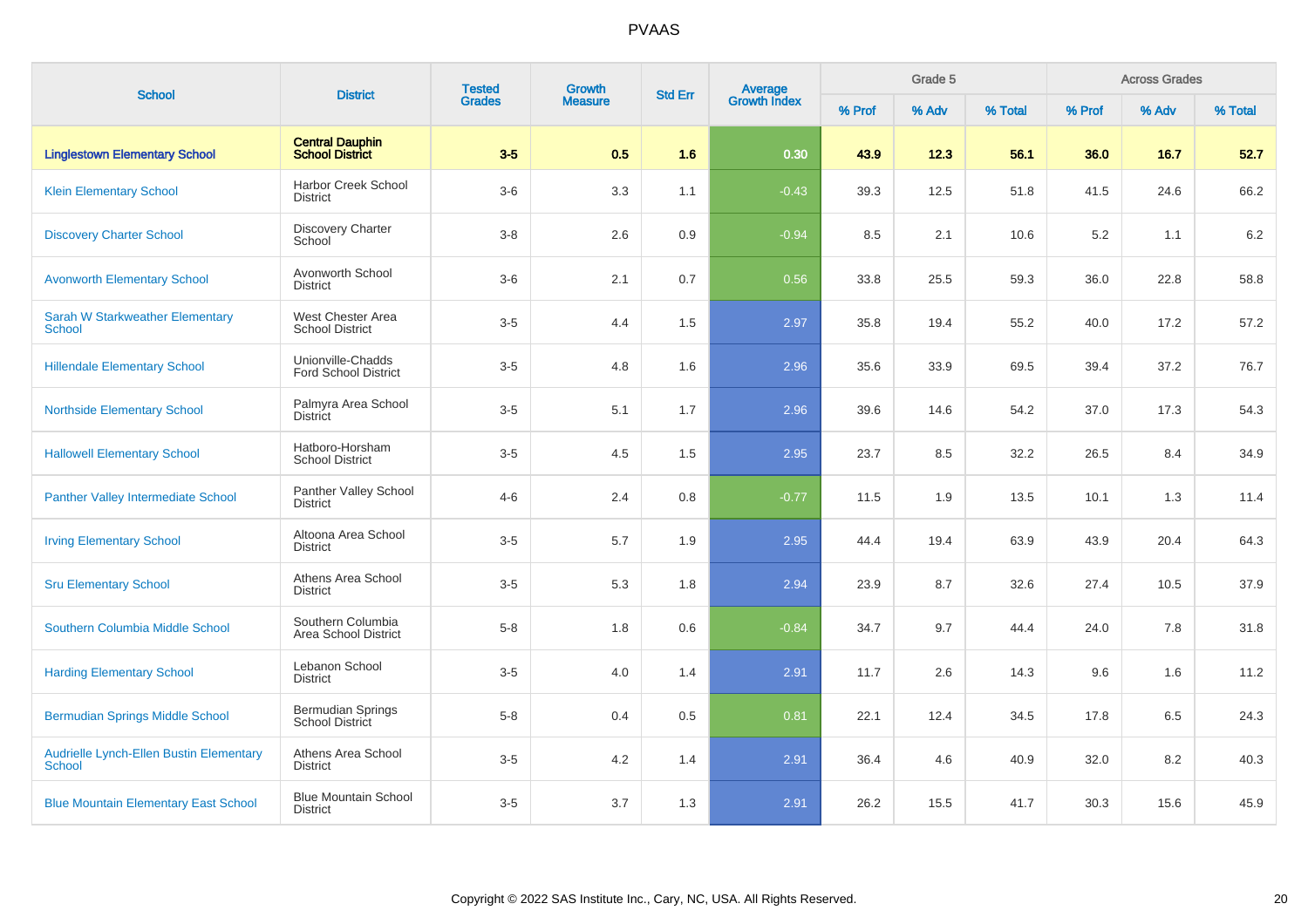# PVAAS

| School | District | Tested Grades | Growth Measure | Std Err | Average Growth Index | Grade 5 | | | Across Grades | | |
|---|---|---|---|---|---|---|---|---|---|---|---|
| | | | | | | % Prof | % Adv | % Total | % Prof | % Adv | % Total |
| **Linglestown Elementary School** | **Central Dauphin School District** | **3-5** | **0.5** | **1.6** | **0.30** | **43.9** | **12.3** | **56.1** | **36.0** | **16.7** | **52.7** |
| Klein Elementary School | Harbor Creek School District | 3-6 | 3.3 | 1.1 | -0.43 | 39.3 | 12.5 | 51.8 | 41.5 | 24.6 | 66.2 |
| Discovery Charter School | Discovery Charter School | 3-8 | 2.6 | 0.9 | -0.94 | 8.5 | 2.1 | 10.6 | 5.2 | 1.1 | 6.2 |
| Avonworth Elementary School | Avonworth School District | 3-6 | 2.1 | 0.7 | 0.56 | 33.8 | 25.5 | 59.3 | 36.0 | 22.8 | 58.8 |
| Sarah W Starkweather Elementary School | West Chester Area School District | 3-5 | 4.4 | 1.5 | 2.97 | 35.8 | 19.4 | 55.2 | 40.0 | 17.2 | 57.2 |
| Hillendale Elementary School | Unionville-Chadds Ford School District | 3-5 | 4.8 | 1.6 | 2.96 | 35.6 | 33.9 | 69.5 | 39.4 | 37.2 | 76.7 |
| Northside Elementary School | Palmyra Area School District | 3-5 | 5.1 | 1.7 | 2.96 | 39.6 | 14.6 | 54.2 | 37.0 | 17.3 | 54.3 |
| Hallowell Elementary School | Hatboro-Horsham School District | 3-5 | 4.5 | 1.5 | 2.95 | 23.7 | 8.5 | 32.2 | 26.5 | 8.4 | 34.9 |
| Panther Valley Intermediate School | Panther Valley School District | 4-6 | 2.4 | 0.8 | -0.77 | 11.5 | 1.9 | 13.5 | 10.1 | 1.3 | 11.4 |
| Irving Elementary School | Altoona Area School District | 3-5 | 5.7 | 1.9 | 2.95 | 44.4 | 19.4 | 63.9 | 43.9 | 20.4 | 64.3 |
| Sru Elementary School | Athens Area School District | 3-5 | 5.3 | 1.8 | 2.94 | 23.9 | 8.7 | 32.6 | 27.4 | 10.5 | 37.9 |
| Southern Columbia Middle School | Southern Columbia Area School District | 5-8 | 1.8 | 0.6 | -0.84 | 34.7 | 9.7 | 44.4 | 24.0 | 7.8 | 31.8 |
| Harding Elementary School | Lebanon School District | 3-5 | 4.0 | 1.4 | 2.91 | 11.7 | 2.6 | 14.3 | 9.6 | 1.6 | 11.2 |
| Bermudian Springs Middle School | Bermudian Springs School District | 5-8 | 0.4 | 0.5 | 0.81 | 22.1 | 12.4 | 34.5 | 17.8 | 6.5 | 24.3 |
| Audrielle Lynch-Ellen Bustin Elementary School | Athens Area School District | 3-5 | 4.2 | 1.4 | 2.91 | 36.4 | 4.6 | 40.9 | 32.0 | 8.2 | 40.3 |
| Blue Mountain Elementary East School | Blue Mountain School District | 3-5 | 3.7 | 1.3 | 2.91 | 26.2 | 15.5 | 41.7 | 30.3 | 15.6 | 45.9 |

Copyright © 2022 SAS Institute Inc., Cary, NC, USA. All Rights Reserved.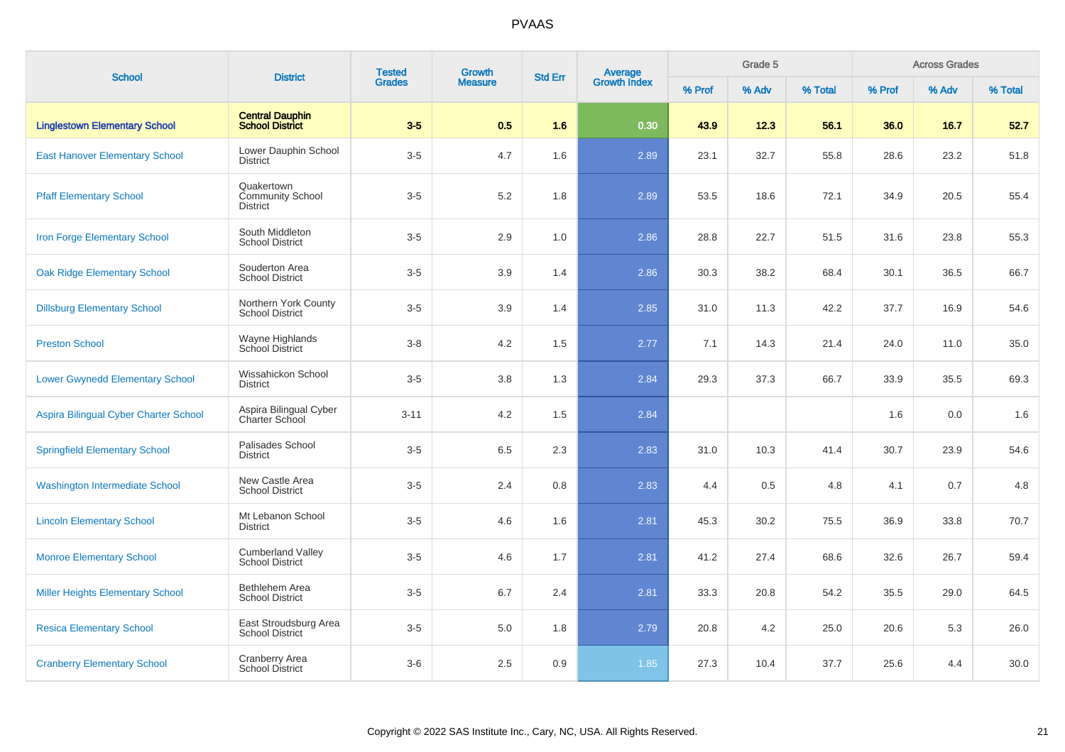# PVAAS

| School | District | Tested Grades | Growth Measure | Std Err | Average Growth Index | Grade 5 | | | Across Grades | | |
|---|---|---|---|---|---|---|---|---|---|---|---|
| | | | | | | % Prof | % Adv | % Total | % Prof | % Adv | % Total |
| **Linglestown Elementary School** | **Central Dauphin School District** | **3-5** | **0.5** | **1.6** | **0.30** | **43.9** | **12.3** | **56.1** | **36.0** | **16.7** | **52.7** |
| East Hanover Elementary School | Lower Dauphin School District | 3-5 | 4.7 | 1.6 | 2.89 | 23.1 | 32.7 | 55.8 | 28.6 | 23.2 | 51.8 |
| Pfaff Elementary School | Quakertown Community School District | 3-5 | 5.2 | 1.8 | 2.89 | 53.5 | 18.6 | 72.1 | 34.9 | 20.5 | 55.4 |
| Iron Forge Elementary School | South Middleton School District | 3-5 | 2.9 | 1.0 | 2.86 | 28.8 | 22.7 | 51.5 | 31.6 | 23.8 | 55.3 |
| Oak Ridge Elementary School | Souderton Area School District | 3-5 | 3.9 | 1.4 | 2.86 | 30.3 | 38.2 | 68.4 | 30.1 | 36.5 | 66.7 |
| Dillsburg Elementary School | Northern York County School District | 3-5 | 3.9 | 1.4 | 2.85 | 31.0 | 11.3 | 42.2 | 37.7 | 16.9 | 54.6 |
| Preston School | Wayne Highlands School District | 3-8 | 4.2 | 1.5 | 2.77 | 7.1 | 14.3 | 21.4 | 24.0 | 11.0 | 35.0 |
| Lower Gwynedd Elementary School | Wissahickon School District | 3-5 | 3.8 | 1.3 | 2.84 | 29.3 | 37.3 | 66.7 | 33.9 | 35.5 | 69.3 |
| Aspira Bilingual Cyber Charter School | Aspira Bilingual Cyber Charter School | 3-11 | 4.2 | 1.5 | 2.84 | | | | 1.6 | 0.0 | 1.6 |
| Springfield Elementary School | Palisades School District | 3-5 | 6.5 | 2.3 | 2.83 | 31.0 | 10.3 | 41.4 | 30.7 | 23.9 | 54.6 |
| Washington Intermediate School | New Castle Area School District | 3-5 | 2.4 | 0.8 | 2.83 | 4.4 | 0.5 | 4.8 | 4.1 | 0.7 | 4.8 |
| Lincoln Elementary School | Mt Lebanon School District | 3-5 | 4.6 | 1.6 | 2.81 | 45.3 | 30.2 | 75.5 | 36.9 | 33.8 | 70.7 |
| Monroe Elementary School | Cumberland Valley School District | 3-5 | 4.6 | 1.7 | 2.81 | 41.2 | 27.4 | 68.6 | 32.6 | 26.7 | 59.4 |
| Miller Heights Elementary School | Bethlehem Area School District | 3-5 | 6.7 | 2.4 | 2.81 | 33.3 | 20.8 | 54.2 | 35.5 | 29.0 | 64.5 |
| Resica Elementary School | East Stroudsburg Area School District | 3-5 | 5.0 | 1.8 | 2.79 | 20.8 | 4.2 | 25.0 | 20.6 | 5.3 | 26.0 |
| Cranberry Elementary School | Cranberry Area School District | 3-6 | 2.5 | 0.9 | 1.85 | 27.3 | 10.4 | 37.7 | 25.6 | 4.4 | 30.0 |

Copyright © 2022 SAS Institute Inc., Cary, NC, USA. All Rights Reserved.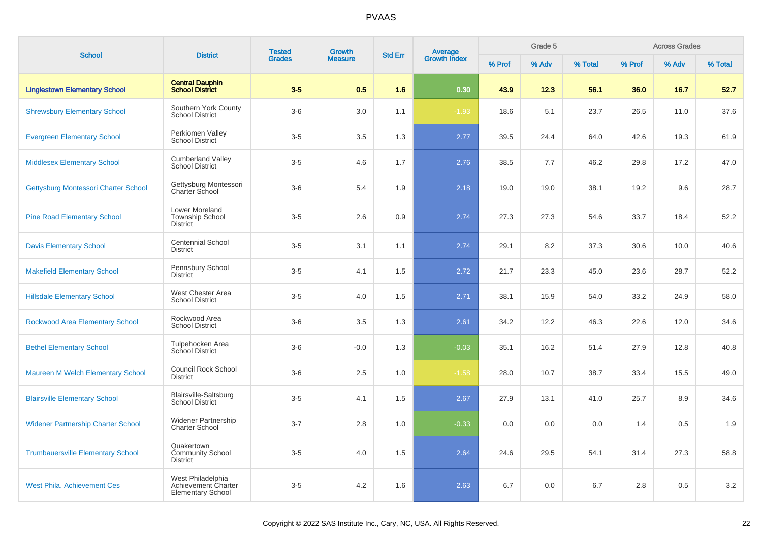# PVAAS

| School | District | Tested Grades | Growth Measure | Std Err | Average Growth Index | Grade 5 | | | Across Grades | | |
|---|---|---|---|---|---|---|---|---|---|---|---|
| | | | | | | % Prof | % Adv | % Total | % Prof | % Adv | % Total |
| **Linglestown Elementary School** | **Central Dauphin School District** | **3-5** | **0.5** | **1.6** | **0.30** | **43.9** | **12.3** | **56.1** | **36.0** | **16.7** | **52.7** |
| Shrewsbury Elementary School | Southern York County School District | 3-6 | 3.0 | 1.1 | -1.93 | 18.6 | 5.1 | 23.7 | 26.5 | 11.0 | 37.6 |
| Evergreen Elementary School | Perkiomen Valley School District | 3-5 | 3.5 | 1.3 | 2.77 | 39.5 | 24.4 | 64.0 | 42.6 | 19.3 | 61.9 |
| Middlesex Elementary School | Cumberland Valley School District | 3-5 | 4.6 | 1.7 | 2.76 | 38.5 | 7.7 | 46.2 | 29.8 | 17.2 | 47.0 |
| Gettysburg Montessori Charter School | Gettysburg Montessori Charter School | 3-6 | 5.4 | 1.9 | 2.18 | 19.0 | 19.0 | 38.1 | 19.2 | 9.6 | 28.7 |
| Pine Road Elementary School | Lower Moreland Township School District | 3-5 | 2.6 | 0.9 | 2.74 | 27.3 | 27.3 | 54.6 | 33.7 | 18.4 | 52.2 |
| Davis Elementary School | Centennial School District | 3-5 | 3.1 | 1.1 | 2.74 | 29.1 | 8.2 | 37.3 | 30.6 | 10.0 | 40.6 |
| Makefield Elementary School | Pennsbury School District | 3-5 | 4.1 | 1.5 | 2.72 | 21.7 | 23.3 | 45.0 | 23.6 | 28.7 | 52.2 |
| Hillsdale Elementary School | West Chester Area School District | 3-5 | 4.0 | 1.5 | 2.71 | 38.1 | 15.9 | 54.0 | 33.2 | 24.9 | 58.0 |
| Rockwood Area Elementary School | Rockwood Area School District | 3-6 | 3.5 | 1.3 | 2.61 | 34.2 | 12.2 | 46.3 | 22.6 | 12.0 | 34.6 |
| Bethel Elementary School | Tulpehocken Area School District | 3-6 | -0.0 | 1.3 | -0.03 | 35.1 | 16.2 | 51.4 | 27.9 | 12.8 | 40.8 |
| Maureen M Welch Elementary School | Council Rock School District | 3-6 | 2.5 | 1.0 | -1.58 | 28.0 | 10.7 | 38.7 | 33.4 | 15.5 | 49.0 |
| Blairsville Elementary School | Blairsville-Saltsburg School District | 3-5 | 4.1 | 1.5 | 2.67 | 27.9 | 13.1 | 41.0 | 25.7 | 8.9 | 34.6 |
| Widener Partnership Charter School | Widener Partnership Charter School | 3-7 | 2.8 | 1.0 | -0.33 | 0.0 | 0.0 | 0.0 | 1.4 | 0.5 | 1.9 |
| Trumbauersville Elementary School | Quakertown Community School District | 3-5 | 4.0 | 1.5 | 2.64 | 24.6 | 29.5 | 54.1 | 31.4 | 27.3 | 58.8 |
| West Phila. Achievement Ces | West Philadelphia Achievement Charter Elementary School | 3-5 | 4.2 | 1.6 | 2.63 | 6.7 | 0.0 | 6.7 | 2.8 | 0.5 | 3.2 |

Copyright © 2022 SAS Institute Inc., Cary, NC, USA. All Rights Reserved.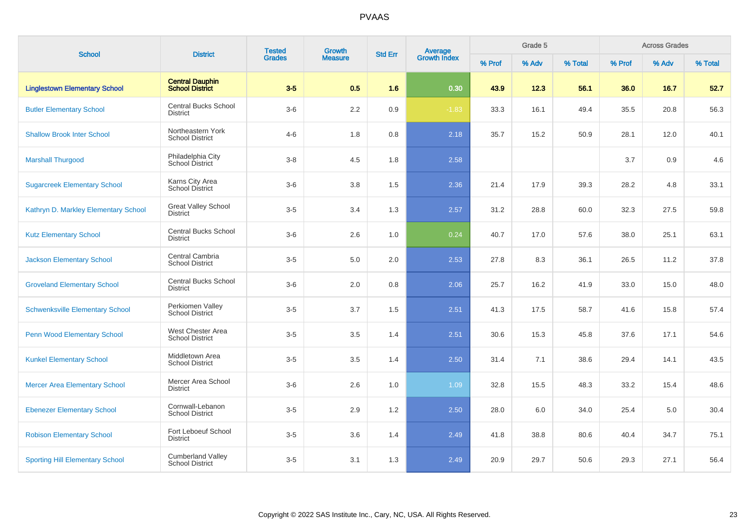# PVAAS

| School | District | Tested Grades | Growth Measure | Std Err | Average Growth Index | Grade 5 | | | Across Grades | | |
|---|---|---|---|---|---|---|---|---|---|---|---|
| | | | | | | % Prof | % Adv | % Total | % Prof | % Adv | % Total |
| **Linglestown Elementary School** | **Central Dauphin School District** | **3-5** | **0.5** | **1.6** | **0.30** | **43.9** | **12.3** | **56.1** | **36.0** | **16.7** | **52.7** |
| Butler Elementary School | Central Bucks School District | 3-6 | 2.2 | 0.9 | -1.83 | 33.3 | 16.1 | 49.4 | 35.5 | 20.8 | 56.3 |
| Shallow Brook Inter School | Northeastern York School District | 4-6 | 1.8 | 0.8 | 2.18 | 35.7 | 15.2 | 50.9 | 28.1 | 12.0 | 40.1 |
| Marshall Thurgood | Philadelphia City School District | 3-8 | 4.5 | 1.8 | 2.58 | | | | 3.7 | 0.9 | 4.6 |
| Sugarcreek Elementary School | Karns City Area School District | 3-6 | 3.8 | 1.5 | 2.36 | 21.4 | 17.9 | 39.3 | 28.2 | 4.8 | 33.1 |
| Kathryn D. Markley Elementary School | Great Valley School District | 3-5 | 3.4 | 1.3 | 2.57 | 31.2 | 28.8 | 60.0 | 32.3 | 27.5 | 59.8 |
| Kutz Elementary School | Central Bucks School District | 3-6 | 2.6 | 1.0 | 0.24 | 40.7 | 17.0 | 57.6 | 38.0 | 25.1 | 63.1 |
| Jackson Elementary School | Central Cambria School District | 3-5 | 5.0 | 2.0 | 2.53 | 27.8 | 8.3 | 36.1 | 26.5 | 11.2 | 37.8 |
| Groveland Elementary School | Central Bucks School District | 3-6 | 2.0 | 0.8 | 2.06 | 25.7 | 16.2 | 41.9 | 33.0 | 15.0 | 48.0 |
| Schwenksville Elementary School | Perkiomen Valley School District | 3-5 | 3.7 | 1.5 | 2.51 | 41.3 | 17.5 | 58.7 | 41.6 | 15.8 | 57.4 |
| Penn Wood Elementary School | West Chester Area School District | 3-5 | 3.5 | 1.4 | 2.51 | 30.6 | 15.3 | 45.8 | 37.6 | 17.1 | 54.6 |
| Kunkel Elementary School | Middletown Area School District | 3-5 | 3.5 | 1.4 | 2.50 | 31.4 | 7.1 | 38.6 | 29.4 | 14.1 | 43.5 |
| Mercer Area Elementary School | Mercer Area School District | 3-6 | 2.6 | 1.0 | 1.09 | 32.8 | 15.5 | 48.3 | 33.2 | 15.4 | 48.6 |
| Ebenezer Elementary School | Cornwall-Lebanon School District | 3-5 | 2.9 | 1.2 | 2.50 | 28.0 | 6.0 | 34.0 | 25.4 | 5.0 | 30.4 |
| Robison Elementary School | Fort Leboeuf School District | 3-5 | 3.6 | 1.4 | 2.49 | 41.8 | 38.8 | 80.6 | 40.4 | 34.7 | 75.1 |
| Sporting Hill Elementary School | Cumberland Valley School District | 3-5 | 3.1 | 1.3 | 2.49 | 20.9 | 29.7 | 50.6 | 29.3 | 27.1 | 56.4 |

Copyright © 2022 SAS Institute Inc., Cary, NC, USA. All Rights Reserved.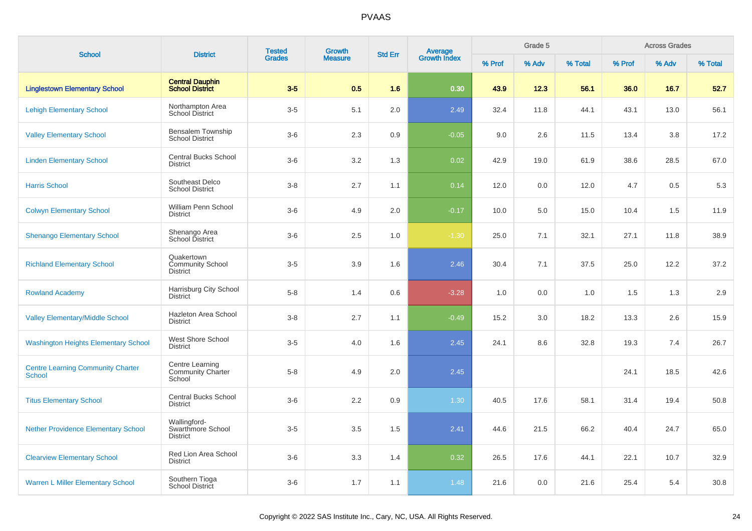# PVAAS

| School | District | Tested Grades | Growth Measure | Std Err | Average Growth Index | Grade 5 | | | Across Grades | | |
|---|---|---|---|---|---|---|---|---|---|---|---|
| | | | | | | % Prof | % Adv | % Total | % Prof | % Adv | % Total |
| **Linglestown Elementary School** | **Central Dauphin School District** | **3-5** | **0.5** | **1.6** | **0.30** | **43.9** | **12.3** | **56.1** | **36.0** | **16.7** | **52.7** |
| Lehigh Elementary School | Northampton Area School District | 3-5 | 5.1 | 2.0 | 2.49 | 32.4 | 11.8 | 44.1 | 43.1 | 13.0 | 56.1 |
| Valley Elementary School | Bensalem Township School District | 3-6 | 2.3 | 0.9 | -0.05 | 9.0 | 2.6 | 11.5 | 13.4 | 3.8 | 17.2 |
| Linden Elementary School | Central Bucks School District | 3-6 | 3.2 | 1.3 | 0.02 | 42.9 | 19.0 | 61.9 | 38.6 | 28.5 | 67.0 |
| Harris School | Southeast Delco School District | 3-8 | 2.7 | 1.1 | 0.14 | 12.0 | 0.0 | 12.0 | 4.7 | 0.5 | 5.3 |
| Colwyn Elementary School | William Penn School District | 3-6 | 4.9 | 2.0 | -0.17 | 10.0 | 5.0 | 15.0 | 10.4 | 1.5 | 11.9 |
| Shenango Elementary School | Shenango Area School District | 3-6 | 2.5 | 1.0 | -1.30 | 25.0 | 7.1 | 32.1 | 27.1 | 11.8 | 38.9 |
| Richland Elementary School | Quakertown Community School District | 3-5 | 3.9 | 1.6 | 2.46 | 30.4 | 7.1 | 37.5 | 25.0 | 12.2 | 37.2 |
| Rowland Academy | Harrisburg City School District | 5-8 | 1.4 | 0.6 | -3.28 | 1.0 | 0.0 | 1.0 | 1.5 | 1.3 | 2.9 |
| Valley Elementary/Middle School | Hazleton Area School District | 3-8 | 2.7 | 1.1 | -0.49 | 15.2 | 3.0 | 18.2 | 13.3 | 2.6 | 15.9 |
| Washington Heights Elementary School | West Shore School District | 3-5 | 4.0 | 1.6 | 2.45 | 24.1 | 8.6 | 32.8 | 19.3 | 7.4 | 26.7 |
| Centre Learning Community Charter School | Centre Learning Community Charter School | 5-8 | 4.9 | 2.0 | 2.45 | | | | 24.1 | 18.5 | 42.6 |
| Titus Elementary School | Central Bucks School District | 3-6 | 2.2 | 0.9 | 1.30 | 40.5 | 17.6 | 58.1 | 31.4 | 19.4 | 50.8 |
| Nether Providence Elementary School | Wallingford-Swarthmore School District | 3-5 | 3.5 | 1.5 | 2.41 | 44.6 | 21.5 | 66.2 | 40.4 | 24.7 | 65.0 |
| Clearview Elementary School | Red Lion Area School District | 3-6 | 3.3 | 1.4 | 0.32 | 26.5 | 17.6 | 44.1 | 22.1 | 10.7 | 32.9 |
| Warren L Miller Elementary School | Southern Tioga School District | 3-6 | 1.7 | 1.1 | 1.48 | 21.6 | 0.0 | 21.6 | 25.4 | 5.4 | 30.8 |

Copyright © 2022 SAS Institute Inc., Cary, NC, USA. All Rights Reserved.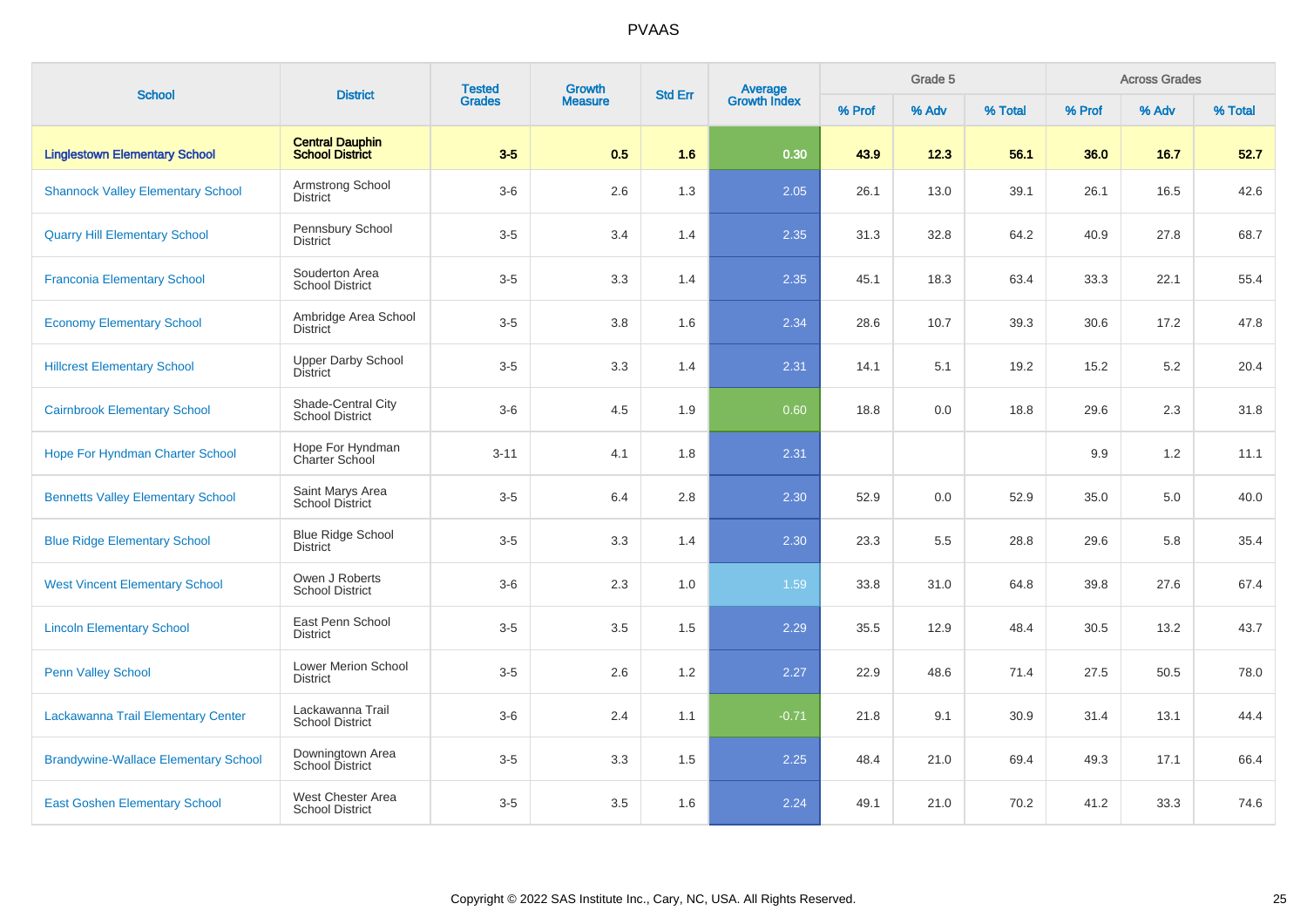# PVAAS

| School | District | Tested Grades | Growth Measure | Std Err | Average Growth Index | Grade 5 | | | Across Grades | | |
|---|---|---|---|---|---|---|---|---|---|---|---|
| | | | | | | % Prof | % Adv | % Total | % Prof | % Adv | % Total |
| **Linglestown Elementary School** | **Central Dauphin School District** | **3-5** | **0.5** | **1.6** | **0.30** | **43.9** | **12.3** | **56.1** | **36.0** | **16.7** | **52.7** |
| Shannock Valley Elementary School | Armstrong School District | 3-6 | 2.6 | 1.3 | 2.05 | 26.1 | 13.0 | 39.1 | 26.1 | 16.5 | 42.6 |
| Quarry Hill Elementary School | Pennsbury School District | 3-5 | 3.4 | 1.4 | 2.35 | 31.3 | 32.8 | 64.2 | 40.9 | 27.8 | 68.7 |
| Franconia Elementary School | Souderton Area School District | 3-5 | 3.3 | 1.4 | 2.35 | 45.1 | 18.3 | 63.4 | 33.3 | 22.1 | 55.4 |
| Economy Elementary School | Ambridge Area School District | 3-5 | 3.8 | 1.6 | 2.34 | 28.6 | 10.7 | 39.3 | 30.6 | 17.2 | 47.8 |
| Hillcrest Elementary School | Upper Darby School District | 3-5 | 3.3 | 1.4 | 2.31 | 14.1 | 5.1 | 19.2 | 15.2 | 5.2 | 20.4 |
| Cairnbrook Elementary School | Shade-Central City School District | 3-6 | 4.5 | 1.9 | 0.60 | 18.8 | 0.0 | 18.8 | 29.6 | 2.3 | 31.8 |
| Hope For Hyndman Charter School | Hope For Hyndman Charter School | 3-11 | 4.1 | 1.8 | 2.31 | | | | 9.9 | 1.2 | 11.1 |
| Bennetts Valley Elementary School | Saint Marys Area School District | 3-5 | 6.4 | 2.8 | 2.30 | 52.9 | 0.0 | 52.9 | 35.0 | 5.0 | 40.0 |
| Blue Ridge Elementary School | Blue Ridge School District | 3-5 | 3.3 | 1.4 | 2.30 | 23.3 | 5.5 | 28.8 | 29.6 | 5.8 | 35.4 |
| West Vincent Elementary School | Owen J Roberts School District | 3-6 | 2.3 | 1.0 | 1.59 | 33.8 | 31.0 | 64.8 | 39.8 | 27.6 | 67.4 |
| Lincoln Elementary School | East Penn School District | 3-5 | 3.5 | 1.5 | 2.29 | 35.5 | 12.9 | 48.4 | 30.5 | 13.2 | 43.7 |
| Penn Valley School | Lower Merion School District | 3-5 | 2.6 | 1.2 | 2.27 | 22.9 | 48.6 | 71.4 | 27.5 | 50.5 | 78.0 |
| Lackawanna Trail Elementary Center | Lackawanna Trail School District | 3-6 | 2.4 | 1.1 | -0.71 | 21.8 | 9.1 | 30.9 | 31.4 | 13.1 | 44.4 |
| Brandywine-Wallace Elementary School | Downingtown Area School District | 3-5 | 3.3 | 1.5 | 2.25 | 48.4 | 21.0 | 69.4 | 49.3 | 17.1 | 66.4 |
| East Goshen Elementary School | West Chester Area School District | 3-5 | 3.5 | 1.6 | 2.24 | 49.1 | 21.0 | 70.2 | 41.2 | 33.3 | 74.6 |

Copyright © 2022 SAS Institute Inc., Cary, NC, USA. All Rights Reserved.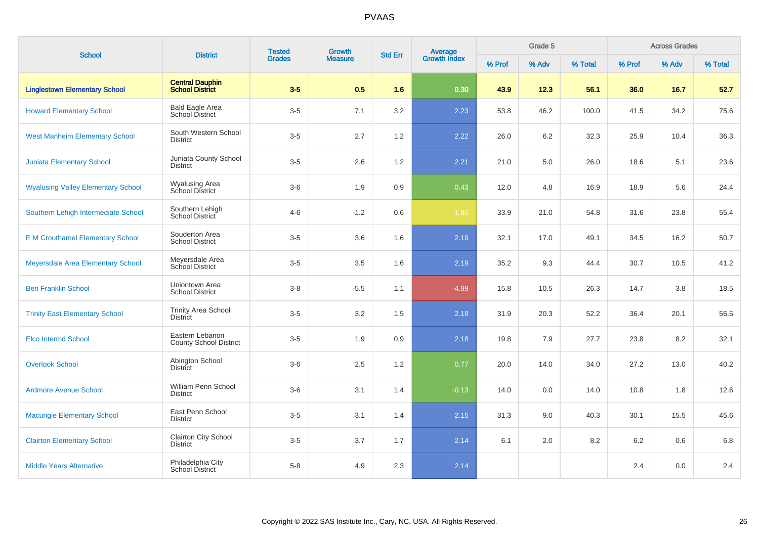# PVAAS

| School | District | Tested Grades | Growth Measure | Std Err | Average Growth Index | Grade 5 | | | Across Grades | | |
|---|---|---|---|---|---|---|---|---|---|---|---|
| | | | | | | % Prof | % Adv | % Total | % Prof | % Adv | % Total |
| **Linglestown Elementary School** | **Central Dauphin School District** | **3-5** | **0.5** | **1.6** | **0.30** | **43.9** | **12.3** | **56.1** | **36.0** | **16.7** | **52.7** |
| Howard Elementary School | Bald Eagle Area School District | 3-5 | 7.1 | 3.2 | 2.23 | 53.8 | 46.2 | 100.0 | 41.5 | 34.2 | 75.6 |
| West Manheim Elementary School | South Western School District | 3-5 | 2.7 | 1.2 | 2.22 | 26.0 | 6.2 | 32.3 | 25.9 | 10.4 | 36.3 |
| Juniata Elementary School | Juniata County School District | 3-5 | 2.6 | 1.2 | 2.21 | 21.0 | 5.0 | 26.0 | 18.6 | 5.1 | 23.6 |
| Wyalusing Valley Elementary School | Wyalusing Area School District | 3-6 | 1.9 | 0.9 | 0.43 | 12.0 | 4.8 | 16.9 | 18.9 | 5.6 | 24.4 |
| Southern Lehigh Intermediate School | Southern Lehigh School District | 4-6 | -1.2 | 0.6 | -1.85 | 33.9 | 21.0 | 54.8 | 31.6 | 23.8 | 55.4 |
| E M Crouthamel Elementary School | Souderton Area School District | 3-5 | 3.6 | 1.6 | 2.19 | 32.1 | 17.0 | 49.1 | 34.5 | 16.2 | 50.7 |
| Meyersdale Area Elementary School | Meyersdale Area School District | 3-5 | 3.5 | 1.6 | 2.19 | 35.2 | 9.3 | 44.4 | 30.7 | 10.5 | 41.2 |
| Ben Franklin School | Uniontown Area School District | 3-8 | -5.5 | 1.1 | -4.99 | 15.8 | 10.5 | 26.3 | 14.7 | 3.8 | 18.5 |
| Trinity East Elementary School | Trinity Area School District | 3-5 | 3.2 | 1.5 | 2.18 | 31.9 | 20.3 | 52.2 | 36.4 | 20.1 | 56.5 |
| Elco Intermd School | Eastern Lebanon County School District | 3-5 | 1.9 | 0.9 | 2.18 | 19.8 | 7.9 | 27.7 | 23.8 | 8.2 | 32.1 |
| Overlook School | Abington School District | 3-6 | 2.5 | 1.2 | 0.77 | 20.0 | 14.0 | 34.0 | 27.2 | 13.0 | 40.2 |
| Ardmore Avenue School | William Penn School District | 3-6 | 3.1 | 1.4 | -0.13 | 14.0 | 0.0 | 14.0 | 10.8 | 1.8 | 12.6 |
| Macungie Elementary School | East Penn School District | 3-5 | 3.1 | 1.4 | 2.15 | 31.3 | 9.0 | 40.3 | 30.1 | 15.5 | 45.6 |
| Clairton Elementary School | Clairton City School District | 3-5 | 3.7 | 1.7 | 2.14 | 6.1 | 2.0 | 8.2 | 6.2 | 0.6 | 6.8 |
| Middle Years Alternative | Philadelphia City School District | 5-8 | 4.9 | 2.3 | 2.14 | | | | 2.4 | 0.0 | 2.4 |

Copyright © 2022 SAS Institute Inc., Cary, NC, USA. All Rights Reserved.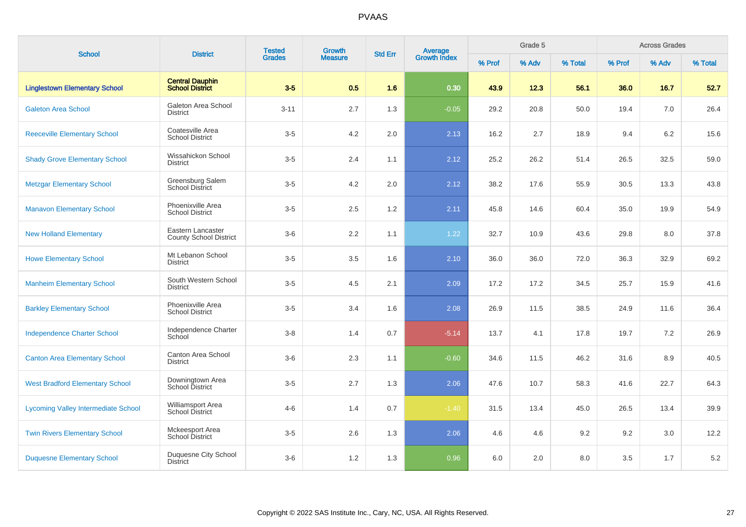| School | District | Tested Grades | Growth Measure | Std Err | Average Growth Index | Grade 5 | | | Across Grades | | |
|---|---|---|---|---|---|---|---|---|---|---|---|
| | | | | | | % Prof | % Adv | % Total | % Prof | % Adv | % Total |
| **Linglestown Elementary School** | **Central Dauphin School District** | **3-5** | **0.5** | **1.6** | **0.30** | **43.9** | **12.3** | **56.1** | **36.0** | **16.7** | **52.7** |
| Galeton Area School | Galeton Area School District | 3-11 | 2.7 | 1.3 | -0.05 | 29.2 | 20.8 | 50.0 | 19.4 | 7.0 | 26.4 |
| Reeceville Elementary School | Coatesville Area School District | 3-5 | 4.2 | 2.0 | 2.13 | 16.2 | 2.7 | 18.9 | 9.4 | 6.2 | 15.6 |
| Shady Grove Elementary School | Wissahickon School District | 3-5 | 2.4 | 1.1 | 2.12 | 25.2 | 26.2 | 51.4 | 26.5 | 32.5 | 59.0 |
| Metzgar Elementary School | Greensburg Salem School District | 3-5 | 4.2 | 2.0 | 2.12 | 38.2 | 17.6 | 55.9 | 30.5 | 13.3 | 43.8 |
| Manavon Elementary School | Phoenixville Area School District | 3-5 | 2.5 | 1.2 | 2.11 | 45.8 | 14.6 | 60.4 | 35.0 | 19.9 | 54.9 |
| New Holland Elementary | Eastern Lancaster County School District | 3-6 | 2.2 | 1.1 | 1.22 | 32.7 | 10.9 | 43.6 | 29.8 | 8.0 | 37.8 |
| Howe Elementary School | Mt Lebanon School District | 3-5 | 3.5 | 1.6 | 2.10 | 36.0 | 36.0 | 72.0 | 36.3 | 32.9 | 69.2 |
| Manheim Elementary School | South Western School District | 3-5 | 4.5 | 2.1 | 2.09 | 17.2 | 17.2 | 34.5 | 25.7 | 15.9 | 41.6 |
| Barkley Elementary School | Phoenixville Area School District | 3-5 | 3.4 | 1.6 | 2.08 | 26.9 | 11.5 | 38.5 | 24.9 | 11.6 | 36.4 |
| Independence Charter School | Independence Charter School | 3-8 | 1.4 | 0.7 | -5.14 | 13.7 | 4.1 | 17.8 | 19.7 | 7.2 | 26.9 |
| Canton Area Elementary School | Canton Area School District | 3-6 | 2.3 | 1.1 | -0.60 | 34.6 | 11.5 | 46.2 | 31.6 | 8.9 | 40.5 |
| West Bradford Elementary School | Downingtown Area School District | 3-5 | 2.7 | 1.3 | 2.06 | 47.6 | 10.7 | 58.3 | 41.6 | 22.7 | 64.3 |
| Lycoming Valley Intermediate School | Williamsport Area School District | 4-6 | 1.4 | 0.7 | -1.40 | 31.5 | 13.4 | 45.0 | 26.5 | 13.4 | 39.9 |
| Twin Rivers Elementary School | Mckeesport Area School District | 3-5 | 2.6 | 1.3 | 2.06 | 4.6 | 4.6 | 9.2 | 9.2 | 3.0 | 12.2 |
| Duquesne Elementary School | Duquesne City School District | 3-6 | 1.2 | 1.3 | 0.96 | 6.0 | 2.0 | 8.0 | 3.5 | 1.7 | 5.2 |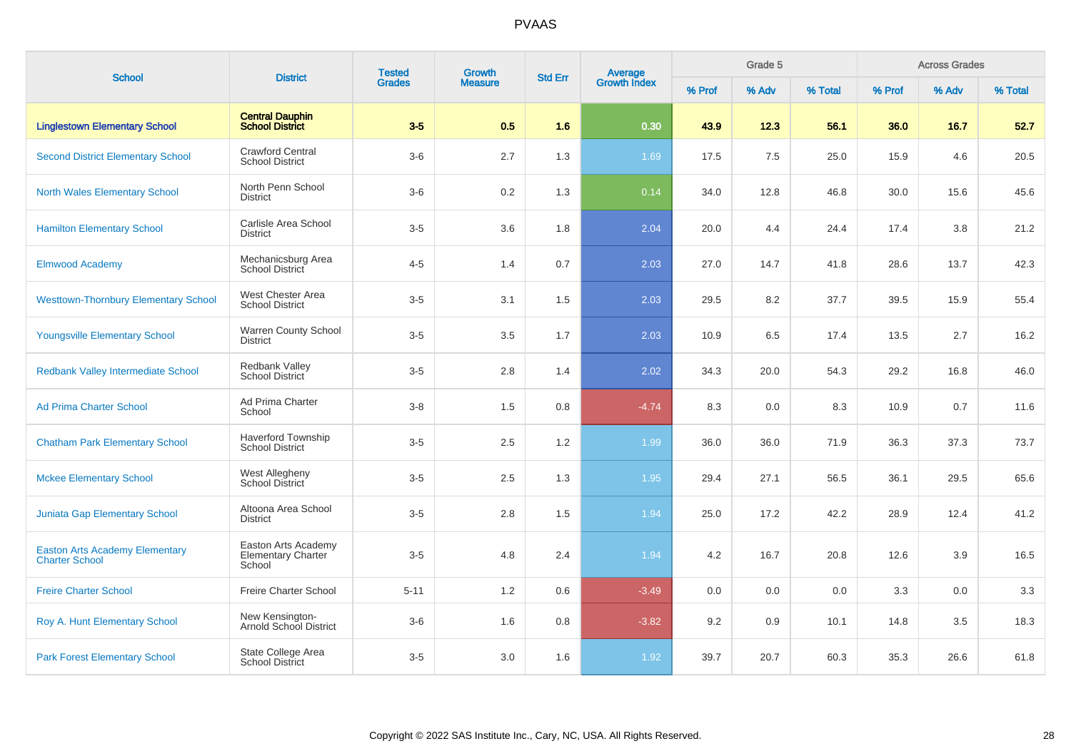# PVAAS

| School | District | Tested Grades | Growth Measure | Std Err | Average Growth Index | Grade 5 | | | Across Grades | | |
|---|---|---|---|---|---|---|---|---|---|---|---|
| | | | | | | % Prof | % Adv | % Total | % Prof | % Adv | % Total |
| **Linglestown Elementary School** | **Central Dauphin School District** | **3-5** | **0.5** | **1.6** | **0.30** | **43.9** | **12.3** | **56.1** | **36.0** | **16.7** | **52.7** |
| Second District Elementary School | Crawford Central School District | 3-6 | 2.7 | 1.3 | 1.69 | 17.5 | 7.5 | 25.0 | 15.9 | 4.6 | 20.5 |
| North Wales Elementary School | North Penn School District | 3-6 | 0.2 | 1.3 | 0.14 | 34.0 | 12.8 | 46.8 | 30.0 | 15.6 | 45.6 |
| Hamilton Elementary School | Carlisle Area School District | 3-5 | 3.6 | 1.8 | 2.04 | 20.0 | 4.4 | 24.4 | 17.4 | 3.8 | 21.2 |
| Elmwood Academy | Mechanicsburg Area School District | 4-5 | 1.4 | 0.7 | 2.03 | 27.0 | 14.7 | 41.8 | 28.6 | 13.7 | 42.3 |
| Westtown-Thornbury Elementary School | West Chester Area School District | 3-5 | 3.1 | 1.5 | 2.03 | 29.5 | 8.2 | 37.7 | 39.5 | 15.9 | 55.4 |
| Youngsville Elementary School | Warren County School District | 3-5 | 3.5 | 1.7 | 2.03 | 10.9 | 6.5 | 17.4 | 13.5 | 2.7 | 16.2 |
| Redbank Valley Intermediate School | Redbank Valley School District | 3-5 | 2.8 | 1.4 | 2.02 | 34.3 | 20.0 | 54.3 | 29.2 | 16.8 | 46.0 |
| Ad Prima Charter School | Ad Prima Charter School | 3-8 | 1.5 | 0.8 | -4.74 | 8.3 | 0.0 | 8.3 | 10.9 | 0.7 | 11.6 |
| Chatham Park Elementary School | Haverford Township School District | 3-5 | 2.5 | 1.2 | 1.99 | 36.0 | 36.0 | 71.9 | 36.3 | 37.3 | 73.7 |
| Mckee Elementary School | West Allegheny School District | 3-5 | 2.5 | 1.3 | 1.95 | 29.4 | 27.1 | 56.5 | 36.1 | 29.5 | 65.6 |
| Juniata Gap Elementary School | Altoona Area School District | 3-5 | 2.8 | 1.5 | 1.94 | 25.0 | 17.2 | 42.2 | 28.9 | 12.4 | 41.2 |
| Easton Arts Academy Elementary Charter School | Easton Arts Academy Elementary Charter School | 3-5 | 4.8 | 2.4 | 1.94 | 4.2 | 16.7 | 20.8 | 12.6 | 3.9 | 16.5 |
| Freire Charter School | Freire Charter School | 5-11 | 1.2 | 0.6 | -3.49 | 0.0 | 0.0 | 0.0 | 3.3 | 0.0 | 3.3 |
| Roy A. Hunt Elementary School | New Kensington-Arnold School District | 3-6 | 1.6 | 0.8 | -3.82 | 9.2 | 0.9 | 10.1 | 14.8 | 3.5 | 18.3 |
| Park Forest Elementary School | State College Area School District | 3-5 | 3.0 | 1.6 | 1.92 | 39.7 | 20.7 | 60.3 | 35.3 | 26.6 | 61.8 |

Copyright © 2022 SAS Institute Inc., Cary, NC, USA. All Rights Reserved.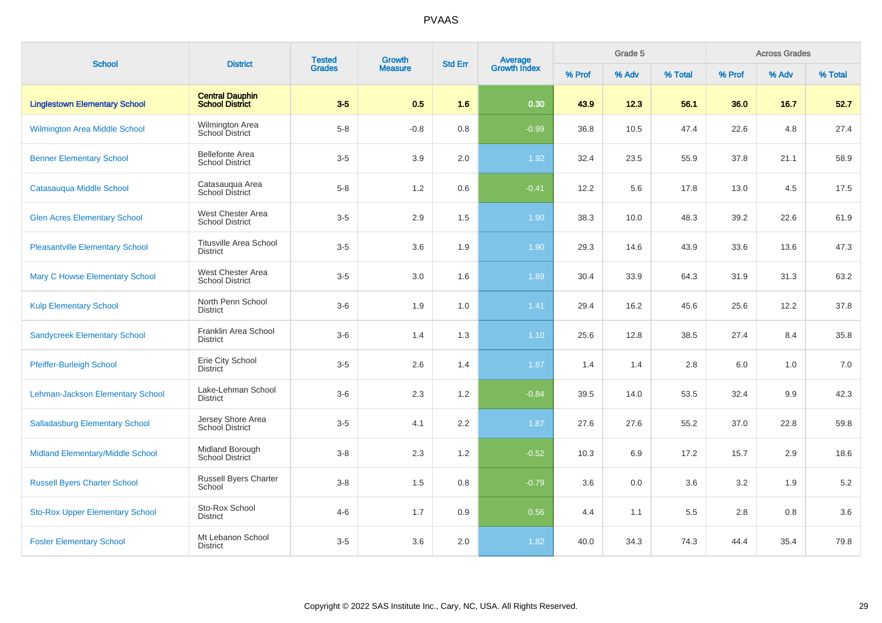# PVAAS

| School | District | Tested Grades | Growth Measure | Std Err | Average Growth Index | Grade 5 | | | Across Grades | | |
|---|---|---|---|---|---|---|---|---|---|---|---|
| | | | | | | % Prof | % Adv | % Total | % Prof | % Adv | % Total |
| **Linglestown Elementary School** | **Central Dauphin School District** | **3-5** | **0.5** | **1.6** | **0.30** | **43.9** | **12.3** | **56.1** | **36.0** | **16.7** | **52.7** |
| Wilmington Area Middle School | Wilmington Area School District | 5-8 | -0.8 | 0.8 | -0.99 | 36.8 | 10.5 | 47.4 | 22.6 | 4.8 | 27.4 |
| Benner Elementary School | Bellefonte Area School District | 3-5 | 3.9 | 2.0 | 1.92 | 32.4 | 23.5 | 55.9 | 37.8 | 21.1 | 58.9 |
| Catasauqua Middle School | Catasauqua Area School District | 5-8 | 1.2 | 0.6 | -0.41 | 12.2 | 5.6 | 17.8 | 13.0 | 4.5 | 17.5 |
| Glen Acres Elementary School | West Chester Area School District | 3-5 | 2.9 | 1.5 | 1.90 | 38.3 | 10.0 | 48.3 | 39.2 | 22.6 | 61.9 |
| Pleasantville Elementary School | Titusville Area School District | 3-5 | 3.6 | 1.9 | 1.90 | 29.3 | 14.6 | 43.9 | 33.6 | 13.6 | 47.3 |
| Mary C Howse Elementary School | West Chester Area School District | 3-5 | 3.0 | 1.6 | 1.89 | 30.4 | 33.9 | 64.3 | 31.9 | 31.3 | 63.2 |
| Kulp Elementary School | North Penn School District | 3-6 | 1.9 | 1.0 | 1.41 | 29.4 | 16.2 | 45.6 | 25.6 | 12.2 | 37.8 |
| Sandycreek Elementary School | Franklin Area School District | 3-6 | 1.4 | 1.3 | 1.10 | 25.6 | 12.8 | 38.5 | 27.4 | 8.4 | 35.8 |
| Pfeiffer-Burleigh School | Erie City School District | 3-5 | 2.6 | 1.4 | 1.87 | 1.4 | 1.4 | 2.8 | 6.0 | 1.0 | 7.0 |
| Lehman-Jackson Elementary School | Lake-Lehman School District | 3-6 | 2.3 | 1.2 | -0.84 | 39.5 | 14.0 | 53.5 | 32.4 | 9.9 | 42.3 |
| Salladasburg Elementary School | Jersey Shore Area School District | 3-5 | 4.1 | 2.2 | 1.87 | 27.6 | 27.6 | 55.2 | 37.0 | 22.8 | 59.8 |
| Midland Elementary/Middle School | Midland Borough School District | 3-8 | 2.3 | 1.2 | -0.52 | 10.3 | 6.9 | 17.2 | 15.7 | 2.9 | 18.6 |
| Russell Byers Charter School | Russell Byers Charter School | 3-8 | 1.5 | 0.8 | -0.79 | 3.6 | 0.0 | 3.6 | 3.2 | 1.9 | 5.2 |
| Sto-Rox Upper Elementary School | Sto-Rox School District | 4-6 | 1.7 | 0.9 | 0.56 | 4.4 | 1.1 | 5.5 | 2.8 | 0.8 | 3.6 |
| Foster Elementary School | Mt Lebanon School District | 3-5 | 3.6 | 2.0 | 1.82 | 40.0 | 34.3 | 74.3 | 44.4 | 35.4 | 79.8 |

Copyright © 2022 SAS Institute Inc., Cary, NC, USA. All Rights Reserved.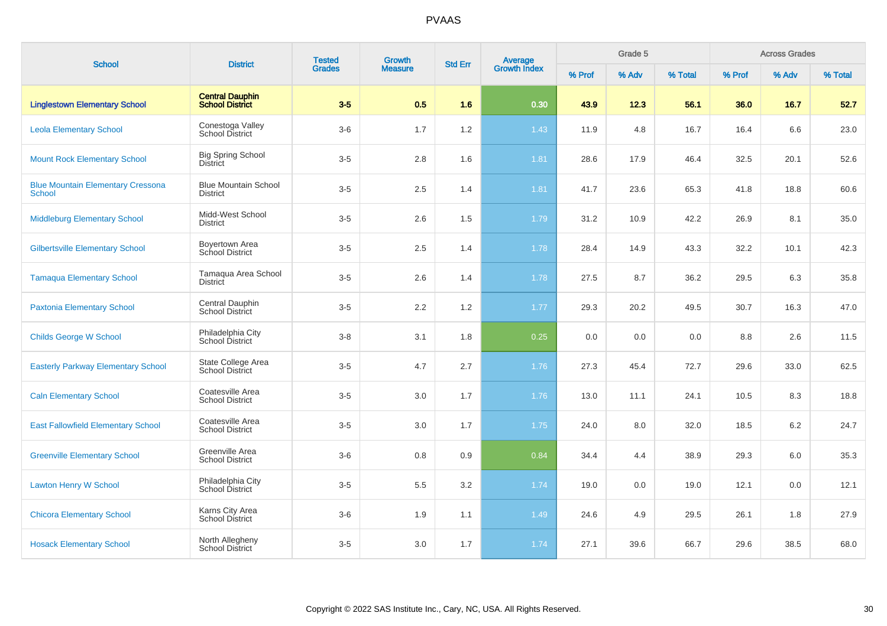# PVAAS

| School | District | Tested Grades | Growth Measure | Std Err | Average Growth Index | Grade 5 | | | Across Grades | | |
|---|---|---|---|---|---|---|---|---|---|---|---|
| | | | | | | % Prof | % Adv | % Total | % Prof | % Adv | % Total |
| **Linglestown Elementary School** | **Central Dauphin School District** | **3-5** | **0.5** | **1.6** | **0.30** | **43.9** | **12.3** | **56.1** | **36.0** | **16.7** | **52.7** |
| Leola Elementary School | Conestoga Valley School District | 3-6 | 1.7 | 1.2 | 1.43 | 11.9 | 4.8 | 16.7 | 16.4 | 6.6 | 23.0 |
| Mount Rock Elementary School | Big Spring School District | 3-5 | 2.8 | 1.6 | 1.81 | 28.6 | 17.9 | 46.4 | 32.5 | 20.1 | 52.6 |
| Blue Mountain Elementary Cressona School | Blue Mountain School District | 3-5 | 2.5 | 1.4 | 1.81 | 41.7 | 23.6 | 65.3 | 41.8 | 18.8 | 60.6 |
| Middleburg Elementary School | Midd-West School District | 3-5 | 2.6 | 1.5 | 1.79 | 31.2 | 10.9 | 42.2 | 26.9 | 8.1 | 35.0 |
| Gilbertsville Elementary School | Boyertown Area School District | 3-5 | 2.5 | 1.4 | 1.78 | 28.4 | 14.9 | 43.3 | 32.2 | 10.1 | 42.3 |
| Tamaqua Elementary School | Tamaqua Area School District | 3-5 | 2.6 | 1.4 | 1.78 | 27.5 | 8.7 | 36.2 | 29.5 | 6.3 | 35.8 |
| Paxtonia Elementary School | Central Dauphin School District | 3-5 | 2.2 | 1.2 | 1.77 | 29.3 | 20.2 | 49.5 | 30.7 | 16.3 | 47.0 |
| Childs George W School | Philadelphia City School District | 3-8 | 3.1 | 1.8 | 0.25 | 0.0 | 0.0 | 0.0 | 8.8 | 2.6 | 11.5 |
| Easterly Parkway Elementary School | State College Area School District | 3-5 | 4.7 | 2.7 | 1.76 | 27.3 | 45.4 | 72.7 | 29.6 | 33.0 | 62.5 |
| Caln Elementary School | Coatesville Area School District | 3-5 | 3.0 | 1.7 | 1.76 | 13.0 | 11.1 | 24.1 | 10.5 | 8.3 | 18.8 |
| East Fallowfield Elementary School | Coatesville Area School District | 3-5 | 3.0 | 1.7 | 1.75 | 24.0 | 8.0 | 32.0 | 18.5 | 6.2 | 24.7 |
| Greenville Elementary School | Greenville Area School District | 3-6 | 0.8 | 0.9 | 0.84 | 34.4 | 4.4 | 38.9 | 29.3 | 6.0 | 35.3 |
| Lawton Henry W School | Philadelphia City School District | 3-5 | 5.5 | 3.2 | 1.74 | 19.0 | 0.0 | 19.0 | 12.1 | 0.0 | 12.1 |
| Chicora Elementary School | Karns City Area School District | 3-6 | 1.9 | 1.1 | 1.49 | 24.6 | 4.9 | 29.5 | 26.1 | 1.8 | 27.9 |
| Hosack Elementary School | North Allegheny School District | 3-5 | 3.0 | 1.7 | 1.74 | 27.1 | 39.6 | 66.7 | 29.6 | 38.5 | 68.0 |

Copyright © 2022 SAS Institute Inc., Cary, NC, USA. All Rights Reserved.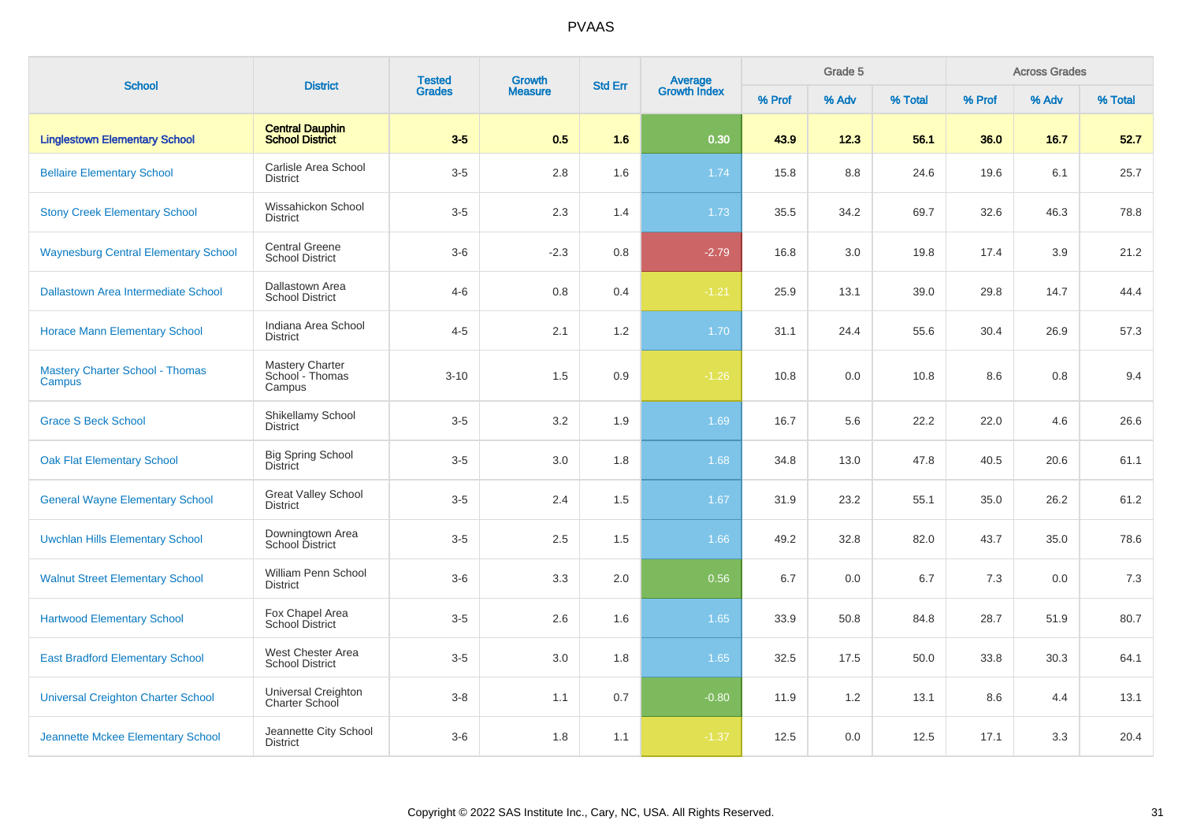# PVAAS

| School | District | Tested Grades | Growth Measure | Std Err | Average Growth Index | Grade 5 | | | Across Grades | | |
|---|---|---|---|---|---|---|---|---|---|---|---|
| | | | | | | % Prof | % Adv | % Total | % Prof | % Adv | % Total |
| **Linglestown Elementary School** | **Central Dauphin School District** | **3-5** | **0.5** | **1.6** | **0.30** | **43.9** | **12.3** | **56.1** | **36.0** | **16.7** | **52.7** |
| Bellaire Elementary School | Carlisle Area School District | 3-5 | 2.8 | 1.6 | 1.74 | 15.8 | 8.8 | 24.6 | 19.6 | 6.1 | 25.7 |
| Stony Creek Elementary School | Wissahickon School District | 3-5 | 2.3 | 1.4 | 1.73 | 35.5 | 34.2 | 69.7 | 32.6 | 46.3 | 78.8 |
| Waynesburg Central Elementary School | Central Greene School District | 3-6 | -2.3 | 0.8 | -2.79 | 16.8 | 3.0 | 19.8 | 17.4 | 3.9 | 21.2 |
| Dallastown Area Intermediate School | Dallastown Area School District | 4-6 | 0.8 | 0.4 | -1.21 | 25.9 | 13.1 | 39.0 | 29.8 | 14.7 | 44.4 |
| Horace Mann Elementary School | Indiana Area School District | 4-5 | 2.1 | 1.2 | 1.70 | 31.1 | 24.4 | 55.6 | 30.4 | 26.9 | 57.3 |
| Mastery Charter School - Thomas Campus | Mastery Charter School - Thomas Campus | 3-10 | 1.5 | 0.9 | -1.26 | 10.8 | 0.0 | 10.8 | 8.6 | 0.8 | 9.4 |
| Grace S Beck School | Shikellamy School District | 3-5 | 3.2 | 1.9 | 1.69 | 16.7 | 5.6 | 22.2 | 22.0 | 4.6 | 26.6 |
| Oak Flat Elementary School | Big Spring School District | 3-5 | 3.0 | 1.8 | 1.68 | 34.8 | 13.0 | 47.8 | 40.5 | 20.6 | 61.1 |
| General Wayne Elementary School | Great Valley School District | 3-5 | 2.4 | 1.5 | 1.67 | 31.9 | 23.2 | 55.1 | 35.0 | 26.2 | 61.2 |
| Uwchlan Hills Elementary School | Downingtown Area School District | 3-5 | 2.5 | 1.5 | 1.66 | 49.2 | 32.8 | 82.0 | 43.7 | 35.0 | 78.6 |
| Walnut Street Elementary School | William Penn School District | 3-6 | 3.3 | 2.0 | 0.56 | 6.7 | 0.0 | 6.7 | 7.3 | 0.0 | 7.3 |
| Hartwood Elementary School | Fox Chapel Area School District | 3-5 | 2.6 | 1.6 | 1.65 | 33.9 | 50.8 | 84.8 | 28.7 | 51.9 | 80.7 |
| East Bradford Elementary School | West Chester Area School District | 3-5 | 3.0 | 1.8 | 1.65 | 32.5 | 17.5 | 50.0 | 33.8 | 30.3 | 64.1 |
| Universal Creighton Charter School | Universal Creighton Charter School | 3-8 | 1.1 | 0.7 | -0.80 | 11.9 | 1.2 | 13.1 | 8.6 | 4.4 | 13.1 |
| Jeannette Mckee Elementary School | Jeannette City School District | 3-6 | 1.8 | 1.1 | -1.37 | 12.5 | 0.0 | 12.5 | 17.1 | 3.3 | 20.4 |

Copyright © 2022 SAS Institute Inc., Cary, NC, USA. All Rights Reserved.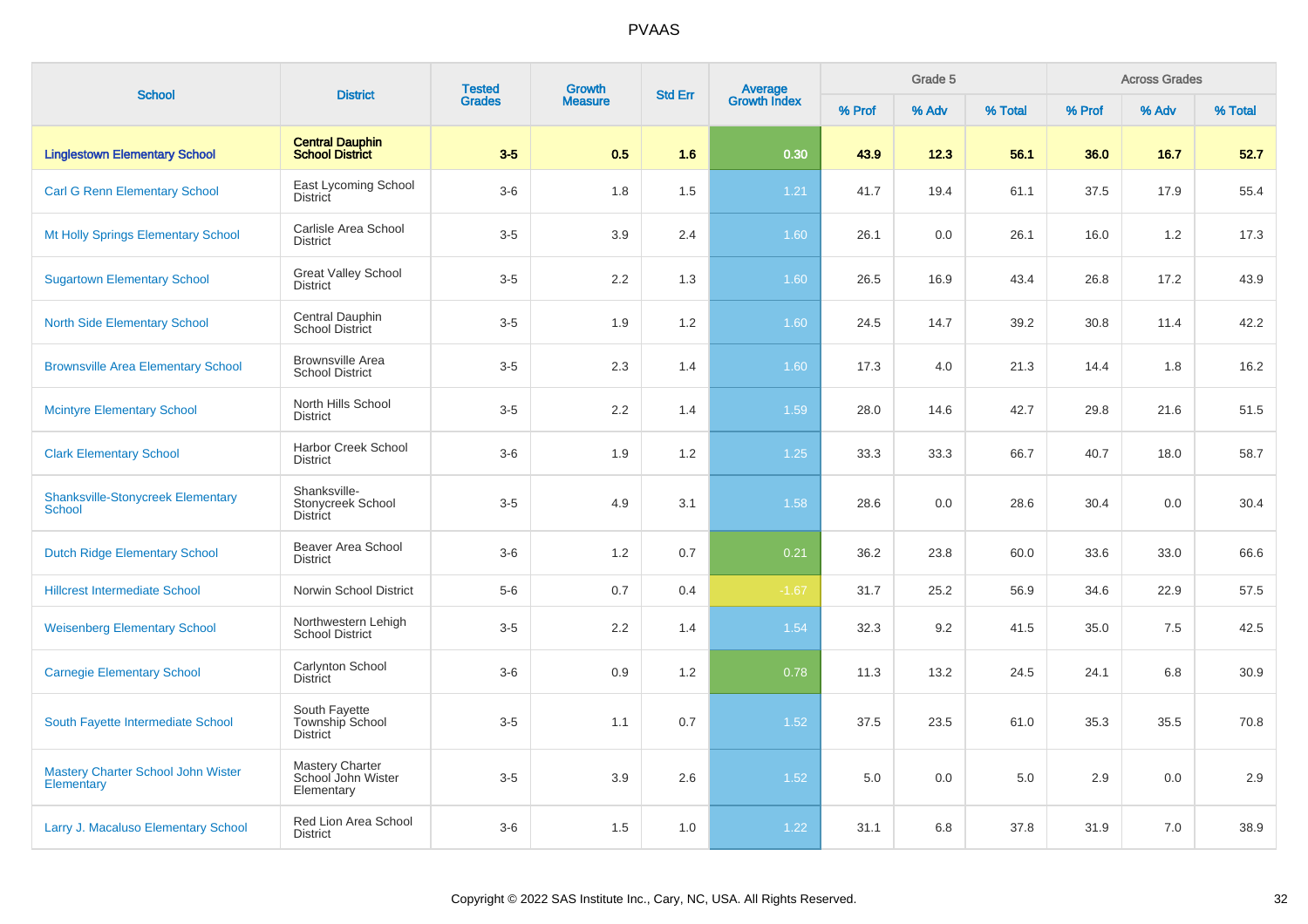# PVAAS

| School | District | Tested Grades | Growth Measure | Std Err | Average Growth Index | Grade 5 | | | Across Grades | | |
|---|---|---|---|---|---|---|---|---|---|---|---|
| | | | | | | % Prof | % Adv | % Total | % Prof | % Adv | % Total |
| **Linglestown Elementary School** | **Central Dauphin School District** | **3-5** | **0.5** | **1.6** | **0.30** | **43.9** | **12.3** | **56.1** | **36.0** | **16.7** | **52.7** |
| Carl G Renn Elementary School | East Lycoming School District | 3-6 | 1.8 | 1.5 | 1.21 | 41.7 | 19.4 | 61.1 | 37.5 | 17.9 | 55.4 |
| Mt Holly Springs Elementary School | Carlisle Area School District | 3-5 | 3.9 | 2.4 | 1.60 | 26.1 | 0.0 | 26.1 | 16.0 | 1.2 | 17.3 |
| Sugartown Elementary School | Great Valley School District | 3-5 | 2.2 | 1.3 | 1.60 | 26.5 | 16.9 | 43.4 | 26.8 | 17.2 | 43.9 |
| North Side Elementary School | Central Dauphin School District | 3-5 | 1.9 | 1.2 | 1.60 | 24.5 | 14.7 | 39.2 | 30.8 | 11.4 | 42.2 |
| Brownsville Area Elementary School | Brownsville Area School District | 3-5 | 2.3 | 1.4 | 1.60 | 17.3 | 4.0 | 21.3 | 14.4 | 1.8 | 16.2 |
| Mcintyre Elementary School | North Hills School District | 3-5 | 2.2 | 1.4 | 1.59 | 28.0 | 14.6 | 42.7 | 29.8 | 21.6 | 51.5 |
| Clark Elementary School | Harbor Creek School District | 3-6 | 1.9 | 1.2 | 1.25 | 33.3 | 33.3 | 66.7 | 40.7 | 18.0 | 58.7 |
| Shanksville-Stonycreek Elementary School | Shanksville-Stonycreek School District | 3-5 | 4.9 | 3.1 | 1.58 | 28.6 | 0.0 | 28.6 | 30.4 | 0.0 | 30.4 |
| Dutch Ridge Elementary School | Beaver Area School District | 3-6 | 1.2 | 0.7 | 0.21 | 36.2 | 23.8 | 60.0 | 33.6 | 33.0 | 66.6 |
| Hillcrest Intermediate School | Norwin School District | 5-6 | 0.7 | 0.4 | -1.67 | 31.7 | 25.2 | 56.9 | 34.6 | 22.9 | 57.5 |
| Weisenberg Elementary School | Northwestern Lehigh School District | 3-5 | 2.2 | 1.4 | 1.54 | 32.3 | 9.2 | 41.5 | 35.0 | 7.5 | 42.5 |
| Carnegie Elementary School | Carlynton School District | 3-6 | 0.9 | 1.2 | 0.78 | 11.3 | 13.2 | 24.5 | 24.1 | 6.8 | 30.9 |
| South Fayette Intermediate School | South Fayette Township School District | 3-5 | 1.1 | 0.7 | 1.52 | 37.5 | 23.5 | 61.0 | 35.3 | 35.5 | 70.8 |
| Mastery Charter School John Wister Elementary | Mastery Charter School John Wister Elementary | 3-5 | 3.9 | 2.6 | 1.52 | 5.0 | 0.0 | 5.0 | 2.9 | 0.0 | 2.9 |
| Larry J. Macaluso Elementary School | Red Lion Area School District | 3-6 | 1.5 | 1.0 | 1.22 | 31.1 | 6.8 | 37.8 | 31.9 | 7.0 | 38.9 |

Copyright © 2022 SAS Institute Inc., Cary, NC, USA. All Rights Reserved.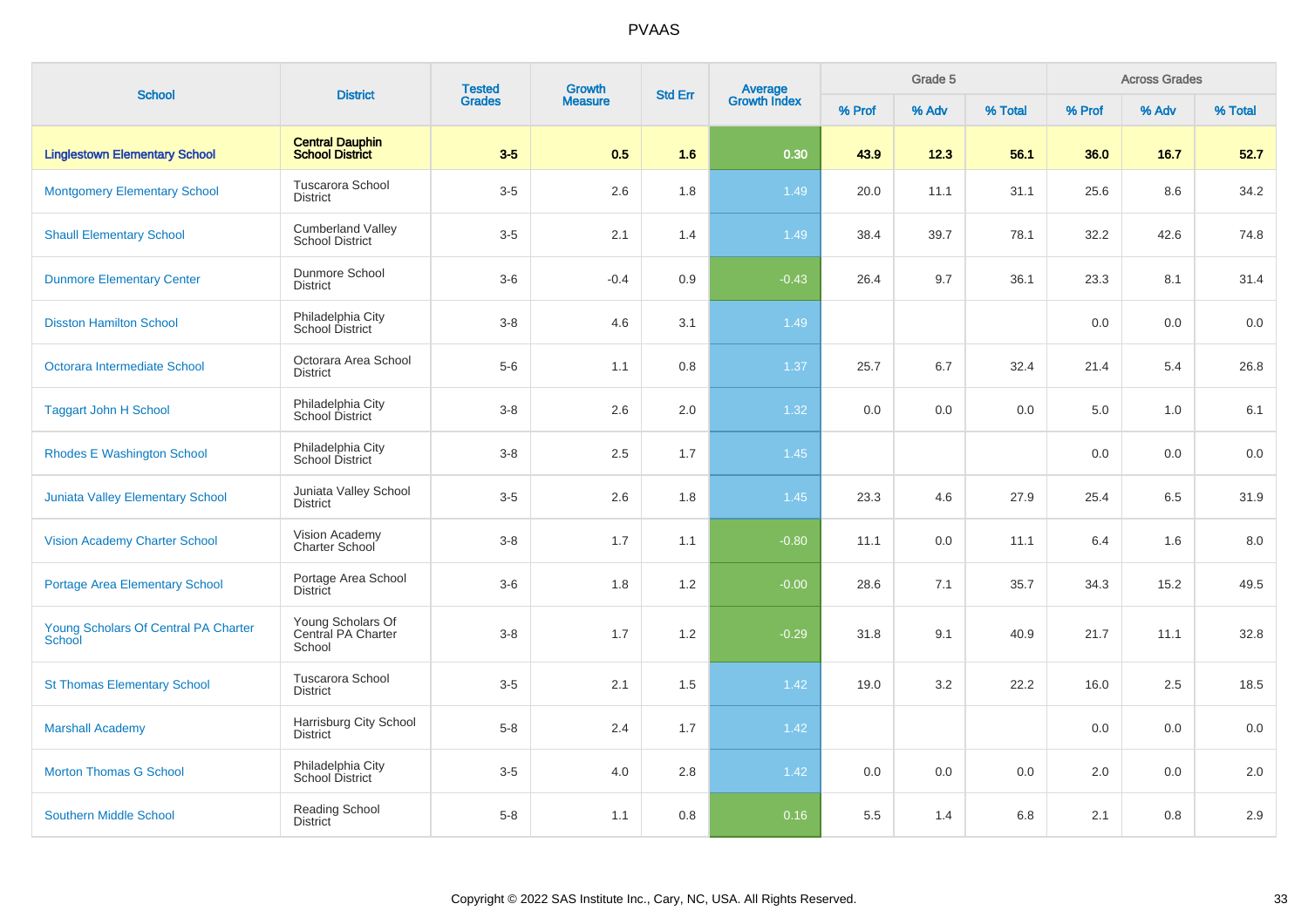| School | District | Tested Grades | Growth Measure | Std Err | Average Growth Index | Grade 5 | | | Across Grades | | |
|---|---|---|---|---|---|---|---|---|---|---|---|
| | | | | | | % Prof | % Adv | % Total | % Prof | % Adv | % Total |
| **Linglestown Elementary School** | **Central Dauphin School District** | **3-5** | **0.5** | **1.6** | **0.30** | **43.9** | **12.3** | **56.1** | **36.0** | **16.7** | **52.7** |
| Montgomery Elementary School | Tuscarora School District | 3-5 | 2.6 | 1.8 | 1.49 | 20.0 | 11.1 | 31.1 | 25.6 | 8.6 | 34.2 |
| Shaull Elementary School | Cumberland Valley School District | 3-5 | 2.1 | 1.4 | 1.49 | 38.4 | 39.7 | 78.1 | 32.2 | 42.6 | 74.8 |
| Dunmore Elementary Center | Dunmore School District | 3-6 | -0.4 | 0.9 | -0.43 | 26.4 | 9.7 | 36.1 | 23.3 | 8.1 | 31.4 |
| Disston Hamilton School | Philadelphia City School District | 3-8 | 4.6 | 3.1 | 1.49 | | | | 0.0 | 0.0 | 0.0 |
| Octorara Intermediate School | Octorara Area School District | 5-6 | 1.1 | 0.8 | 1.37 | 25.7 | 6.7 | 32.4 | 21.4 | 5.4 | 26.8 |
| Taggart John H School | Philadelphia City School District | 3-8 | 2.6 | 2.0 | 1.32 | 0.0 | 0.0 | 0.0 | 5.0 | 1.0 | 6.1 |
| Rhodes E Washington School | Philadelphia City School District | 3-8 | 2.5 | 1.7 | 1.45 | | | | 0.0 | 0.0 | 0.0 |
| Juniata Valley Elementary School | Juniata Valley School District | 3-5 | 2.6 | 1.8 | 1.45 | 23.3 | 4.6 | 27.9 | 25.4 | 6.5 | 31.9 |
| Vision Academy Charter School | Vision Academy Charter School | 3-8 | 1.7 | 1.1 | -0.80 | 11.1 | 0.0 | 11.1 | 6.4 | 1.6 | 8.0 |
| Portage Area Elementary School | Portage Area School District | 3-6 | 1.8 | 1.2 | -0.00 | 28.6 | 7.1 | 35.7 | 34.3 | 15.2 | 49.5 |
| Young Scholars Of Central PA Charter School | Young Scholars Of Central PA Charter School | 3-8 | 1.7 | 1.2 | -0.29 | 31.8 | 9.1 | 40.9 | 21.7 | 11.1 | 32.8 |
| St Thomas Elementary School | Tuscarora School District | 3-5 | 2.1 | 1.5 | 1.42 | 19.0 | 3.2 | 22.2 | 16.0 | 2.5 | 18.5 |
| Marshall Academy | Harrisburg City School District | 5-8 | 2.4 | 1.7 | 1.42 | | | | 0.0 | 0.0 | 0.0 |
| Morton Thomas G School | Philadelphia City School District | 3-5 | 4.0 | 2.8 | 1.42 | 0.0 | 0.0 | 0.0 | 2.0 | 0.0 | 2.0 |
| Southern Middle School | Reading School District | 5-8 | 1.1 | 0.8 | 0.16 | 5.5 | 1.4 | 6.8 | 2.1 | 0.8 | 2.9 |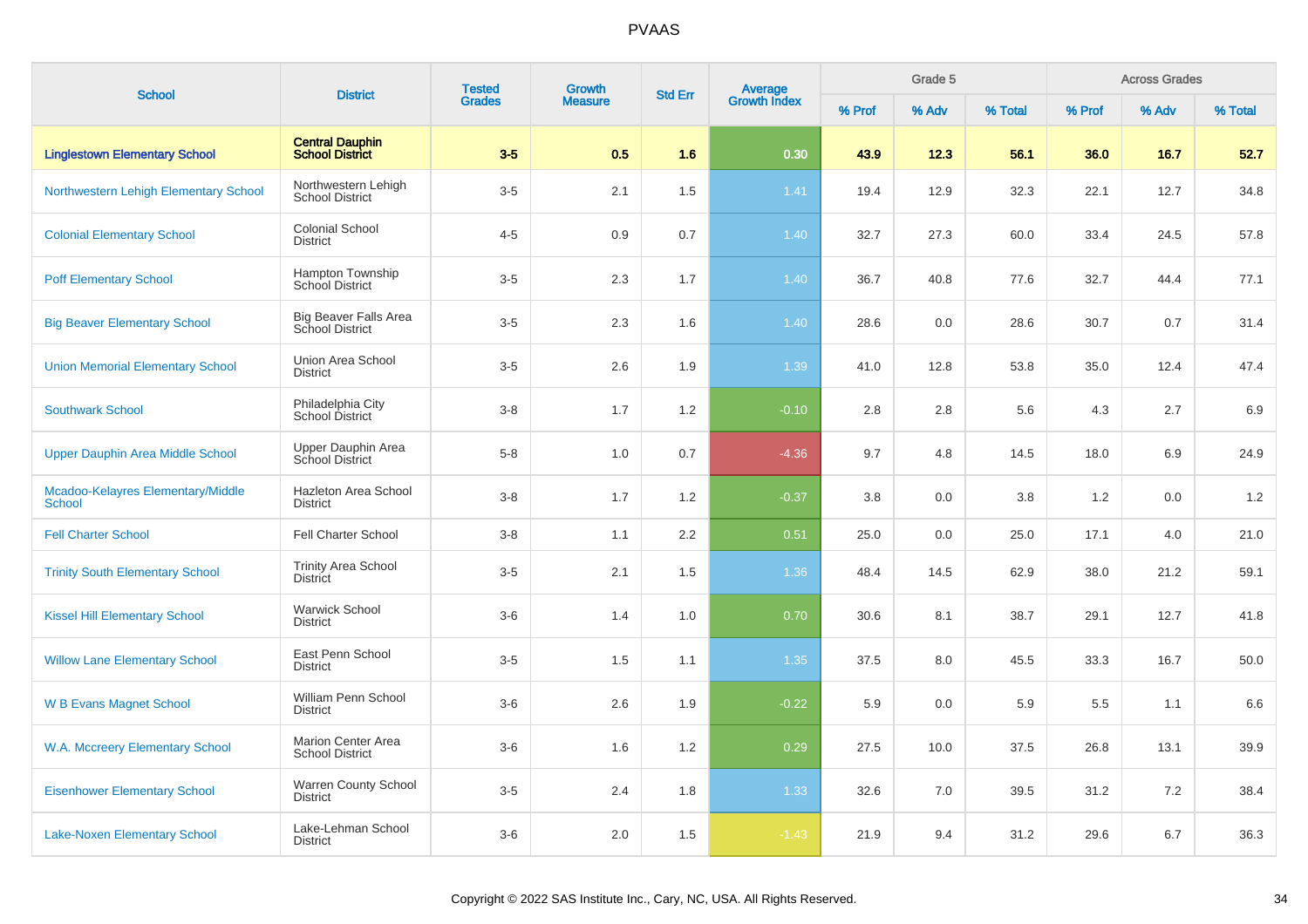# PVAAS

| School | District | Tested Grades | Growth Measure | Std Err | Average Growth Index | Grade 5 | | | Across Grades | | |
|---|---|---|---|---|---|---|---|---|---|---|---|
| | | | | | | % Prof | % Adv | % Total | % Prof | % Adv | % Total |
| **Linglestown Elementary School** | **Central Dauphin School District** | **3-5** | **0.5** | **1.6** | **0.30** | **43.9** | **12.3** | **56.1** | **36.0** | **16.7** | **52.7** |
| Northwestern Lehigh Elementary School | Northwestern Lehigh School District | 3-5 | 2.1 | 1.5 | 1.41 | 19.4 | 12.9 | 32.3 | 22.1 | 12.7 | 34.8 |
| Colonial Elementary School | Colonial School District | 4-5 | 0.9 | 0.7 | 1.40 | 32.7 | 27.3 | 60.0 | 33.4 | 24.5 | 57.8 |
| Poff Elementary School | Hampton Township School District | 3-5 | 2.3 | 1.7 | 1.40 | 36.7 | 40.8 | 77.6 | 32.7 | 44.4 | 77.1 |
| Big Beaver Elementary School | Big Beaver Falls Area School District | 3-5 | 2.3 | 1.6 | 1.40 | 28.6 | 0.0 | 28.6 | 30.7 | 0.7 | 31.4 |
| Union Memorial Elementary School | Union Area School District | 3-5 | 2.6 | 1.9 | 1.39 | 41.0 | 12.8 | 53.8 | 35.0 | 12.4 | 47.4 |
| Southwark School | Philadelphia City School District | 3-8 | 1.7 | 1.2 | -0.10 | 2.8 | 2.8 | 5.6 | 4.3 | 2.7 | 6.9 |
| Upper Dauphin Area Middle School | Upper Dauphin Area School District | 5-8 | 1.0 | 0.7 | -4.36 | 9.7 | 4.8 | 14.5 | 18.0 | 6.9 | 24.9 |
| Mcadoo-Kelayres Elementary/Middle School | Hazleton Area School District | 3-8 | 1.7 | 1.2 | -0.37 | 3.8 | 0.0 | 3.8 | 1.2 | 0.0 | 1.2 |
| Fell Charter School | Fell Charter School | 3-8 | 1.1 | 2.2 | 0.51 | 25.0 | 0.0 | 25.0 | 17.1 | 4.0 | 21.0 |
| Trinity South Elementary School | Trinity Area School District | 3-5 | 2.1 | 1.5 | 1.36 | 48.4 | 14.5 | 62.9 | 38.0 | 21.2 | 59.1 |
| Kissel Hill Elementary School | Warwick School District | 3-6 | 1.4 | 1.0 | 0.70 | 30.6 | 8.1 | 38.7 | 29.1 | 12.7 | 41.8 |
| Willow Lane Elementary School | East Penn School District | 3-5 | 1.5 | 1.1 | 1.35 | 37.5 | 8.0 | 45.5 | 33.3 | 16.7 | 50.0 |
| W B Evans Magnet School | William Penn School District | 3-6 | 2.6 | 1.9 | -0.22 | 5.9 | 0.0 | 5.9 | 5.5 | 1.1 | 6.6 |
| W.A. Mccreery Elementary School | Marion Center Area School District | 3-6 | 1.6 | 1.2 | 0.29 | 27.5 | 10.0 | 37.5 | 26.8 | 13.1 | 39.9 |
| Eisenhower Elementary School | Warren County School District | 3-5 | 2.4 | 1.8 | 1.33 | 32.6 | 7.0 | 39.5 | 31.2 | 7.2 | 38.4 |
| Lake-Noxen Elementary School | Lake-Lehman School District | 3-6 | 2.0 | 1.5 | -1.43 | 21.9 | 9.4 | 31.2 | 29.6 | 6.7 | 36.3 |

Copyright © 2022 SAS Institute Inc., Cary, NC, USA. All Rights Reserved.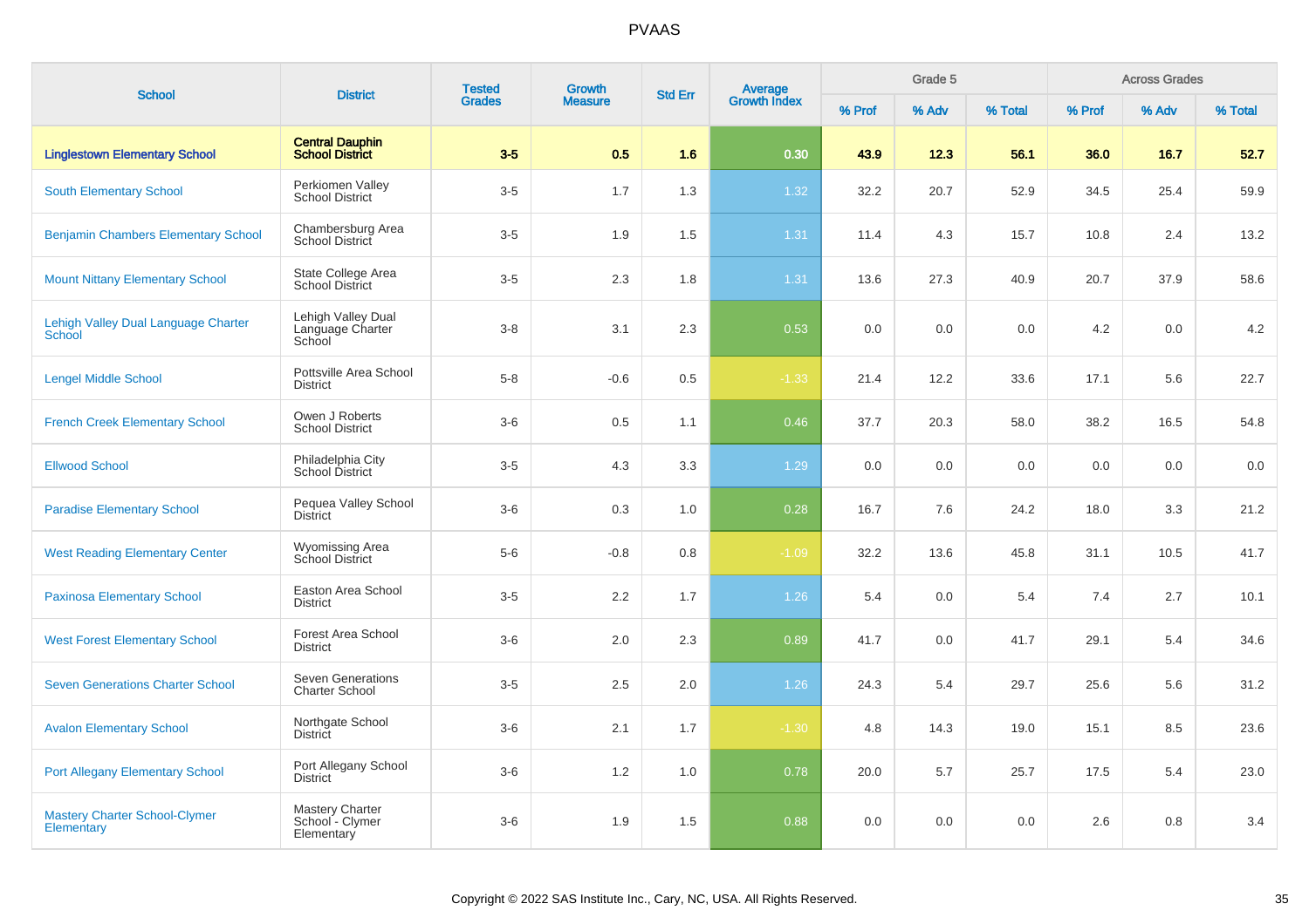# PVAAS

| School | District | Tested Grades | Growth Measure | Std Err | Average Growth Index | Grade 5 | | | Across Grades | | |
|---|---|---|---|---|---|---|---|---|---|---|---|
| | | | | | | % Prof | % Adv | % Total | % Prof | % Adv | % Total |
| **Linglestown Elementary School** | **Central Dauphin School District** | **3-5** | **0.5** | **1.6** | **0.30** | **43.9** | **12.3** | **56.1** | **36.0** | **16.7** | **52.7** |
| South Elementary School | Perkiomen Valley School District | 3-5 | 1.7 | 1.3 | 1.32 | 32.2 | 20.7 | 52.9 | 34.5 | 25.4 | 59.9 |
| Benjamin Chambers Elementary School | Chambersburg Area School District | 3-5 | 1.9 | 1.5 | 1.31 | 11.4 | 4.3 | 15.7 | 10.8 | 2.4 | 13.2 |
| Mount Nittany Elementary School | State College Area School District | 3-5 | 2.3 | 1.8 | 1.31 | 13.6 | 27.3 | 40.9 | 20.7 | 37.9 | 58.6 |
| Lehigh Valley Dual Language Charter School | Lehigh Valley Dual Language Charter School | 3-8 | 3.1 | 2.3 | 0.53 | 0.0 | 0.0 | 0.0 | 4.2 | 0.0 | 4.2 |
| Lengel Middle School | Pottsville Area School District | 5-8 | -0.6 | 0.5 | -1.33 | 21.4 | 12.2 | 33.6 | 17.1 | 5.6 | 22.7 |
| French Creek Elementary School | Owen J Roberts School District | 3-6 | 0.5 | 1.1 | 0.46 | 37.7 | 20.3 | 58.0 | 38.2 | 16.5 | 54.8 |
| Ellwood School | Philadelphia City School District | 3-5 | 4.3 | 3.3 | 1.29 | 0.0 | 0.0 | 0.0 | 0.0 | 0.0 | 0.0 |
| Paradise Elementary School | Pequea Valley School District | 3-6 | 0.3 | 1.0 | 0.28 | 16.7 | 7.6 | 24.2 | 18.0 | 3.3 | 21.2 |
| West Reading Elementary Center | Wyomissing Area School District | 5-6 | -0.8 | 0.8 | -1.09 | 32.2 | 13.6 | 45.8 | 31.1 | 10.5 | 41.7 |
| Paxinosa Elementary School | Easton Area School District | 3-5 | 2.2 | 1.7 | 1.26 | 5.4 | 0.0 | 5.4 | 7.4 | 2.7 | 10.1 |
| West Forest Elementary School | Forest Area School District | 3-6 | 2.0 | 2.3 | 0.89 | 41.7 | 0.0 | 41.7 | 29.1 | 5.4 | 34.6 |
| Seven Generations Charter School | Seven Generations Charter School | 3-5 | 2.5 | 2.0 | 1.26 | 24.3 | 5.4 | 29.7 | 25.6 | 5.6 | 31.2 |
| Avalon Elementary School | Northgate School District | 3-6 | 2.1 | 1.7 | -1.30 | 4.8 | 14.3 | 19.0 | 15.1 | 8.5 | 23.6 |
| Port Allegany Elementary School | Port Allegany School District | 3-6 | 1.2 | 1.0 | 0.78 | 20.0 | 5.7 | 25.7 | 17.5 | 5.4 | 23.0 |
| Mastery Charter School-Clymer Elementary | Mastery Charter School - Clymer Elementary | 3-6 | 1.9 | 1.5 | 0.88 | 0.0 | 0.0 | 0.0 | 2.6 | 0.8 | 3.4 |

Copyright © 2022 SAS Institute Inc., Cary, NC, USA. All Rights Reserved.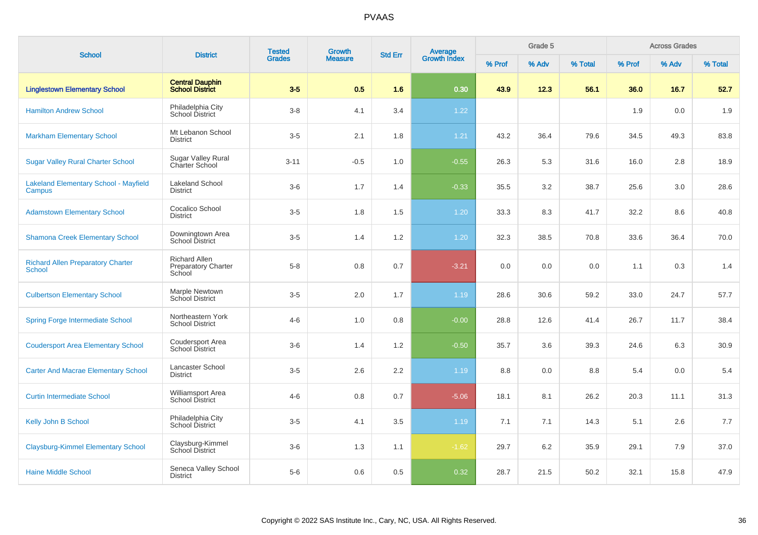# PVAAS

| School | District | Tested Grades | Growth Measure | Std Err | Average Growth Index | Grade 5 | | | Across Grades | | |
|---|---|---|---|---|---|---|---|---|---|---|---|
| | | | | | | % Prof | % Adv | % Total | % Prof | % Adv | % Total |
| **Linglestown Elementary School** | **Central Dauphin School District** | **3-5** | **0.5** | **1.6** | **0.30** | **43.9** | **12.3** | **56.1** | **36.0** | **16.7** | **52.7** |
| Hamilton Andrew School | Philadelphia City School District | 3-8 | 4.1 | 3.4 | 1.22 | | | | 1.9 | 0.0 | 1.9 |
| Markham Elementary School | Mt Lebanon School District | 3-5 | 2.1 | 1.8 | 1.21 | 43.2 | 36.4 | 79.6 | 34.5 | 49.3 | 83.8 |
| Sugar Valley Rural Charter School | Sugar Valley Rural Charter School | 3-11 | -0.5 | 1.0 | -0.55 | 26.3 | 5.3 | 31.6 | 16.0 | 2.8 | 18.9 |
| Lakeland Elementary School - Mayfield Campus | Lakeland School District | 3-6 | 1.7 | 1.4 | -0.33 | 35.5 | 3.2 | 38.7 | 25.6 | 3.0 | 28.6 |
| Adamstown Elementary School | Cocalico School District | 3-5 | 1.8 | 1.5 | 1.20 | 33.3 | 8.3 | 41.7 | 32.2 | 8.6 | 40.8 |
| Shamona Creek Elementary School | Downingtown Area School District | 3-5 | 1.4 | 1.2 | 1.20 | 32.3 | 38.5 | 70.8 | 33.6 | 36.4 | 70.0 |
| Richard Allen Preparatory Charter School | Richard Allen Preparatory Charter School | 5-8 | 0.8 | 0.7 | -3.21 | 0.0 | 0.0 | 0.0 | 1.1 | 0.3 | 1.4 |
| Culbertson Elementary School | Marple Newtown School District | 3-5 | 2.0 | 1.7 | 1.19 | 28.6 | 30.6 | 59.2 | 33.0 | 24.7 | 57.7 |
| Spring Forge Intermediate School | Northeastern York School District | 4-6 | 1.0 | 0.8 | -0.00 | 28.8 | 12.6 | 41.4 | 26.7 | 11.7 | 38.4 |
| Coudersport Area Elementary School | Coudersport Area School District | 3-6 | 1.4 | 1.2 | -0.50 | 35.7 | 3.6 | 39.3 | 24.6 | 6.3 | 30.9 |
| Carter And Macrae Elementary School | Lancaster School District | 3-5 | 2.6 | 2.2 | 1.19 | 8.8 | 0.0 | 8.8 | 5.4 | 0.0 | 5.4 |
| Curtin Intermediate School | Williamsport Area School District | 4-6 | 0.8 | 0.7 | -5.06 | 18.1 | 8.1 | 26.2 | 20.3 | 11.1 | 31.3 |
| Kelly John B School | Philadelphia City School District | 3-5 | 4.1 | 3.5 | 1.19 | 7.1 | 7.1 | 14.3 | 5.1 | 2.6 | 7.7 |
| Claysburg-Kimmel Elementary School | Claysburg-Kimmel School District | 3-6 | 1.3 | 1.1 | -1.62 | 29.7 | 6.2 | 35.9 | 29.1 | 7.9 | 37.0 |
| Haine Middle School | Seneca Valley School District | 5-6 | 0.6 | 0.5 | 0.32 | 28.7 | 21.5 | 50.2 | 32.1 | 15.8 | 47.9 |

Copyright © 2022 SAS Institute Inc., Cary, NC, USA. All Rights Reserved.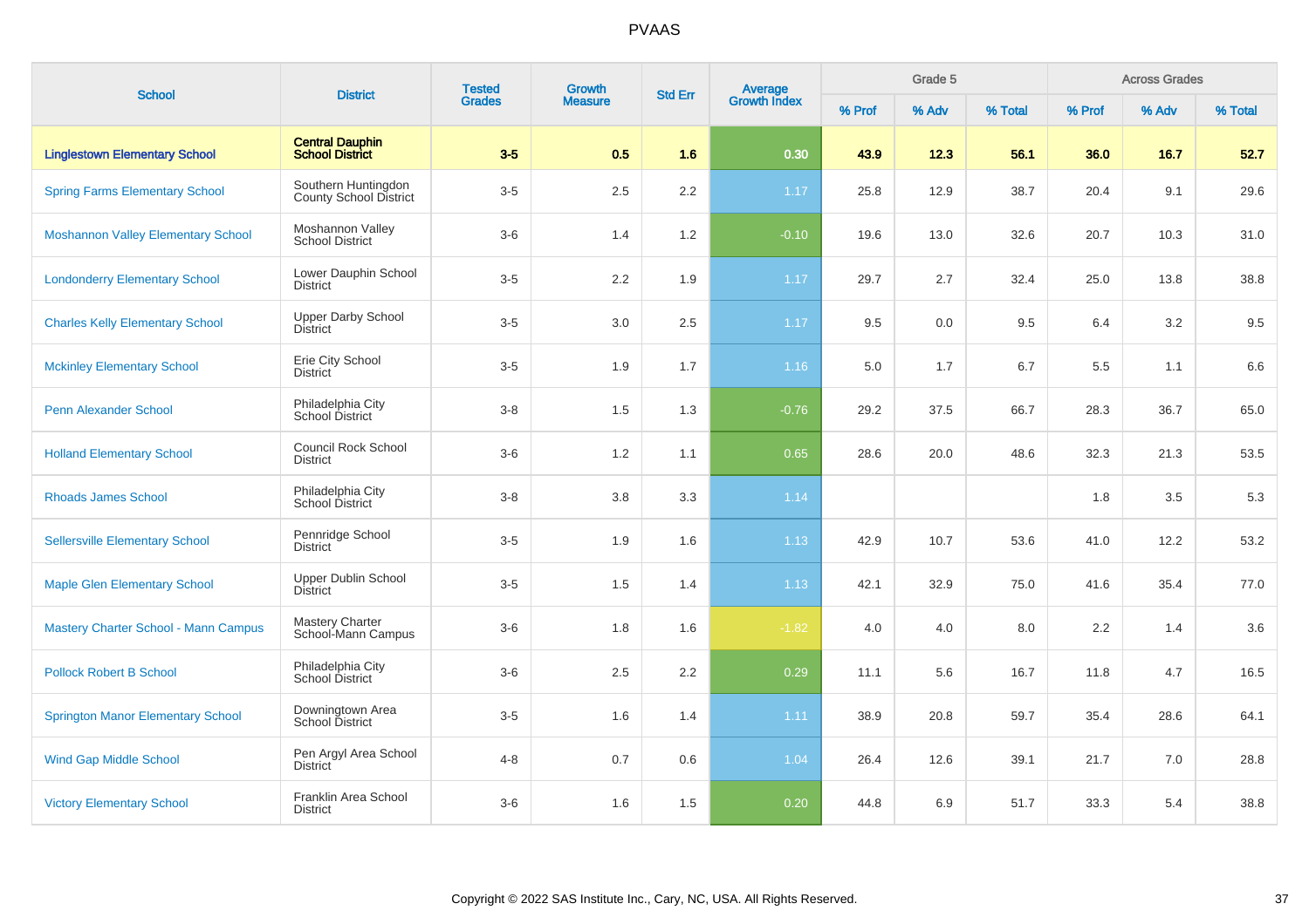# PVAAS

| School | District | Tested Grades | Growth Measure | Std Err | Average Growth Index | Grade 5 | | | Across Grades | | |
|---|---|---|---|---|---|---|---|---|---|---|---|
| | | | | | | % Prof | % Adv | % Total | % Prof | % Adv | % Total |
| **Linglestown Elementary School** | **Central Dauphin School District** | **3-5** | **0.5** | **1.6** | **0.30** | **43.9** | **12.3** | **56.1** | **36.0** | **16.7** | **52.7** |
| Spring Farms Elementary School | Southern Huntingdon County School District | 3-5 | 2.5 | 2.2 | 1.17 | 25.8 | 12.9 | 38.7 | 20.4 | 9.1 | 29.6 |
| Moshannon Valley Elementary School | Moshannon Valley School District | 3-6 | 1.4 | 1.2 | -0.10 | 19.6 | 13.0 | 32.6 | 20.7 | 10.3 | 31.0 |
| Londonderry Elementary School | Lower Dauphin School District | 3-5 | 2.2 | 1.9 | 1.17 | 29.7 | 2.7 | 32.4 | 25.0 | 13.8 | 38.8 |
| Charles Kelly Elementary School | Upper Darby School District | 3-5 | 3.0 | 2.5 | 1.17 | 9.5 | 0.0 | 9.5 | 6.4 | 3.2 | 9.5 |
| Mckinley Elementary School | Erie City School District | 3-5 | 1.9 | 1.7 | 1.16 | 5.0 | 1.7 | 6.7 | 5.5 | 1.1 | 6.6 |
| Penn Alexander School | Philadelphia City School District | 3-8 | 1.5 | 1.3 | -0.76 | 29.2 | 37.5 | 66.7 | 28.3 | 36.7 | 65.0 |
| Holland Elementary School | Council Rock School District | 3-6 | 1.2 | 1.1 | 0.65 | 28.6 | 20.0 | 48.6 | 32.3 | 21.3 | 53.5 |
| Rhoads James School | Philadelphia City School District | 3-8 | 3.8 | 3.3 | 1.14 | | | | 1.8 | 3.5 | 5.3 |
| Sellersville Elementary School | Pennridge School District | 3-5 | 1.9 | 1.6 | 1.13 | 42.9 | 10.7 | 53.6 | 41.0 | 12.2 | 53.2 |
| Maple Glen Elementary School | Upper Dublin School District | 3-5 | 1.5 | 1.4 | 1.13 | 42.1 | 32.9 | 75.0 | 41.6 | 35.4 | 77.0 |
| Mastery Charter School - Mann Campus | Mastery Charter School-Mann Campus | 3-6 | 1.8 | 1.6 | -1.82 | 4.0 | 4.0 | 8.0 | 2.2 | 1.4 | 3.6 |
| Pollock Robert B School | Philadelphia City School District | 3-6 | 2.5 | 2.2 | 0.29 | 11.1 | 5.6 | 16.7 | 11.8 | 4.7 | 16.5 |
| Springton Manor Elementary School | Downingtown Area School District | 3-5 | 1.6 | 1.4 | 1.11 | 38.9 | 20.8 | 59.7 | 35.4 | 28.6 | 64.1 |
| Wind Gap Middle School | Pen Argyl Area School District | 4-8 | 0.7 | 0.6 | 1.04 | 26.4 | 12.6 | 39.1 | 21.7 | 7.0 | 28.8 |
| Victory Elementary School | Franklin Area School District | 3-6 | 1.6 | 1.5 | 0.20 | 44.8 | 6.9 | 51.7 | 33.3 | 5.4 | 38.8 |

Copyright © 2022 SAS Institute Inc., Cary, NC, USA. All Rights Reserved.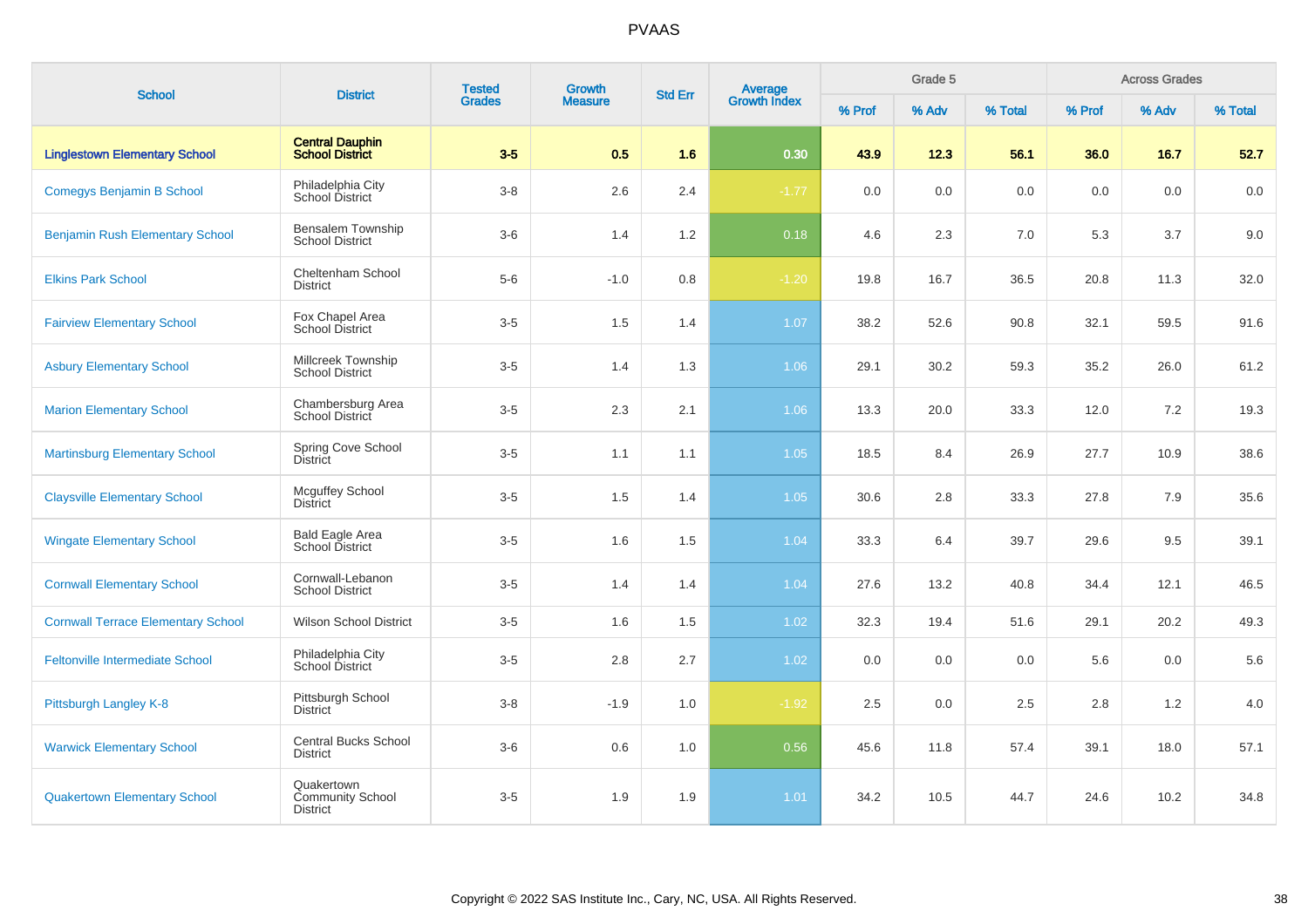# PVAAS

| School | District | Tested Grades | Growth Measure | Std Err | Average Growth Index | Grade 5 | | | Across Grades | | |
|---|---|---|---|---|---|---|---|---|---|---|---|
| | | | | | | % Prof | % Adv | % Total | % Prof | % Adv | % Total |
| **Linglestown Elementary School** | **Central Dauphin School District** | **3-5** | **0.5** | **1.6** | **0.30** | **43.9** | **12.3** | **56.1** | **36.0** | **16.7** | **52.7** |
| Comegys Benjamin B School | Philadelphia City School District | 3-8 | 2.6 | 2.4 | -1.77 | 0.0 | 0.0 | 0.0 | 0.0 | 0.0 | 0.0 |
| Benjamin Rush Elementary School | Bensalem Township School District | 3-6 | 1.4 | 1.2 | 0.18 | 4.6 | 2.3 | 7.0 | 5.3 | 3.7 | 9.0 |
| Elkins Park School | Cheltenham School District | 5-6 | -1.0 | 0.8 | -1.20 | 19.8 | 16.7 | 36.5 | 20.8 | 11.3 | 32.0 |
| Fairview Elementary School | Fox Chapel Area School District | 3-5 | 1.5 | 1.4 | 1.07 | 38.2 | 52.6 | 90.8 | 32.1 | 59.5 | 91.6 |
| Asbury Elementary School | Millcreek Township School District | 3-5 | 1.4 | 1.3 | 1.06 | 29.1 | 30.2 | 59.3 | 35.2 | 26.0 | 61.2 |
| Marion Elementary School | Chambersburg Area School District | 3-5 | 2.3 | 2.1 | 1.06 | 13.3 | 20.0 | 33.3 | 12.0 | 7.2 | 19.3 |
| Martinsburg Elementary School | Spring Cove School District | 3-5 | 1.1 | 1.1 | 1.05 | 18.5 | 8.4 | 26.9 | 27.7 | 10.9 | 38.6 |
| Claysville Elementary School | Mcguffey School District | 3-5 | 1.5 | 1.4 | 1.05 | 30.6 | 2.8 | 33.3 | 27.8 | 7.9 | 35.6 |
| Wingate Elementary School | Bald Eagle Area School District | 3-5 | 1.6 | 1.5 | 1.04 | 33.3 | 6.4 | 39.7 | 29.6 | 9.5 | 39.1 |
| Cornwall Elementary School | Cornwall-Lebanon School District | 3-5 | 1.4 | 1.4 | 1.04 | 27.6 | 13.2 | 40.8 | 34.4 | 12.1 | 46.5 |
| Cornwall Terrace Elementary School | Wilson School District | 3-5 | 1.6 | 1.5 | 1.02 | 32.3 | 19.4 | 51.6 | 29.1 | 20.2 | 49.3 |
| Feltonville Intermediate School | Philadelphia City School District | 3-5 | 2.8 | 2.7 | 1.02 | 0.0 | 0.0 | 0.0 | 5.6 | 0.0 | 5.6 |
| Pittsburgh Langley K-8 | Pittsburgh School District | 3-8 | -1.9 | 1.0 | -1.92 | 2.5 | 0.0 | 2.5 | 2.8 | 1.2 | 4.0 |
| Warwick Elementary School | Central Bucks School District | 3-6 | 0.6 | 1.0 | 0.56 | 45.6 | 11.8 | 57.4 | 39.1 | 18.0 | 57.1 |
| Quakertown Elementary School | Quakertown Community School District | 3-5 | 1.9 | 1.9 | 1.01 | 34.2 | 10.5 | 44.7 | 24.6 | 10.2 | 34.8 |

Copyright © 2022 SAS Institute Inc., Cary, NC, USA. All Rights Reserved.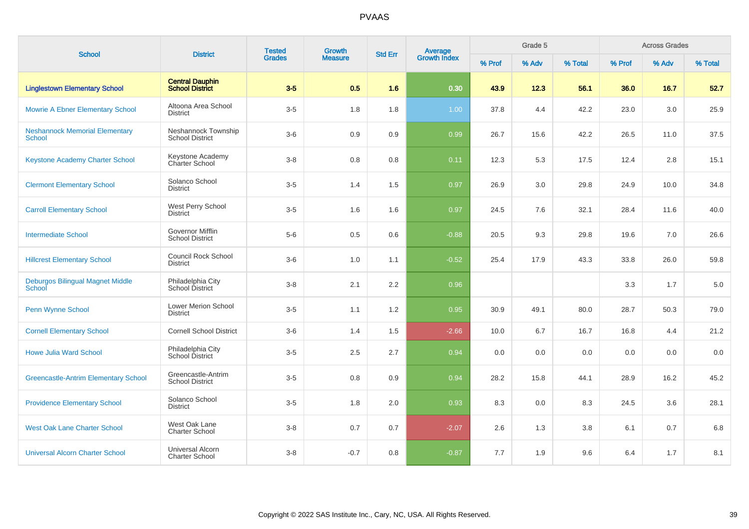# PVAAS

| School | District | Tested Grades | Growth Measure | Std Err | Average Growth Index | Grade 5 | | | Across Grades | | |
|---|---|---|---|---|---|---|---|---|---|---|---|
| | | | | | | % Prof | % Adv | % Total | % Prof | % Adv | % Total |
| **Linglestown Elementary School** | **Central Dauphin School District** | **3-5** | **0.5** | **1.6** | **0.30** | **43.9** | **12.3** | **56.1** | **36.0** | **16.7** | **52.7** |
| Mowrie A Ebner Elementary School | Altoona Area School District | 3-5 | 1.8 | 1.8 | 1.00 | 37.8 | 4.4 | 42.2 | 23.0 | 3.0 | 25.9 |
| Neshannock Memorial Elementary School | Neshannock Township School District | 3-6 | 0.9 | 0.9 | 0.99 | 26.7 | 15.6 | 42.2 | 26.5 | 11.0 | 37.5 |
| Keystone Academy Charter School | Keystone Academy Charter School | 3-8 | 0.8 | 0.8 | 0.11 | 12.3 | 5.3 | 17.5 | 12.4 | 2.8 | 15.1 |
| Clermont Elementary School | Solanco School District | 3-5 | 1.4 | 1.5 | 0.97 | 26.9 | 3.0 | 29.8 | 24.9 | 10.0 | 34.8 |
| Carroll Elementary School | West Perry School District | 3-5 | 1.6 | 1.6 | 0.97 | 24.5 | 7.6 | 32.1 | 28.4 | 11.6 | 40.0 |
| Intermediate School | Governor Mifflin School District | 5-6 | 0.5 | 0.6 | -0.88 | 20.5 | 9.3 | 29.8 | 19.6 | 7.0 | 26.6 |
| Hillcrest Elementary School | Council Rock School District | 3-6 | 1.0 | 1.1 | -0.52 | 25.4 | 17.9 | 43.3 | 33.8 | 26.0 | 59.8 |
| Deburgos Bilingual Magnet Middle School | Philadelphia City School District | 3-8 | 2.1 | 2.2 | 0.96 | | | | 3.3 | 1.7 | 5.0 |
| Penn Wynne School | Lower Merion School District | 3-5 | 1.1 | 1.2 | 0.95 | 30.9 | 49.1 | 80.0 | 28.7 | 50.3 | 79.0 |
| Cornell Elementary School | Cornell School District | 3-6 | 1.4 | 1.5 | -2.66 | 10.0 | 6.7 | 16.7 | 16.8 | 4.4 | 21.2 |
| Howe Julia Ward School | Philadelphia City School District | 3-5 | 2.5 | 2.7 | 0.94 | 0.0 | 0.0 | 0.0 | 0.0 | 0.0 | 0.0 |
| Greencastle-Antrim Elementary School | Greencastle-Antrim School District | 3-5 | 0.8 | 0.9 | 0.94 | 28.2 | 15.8 | 44.1 | 28.9 | 16.2 | 45.2 |
| Providence Elementary School | Solanco School District | 3-5 | 1.8 | 2.0 | 0.93 | 8.3 | 0.0 | 8.3 | 24.5 | 3.6 | 28.1 |
| West Oak Lane Charter School | West Oak Lane Charter School | 3-8 | 0.7 | 0.7 | -2.07 | 2.6 | 1.3 | 3.8 | 6.1 | 0.7 | 6.8 |
| Universal Alcorn Charter School | Universal Alcorn Charter School | 3-8 | -0.7 | 0.8 | -0.87 | 7.7 | 1.9 | 9.6 | 6.4 | 1.7 | 8.1 |

Copyright © 2022 SAS Institute Inc., Cary, NC, USA. All Rights Reserved.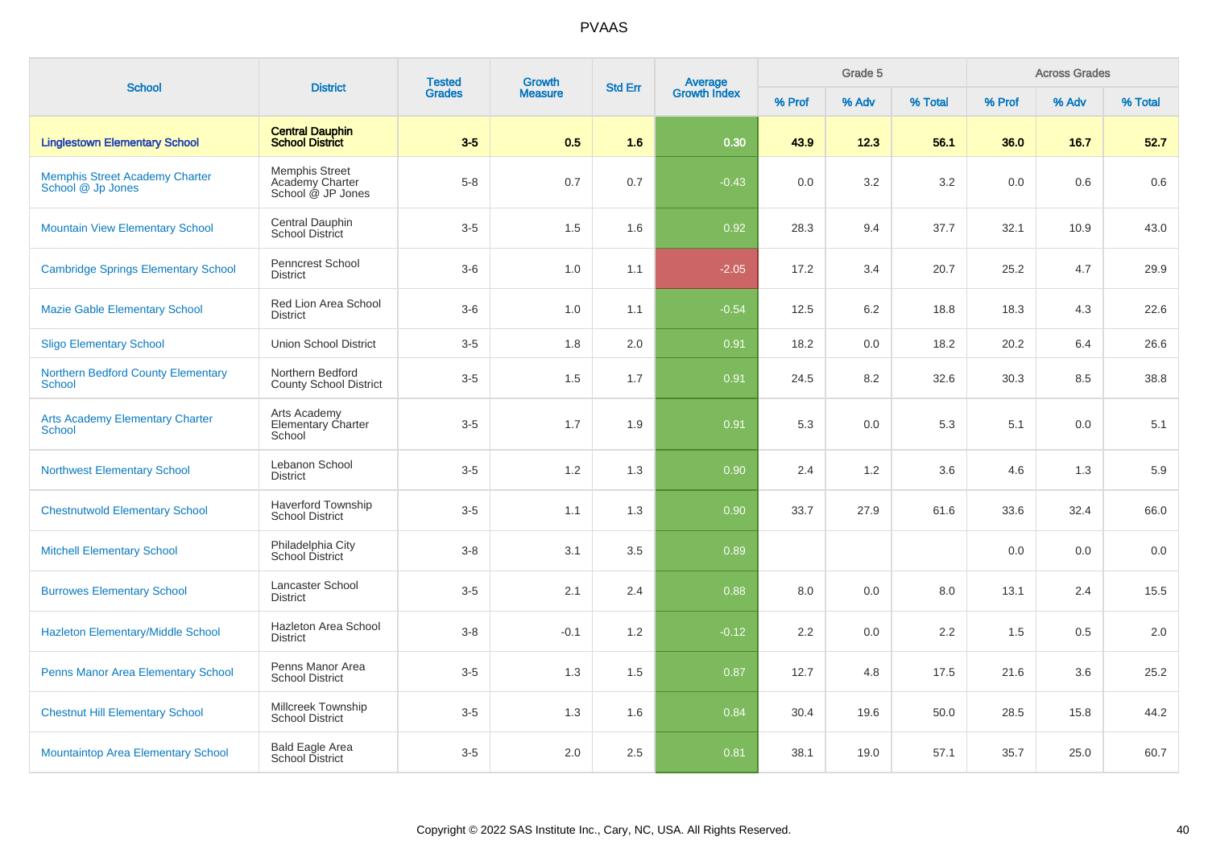# PVAAS

| School | District | Tested Grades | Growth Measure | Std Err | Average Growth Index | Grade 5 | | | Across Grades | | |
|---|---|---|---|---|---|---|---|---|---|---|---|
| | | | | | | % Prof | % Adv | % Total | % Prof | % Adv | % Total |
| **Linglestown Elementary School** | **Central Dauphin School District** | **3-5** | **0.5** | **1.6** | **0.30** | **43.9** | **12.3** | **56.1** | **36.0** | **16.7** | **52.7** |
| Memphis Street Academy Charter School @ Jp Jones | Memphis Street Academy Charter School @ JP Jones | 5-8 | 0.7 | 0.7 | -0.43 | 0.0 | 3.2 | 3.2 | 0.0 | 0.6 | 0.6 |
| Mountain View Elementary School | Central Dauphin School District | 3-5 | 1.5 | 1.6 | 0.92 | 28.3 | 9.4 | 37.7 | 32.1 | 10.9 | 43.0 |
| Cambridge Springs Elementary School | Penncrest School District | 3-6 | 1.0 | 1.1 | -2.05 | 17.2 | 3.4 | 20.7 | 25.2 | 4.7 | 29.9 |
| Mazie Gable Elementary School | Red Lion Area School District | 3-6 | 1.0 | 1.1 | -0.54 | 12.5 | 6.2 | 18.8 | 18.3 | 4.3 | 22.6 |
| Sligo Elementary School | Union School District | 3-5 | 1.8 | 2.0 | 0.91 | 18.2 | 0.0 | 18.2 | 20.2 | 6.4 | 26.6 |
| Northern Bedford County Elementary School | Northern Bedford County School District | 3-5 | 1.5 | 1.7 | 0.91 | 24.5 | 8.2 | 32.6 | 30.3 | 8.5 | 38.8 |
| Arts Academy Elementary Charter School | Arts Academy Elementary Charter School | 3-5 | 1.7 | 1.9 | 0.91 | 5.3 | 0.0 | 5.3 | 5.1 | 0.0 | 5.1 |
| Northwest Elementary School | Lebanon School District | 3-5 | 1.2 | 1.3 | 0.90 | 2.4 | 1.2 | 3.6 | 4.6 | 1.3 | 5.9 |
| Chestnutwold Elementary School | Haverford Township School District | 3-5 | 1.1 | 1.3 | 0.90 | 33.7 | 27.9 | 61.6 | 33.6 | 32.4 | 66.0 |
| Mitchell Elementary School | Philadelphia City School District | 3-8 | 3.1 | 3.5 | 0.89 | | | | 0.0 | 0.0 | 0.0 |
| Burrowes Elementary School | Lancaster School District | 3-5 | 2.1 | 2.4 | 0.88 | 8.0 | 0.0 | 8.0 | 13.1 | 2.4 | 15.5 |
| Hazleton Elementary/Middle School | Hazleton Area School District | 3-8 | -0.1 | 1.2 | -0.12 | 2.2 | 0.0 | 2.2 | 1.5 | 0.5 | 2.0 |
| Penns Manor Area Elementary School | Penns Manor Area School District | 3-5 | 1.3 | 1.5 | 0.87 | 12.7 | 4.8 | 17.5 | 21.6 | 3.6 | 25.2 |
| Chestnut Hill Elementary School | Millcreek Township School District | 3-5 | 1.3 | 1.6 | 0.84 | 30.4 | 19.6 | 50.0 | 28.5 | 15.8 | 44.2 |
| Mountaintop Area Elementary School | Bald Eagle Area School District | 3-5 | 2.0 | 2.5 | 0.81 | 38.1 | 19.0 | 57.1 | 35.7 | 25.0 | 60.7 |

Copyright © 2022 SAS Institute Inc., Cary, NC, USA. All Rights Reserved.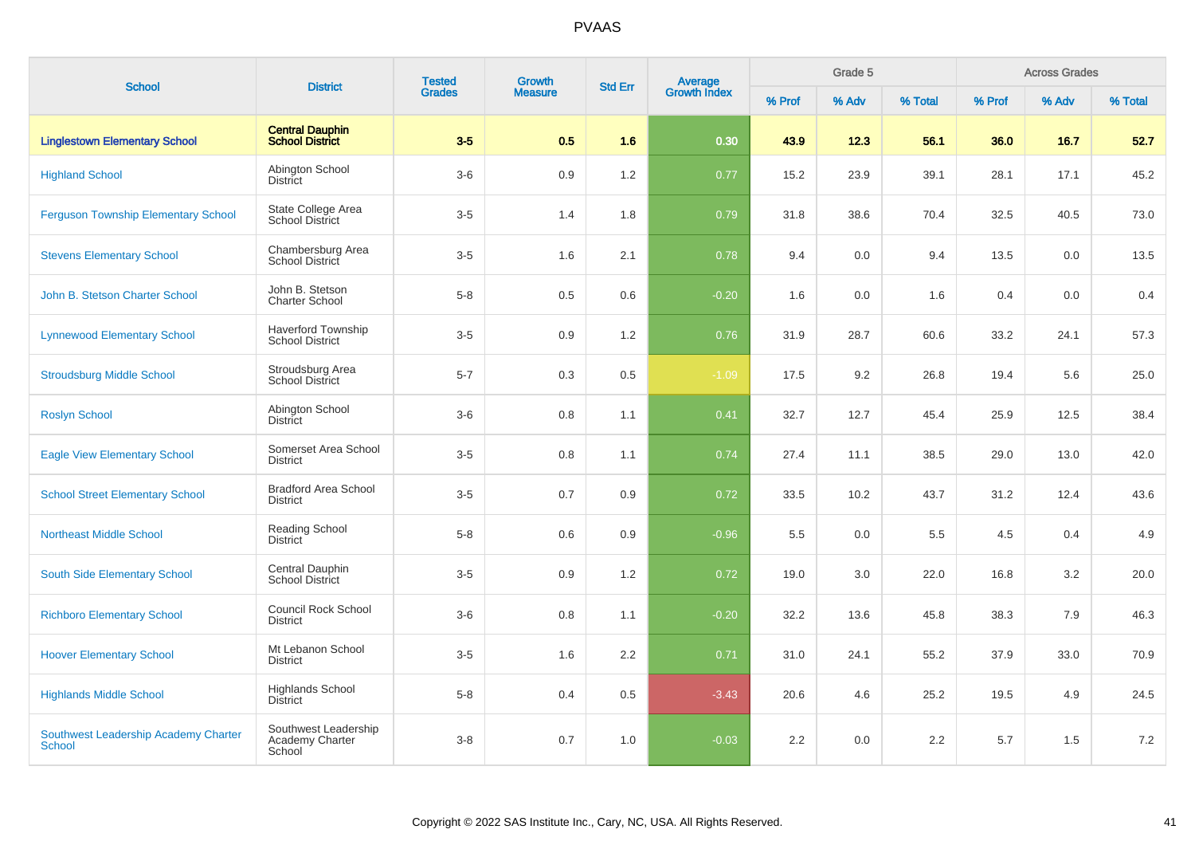# PVAAS

| School | District | Tested Grades | Growth Measure | Std Err | Average Growth Index | Grade 5 | | | Across Grades | | |
|---|---|---|---|---|---|---|---|---|---|---|---|
| | | | | | | % Prof | % Adv | % Total | % Prof | % Adv | % Total |
| **Linglestown Elementary School** | **Central Dauphin School District** | **3-5** | **0.5** | **1.6** | **0.30** | **43.9** | **12.3** | **56.1** | **36.0** | **16.7** | **52.7** |
| Highland School | Abington School District | 3-6 | 0.9 | 1.2 | 0.77 | 15.2 | 23.9 | 39.1 | 28.1 | 17.1 | 45.2 |
| Ferguson Township Elementary School | State College Area School District | 3-5 | 1.4 | 1.8 | 0.79 | 31.8 | 38.6 | 70.4 | 32.5 | 40.5 | 73.0 |
| Stevens Elementary School | Chambersburg Area School District | 3-5 | 1.6 | 2.1 | 0.78 | 9.4 | 0.0 | 9.4 | 13.5 | 0.0 | 13.5 |
| John B. Stetson Charter School | John B. Stetson Charter School | 5-8 | 0.5 | 0.6 | -0.20 | 1.6 | 0.0 | 1.6 | 0.4 | 0.0 | 0.4 |
| Lynnewood Elementary School | Haverford Township School District | 3-5 | 0.9 | 1.2 | 0.76 | 31.9 | 28.7 | 60.6 | 33.2 | 24.1 | 57.3 |
| Stroudsburg Middle School | Stroudsburg Area School District | 5-7 | 0.3 | 0.5 | -1.09 | 17.5 | 9.2 | 26.8 | 19.4 | 5.6 | 25.0 |
| Roslyn School | Abington School District | 3-6 | 0.8 | 1.1 | 0.41 | 32.7 | 12.7 | 45.4 | 25.9 | 12.5 | 38.4 |
| Eagle View Elementary School | Somerset Area School District | 3-5 | 0.8 | 1.1 | 0.74 | 27.4 | 11.1 | 38.5 | 29.0 | 13.0 | 42.0 |
| School Street Elementary School | Bradford Area School District | 3-5 | 0.7 | 0.9 | 0.72 | 33.5 | 10.2 | 43.7 | 31.2 | 12.4 | 43.6 |
| Northeast Middle School | Reading School District | 5-8 | 0.6 | 0.9 | -0.96 | 5.5 | 0.0 | 5.5 | 4.5 | 0.4 | 4.9 |
| South Side Elementary School | Central Dauphin School District | 3-5 | 0.9 | 1.2 | 0.72 | 19.0 | 3.0 | 22.0 | 16.8 | 3.2 | 20.0 |
| Richboro Elementary School | Council Rock School District | 3-6 | 0.8 | 1.1 | -0.20 | 32.2 | 13.6 | 45.8 | 38.3 | 7.9 | 46.3 |
| Hoover Elementary School | Mt Lebanon School District | 3-5 | 1.6 | 2.2 | 0.71 | 31.0 | 24.1 | 55.2 | 37.9 | 33.0 | 70.9 |
| Highlands Middle School | Highlands School District | 5-8 | 0.4 | 0.5 | -3.43 | 20.6 | 4.6 | 25.2 | 19.5 | 4.9 | 24.5 |
| Southwest Leadership Academy Charter School | Southwest Leadership Academy Charter School | 3-8 | 0.7 | 1.0 | -0.03 | 2.2 | 0.0 | 2.2 | 5.7 | 1.5 | 7.2 |

Copyright © 2022 SAS Institute Inc., Cary, NC, USA. All Rights Reserved.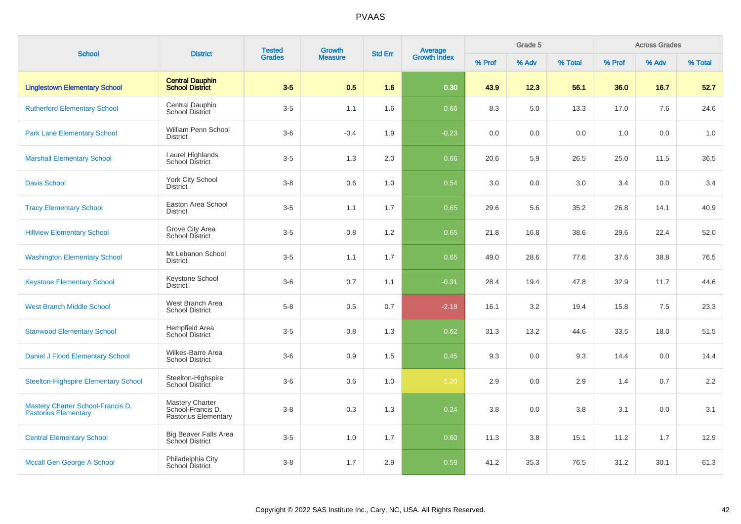# PVAAS

| School | District | Tested Grades | Growth Measure | Std Err | Average Growth Index | Grade 5 | | | Across Grades | | |
|---|---|---|---|---|---|---|---|---|---|---|---|
| | | | | | | % Prof | % Adv | % Total | % Prof | % Adv | % Total |
| **Linglestown Elementary School** | **Central Dauphin School District** | **3-5** | **0.5** | **1.6** | **0.30** | **43.9** | **12.3** | **56.1** | **36.0** | **16.7** | **52.7** |
| Rutherford Elementary School | Central Dauphin School District | 3-5 | 1.1 | 1.6 | 0.66 | 8.3 | 5.0 | 13.3 | 17.0 | 7.6 | 24.6 |
| Park Lane Elementary School | William Penn School District | 3-6 | -0.4 | 1.9 | -0.23 | 0.0 | 0.0 | 0.0 | 1.0 | 0.0 | 1.0 |
| Marshall Elementary School | Laurel Highlands School District | 3-5 | 1.3 | 2.0 | 0.66 | 20.6 | 5.9 | 26.5 | 25.0 | 11.5 | 36.5 |
| Davis School | York City School District | 3-8 | 0.6 | 1.0 | 0.54 | 3.0 | 0.0 | 3.0 | 3.4 | 0.0 | 3.4 |
| Tracy Elementary School | Easton Area School District | 3-5 | 1.1 | 1.7 | 0.65 | 29.6 | 5.6 | 35.2 | 26.8 | 14.1 | 40.9 |
| Hillview Elementary School | Grove City Area School District | 3-5 | 0.8 | 1.2 | 0.65 | 21.8 | 16.8 | 38.6 | 29.6 | 22.4 | 52.0 |
| Washington Elementary School | Mt Lebanon School District | 3-5 | 1.1 | 1.7 | 0.65 | 49.0 | 28.6 | 77.6 | 37.6 | 38.8 | 76.5 |
| Keystone Elementary School | Keystone School District | 3-6 | 0.7 | 1.1 | -0.31 | 28.4 | 19.4 | 47.8 | 32.9 | 11.7 | 44.6 |
| West Branch Middle School | West Branch Area School District | 5-8 | 0.5 | 0.7 | -2.18 | 16.1 | 3.2 | 19.4 | 15.8 | 7.5 | 23.3 |
| Stanwood Elementary School | Hempfield Area School District | 3-5 | 0.8 | 1.3 | 0.62 | 31.3 | 13.2 | 44.6 | 33.5 | 18.0 | 51.5 |
| Daniel J Flood Elementary School | Wilkes-Barre Area School District | 3-6 | 0.9 | 1.5 | 0.45 | 9.3 | 0.0 | 9.3 | 14.4 | 0.0 | 14.4 |
| Steelton-Highspire Elementary School | Steelton-Highspire School District | 3-6 | 0.6 | 1.0 | -1.20 | 2.9 | 0.0 | 2.9 | 1.4 | 0.7 | 2.2 |
| Mastery Charter School-Francis D. Pastorius Elementary | Mastery Charter School-Francis D. Pastorius Elementary | 3-8 | 0.3 | 1.3 | 0.24 | 3.8 | 0.0 | 3.8 | 3.1 | 0.0 | 3.1 |
| Central Elementary School | Big Beaver Falls Area School District | 3-5 | 1.0 | 1.7 | 0.60 | 11.3 | 3.8 | 15.1 | 11.2 | 1.7 | 12.9 |
| Mccall Gen George A School | Philadelphia City School District | 3-8 | 1.7 | 2.9 | 0.59 | 41.2 | 35.3 | 76.5 | 31.2 | 30.1 | 61.3 |

Copyright © 2022 SAS Institute Inc., Cary, NC, USA. All Rights Reserved.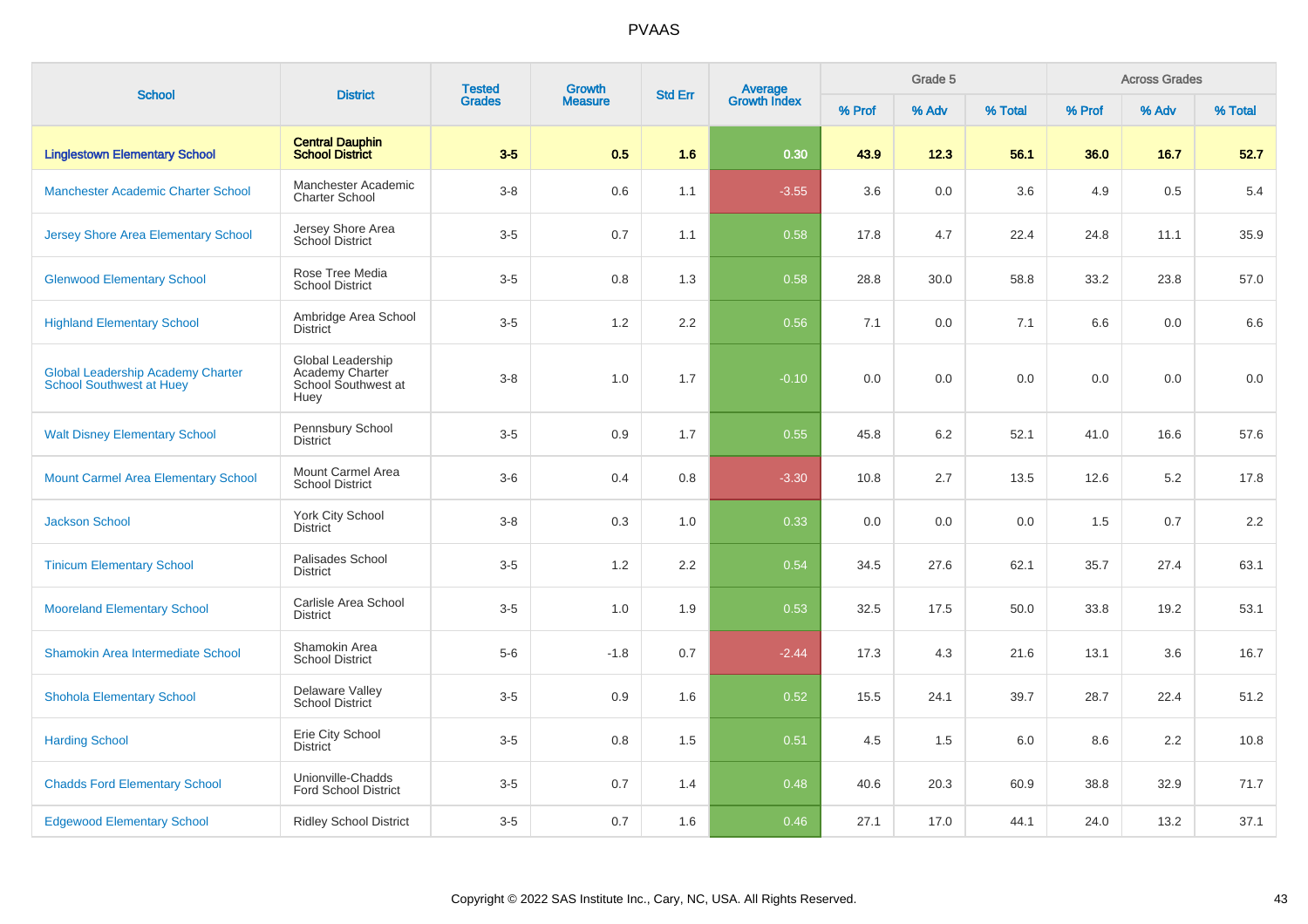# PVAAS

| School | District | Tested Grades | Growth Measure | Std Err | Average Growth Index | Grade 5 | | | Across Grades | | |
|---|---|---|---|---|---|---|---|---|---|---|---|
| | | | | | | % Prof | % Adv | % Total | % Prof | % Adv | % Total |
| **Linglestown Elementary School** | **Central Dauphin School District** | **3-5** | **0.5** | **1.6** | **0.30** | **43.9** | **12.3** | **56.1** | **36.0** | **16.7** | **52.7** |
| Manchester Academic Charter School | Manchester Academic Charter School | 3-8 | 0.6 | 1.1 | -3.55 | 3.6 | 0.0 | 3.6 | 4.9 | 0.5 | 5.4 |
| Jersey Shore Area Elementary School | Jersey Shore Area School District | 3-5 | 0.7 | 1.1 | 0.58 | 17.8 | 4.7 | 22.4 | 24.8 | 11.1 | 35.9 |
| Glenwood Elementary School | Rose Tree Media School District | 3-5 | 0.8 | 1.3 | 0.58 | 28.8 | 30.0 | 58.8 | 33.2 | 23.8 | 57.0 |
| Highland Elementary School | Ambridge Area School District | 3-5 | 1.2 | 2.2 | 0.56 | 7.1 | 0.0 | 7.1 | 6.6 | 0.0 | 6.6 |
| Global Leadership Academy Charter School Southwest at Huey | Global Leadership Academy Charter School Southwest at Huey | 3-8 | 1.0 | 1.7 | -0.10 | 0.0 | 0.0 | 0.0 | 0.0 | 0.0 | 0.0 |
| Walt Disney Elementary School | Pennsbury School District | 3-5 | 0.9 | 1.7 | 0.55 | 45.8 | 6.2 | 52.1 | 41.0 | 16.6 | 57.6 |
| Mount Carmel Area Elementary School | Mount Carmel Area School District | 3-6 | 0.4 | 0.8 | -3.30 | 10.8 | 2.7 | 13.5 | 12.6 | 5.2 | 17.8 |
| Jackson School | York City School District | 3-8 | 0.3 | 1.0 | 0.33 | 0.0 | 0.0 | 0.0 | 1.5 | 0.7 | 2.2 |
| Tinicum Elementary School | Palisades School District | 3-5 | 1.2 | 2.2 | 0.54 | 34.5 | 27.6 | 62.1 | 35.7 | 27.4 | 63.1 |
| Mooreland Elementary School | Carlisle Area School District | 3-5 | 1.0 | 1.9 | 0.53 | 32.5 | 17.5 | 50.0 | 33.8 | 19.2 | 53.1 |
| Shamokin Area Intermediate School | Shamokin Area School District | 5-6 | -1.8 | 0.7 | -2.44 | 17.3 | 4.3 | 21.6 | 13.1 | 3.6 | 16.7 |
| Shohola Elementary School | Delaware Valley School District | 3-5 | 0.9 | 1.6 | 0.52 | 15.5 | 24.1 | 39.7 | 28.7 | 22.4 | 51.2 |
| Harding School | Erie City School District | 3-5 | 0.8 | 1.5 | 0.51 | 4.5 | 1.5 | 6.0 | 8.6 | 2.2 | 10.8 |
| Chadds Ford Elementary School | Unionville-Chadds Ford School District | 3-5 | 0.7 | 1.4 | 0.48 | 40.6 | 20.3 | 60.9 | 38.8 | 32.9 | 71.7 |
| Edgewood Elementary School | Ridley School District | 3-5 | 0.7 | 1.6 | 0.46 | 27.1 | 17.0 | 44.1 | 24.0 | 13.2 | 37.1 |

Copyright © 2022 SAS Institute Inc., Cary, NC, USA. All Rights Reserved.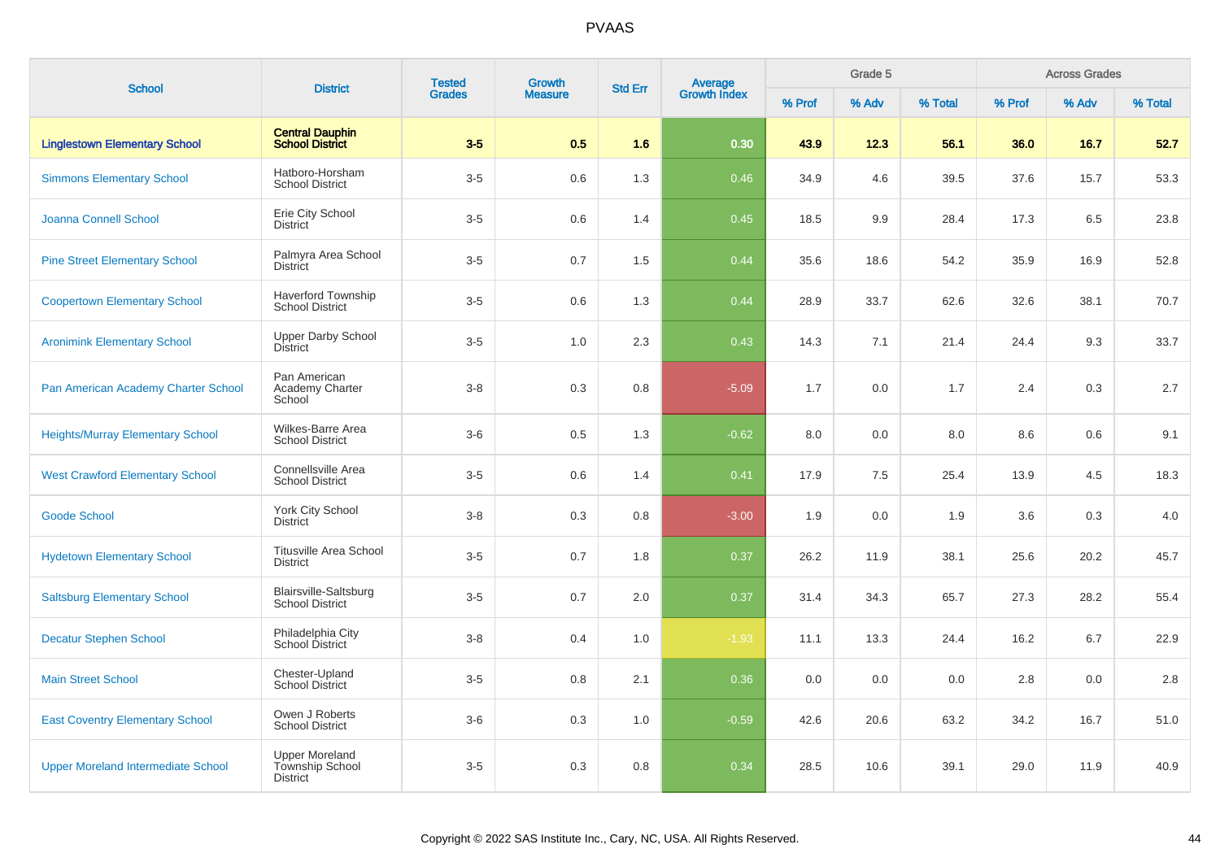| School | District | Tested Grades | Growth Measure | Std Err | Average Growth Index | Grade 5 | | | Across Grades | | |
|---|---|---|---|---|---|---|---|---|---|---|---|
| | | | | | | % Prof | % Adv | % Total | % Prof | % Adv | % Total |
| **Linglestown Elementary School** | **Central Dauphin School District** | **3-5** | **0.5** | **1.6** | **0.30** | **43.9** | **12.3** | **56.1** | **36.0** | **16.7** | **52.7** |
| Simmons Elementary School | Hatboro-Horsham School District | 3-5 | 0.6 | 1.3 | 0.46 | 34.9 | 4.6 | 39.5 | 37.6 | 15.7 | 53.3 |
| Joanna Connell School | Erie City School District | 3-5 | 0.6 | 1.4 | 0.45 | 18.5 | 9.9 | 28.4 | 17.3 | 6.5 | 23.8 |
| Pine Street Elementary School | Palmyra Area School District | 3-5 | 0.7 | 1.5 | 0.44 | 35.6 | 18.6 | 54.2 | 35.9 | 16.9 | 52.8 |
| Coopertown Elementary School | Haverford Township School District | 3-5 | 0.6 | 1.3 | 0.44 | 28.9 | 33.7 | 62.6 | 32.6 | 38.1 | 70.7 |
| Aronimink Elementary School | Upper Darby School District | 3-5 | 1.0 | 2.3 | 0.43 | 14.3 | 7.1 | 21.4 | 24.4 | 9.3 | 33.7 |
| Pan American Academy Charter School | Pan American Academy Charter School | 3-8 | 0.3 | 0.8 | -5.09 | 1.7 | 0.0 | 1.7 | 2.4 | 0.3 | 2.7 |
| Heights/Murray Elementary School | Wilkes-Barre Area School District | 3-6 | 0.5 | 1.3 | -0.62 | 8.0 | 0.0 | 8.0 | 8.6 | 0.6 | 9.1 |
| West Crawford Elementary School | Connellsville Area School District | 3-5 | 0.6 | 1.4 | 0.41 | 17.9 | 7.5 | 25.4 | 13.9 | 4.5 | 18.3 |
| Goode School | York City School District | 3-8 | 0.3 | 0.8 | -3.00 | 1.9 | 0.0 | 1.9 | 3.6 | 0.3 | 4.0 |
| Hydetown Elementary School | Titusville Area School District | 3-5 | 0.7 | 1.8 | 0.37 | 26.2 | 11.9 | 38.1 | 25.6 | 20.2 | 45.7 |
| Saltsburg Elementary School | Blairsville-Saltsburg School District | 3-5 | 0.7 | 2.0 | 0.37 | 31.4 | 34.3 | 65.7 | 27.3 | 28.2 | 55.4 |
| Decatur Stephen School | Philadelphia City School District | 3-8 | 0.4 | 1.0 | -1.93 | 11.1 | 13.3 | 24.4 | 16.2 | 6.7 | 22.9 |
| Main Street School | Chester-Upland School District | 3-5 | 0.8 | 2.1 | 0.36 | 0.0 | 0.0 | 0.0 | 2.8 | 0.0 | 2.8 |
| East Coventry Elementary School | Owen J Roberts School District | 3-6 | 0.3 | 1.0 | -0.59 | 42.6 | 20.6 | 63.2 | 34.2 | 16.7 | 51.0 |
| Upper Moreland Intermediate School | Upper Moreland Township School District | 3-5 | 0.3 | 0.8 | 0.34 | 28.5 | 10.6 | 39.1 | 29.0 | 11.9 | 40.9 |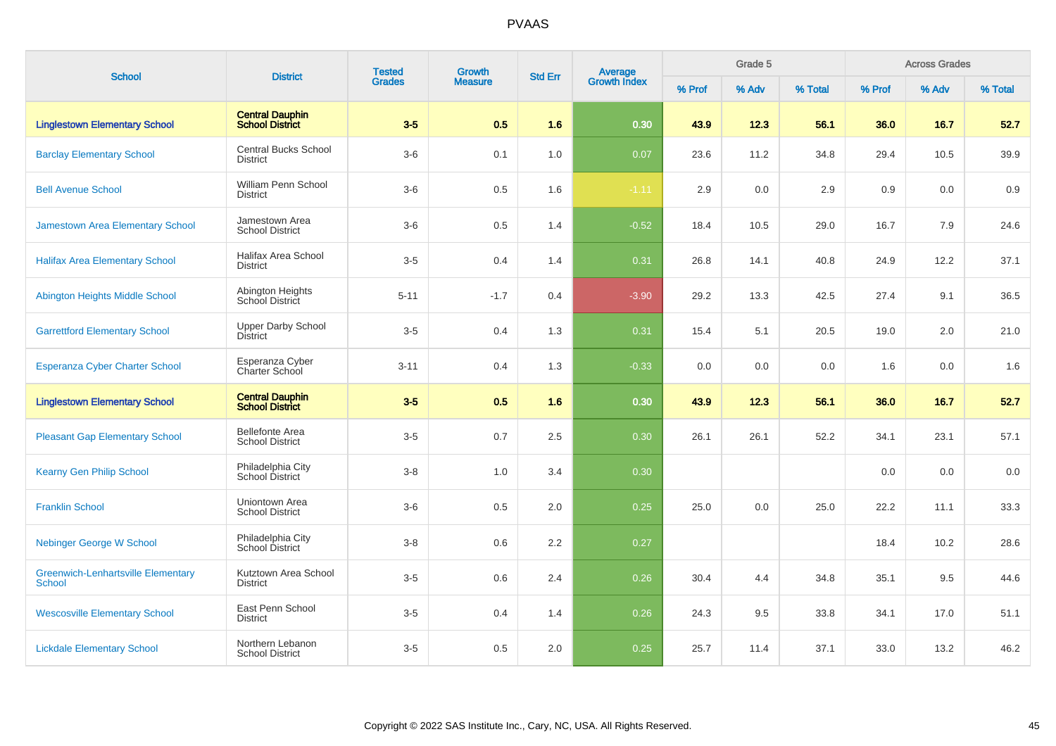# PVAAS

| School | District | Tested Grades | Growth Measure | Std Err | Average Growth Index | Grade 5 | | | Across Grades | | |
|---|---|---|---|---|---|---|---|---|---|---|---|
| | | | | | | % Prof | % Adv | % Total | % Prof | % Adv | % Total |
| **Linglestown Elementary School** | **Central Dauphin School District** | **3-5** | **0.5** | **1.6** | **0.30** | **43.9** | **12.3** | **56.1** | **36.0** | **16.7** | **52.7** |
| Barclay Elementary School | Central Bucks School District | 3-6 | 0.1 | 1.0 | 0.07 | 23.6 | 11.2 | 34.8 | 29.4 | 10.5 | 39.9 |
| Bell Avenue School | William Penn School District | 3-6 | 0.5 | 1.6 | -1.11 | 2.9 | 0.0 | 2.9 | 0.9 | 0.0 | 0.9 |
| Jamestown Area Elementary School | Jamestown Area School District | 3-6 | 0.5 | 1.4 | -0.52 | 18.4 | 10.5 | 29.0 | 16.7 | 7.9 | 24.6 |
| Halifax Area Elementary School | Halifax Area School District | 3-5 | 0.4 | 1.4 | 0.31 | 26.8 | 14.1 | 40.8 | 24.9 | 12.2 | 37.1 |
| Abington Heights Middle School | Abington Heights School District | 5-11 | -1.7 | 0.4 | -3.90 | 29.2 | 13.3 | 42.5 | 27.4 | 9.1 | 36.5 |
| Garrettford Elementary School | Upper Darby School District | 3-5 | 0.4 | 1.3 | 0.31 | 15.4 | 5.1 | 20.5 | 19.0 | 2.0 | 21.0 |
| Esperanza Cyber Charter School | Esperanza Cyber Charter School | 3-11 | 0.4 | 1.3 | -0.33 | 0.0 | 0.0 | 0.0 | 1.6 | 0.0 | 1.6 |
| **Linglestown Elementary School** | **Central Dauphin School District** | **3-5** | **0.5** | **1.6** | **0.30** | **43.9** | **12.3** | **56.1** | **36.0** | **16.7** | **52.7** |
| Pleasant Gap Elementary School | Bellefonte Area School District | 3-5 | 0.7 | 2.5 | 0.30 | 26.1 | 26.1 | 52.2 | 34.1 | 23.1 | 57.1 |
| Kearny Gen Philip School | Philadelphia City School District | 3-8 | 1.0 | 3.4 | 0.30 | | | | 0.0 | 0.0 | 0.0 |
| Franklin School | Uniontown Area School District | 3-6 | 0.5 | 2.0 | 0.25 | 25.0 | 0.0 | 25.0 | 22.2 | 11.1 | 33.3 |
| Nebinger George W School | Philadelphia City School District | 3-8 | 0.6 | 2.2 | 0.27 | | | | 18.4 | 10.2 | 28.6 |
| Greenwich-Lenhartsville Elementary School | Kutztown Area School District | 3-5 | 0.6 | 2.4 | 0.26 | 30.4 | 4.4 | 34.8 | 35.1 | 9.5 | 44.6 |
| Wescosville Elementary School | East Penn School District | 3-5 | 0.4 | 1.4 | 0.26 | 24.3 | 9.5 | 33.8 | 34.1 | 17.0 | 51.1 |
| Lickdale Elementary School | Northern Lebanon School District | 3-5 | 0.5 | 2.0 | 0.25 | 25.7 | 11.4 | 37.1 | 33.0 | 13.2 | 46.2 |

Copyright © 2022 SAS Institute Inc., Cary, NC, USA. All Rights Reserved.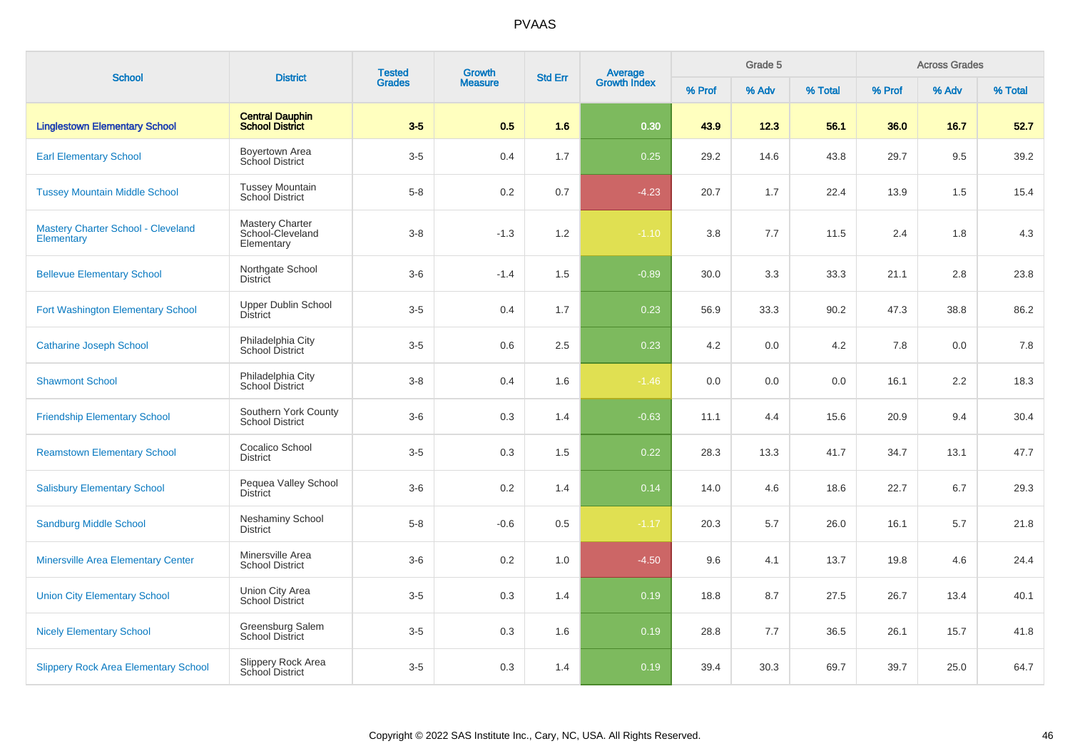# PVAAS

| School | District | Tested Grades | Growth Measure | Std Err | Average Growth Index | Grade 5 | | | Across Grades | | |
|---|---|---|---|---|---|---|---|---|---|---|---|
| | | | | | | % Prof | % Adv | % Total | % Prof | % Adv | % Total |
| **Linglestown Elementary School** | **Central Dauphin School District** | **3-5** | **0.5** | **1.6** | **0.30** | **43.9** | **12.3** | **56.1** | **36.0** | **16.7** | **52.7** |
| Earl Elementary School | Boyertown Area School District | 3-5 | 0.4 | 1.7 | 0.25 | 29.2 | 14.6 | 43.8 | 29.7 | 9.5 | 39.2 |
| Tussey Mountain Middle School | Tussey Mountain School District | 5-8 | 0.2 | 0.7 | -4.23 | 20.7 | 1.7 | 22.4 | 13.9 | 1.5 | 15.4 |
| Mastery Charter School - Cleveland Elementary | Mastery Charter School-Cleveland Elementary | 3-8 | -1.3 | 1.2 | -1.10 | 3.8 | 7.7 | 11.5 | 2.4 | 1.8 | 4.3 |
| Bellevue Elementary School | Northgate School District | 3-6 | -1.4 | 1.5 | -0.89 | 30.0 | 3.3 | 33.3 | 21.1 | 2.8 | 23.8 |
| Fort Washington Elementary School | Upper Dublin School District | 3-5 | 0.4 | 1.7 | 0.23 | 56.9 | 33.3 | 90.2 | 47.3 | 38.8 | 86.2 |
| Catharine Joseph School | Philadelphia City School District | 3-5 | 0.6 | 2.5 | 0.23 | 4.2 | 0.0 | 4.2 | 7.8 | 0.0 | 7.8 |
| Shawmont School | Philadelphia City School District | 3-8 | 0.4 | 1.6 | -1.46 | 0.0 | 0.0 | 0.0 | 16.1 | 2.2 | 18.3 |
| Friendship Elementary School | Southern York County School District | 3-6 | 0.3 | 1.4 | -0.63 | 11.1 | 4.4 | 15.6 | 20.9 | 9.4 | 30.4 |
| Reamstown Elementary School | Cocalico School District | 3-5 | 0.3 | 1.5 | 0.22 | 28.3 | 13.3 | 41.7 | 34.7 | 13.1 | 47.7 |
| Salisbury Elementary School | Pequea Valley School District | 3-6 | 0.2 | 1.4 | 0.14 | 14.0 | 4.6 | 18.6 | 22.7 | 6.7 | 29.3 |
| Sandburg Middle School | Neshaminy School District | 5-8 | -0.6 | 0.5 | -1.17 | 20.3 | 5.7 | 26.0 | 16.1 | 5.7 | 21.8 |
| Minersville Area Elementary Center | Minersville Area School District | 3-6 | 0.2 | 1.0 | -4.50 | 9.6 | 4.1 | 13.7 | 19.8 | 4.6 | 24.4 |
| Union City Elementary School | Union City Area School District | 3-5 | 0.3 | 1.4 | 0.19 | 18.8 | 8.7 | 27.5 | 26.7 | 13.4 | 40.1 |
| Nicely Elementary School | Greensburg Salem School District | 3-5 | 0.3 | 1.6 | 0.19 | 28.8 | 7.7 | 36.5 | 26.1 | 15.7 | 41.8 |
| Slippery Rock Area Elementary School | Slippery Rock Area School District | 3-5 | 0.3 | 1.4 | 0.19 | 39.4 | 30.3 | 69.7 | 39.7 | 25.0 | 64.7 |

Copyright © 2022 SAS Institute Inc., Cary, NC, USA. All Rights Reserved.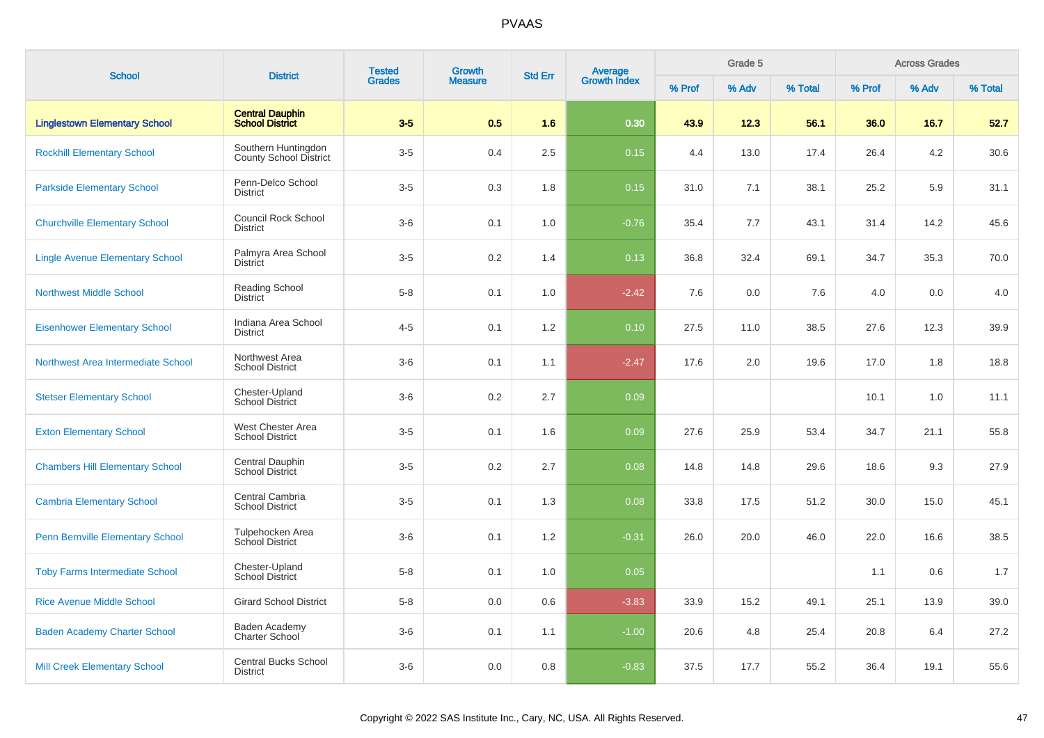# PVAAS

| School | District | Tested Grades | Growth Measure | Std Err | Average Growth Index | Grade 5 | | | Across Grades | | |
|---|---|---|---|---|---|---|---|---|---|---|---|
| | | | | | | % Prof | % Adv | % Total | % Prof | % Adv | % Total |
| **Linglestown Elementary School** | **Central Dauphin School District** | **3-5** | **0.5** | **1.6** | **0.30** | **43.9** | **12.3** | **56.1** | **36.0** | **16.7** | **52.7** |
| Rockhill Elementary School | Southern Huntingdon County School District | 3-5 | 0.4 | 2.5 | 0.15 | 4.4 | 13.0 | 17.4 | 26.4 | 4.2 | 30.6 |
| Parkside Elementary School | Penn-Delco School District | 3-5 | 0.3 | 1.8 | 0.15 | 31.0 | 7.1 | 38.1 | 25.2 | 5.9 | 31.1 |
| Churchville Elementary School | Council Rock School District | 3-6 | 0.1 | 1.0 | -0.76 | 35.4 | 7.7 | 43.1 | 31.4 | 14.2 | 45.6 |
| Lingle Avenue Elementary School | Palmyra Area School District | 3-5 | 0.2 | 1.4 | 0.13 | 36.8 | 32.4 | 69.1 | 34.7 | 35.3 | 70.0 |
| Northwest Middle School | Reading School District | 5-8 | 0.1 | 1.0 | -2.42 | 7.6 | 0.0 | 7.6 | 4.0 | 0.0 | 4.0 |
| Eisenhower Elementary School | Indiana Area School District | 4-5 | 0.1 | 1.2 | 0.10 | 27.5 | 11.0 | 38.5 | 27.6 | 12.3 | 39.9 |
| Northwest Area Intermediate School | Northwest Area School District | 3-6 | 0.1 | 1.1 | -2.47 | 17.6 | 2.0 | 19.6 | 17.0 | 1.8 | 18.8 |
| Stetser Elementary School | Chester-Upland School District | 3-6 | 0.2 | 2.7 | 0.09 | | | | 10.1 | 1.0 | 11.1 |
| Exton Elementary School | West Chester Area School District | 3-5 | 0.1 | 1.6 | 0.09 | 27.6 | 25.9 | 53.4 | 34.7 | 21.1 | 55.8 |
| Chambers Hill Elementary School | Central Dauphin School District | 3-5 | 0.2 | 2.7 | 0.08 | 14.8 | 14.8 | 29.6 | 18.6 | 9.3 | 27.9 |
| Cambria Elementary School | Central Cambria School District | 3-5 | 0.1 | 1.3 | 0.08 | 33.8 | 17.5 | 51.2 | 30.0 | 15.0 | 45.1 |
| Penn Bernville Elementary School | Tulpehocken Area School District | 3-6 | 0.1 | 1.2 | -0.31 | 26.0 | 20.0 | 46.0 | 22.0 | 16.6 | 38.5 |
| Toby Farms Intermediate School | Chester-Upland School District | 5-8 | 0.1 | 1.0 | 0.05 | | | | 1.1 | 0.6 | 1.7 |
| Rice Avenue Middle School | Girard School District | 5-8 | 0.0 | 0.6 | -3.83 | 33.9 | 15.2 | 49.1 | 25.1 | 13.9 | 39.0 |
| Baden Academy Charter School | Baden Academy Charter School | 3-6 | 0.1 | 1.1 | -1.00 | 20.6 | 4.8 | 25.4 | 20.8 | 6.4 | 27.2 |
| Mill Creek Elementary School | Central Bucks School District | 3-6 | 0.0 | 0.8 | -0.83 | 37.5 | 17.7 | 55.2 | 36.4 | 19.1 | 55.6 |

Copyright © 2022 SAS Institute Inc., Cary, NC, USA. All Rights Reserved.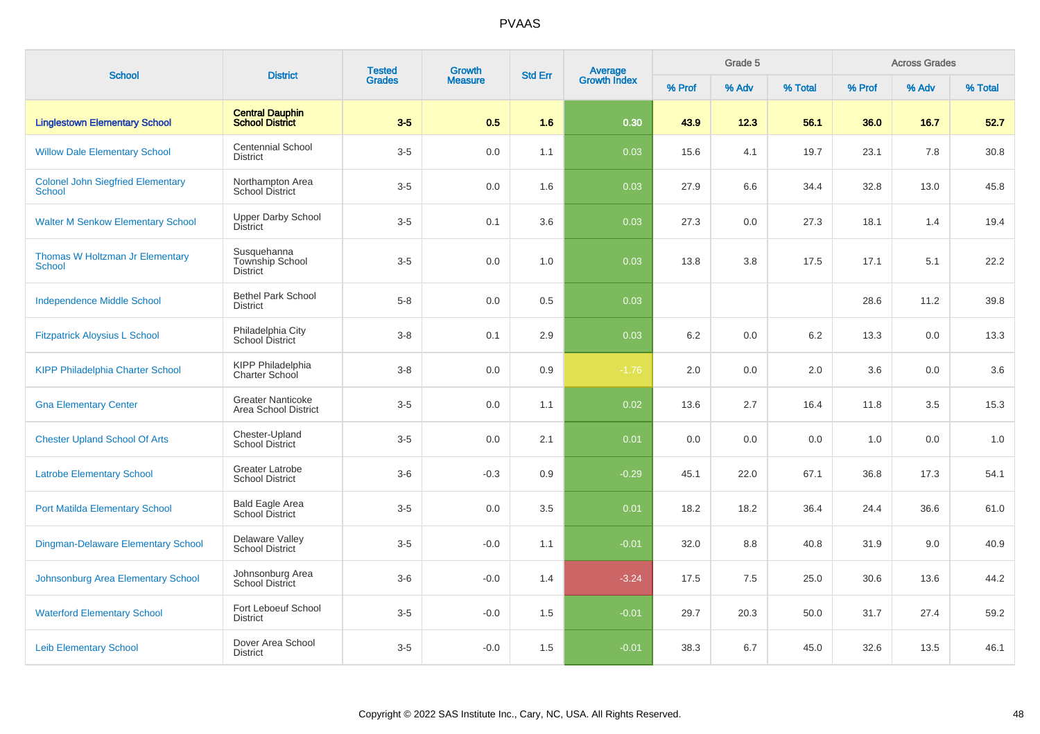# PVAAS

| School | District | Tested Grades | Growth Measure | Std Err | Average Growth Index | Grade 5 | | | Across Grades | | |
|---|---|---|---|---|---|---|---|---|---|---|---|
| | | | | | | % Prof | % Adv | % Total | % Prof | % Adv | % Total |
| **Linglestown Elementary School** | **Central Dauphin School District** | **3-5** | **0.5** | **1.6** | **0.30** | **43.9** | **12.3** | **56.1** | **36.0** | **16.7** | **52.7** |
| Willow Dale Elementary School | Centennial School District | 3-5 | 0.0 | 1.1 | 0.03 | 15.6 | 4.1 | 19.7 | 23.1 | 7.8 | 30.8 |
| Colonel John Siegfried Elementary School | Northampton Area School District | 3-5 | 0.0 | 1.6 | 0.03 | 27.9 | 6.6 | 34.4 | 32.8 | 13.0 | 45.8 |
| Walter M Senkow Elementary School | Upper Darby School District | 3-5 | 0.1 | 3.6 | 0.03 | 27.3 | 0.0 | 27.3 | 18.1 | 1.4 | 19.4 |
| Thomas W Holtzman Jr Elementary School | Susquehanna Township School District | 3-5 | 0.0 | 1.0 | 0.03 | 13.8 | 3.8 | 17.5 | 17.1 | 5.1 | 22.2 |
| Independence Middle School | Bethel Park School District | 5-8 | 0.0 | 0.5 | 0.03 | | | | 28.6 | 11.2 | 39.8 |
| Fitzpatrick Aloysius L School | Philadelphia City School District | 3-8 | 0.1 | 2.9 | 0.03 | 6.2 | 0.0 | 6.2 | 13.3 | 0.0 | 13.3 |
| KIPP Philadelphia Charter School | KIPP Philadelphia Charter School | 3-8 | 0.0 | 0.9 | -1.76 | 2.0 | 0.0 | 2.0 | 3.6 | 0.0 | 3.6 |
| Gna Elementary Center | Greater Nanticoke Area School District | 3-5 | 0.0 | 1.1 | 0.02 | 13.6 | 2.7 | 16.4 | 11.8 | 3.5 | 15.3 |
| Chester Upland School Of Arts | Chester-Upland School District | 3-5 | 0.0 | 2.1 | 0.01 | 0.0 | 0.0 | 0.0 | 1.0 | 0.0 | 1.0 |
| Latrobe Elementary School | Greater Latrobe School District | 3-6 | -0.3 | 0.9 | -0.29 | 45.1 | 22.0 | 67.1 | 36.8 | 17.3 | 54.1 |
| Port Matilda Elementary School | Bald Eagle Area School District | 3-5 | 0.0 | 3.5 | 0.01 | 18.2 | 18.2 | 36.4 | 24.4 | 36.6 | 61.0 |
| Dingman-Delaware Elementary School | Delaware Valley School District | 3-5 | -0.0 | 1.1 | -0.01 | 32.0 | 8.8 | 40.8 | 31.9 | 9.0 | 40.9 |
| Johnsonburg Area Elementary School | Johnsonburg Area School District | 3-6 | -0.0 | 1.4 | -3.24 | 17.5 | 7.5 | 25.0 | 30.6 | 13.6 | 44.2 |
| Waterford Elementary School | Fort Leboeuf School District | 3-5 | -0.0 | 1.5 | -0.01 | 29.7 | 20.3 | 50.0 | 31.7 | 27.4 | 59.2 |
| Leib Elementary School | Dover Area School District | 3-5 | -0.0 | 1.5 | -0.01 | 38.3 | 6.7 | 45.0 | 32.6 | 13.5 | 46.1 |

Copyright © 2022 SAS Institute Inc., Cary, NC, USA. All Rights Reserved.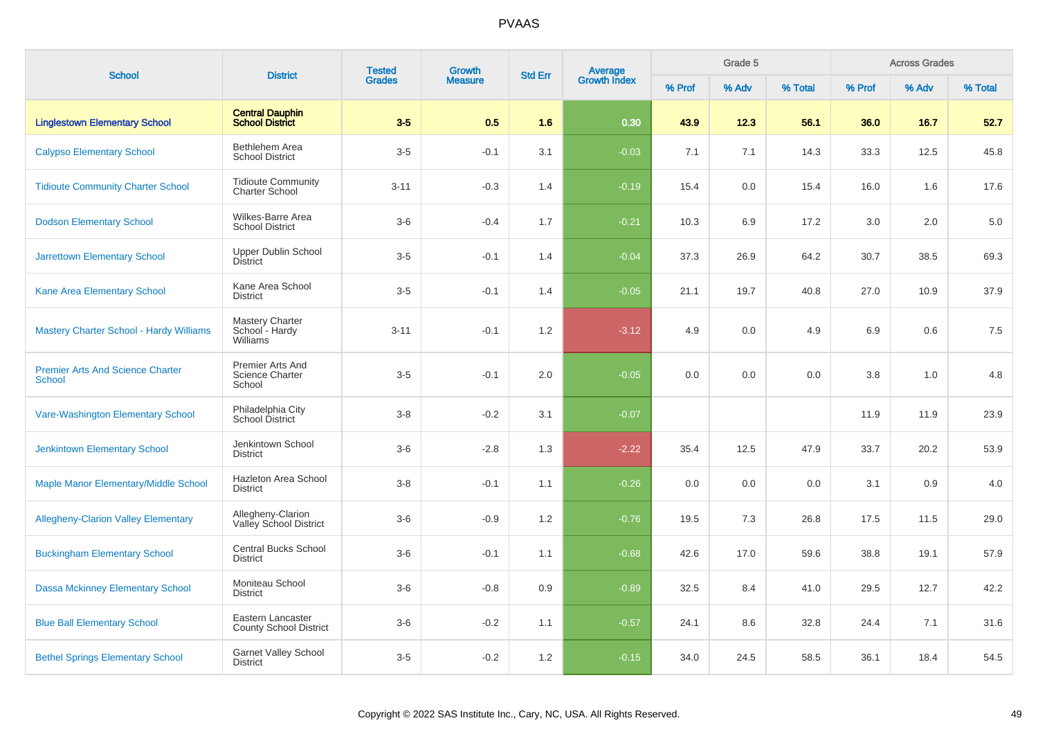| School | District | Tested Grades | Growth Measure | Std Err | Average Growth Index | Grade 5 | | | Across Grades | | |
|---|---|---|---|---|---|---|---|---|---|---|---|
| | | | | | | % Prof | % Adv | % Total | % Prof | % Adv | % Total |
| **Linglestown Elementary School** | **Central Dauphin School District** | **3-5** | **0.5** | **1.6** | **0.30** | **43.9** | **12.3** | **56.1** | **36.0** | **16.7** | **52.7** |
| Calypso Elementary School | Bethlehem Area School District | 3-5 | -0.1 | 3.1 | -0.03 | 7.1 | 7.1 | 14.3 | 33.3 | 12.5 | 45.8 |
| Tidioute Community Charter School | Tidioute Community Charter School | 3-11 | -0.3 | 1.4 | -0.19 | 15.4 | 0.0 | 15.4 | 16.0 | 1.6 | 17.6 |
| Dodson Elementary School | Wilkes-Barre Area School District | 3-6 | -0.4 | 1.7 | -0.21 | 10.3 | 6.9 | 17.2 | 3.0 | 2.0 | 5.0 |
| Jarrettown Elementary School | Upper Dublin School District | 3-5 | -0.1 | 1.4 | -0.04 | 37.3 | 26.9 | 64.2 | 30.7 | 38.5 | 69.3 |
| Kane Area Elementary School | Kane Area School District | 3-5 | -0.1 | 1.4 | -0.05 | 21.1 | 19.7 | 40.8 | 27.0 | 10.9 | 37.9 |
| Mastery Charter School - Hardy Williams | Mastery Charter School - Hardy Williams | 3-11 | -0.1 | 1.2 | -3.12 | 4.9 | 0.0 | 4.9 | 6.9 | 0.6 | 7.5 |
| Premier Arts And Science Charter School | Premier Arts And Science Charter School | 3-5 | -0.1 | 2.0 | -0.05 | 0.0 | 0.0 | 0.0 | 3.8 | 1.0 | 4.8 |
| Vare-Washington Elementary School | Philadelphia City School District | 3-8 | -0.2 | 3.1 | -0.07 | | | | 11.9 | 11.9 | 23.9 |
| Jenkintown Elementary School | Jenkintown School District | 3-6 | -2.8 | 1.3 | -2.22 | 35.4 | 12.5 | 47.9 | 33.7 | 20.2 | 53.9 |
| Maple Manor Elementary/Middle School | Hazleton Area School District | 3-8 | -0.1 | 1.1 | -0.26 | 0.0 | 0.0 | 0.0 | 3.1 | 0.9 | 4.0 |
| Allegheny-Clarion Valley Elementary | Allegheny-Clarion Valley School District | 3-6 | -0.9 | 1.2 | -0.76 | 19.5 | 7.3 | 26.8 | 17.5 | 11.5 | 29.0 |
| Buckingham Elementary School | Central Bucks School District | 3-6 | -0.1 | 1.1 | -0.68 | 42.6 | 17.0 | 59.6 | 38.8 | 19.1 | 57.9 |
| Dassa Mckinney Elementary School | Moniteau School District | 3-6 | -0.8 | 0.9 | -0.89 | 32.5 | 8.4 | 41.0 | 29.5 | 12.7 | 42.2 |
| Blue Ball Elementary School | Eastern Lancaster County School District | 3-6 | -0.2 | 1.1 | -0.57 | 24.1 | 8.6 | 32.8 | 24.4 | 7.1 | 31.6 |
| Bethel Springs Elementary School | Garnet Valley School District | 3-5 | -0.2 | 1.2 | -0.15 | 34.0 | 24.5 | 58.5 | 36.1 | 18.4 | 54.5 |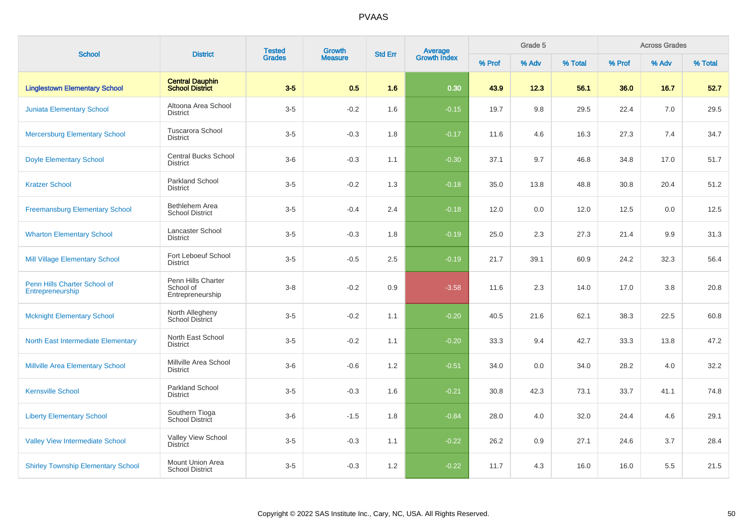# PVAAS

| School | District | Tested Grades | Growth Measure | Std Err | Average Growth Index | Grade 5 | | | Across Grades | | |
|---|---|---|---|---|---|---|---|---|---|---|---|
| | | | | | | % Prof | % Adv | % Total | % Prof | % Adv | % Total |
| **Linglestown Elementary School** | **Central Dauphin School District** | **3-5** | **0.5** | **1.6** | **0.30** | **43.9** | **12.3** | **56.1** | **36.0** | **16.7** | **52.7** |
| Juniata Elementary School | Altoona Area School District | 3-5 | -0.2 | 1.6 | -0.15 | 19.7 | 9.8 | 29.5 | 22.4 | 7.0 | 29.5 |
| Mercersburg Elementary School | Tuscarora School District | 3-5 | -0.3 | 1.8 | -0.17 | 11.6 | 4.6 | 16.3 | 27.3 | 7.4 | 34.7 |
| Doyle Elementary School | Central Bucks School District | 3-6 | -0.3 | 1.1 | -0.30 | 37.1 | 9.7 | 46.8 | 34.8 | 17.0 | 51.7 |
| Kratzer School | Parkland School District | 3-5 | -0.2 | 1.3 | -0.18 | 35.0 | 13.8 | 48.8 | 30.8 | 20.4 | 51.2 |
| Freemansburg Elementary School | Bethlehem Area School District | 3-5 | -0.4 | 2.4 | -0.18 | 12.0 | 0.0 | 12.0 | 12.5 | 0.0 | 12.5 |
| Wharton Elementary School | Lancaster School District | 3-5 | -0.3 | 1.8 | -0.19 | 25.0 | 2.3 | 27.3 | 21.4 | 9.9 | 31.3 |
| Mill Village Elementary School | Fort Leboeuf School District | 3-5 | -0.5 | 2.5 | -0.19 | 21.7 | 39.1 | 60.9 | 24.2 | 32.3 | 56.4 |
| Penn Hills Charter School of Entrepreneurship | Penn Hills Charter School of Entrepreneurship | 3-8 | -0.2 | 0.9 | -3.58 | 11.6 | 2.3 | 14.0 | 17.0 | 3.8 | 20.8 |
| Mcknight Elementary School | North Allegheny School District | 3-5 | -0.2 | 1.1 | -0.20 | 40.5 | 21.6 | 62.1 | 38.3 | 22.5 | 60.8 |
| North East Intermediate Elementary | North East School District | 3-5 | -0.2 | 1.1 | -0.20 | 33.3 | 9.4 | 42.7 | 33.3 | 13.8 | 47.2 |
| Millville Area Elementary School | Millville Area School District | 3-6 | -0.6 | 1.2 | -0.51 | 34.0 | 0.0 | 34.0 | 28.2 | 4.0 | 32.2 |
| Kernsville School | Parkland School District | 3-5 | -0.3 | 1.6 | -0.21 | 30.8 | 42.3 | 73.1 | 33.7 | 41.1 | 74.8 |
| Liberty Elementary School | Southern Tioga School District | 3-6 | -1.5 | 1.8 | -0.84 | 28.0 | 4.0 | 32.0 | 24.4 | 4.6 | 29.1 |
| Valley View Intermediate School | Valley View School District | 3-5 | -0.3 | 1.1 | -0.22 | 26.2 | 0.9 | 27.1 | 24.6 | 3.7 | 28.4 |
| Shirley Township Elementary School | Mount Union Area School District | 3-5 | -0.3 | 1.2 | -0.22 | 11.7 | 4.3 | 16.0 | 16.0 | 5.5 | 21.5 |

Copyright © 2022 SAS Institute Inc., Cary, NC, USA. All Rights Reserved.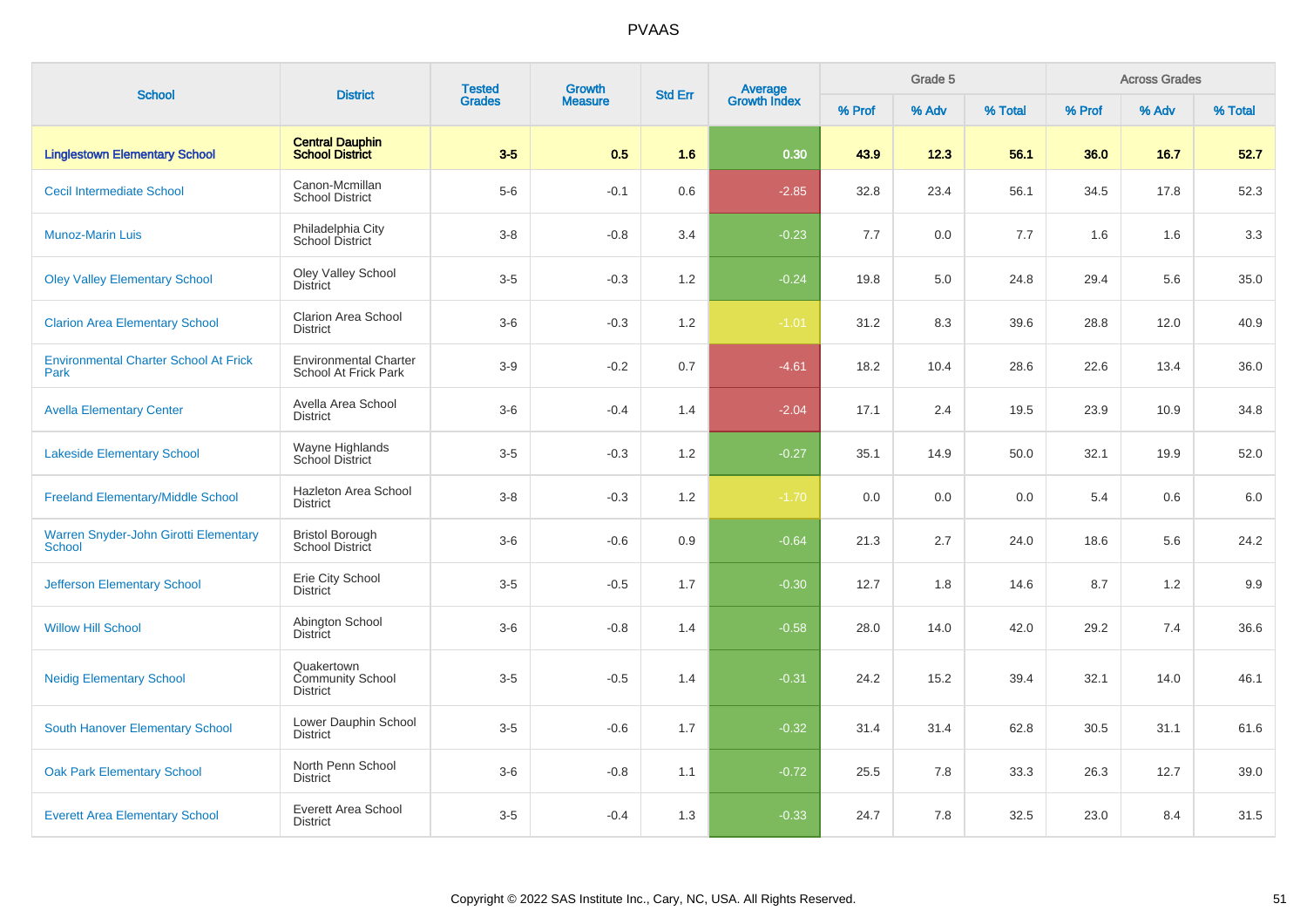# PVAAS

| School | District | Tested Grades | Growth Measure | Std Err | Average Growth Index | Grade 5 | | | Across Grades | | |
|---|---|---|---|---|---|---|---|---|---|---|---|
| | | | | | | % Prof | % Adv | % Total | % Prof | % Adv | % Total |
| **Linglestown Elementary School** | **Central Dauphin School District** | **3-5** | **0.5** | **1.6** | **0.30** | **43.9** | **12.3** | **56.1** | **36.0** | **16.7** | **52.7** |
| Cecil Intermediate School | Canon-Mcmillan School District | 5-6 | -0.1 | 0.6 | -2.85 | 32.8 | 23.4 | 56.1 | 34.5 | 17.8 | 52.3 |
| Munoz-Marin Luis | Philadelphia City School District | 3-8 | -0.8 | 3.4 | -0.23 | 7.7 | 0.0 | 7.7 | 1.6 | 1.6 | 3.3 |
| Oley Valley Elementary School | Oley Valley School District | 3-5 | -0.3 | 1.2 | -0.24 | 19.8 | 5.0 | 24.8 | 29.4 | 5.6 | 35.0 |
| Clarion Area Elementary School | Clarion Area School District | 3-6 | -0.3 | 1.2 | -1.01 | 31.2 | 8.3 | 39.6 | 28.8 | 12.0 | 40.9 |
| Environmental Charter School At Frick Park | Environmental Charter School At Frick Park | 3-9 | -0.2 | 0.7 | -4.61 | 18.2 | 10.4 | 28.6 | 22.6 | 13.4 | 36.0 |
| Avella Elementary Center | Avella Area School District | 3-6 | -0.4 | 1.4 | -2.04 | 17.1 | 2.4 | 19.5 | 23.9 | 10.9 | 34.8 |
| Lakeside Elementary School | Wayne Highlands School District | 3-5 | -0.3 | 1.2 | -0.27 | 35.1 | 14.9 | 50.0 | 32.1 | 19.9 | 52.0 |
| Freeland Elementary/Middle School | Hazleton Area School District | 3-8 | -0.3 | 1.2 | -1.70 | 0.0 | 0.0 | 0.0 | 5.4 | 0.6 | 6.0 |
| Warren Snyder-John Girotti Elementary School | Bristol Borough School District | 3-6 | -0.6 | 0.9 | -0.64 | 21.3 | 2.7 | 24.0 | 18.6 | 5.6 | 24.2 |
| Jefferson Elementary School | Erie City School District | 3-5 | -0.5 | 1.7 | -0.30 | 12.7 | 1.8 | 14.6 | 8.7 | 1.2 | 9.9 |
| Willow Hill School | Abington School District | 3-6 | -0.8 | 1.4 | -0.58 | 28.0 | 14.0 | 42.0 | 29.2 | 7.4 | 36.6 |
| Neidig Elementary School | Quakertown Community School District | 3-5 | -0.5 | 1.4 | -0.31 | 24.2 | 15.2 | 39.4 | 32.1 | 14.0 | 46.1 |
| South Hanover Elementary School | Lower Dauphin School District | 3-5 | -0.6 | 1.7 | -0.32 | 31.4 | 31.4 | 62.8 | 30.5 | 31.1 | 61.6 |
| Oak Park Elementary School | North Penn School District | 3-6 | -0.8 | 1.1 | -0.72 | 25.5 | 7.8 | 33.3 | 26.3 | 12.7 | 39.0 |
| Everett Area Elementary School | Everett Area School District | 3-5 | -0.4 | 1.3 | -0.33 | 24.7 | 7.8 | 32.5 | 23.0 | 8.4 | 31.5 |

Copyright © 2022 SAS Institute Inc., Cary, NC, USA. All Rights Reserved.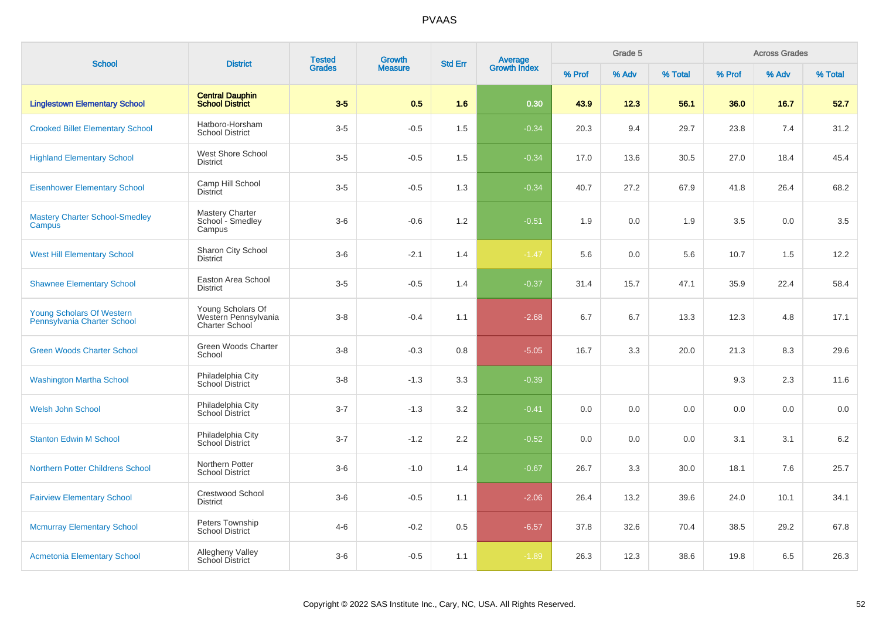# PVAAS

| School | District | Tested Grades | Growth Measure | Std Err | Average Growth Index | Grade 5 | | | Across Grades | | |
|---|---|---|---|---|---|---|---|---|---|---|---|
| | | | | | | % Prof | % Adv | % Total | % Prof | % Adv | % Total |
| **Linglestown Elementary School** | **Central Dauphin School District** | **3-5** | **0.5** | **1.6** | **0.30** | **43.9** | **12.3** | **56.1** | **36.0** | **16.7** | **52.7** |
| Crooked Billet Elementary School | Hatboro-Horsham School District | 3-5 | -0.5 | 1.5 | -0.34 | 20.3 | 9.4 | 29.7 | 23.8 | 7.4 | 31.2 |
| Highland Elementary School | West Shore School District | 3-5 | -0.5 | 1.5 | -0.34 | 17.0 | 13.6 | 30.5 | 27.0 | 18.4 | 45.4 |
| Eisenhower Elementary School | Camp Hill School District | 3-5 | -0.5 | 1.3 | -0.34 | 40.7 | 27.2 | 67.9 | 41.8 | 26.4 | 68.2 |
| Mastery Charter School-Smedley Campus | Mastery Charter School - Smedley Campus | 3-6 | -0.6 | 1.2 | -0.51 | 1.9 | 0.0 | 1.9 | 3.5 | 0.0 | 3.5 |
| West Hill Elementary School | Sharon City School District | 3-6 | -2.1 | 1.4 | -1.47 | 5.6 | 0.0 | 5.6 | 10.7 | 1.5 | 12.2 |
| Shawnee Elementary School | Easton Area School District | 3-5 | -0.5 | 1.4 | -0.37 | 31.4 | 15.7 | 47.1 | 35.9 | 22.4 | 58.4 |
| Young Scholars Of Western Pennsylvania Charter School | Young Scholars Of Western Pennsylvania Charter School | 3-8 | -0.4 | 1.1 | -2.68 | 6.7 | 6.7 | 13.3 | 12.3 | 4.8 | 17.1 |
| Green Woods Charter School | Green Woods Charter School | 3-8 | -0.3 | 0.8 | -5.05 | 16.7 | 3.3 | 20.0 | 21.3 | 8.3 | 29.6 |
| Washington Martha School | Philadelphia City School District | 3-8 | -1.3 | 3.3 | -0.39 | | | | 9.3 | 2.3 | 11.6 |
| Welsh John School | Philadelphia City School District | 3-7 | -1.3 | 3.2 | -0.41 | 0.0 | 0.0 | 0.0 | 0.0 | 0.0 | 0.0 |
| Stanton Edwin M School | Philadelphia City School District | 3-7 | -1.2 | 2.2 | -0.52 | 0.0 | 0.0 | 0.0 | 3.1 | 3.1 | 6.2 |
| Northern Potter Childrens School | Northern Potter School District | 3-6 | -1.0 | 1.4 | -0.67 | 26.7 | 3.3 | 30.0 | 18.1 | 7.6 | 25.7 |
| Fairview Elementary School | Crestwood School District | 3-6 | -0.5 | 1.1 | -2.06 | 26.4 | 13.2 | 39.6 | 24.0 | 10.1 | 34.1 |
| Mcmurray Elementary School | Peters Township School District | 4-6 | -0.2 | 0.5 | -6.57 | 37.8 | 32.6 | 70.4 | 38.5 | 29.2 | 67.8 |
| Acmetonia Elementary School | Allegheny Valley School District | 3-6 | -0.5 | 1.1 | -1.89 | 26.3 | 12.3 | 38.6 | 19.8 | 6.5 | 26.3 |

Copyright © 2022 SAS Institute Inc., Cary, NC, USA. All Rights Reserved.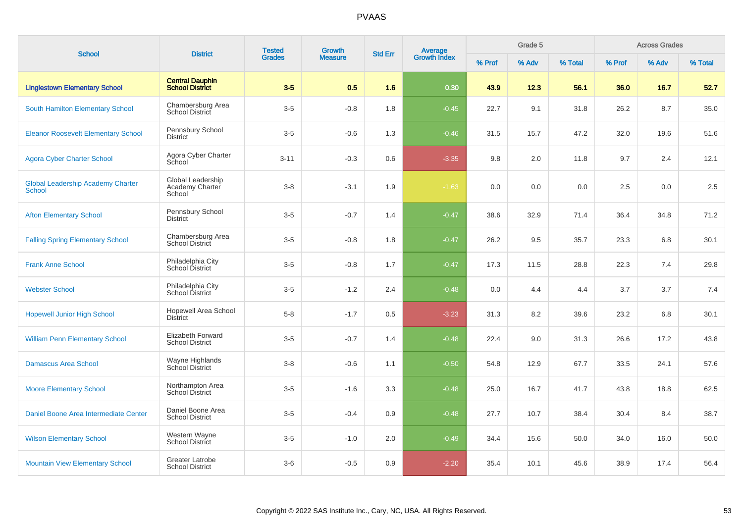# PVAAS

| School | District | Tested Grades | Growth Measure | Std Err | Average Growth Index | Grade 5 | | | Across Grades | | |
|---|---|---|---|---|---|---|---|---|---|---|---|
| | | | | | | % Prof | % Adv | % Total | % Prof | % Adv | % Total |
| **Linglestown Elementary School** | **Central Dauphin School District** | **3-5** | **0.5** | **1.6** | **0.30** | **43.9** | **12.3** | **56.1** | **36.0** | **16.7** | **52.7** |
| South Hamilton Elementary School | Chambersburg Area School District | 3-5 | -0.8 | 1.8 | -0.45 | 22.7 | 9.1 | 31.8 | 26.2 | 8.7 | 35.0 |
| Eleanor Roosevelt Elementary School | Pennsbury School District | 3-5 | -0.6 | 1.3 | -0.46 | 31.5 | 15.7 | 47.2 | 32.0 | 19.6 | 51.6 |
| Agora Cyber Charter School | Agora Cyber Charter School | 3-11 | -0.3 | 0.6 | -3.35 | 9.8 | 2.0 | 11.8 | 9.7 | 2.4 | 12.1 |
| Global Leadership Academy Charter School | Global Leadership Academy Charter School | 3-8 | -3.1 | 1.9 | -1.63 | 0.0 | 0.0 | 0.0 | 2.5 | 0.0 | 2.5 |
| Afton Elementary School | Pennsbury School District | 3-5 | -0.7 | 1.4 | -0.47 | 38.6 | 32.9 | 71.4 | 36.4 | 34.8 | 71.2 |
| Falling Spring Elementary School | Chambersburg Area School District | 3-5 | -0.8 | 1.8 | -0.47 | 26.2 | 9.5 | 35.7 | 23.3 | 6.8 | 30.1 |
| Frank Anne School | Philadelphia City School District | 3-5 | -0.8 | 1.7 | -0.47 | 17.3 | 11.5 | 28.8 | 22.3 | 7.4 | 29.8 |
| Webster School | Philadelphia City School District | 3-5 | -1.2 | 2.4 | -0.48 | 0.0 | 4.4 | 4.4 | 3.7 | 3.7 | 7.4 |
| Hopewell Junior High School | Hopewell Area School District | 5-8 | -1.7 | 0.5 | -3.23 | 31.3 | 8.2 | 39.6 | 23.2 | 6.8 | 30.1 |
| William Penn Elementary School | Elizabeth Forward School District | 3-5 | -0.7 | 1.4 | -0.48 | 22.4 | 9.0 | 31.3 | 26.6 | 17.2 | 43.8 |
| Damascus Area School | Wayne Highlands School District | 3-8 | -0.6 | 1.1 | -0.50 | 54.8 | 12.9 | 67.7 | 33.5 | 24.1 | 57.6 |
| Moore Elementary School | Northampton Area School District | 3-5 | -1.6 | 3.3 | -0.48 | 25.0 | 16.7 | 41.7 | 43.8 | 18.8 | 62.5 |
| Daniel Boone Area Intermediate Center | Daniel Boone Area School District | 3-5 | -0.4 | 0.9 | -0.48 | 27.7 | 10.7 | 38.4 | 30.4 | 8.4 | 38.7 |
| Wilson Elementary School | Western Wayne School District | 3-5 | -1.0 | 2.0 | -0.49 | 34.4 | 15.6 | 50.0 | 34.0 | 16.0 | 50.0 |
| Mountain View Elementary School | Greater Latrobe School District | 3-6 | -0.5 | 0.9 | -2.20 | 35.4 | 10.1 | 45.6 | 38.9 | 17.4 | 56.4 |

Copyright © 2022 SAS Institute Inc., Cary, NC, USA. All Rights Reserved.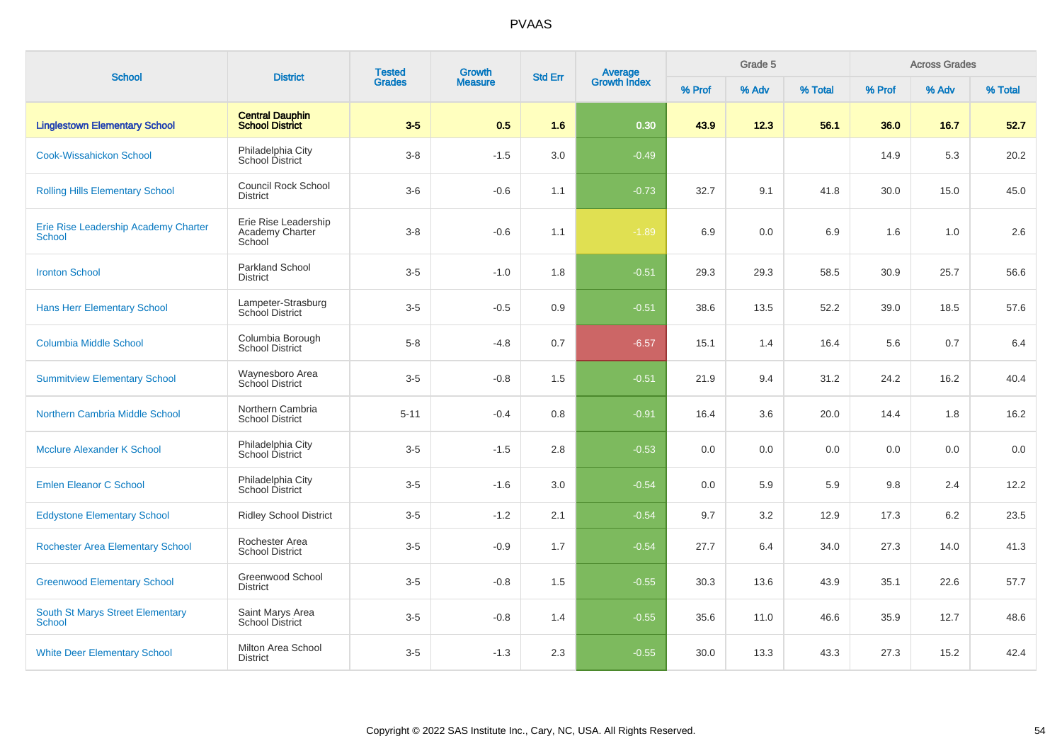# PVAAS

| School | District | Tested Grades | Growth Measure | Std Err | Average Growth Index | Grade 5 | | | Across Grades | | |
|---|---|---|---|---|---|---|---|---|---|---|---|
| | | | | | | % Prof | % Adv | % Total | % Prof | % Adv | % Total |
| **Linglestown Elementary School** | **Central Dauphin School District** | **3-5** | **0.5** | **1.6** | **0.30** | **43.9** | **12.3** | **56.1** | **36.0** | **16.7** | **52.7** |
| Cook-Wissahickon School | Philadelphia City School District | 3-8 | -1.5 | 3.0 | -0.49 | | | | 14.9 | 5.3 | 20.2 |
| Rolling Hills Elementary School | Council Rock School District | 3-6 | -0.6 | 1.1 | -0.73 | 32.7 | 9.1 | 41.8 | 30.0 | 15.0 | 45.0 |
| Erie Rise Leadership Academy Charter School | Erie Rise Leadership Academy Charter School | 3-8 | -0.6 | 1.1 | -1.89 | 6.9 | 0.0 | 6.9 | 1.6 | 1.0 | 2.6 |
| Ironton School | Parkland School District | 3-5 | -1.0 | 1.8 | -0.51 | 29.3 | 29.3 | 58.5 | 30.9 | 25.7 | 56.6 |
| Hans Herr Elementary School | Lampeter-Strasburg School District | 3-5 | -0.5 | 0.9 | -0.51 | 38.6 | 13.5 | 52.2 | 39.0 | 18.5 | 57.6 |
| Columbia Middle School | Columbia Borough School District | 5-8 | -4.8 | 0.7 | -6.57 | 15.1 | 1.4 | 16.4 | 5.6 | 0.7 | 6.4 |
| Summitview Elementary School | Waynesboro Area School District | 3-5 | -0.8 | 1.5 | -0.51 | 21.9 | 9.4 | 31.2 | 24.2 | 16.2 | 40.4 |
| Northern Cambria Middle School | Northern Cambria School District | 5-11 | -0.4 | 0.8 | -0.91 | 16.4 | 3.6 | 20.0 | 14.4 | 1.8 | 16.2 |
| Mcclure Alexander K School | Philadelphia City School District | 3-5 | -1.5 | 2.8 | -0.53 | 0.0 | 0.0 | 0.0 | 0.0 | 0.0 | 0.0 |
| Emlen Eleanor C School | Philadelphia City School District | 3-5 | -1.6 | 3.0 | -0.54 | 0.0 | 5.9 | 5.9 | 9.8 | 2.4 | 12.2 |
| Eddystone Elementary School | Ridley School District | 3-5 | -1.2 | 2.1 | -0.54 | 9.7 | 3.2 | 12.9 | 17.3 | 6.2 | 23.5 |
| Rochester Area Elementary School | Rochester Area School District | 3-5 | -0.9 | 1.7 | -0.54 | 27.7 | 6.4 | 34.0 | 27.3 | 14.0 | 41.3 |
| Greenwood Elementary School | Greenwood School District | 3-5 | -0.8 | 1.5 | -0.55 | 30.3 | 13.6 | 43.9 | 35.1 | 22.6 | 57.7 |
| South St Marys Street Elementary School | Saint Marys Area School District | 3-5 | -0.8 | 1.4 | -0.55 | 35.6 | 11.0 | 46.6 | 35.9 | 12.7 | 48.6 |
| White Deer Elementary School | Milton Area School District | 3-5 | -1.3 | 2.3 | -0.55 | 30.0 | 13.3 | 43.3 | 27.3 | 15.2 | 42.4 |

Copyright © 2022 SAS Institute Inc., Cary, NC, USA. All Rights Reserved.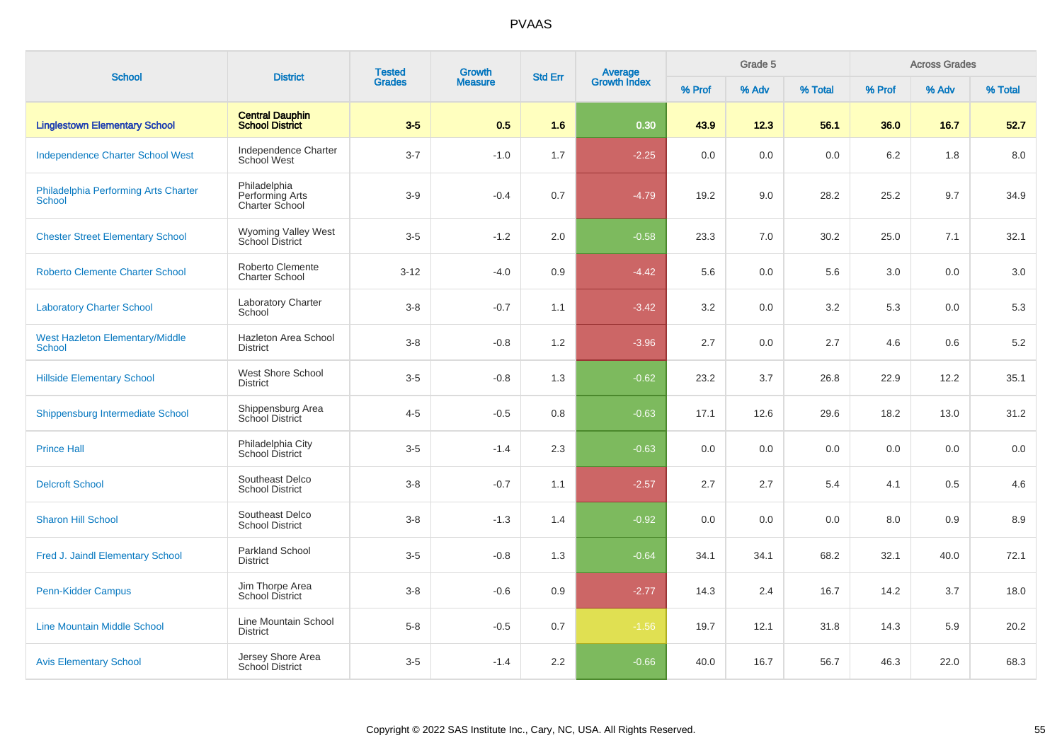# PVAAS

| School | District | Tested Grades | Growth Measure | Std Err | Average Growth Index | Grade 5 | | | Across Grades | | |
|---|---|---|---|---|---|---|---|---|---|---|---|
| | | | | | | % Prof | % Adv | % Total | % Prof | % Adv | % Total |
| **Linglestown Elementary School** | **Central Dauphin School District** | **3-5** | **0.5** | **1.6** | **0.30** | **43.9** | **12.3** | **56.1** | **36.0** | **16.7** | **52.7** |
| Independence Charter School West | Independence Charter School West | 3-7 | -1.0 | 1.7 | -2.25 | 0.0 | 0.0 | 0.0 | 6.2 | 1.8 | 8.0 |
| Philadelphia Performing Arts Charter School | Philadelphia Performing Arts Charter School | 3-9 | -0.4 | 0.7 | -4.79 | 19.2 | 9.0 | 28.2 | 25.2 | 9.7 | 34.9 |
| Chester Street Elementary School | Wyoming Valley West School District | 3-5 | -1.2 | 2.0 | -0.58 | 23.3 | 7.0 | 30.2 | 25.0 | 7.1 | 32.1 |
| Roberto Clemente Charter School | Roberto Clemente Charter School | 3-12 | -4.0 | 0.9 | -4.42 | 5.6 | 0.0 | 5.6 | 3.0 | 0.0 | 3.0 |
| Laboratory Charter School | Laboratory Charter School | 3-8 | -0.7 | 1.1 | -3.42 | 3.2 | 0.0 | 3.2 | 5.3 | 0.0 | 5.3 |
| West Hazleton Elementary/Middle School | Hazleton Area School District | 3-8 | -0.8 | 1.2 | -3.96 | 2.7 | 0.0 | 2.7 | 4.6 | 0.6 | 5.2 |
| Hillside Elementary School | West Shore School District | 3-5 | -0.8 | 1.3 | -0.62 | 23.2 | 3.7 | 26.8 | 22.9 | 12.2 | 35.1 |
| Shippensburg Intermediate School | Shippensburg Area School District | 4-5 | -0.5 | 0.8 | -0.63 | 17.1 | 12.6 | 29.6 | 18.2 | 13.0 | 31.2 |
| Prince Hall | Philadelphia City School District | 3-5 | -1.4 | 2.3 | -0.63 | 0.0 | 0.0 | 0.0 | 0.0 | 0.0 | 0.0 |
| Delcroft School | Southeast Delco School District | 3-8 | -0.7 | 1.1 | -2.57 | 2.7 | 2.7 | 5.4 | 4.1 | 0.5 | 4.6 |
| Sharon Hill School | Southeast Delco School District | 3-8 | -1.3 | 1.4 | -0.92 | 0.0 | 0.0 | 0.0 | 8.0 | 0.9 | 8.9 |
| Fred J. Jaindl Elementary School | Parkland School District | 3-5 | -0.8 | 1.3 | -0.64 | 34.1 | 34.1 | 68.2 | 32.1 | 40.0 | 72.1 |
| Penn-Kidder Campus | Jim Thorpe Area School District | 3-8 | -0.6 | 0.9 | -2.77 | 14.3 | 2.4 | 16.7 | 14.2 | 3.7 | 18.0 |
| Line Mountain Middle School | Line Mountain School District | 5-8 | -0.5 | 0.7 | -1.56 | 19.7 | 12.1 | 31.8 | 14.3 | 5.9 | 20.2 |
| Avis Elementary School | Jersey Shore Area School District | 3-5 | -1.4 | 2.2 | -0.66 | 40.0 | 16.7 | 56.7 | 46.3 | 22.0 | 68.3 |

Copyright © 2022 SAS Institute Inc., Cary, NC, USA. All Rights Reserved.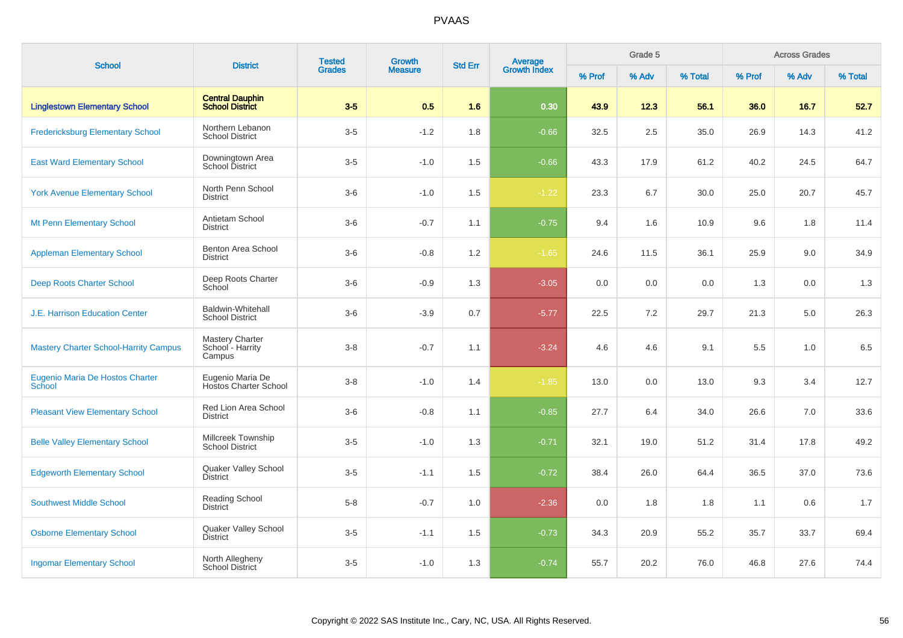| School | District | Tested Grades | Growth Measure | Std Err | Average Growth Index | Grade 5 | | | Across Grades | | |
|---|---|---|---|---|---|---|---|---|---|---|---|
| | | | | | | % Prof | % Adv | % Total | % Prof | % Adv | % Total |
| **Linglestown Elementary School** | **Central Dauphin School District** | **3-5** | **0.5** | **1.6** | **0.30** | **43.9** | **12.3** | **56.1** | **36.0** | **16.7** | **52.7** |
| Fredericksburg Elementary School | Northern Lebanon School District | 3-5 | -1.2 | 1.8 | -0.66 | 32.5 | 2.5 | 35.0 | 26.9 | 14.3 | 41.2 |
| East Ward Elementary School | Downingtown Area School District | 3-5 | -1.0 | 1.5 | -0.66 | 43.3 | 17.9 | 61.2 | 40.2 | 24.5 | 64.7 |
| York Avenue Elementary School | North Penn School District | 3-6 | -1.0 | 1.5 | -1.22 | 23.3 | 6.7 | 30.0 | 25.0 | 20.7 | 45.7 |
| Mt Penn Elementary School | Antietam School District | 3-6 | -0.7 | 1.1 | -0.75 | 9.4 | 1.6 | 10.9 | 9.6 | 1.8 | 11.4 |
| Appleman Elementary School | Benton Area School District | 3-6 | -0.8 | 1.2 | -1.65 | 24.6 | 11.5 | 36.1 | 25.9 | 9.0 | 34.9 |
| Deep Roots Charter School | Deep Roots Charter School | 3-6 | -0.9 | 1.3 | -3.05 | 0.0 | 0.0 | 0.0 | 1.3 | 0.0 | 1.3 |
| J.E. Harrison Education Center | Baldwin-Whitehall School District | 3-6 | -3.9 | 0.7 | -5.77 | 22.5 | 7.2 | 29.7 | 21.3 | 5.0 | 26.3 |
| Mastery Charter School-Harrity Campus | Mastery Charter School - Harrity Campus | 3-8 | -0.7 | 1.1 | -3.24 | 4.6 | 4.6 | 9.1 | 5.5 | 1.0 | 6.5 |
| Eugenio Maria De Hostos Charter School | Eugenio Maria De Hostos Charter School | 3-8 | -1.0 | 1.4 | -1.85 | 13.0 | 0.0 | 13.0 | 9.3 | 3.4 | 12.7 |
| Pleasant View Elementary School | Red Lion Area School District | 3-6 | -0.8 | 1.1 | -0.85 | 27.7 | 6.4 | 34.0 | 26.6 | 7.0 | 33.6 |
| Belle Valley Elementary School | Millcreek Township School District | 3-5 | -1.0 | 1.3 | -0.71 | 32.1 | 19.0 | 51.2 | 31.4 | 17.8 | 49.2 |
| Edgeworth Elementary School | Quaker Valley School District | 3-5 | -1.1 | 1.5 | -0.72 | 38.4 | 26.0 | 64.4 | 36.5 | 37.0 | 73.6 |
| Southwest Middle School | Reading School District | 5-8 | -0.7 | 1.0 | -2.36 | 0.0 | 1.8 | 1.8 | 1.1 | 0.6 | 1.7 |
| Osborne Elementary School | Quaker Valley School District | 3-5 | -1.1 | 1.5 | -0.73 | 34.3 | 20.9 | 55.2 | 35.7 | 33.7 | 69.4 |
| Ingomar Elementary School | North Allegheny School District | 3-5 | -1.0 | 1.3 | -0.74 | 55.7 | 20.2 | 76.0 | 46.8 | 27.6 | 74.4 |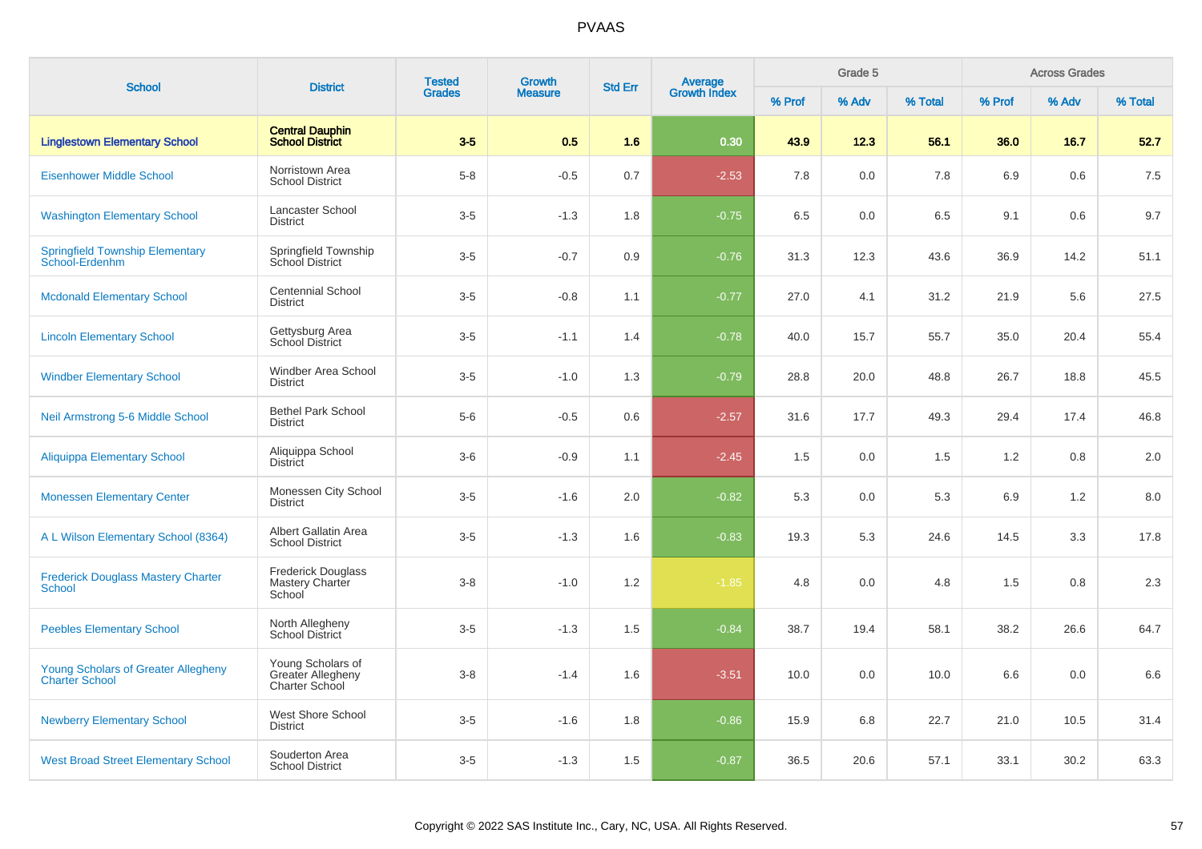# PVAAS

| School | District | Tested Grades | Growth Measure | Std Err | Average Growth Index | Grade 5 | | | Across Grades | | |
|---|---|---|---|---|---|---|---|---|---|---|---|
| | | | | | | % Prof | % Adv | % Total | % Prof | % Adv | % Total |
| **Linglestown Elementary School** | **Central Dauphin School District** | **3-5** | **0.5** | **1.6** | **0.30** | **43.9** | **12.3** | **56.1** | **36.0** | **16.7** | **52.7** |
| Eisenhower Middle School | Norristown Area School District | 5-8 | -0.5 | 0.7 | -2.53 | 7.8 | 0.0 | 7.8 | 6.9 | 0.6 | 7.5 |
| Washington Elementary School | Lancaster School District | 3-5 | -1.3 | 1.8 | -0.75 | 6.5 | 0.0 | 6.5 | 9.1 | 0.6 | 9.7 |
| Springfield Township Elementary School-Erdenhm | Springfield Township School District | 3-5 | -0.7 | 0.9 | -0.76 | 31.3 | 12.3 | 43.6 | 36.9 | 14.2 | 51.1 |
| Mcdonald Elementary School | Centennial School District | 3-5 | -0.8 | 1.1 | -0.77 | 27.0 | 4.1 | 31.2 | 21.9 | 5.6 | 27.5 |
| Lincoln Elementary School | Gettysburg Area School District | 3-5 | -1.1 | 1.4 | -0.78 | 40.0 | 15.7 | 55.7 | 35.0 | 20.4 | 55.4 |
| Windber Elementary School | Windber Area School District | 3-5 | -1.0 | 1.3 | -0.79 | 28.8 | 20.0 | 48.8 | 26.7 | 18.8 | 45.5 |
| Neil Armstrong 5-6 Middle School | Bethel Park School District | 5-6 | -0.5 | 0.6 | -2.57 | 31.6 | 17.7 | 49.3 | 29.4 | 17.4 | 46.8 |
| Aliquippa Elementary School | Aliquippa School District | 3-6 | -0.9 | 1.1 | -2.45 | 1.5 | 0.0 | 1.5 | 1.2 | 0.8 | 2.0 |
| Monessen Elementary Center | Monessen City School District | 3-5 | -1.6 | 2.0 | -0.82 | 5.3 | 0.0 | 5.3 | 6.9 | 1.2 | 8.0 |
| A L Wilson Elementary School (8364) | Albert Gallatin Area School District | 3-5 | -1.3 | 1.6 | -0.83 | 19.3 | 5.3 | 24.6 | 14.5 | 3.3 | 17.8 |
| Frederick Douglass Mastery Charter School | Frederick Douglass Mastery Charter School | 3-8 | -1.0 | 1.2 | -1.85 | 4.8 | 0.0 | 4.8 | 1.5 | 0.8 | 2.3 |
| Peebles Elementary School | North Allegheny School District | 3-5 | -1.3 | 1.5 | -0.84 | 38.7 | 19.4 | 58.1 | 38.2 | 26.6 | 64.7 |
| Young Scholars of Greater Allegheny Charter School | Young Scholars of Greater Allegheny Charter School | 3-8 | -1.4 | 1.6 | -3.51 | 10.0 | 0.0 | 10.0 | 6.6 | 0.0 | 6.6 |
| Newberry Elementary School | West Shore School District | 3-5 | -1.6 | 1.8 | -0.86 | 15.9 | 6.8 | 22.7 | 21.0 | 10.5 | 31.4 |
| West Broad Street Elementary School | Souderton Area School District | 3-5 | -1.3 | 1.5 | -0.87 | 36.5 | 20.6 | 57.1 | 33.1 | 30.2 | 63.3 |

Copyright © 2022 SAS Institute Inc., Cary, NC, USA. All Rights Reserved.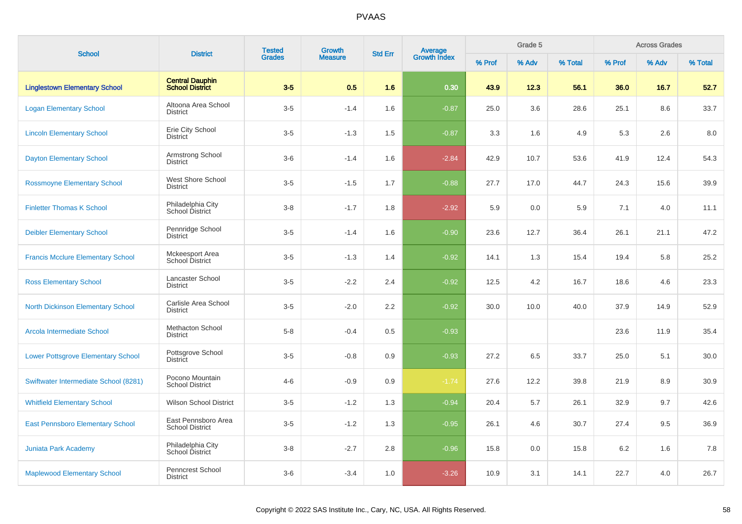# PVAAS

| School | District | Tested Grades | Growth Measure | Std Err | Average Growth Index | Grade 5 | | | Across Grades | | |
|---|---|---|---|---|---|---|---|---|---|---|---|
| | | | | | | % Prof | % Adv | % Total | % Prof | % Adv | % Total |
| **Linglestown Elementary School** | **Central Dauphin School District** | **3-5** | **0.5** | **1.6** | **0.30** | **43.9** | **12.3** | **56.1** | **36.0** | **16.7** | **52.7** |
| Logan Elementary School | Altoona Area School District | 3-5 | -1.4 | 1.6 | -0.87 | 25.0 | 3.6 | 28.6 | 25.1 | 8.6 | 33.7 |
| Lincoln Elementary School | Erie City School District | 3-5 | -1.3 | 1.5 | -0.87 | 3.3 | 1.6 | 4.9 | 5.3 | 2.6 | 8.0 |
| Dayton Elementary School | Armstrong School District | 3-6 | -1.4 | 1.6 | -2.84 | 42.9 | 10.7 | 53.6 | 41.9 | 12.4 | 54.3 |
| Rossmoyne Elementary School | West Shore School District | 3-5 | -1.5 | 1.7 | -0.88 | 27.7 | 17.0 | 44.7 | 24.3 | 15.6 | 39.9 |
| Finletter Thomas K School | Philadelphia City School District | 3-8 | -1.7 | 1.8 | -2.92 | 5.9 | 0.0 | 5.9 | 7.1 | 4.0 | 11.1 |
| Deibler Elementary School | Pennridge School District | 3-5 | -1.4 | 1.6 | -0.90 | 23.6 | 12.7 | 36.4 | 26.1 | 21.1 | 47.2 |
| Francis Mcclure Elementary School | Mckeesport Area School District | 3-5 | -1.3 | 1.4 | -0.92 | 14.1 | 1.3 | 15.4 | 19.4 | 5.8 | 25.2 |
| Ross Elementary School | Lancaster School District | 3-5 | -2.2 | 2.4 | -0.92 | 12.5 | 4.2 | 16.7 | 18.6 | 4.6 | 23.3 |
| North Dickinson Elementary School | Carlisle Area School District | 3-5 | -2.0 | 2.2 | -0.92 | 30.0 | 10.0 | 40.0 | 37.9 | 14.9 | 52.9 |
| Arcola Intermediate School | Methacton School District | 5-8 | -0.4 | 0.5 | -0.93 | | | | 23.6 | 11.9 | 35.4 |
| Lower Pottsgrove Elementary School | Pottsgrove School District | 3-5 | -0.8 | 0.9 | -0.93 | 27.2 | 6.5 | 33.7 | 25.0 | 5.1 | 30.0 |
| Swiftwater Intermediate School (8281) | Pocono Mountain School District | 4-6 | -0.9 | 0.9 | -1.74 | 27.6 | 12.2 | 39.8 | 21.9 | 8.9 | 30.9 |
| Whitfield Elementary School | Wilson School District | 3-5 | -1.2 | 1.3 | -0.94 | 20.4 | 5.7 | 26.1 | 32.9 | 9.7 | 42.6 |
| East Pennsboro Elementary School | East Pennsboro Area School District | 3-5 | -1.2 | 1.3 | -0.95 | 26.1 | 4.6 | 30.7 | 27.4 | 9.5 | 36.9 |
| Juniata Park Academy | Philadelphia City School District | 3-8 | -2.7 | 2.8 | -0.96 | 15.8 | 0.0 | 15.8 | 6.2 | 1.6 | 7.8 |
| Maplewood Elementary School | Penncrest School District | 3-6 | -3.4 | 1.0 | -3.26 | 10.9 | 3.1 | 14.1 | 22.7 | 4.0 | 26.7 |

Copyright © 2022 SAS Institute Inc., Cary, NC, USA. All Rights Reserved.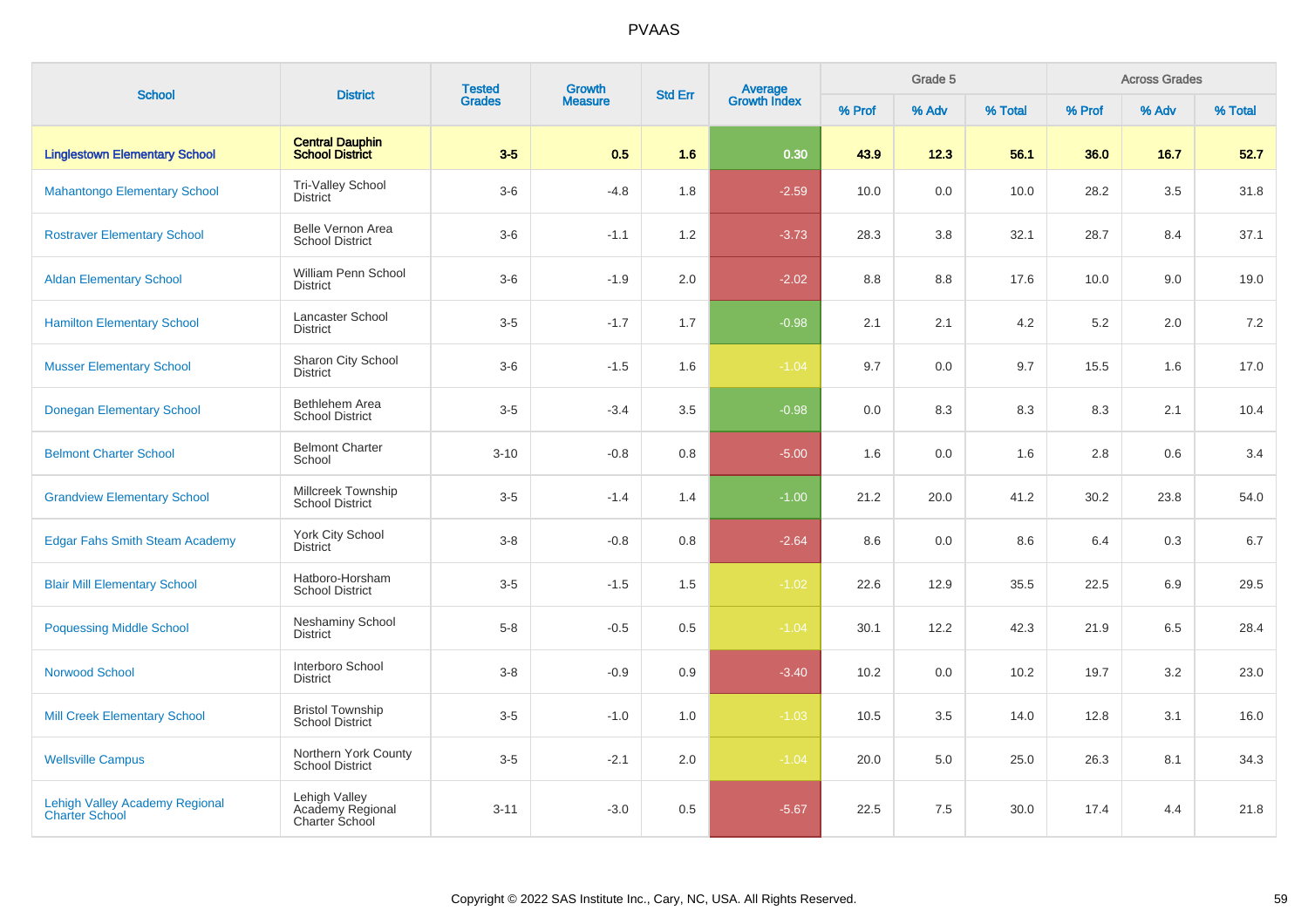# PVAAS

| School | District | Tested Grades | Growth Measure | Std Err | Average Growth Index | Grade 5 | | | Across Grades | | |
|---|---|---|---|---|---|---|---|---|---|---|---|
| | | | | | | % Prof | % Adv | % Total | % Prof | % Adv | % Total |
| **Linglestown Elementary School** | **Central Dauphin School District** | **3-5** | **0.5** | **1.6** | **0.30** | **43.9** | **12.3** | **56.1** | **36.0** | **16.7** | **52.7** |
| Mahantongo Elementary School | Tri-Valley School District | 3-6 | -4.8 | 1.8 | -2.59 | 10.0 | 0.0 | 10.0 | 28.2 | 3.5 | 31.8 |
| Rostraver Elementary School | Belle Vernon Area School District | 3-6 | -1.1 | 1.2 | -3.73 | 28.3 | 3.8 | 32.1 | 28.7 | 8.4 | 37.1 |
| Aldan Elementary School | William Penn School District | 3-6 | -1.9 | 2.0 | -2.02 | 8.8 | 8.8 | 17.6 | 10.0 | 9.0 | 19.0 |
| Hamilton Elementary School | Lancaster School District | 3-5 | -1.7 | 1.7 | -0.98 | 2.1 | 2.1 | 4.2 | 5.2 | 2.0 | 7.2 |
| Musser Elementary School | Sharon City School District | 3-6 | -1.5 | 1.6 | -1.04 | 9.7 | 0.0 | 9.7 | 15.5 | 1.6 | 17.0 |
| Donegan Elementary School | Bethlehem Area School District | 3-5 | -3.4 | 3.5 | -0.98 | 0.0 | 8.3 | 8.3 | 8.3 | 2.1 | 10.4 |
| Belmont Charter School | Belmont Charter School | 3-10 | -0.8 | 0.8 | -5.00 | 1.6 | 0.0 | 1.6 | 2.8 | 0.6 | 3.4 |
| Grandview Elementary School | Millcreek Township School District | 3-5 | -1.4 | 1.4 | -1.00 | 21.2 | 20.0 | 41.2 | 30.2 | 23.8 | 54.0 |
| Edgar Fahs Smith Steam Academy | York City School District | 3-8 | -0.8 | 0.8 | -2.64 | 8.6 | 0.0 | 8.6 | 6.4 | 0.3 | 6.7 |
| Blair Mill Elementary School | Hatboro-Horsham School District | 3-5 | -1.5 | 1.5 | -1.02 | 22.6 | 12.9 | 35.5 | 22.5 | 6.9 | 29.5 |
| Poquessing Middle School | Neshaminy School District | 5-8 | -0.5 | 0.5 | -1.04 | 30.1 | 12.2 | 42.3 | 21.9 | 6.5 | 28.4 |
| Norwood School | Interboro School District | 3-8 | -0.9 | 0.9 | -3.40 | 10.2 | 0.0 | 10.2 | 19.7 | 3.2 | 23.0 |
| Mill Creek Elementary School | Bristol Township School District | 3-5 | -1.0 | 1.0 | -1.03 | 10.5 | 3.5 | 14.0 | 12.8 | 3.1 | 16.0 |
| Wellsville Campus | Northern York County School District | 3-5 | -2.1 | 2.0 | -1.04 | 20.0 | 5.0 | 25.0 | 26.3 | 8.1 | 34.3 |
| Lehigh Valley Academy Regional Charter School | Lehigh Valley Academy Regional Charter School | 3-11 | -3.0 | 0.5 | -5.67 | 22.5 | 7.5 | 30.0 | 17.4 | 4.4 | 21.8 |

Copyright © 2022 SAS Institute Inc., Cary, NC, USA. All Rights Reserved.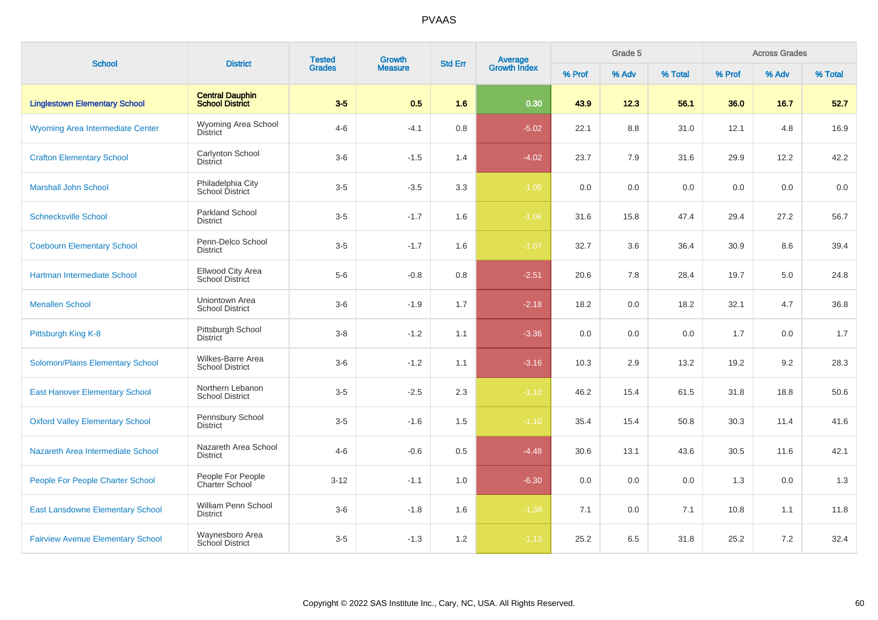| School | District | Tested Grades | Growth Measure | Std Err | Average Growth Index | Grade 5 | | | Across Grades | | |
|---|---|---|---|---|---|---|---|---|---|---|---|
| | | | | | | % Prof | % Adv | % Total | % Prof | % Adv | % Total |
| **Linglestown Elementary School** | **Central Dauphin School District** | **3-5** | **0.5** | **1.6** | **0.30** | **43.9** | **12.3** | **56.1** | **36.0** | **16.7** | **52.7** |
| Wyoming Area Intermediate Center | Wyoming Area School District | 4-6 | -4.1 | 0.8 | -5.02 | 22.1 | 8.8 | 31.0 | 12.1 | 4.8 | 16.9 |
| Crafton Elementary School | Carlynton School District | 3-6 | -1.5 | 1.4 | -4.02 | 23.7 | 7.9 | 31.6 | 29.9 | 12.2 | 42.2 |
| Marshall John School | Philadelphia City School District | 3-5 | -3.5 | 3.3 | -1.05 | 0.0 | 0.0 | 0.0 | 0.0 | 0.0 | 0.0 |
| Schnecksville School | Parkland School District | 3-5 | -1.7 | 1.6 | -1.06 | 31.6 | 15.8 | 47.4 | 29.4 | 27.2 | 56.7 |
| Coebourn Elementary School | Penn-Delco School District | 3-5 | -1.7 | 1.6 | -1.07 | 32.7 | 3.6 | 36.4 | 30.9 | 8.6 | 39.4 |
| Hartman Intermediate School | Ellwood City Area School District | 5-6 | -0.8 | 0.8 | -2.51 | 20.6 | 7.8 | 28.4 | 19.7 | 5.0 | 24.8 |
| Menallen School | Uniontown Area School District | 3-6 | -1.9 | 1.7 | -2.18 | 18.2 | 0.0 | 18.2 | 32.1 | 4.7 | 36.8 |
| Pittsburgh King K-8 | Pittsburgh School District | 3-8 | -1.2 | 1.1 | -3.36 | 0.0 | 0.0 | 0.0 | 1.7 | 0.0 | 1.7 |
| Solomon/Plains Elementary School | Wilkes-Barre Area School District | 3-6 | -1.2 | 1.1 | -3.16 | 10.3 | 2.9 | 13.2 | 19.2 | 9.2 | 28.3 |
| East Hanover Elementary School | Northern Lebanon School District | 3-5 | -2.5 | 2.3 | -1.10 | 46.2 | 15.4 | 61.5 | 31.8 | 18.8 | 50.6 |
| Oxford Valley Elementary School | Pennsbury School District | 3-5 | -1.6 | 1.5 | -1.10 | 35.4 | 15.4 | 50.8 | 30.3 | 11.4 | 41.6 |
| Nazareth Area Intermediate School | Nazareth Area School District | 4-6 | -0.6 | 0.5 | -4.48 | 30.6 | 13.1 | 43.6 | 30.5 | 11.6 | 42.1 |
| People For People Charter School | People For People Charter School | 3-12 | -1.1 | 1.0 | -6.30 | 0.0 | 0.0 | 0.0 | 1.3 | 0.0 | 1.3 |
| East Lansdowne Elementary School | William Penn School District | 3-6 | -1.8 | 1.6 | -1.38 | 7.1 | 0.0 | 7.1 | 10.8 | 1.1 | 11.8 |
| Fairview Avenue Elementary School | Waynesboro Area School District | 3-5 | -1.3 | 1.2 | -1.13 | 25.2 | 6.5 | 31.8 | 25.2 | 7.2 | 32.4 |

Copyright © 2022 SAS Institute Inc., Cary, NC, USA. All Rights Reserved.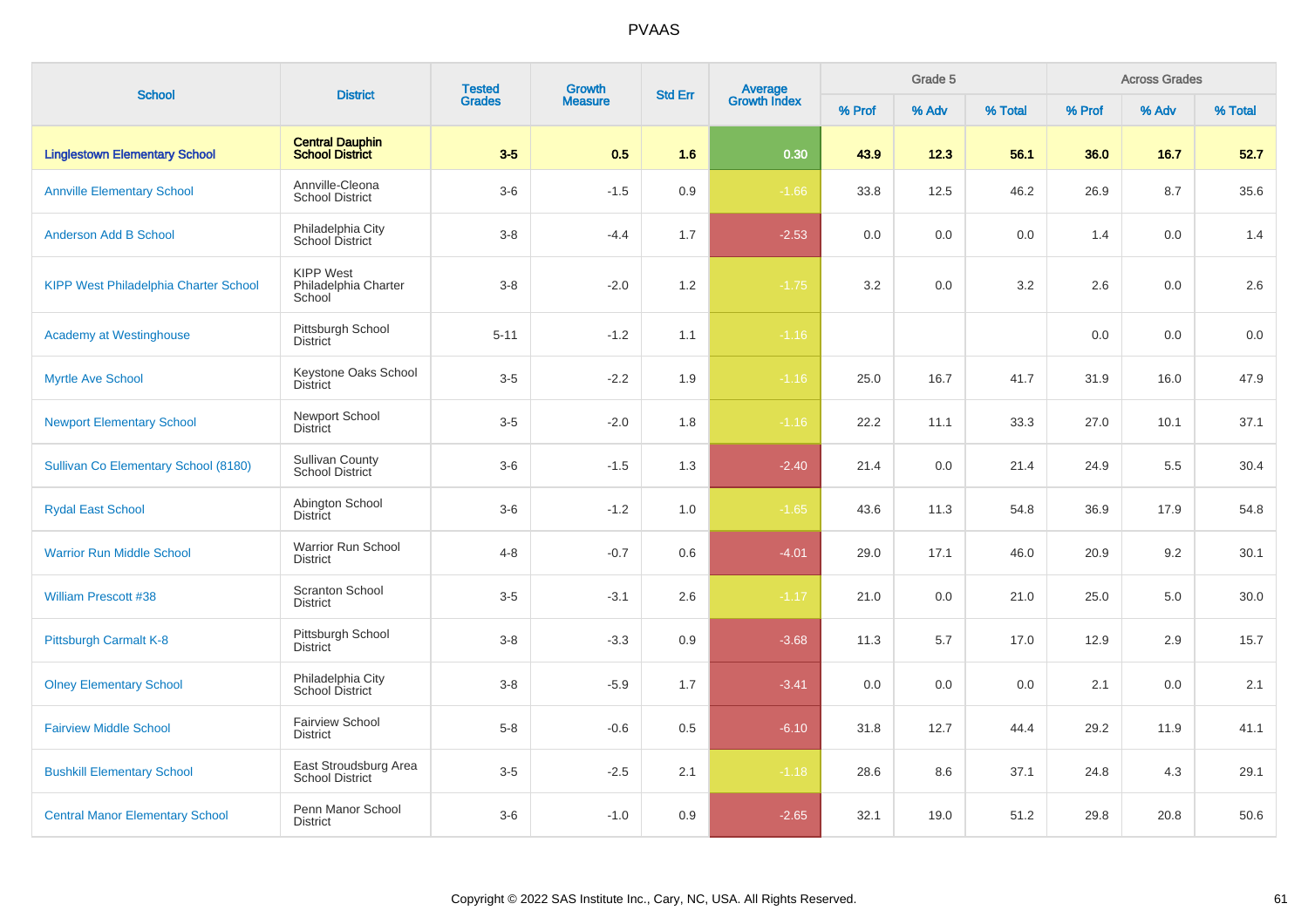# PVAAS

| School | District | Tested Grades | Growth Measure | Std Err | Average Growth Index | Grade 5 | | | Across Grades | | |
|---|---|---|---|---|---|---|---|---|---|---|---|
| | | | | | | % Prof | % Adv | % Total | % Prof | % Adv | % Total |
| **Linglestown Elementary School** | **Central Dauphin School District** | **3-5** | **0.5** | **1.6** | **0.30** | **43.9** | **12.3** | **56.1** | **36.0** | **16.7** | **52.7** |
| Annville Elementary School | Annville-Cleona School District | 3-6 | -1.5 | 0.9 | -1.66 | 33.8 | 12.5 | 46.2 | 26.9 | 8.7 | 35.6 |
| Anderson Add B School | Philadelphia City School District | 3-8 | -4.4 | 1.7 | -2.53 | 0.0 | 0.0 | 0.0 | 1.4 | 0.0 | 1.4 |
| KIPP West Philadelphia Charter School | KIPP West Philadelphia Charter School | 3-8 | -2.0 | 1.2 | -1.75 | 3.2 | 0.0 | 3.2 | 2.6 | 0.0 | 2.6 |
| Academy at Westinghouse | Pittsburgh School District | 5-11 | -1.2 | 1.1 | -1.16 | | | | 0.0 | 0.0 | 0.0 |
| Myrtle Ave School | Keystone Oaks School District | 3-5 | -2.2 | 1.9 | -1.16 | 25.0 | 16.7 | 41.7 | 31.9 | 16.0 | 47.9 |
| Newport Elementary School | Newport School District | 3-5 | -2.0 | 1.8 | -1.16 | 22.2 | 11.1 | 33.3 | 27.0 | 10.1 | 37.1 |
| Sullivan Co Elementary School (8180) | Sullivan County School District | 3-6 | -1.5 | 1.3 | -2.40 | 21.4 | 0.0 | 21.4 | 24.9 | 5.5 | 30.4 |
| Rydal East School | Abington School District | 3-6 | -1.2 | 1.0 | -1.65 | 43.6 | 11.3 | 54.8 | 36.9 | 17.9 | 54.8 |
| Warrior Run Middle School | Warrior Run School District | 4-8 | -0.7 | 0.6 | -4.01 | 29.0 | 17.1 | 46.0 | 20.9 | 9.2 | 30.1 |
| William Prescott #38 | Scranton School District | 3-5 | -3.1 | 2.6 | -1.17 | 21.0 | 0.0 | 21.0 | 25.0 | 5.0 | 30.0 |
| Pittsburgh Carmalt K-8 | Pittsburgh School District | 3-8 | -3.3 | 0.9 | -3.68 | 11.3 | 5.7 | 17.0 | 12.9 | 2.9 | 15.7 |
| Olney Elementary School | Philadelphia City School District | 3-8 | -5.9 | 1.7 | -3.41 | 0.0 | 0.0 | 0.0 | 2.1 | 0.0 | 2.1 |
| Fairview Middle School | Fairview School District | 5-8 | -0.6 | 0.5 | -6.10 | 31.8 | 12.7 | 44.4 | 29.2 | 11.9 | 41.1 |
| Bushkill Elementary School | East Stroudsburg Area School District | 3-5 | -2.5 | 2.1 | -1.18 | 28.6 | 8.6 | 37.1 | 24.8 | 4.3 | 29.1 |
| Central Manor Elementary School | Penn Manor School District | 3-6 | -1.0 | 0.9 | -2.65 | 32.1 | 19.0 | 51.2 | 29.8 | 20.8 | 50.6 |

Copyright © 2022 SAS Institute Inc., Cary, NC, USA. All Rights Reserved.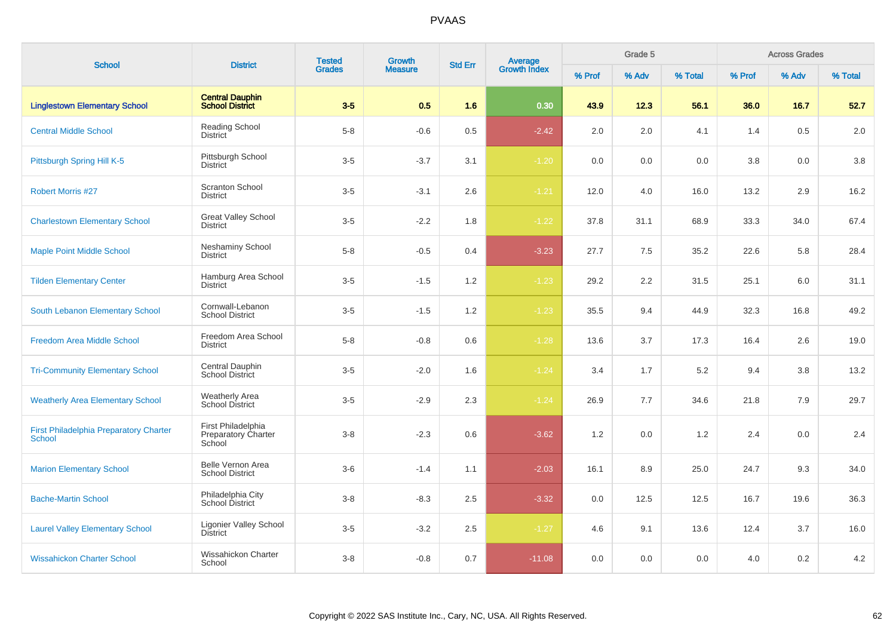# PVAAS

| School | District | Tested Grades | Growth Measure | Std Err | Average Growth Index | Grade 5 | | | Across Grades | | |
|---|---|---|---|---|---|---|---|---|---|---|---|
| | | | | | | % Prof | % Adv | % Total | % Prof | % Adv | % Total |
| **Linglestown Elementary School** | **Central Dauphin School District** | **3-5** | **0.5** | **1.6** | **0.30** | **43.9** | **12.3** | **56.1** | **36.0** | **16.7** | **52.7** |
| Central Middle School | Reading School District | 5-8 | -0.6 | 0.5 | -2.42 | 2.0 | 2.0 | 4.1 | 1.4 | 0.5 | 2.0 |
| Pittsburgh Spring Hill K-5 | Pittsburgh School District | 3-5 | -3.7 | 3.1 | -1.20 | 0.0 | 0.0 | 0.0 | 3.8 | 0.0 | 3.8 |
| Robert Morris #27 | Scranton School District | 3-5 | -3.1 | 2.6 | -1.21 | 12.0 | 4.0 | 16.0 | 13.2 | 2.9 | 16.2 |
| Charlestown Elementary School | Great Valley School District | 3-5 | -2.2 | 1.8 | -1.22 | 37.8 | 31.1 | 68.9 | 33.3 | 34.0 | 67.4 |
| Maple Point Middle School | Neshaminy School District | 5-8 | -0.5 | 0.4 | -3.23 | 27.7 | 7.5 | 35.2 | 22.6 | 5.8 | 28.4 |
| Tilden Elementary Center | Hamburg Area School District | 3-5 | -1.5 | 1.2 | -1.23 | 29.2 | 2.2 | 31.5 | 25.1 | 6.0 | 31.1 |
| South Lebanon Elementary School | Cornwall-Lebanon School District | 3-5 | -1.5 | 1.2 | -1.23 | 35.5 | 9.4 | 44.9 | 32.3 | 16.8 | 49.2 |
| Freedom Area Middle School | Freedom Area School District | 5-8 | -0.8 | 0.6 | -1.28 | 13.6 | 3.7 | 17.3 | 16.4 | 2.6 | 19.0 |
| Tri-Community Elementary School | Central Dauphin School District | 3-5 | -2.0 | 1.6 | -1.24 | 3.4 | 1.7 | 5.2 | 9.4 | 3.8 | 13.2 |
| Weatherly Area Elementary School | Weatherly Area School District | 3-5 | -2.9 | 2.3 | -1.24 | 26.9 | 7.7 | 34.6 | 21.8 | 7.9 | 29.7 |
| First Philadelphia Preparatory Charter School | First Philadelphia Preparatory Charter School | 3-8 | -2.3 | 0.6 | -3.62 | 1.2 | 0.0 | 1.2 | 2.4 | 0.0 | 2.4 |
| Marion Elementary School | Belle Vernon Area School District | 3-6 | -1.4 | 1.1 | -2.03 | 16.1 | 8.9 | 25.0 | 24.7 | 9.3 | 34.0 |
| Bache-Martin School | Philadelphia City School District | 3-8 | -8.3 | 2.5 | -3.32 | 0.0 | 12.5 | 12.5 | 16.7 | 19.6 | 36.3 |
| Laurel Valley Elementary School | Ligonier Valley School District | 3-5 | -3.2 | 2.5 | -1.27 | 4.6 | 9.1 | 13.6 | 12.4 | 3.7 | 16.0 |
| Wissahickon Charter School | Wissahickon Charter School | 3-8 | -0.8 | 0.7 | -11.08 | 0.0 | 0.0 | 0.0 | 4.0 | 0.2 | 4.2 |

Copyright © 2022 SAS Institute Inc., Cary, NC, USA. All Rights Reserved.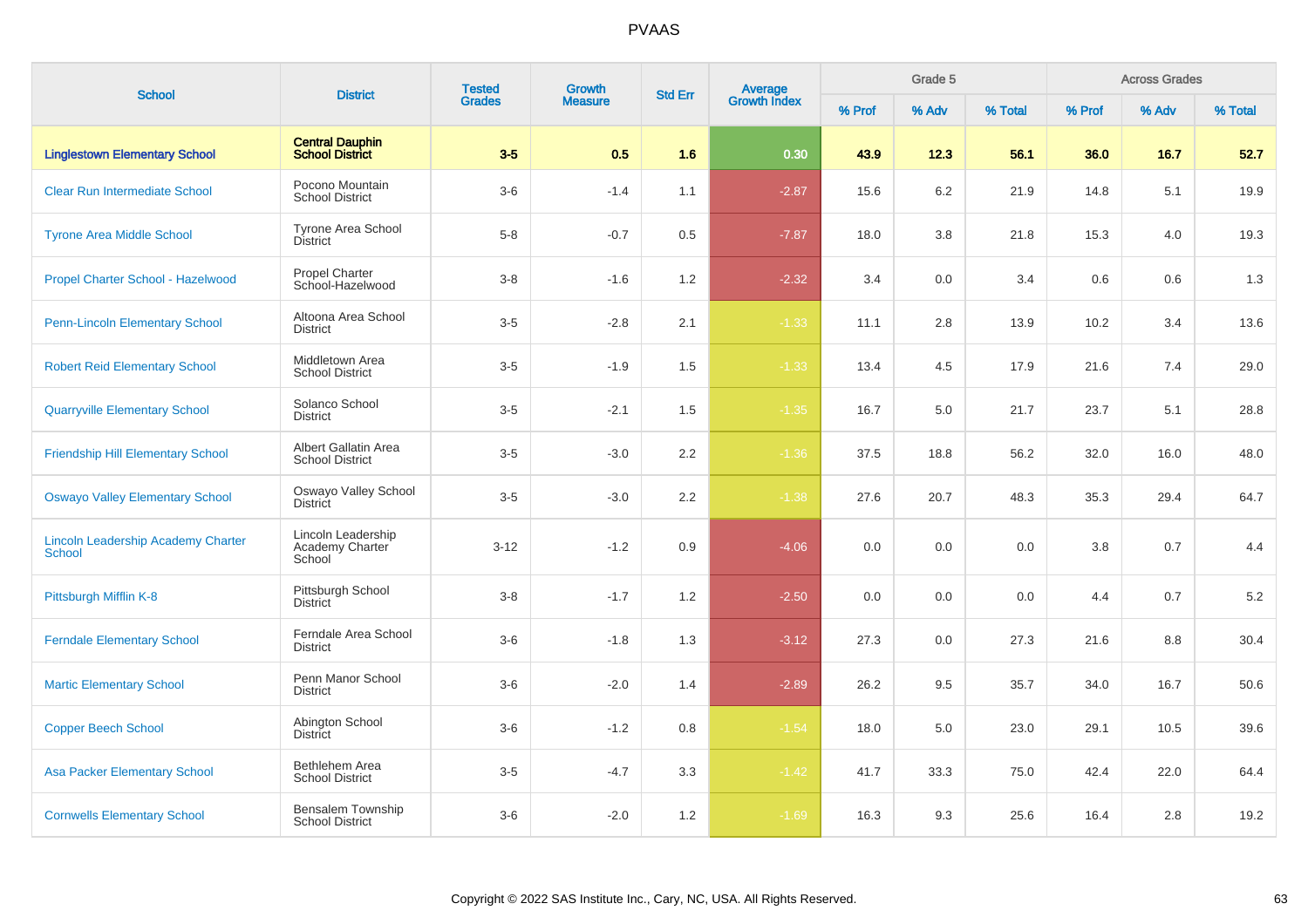# PVAAS

| School | District | Tested Grades | Growth Measure | Std Err | Average Growth Index | Grade 5 | | | Across Grades | | |
|---|---|---|---|---|---|---|---|---|---|---|---|
| | | | | | | % Prof | % Adv | % Total | % Prof | % Adv | % Total |
| **Linglestown Elementary School** | **Central Dauphin School District** | **3-5** | **0.5** | **1.6** | **0.30** | **43.9** | **12.3** | **56.1** | **36.0** | **16.7** | **52.7** |
| Clear Run Intermediate School | Pocono Mountain School District | 3-6 | -1.4 | 1.1 | -2.87 | 15.6 | 6.2 | 21.9 | 14.8 | 5.1 | 19.9 |
| Tyrone Area Middle School | Tyrone Area School District | 5-8 | -0.7 | 0.5 | -7.87 | 18.0 | 3.8 | 21.8 | 15.3 | 4.0 | 19.3 |
| Propel Charter School - Hazelwood | Propel Charter School-Hazelwood | 3-8 | -1.6 | 1.2 | -2.32 | 3.4 | 0.0 | 3.4 | 0.6 | 0.6 | 1.3 |
| Penn-Lincoln Elementary School | Altoona Area School District | 3-5 | -2.8 | 2.1 | -1.33 | 11.1 | 2.8 | 13.9 | 10.2 | 3.4 | 13.6 |
| Robert Reid Elementary School | Middletown Area School District | 3-5 | -1.9 | 1.5 | -1.33 | 13.4 | 4.5 | 17.9 | 21.6 | 7.4 | 29.0 |
| Quarryville Elementary School | Solanco School District | 3-5 | -2.1 | 1.5 | -1.35 | 16.7 | 5.0 | 21.7 | 23.7 | 5.1 | 28.8 |
| Friendship Hill Elementary School | Albert Gallatin Area School District | 3-5 | -3.0 | 2.2 | -1.36 | 37.5 | 18.8 | 56.2 | 32.0 | 16.0 | 48.0 |
| Oswayo Valley Elementary School | Oswayo Valley School District | 3-5 | -3.0 | 2.2 | -1.38 | 27.6 | 20.7 | 48.3 | 35.3 | 29.4 | 64.7 |
| Lincoln Leadership Academy Charter School | Lincoln Leadership Academy Charter School | 3-12 | -1.2 | 0.9 | -4.06 | 0.0 | 0.0 | 0.0 | 3.8 | 0.7 | 4.4 |
| Pittsburgh Mifflin K-8 | Pittsburgh School District | 3-8 | -1.7 | 1.2 | -2.50 | 0.0 | 0.0 | 0.0 | 4.4 | 0.7 | 5.2 |
| Ferndale Elementary School | Ferndale Area School District | 3-6 | -1.8 | 1.3 | -3.12 | 27.3 | 0.0 | 27.3 | 21.6 | 8.8 | 30.4 |
| Martic Elementary School | Penn Manor School District | 3-6 | -2.0 | 1.4 | -2.89 | 26.2 | 9.5 | 35.7 | 34.0 | 16.7 | 50.6 |
| Copper Beech School | Abington School District | 3-6 | -1.2 | 0.8 | -1.54 | 18.0 | 5.0 | 23.0 | 29.1 | 10.5 | 39.6 |
| Asa Packer Elementary School | Bethlehem Area School District | 3-5 | -4.7 | 3.3 | -1.42 | 41.7 | 33.3 | 75.0 | 42.4 | 22.0 | 64.4 |
| Cornwells Elementary School | Bensalem Township School District | 3-6 | -2.0 | 1.2 | -1.69 | 16.3 | 9.3 | 25.6 | 16.4 | 2.8 | 19.2 |

Copyright © 2022 SAS Institute Inc., Cary, NC, USA. All Rights Reserved.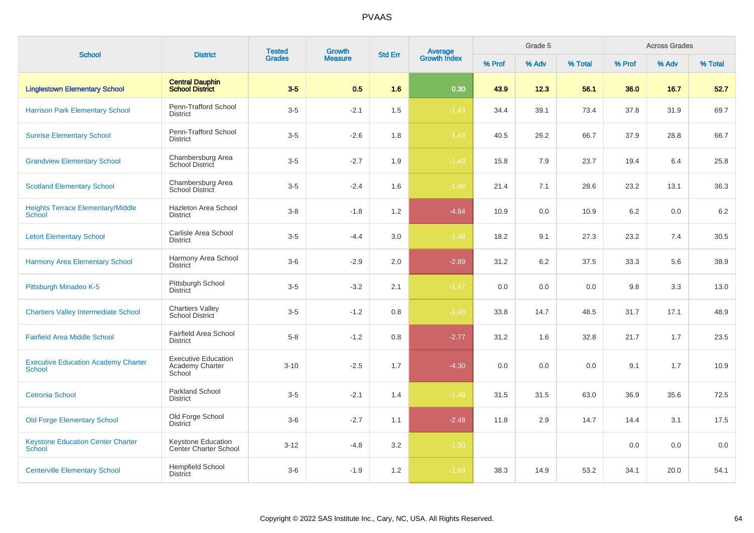| School | District | Tested Grades | Growth Measure | Std Err | Average Growth Index | Grade 5 | | | Across Grades | | |
|---|---|---|---|---|---|---|---|---|---|---|---|
| | | | | | | % Prof | % Adv | % Total | % Prof | % Adv | % Total |
| **Linglestown Elementary School** | **Central Dauphin School District** | **3-5** | **0.5** | **1.6** | **0.30** | **43.9** | **12.3** | **56.1** | **36.0** | **16.7** | **52.7** |
| Harrison Park Elementary School | Penn-Trafford School District | 3-5 | -2.1 | 1.5 | -1.43 | 34.4 | 39.1 | 73.4 | 37.8 | 31.9 | 69.7 |
| Sunrise Elementary School | Penn-Trafford School District | 3-5 | -2.6 | 1.8 | -1.43 | 40.5 | 26.2 | 66.7 | 37.9 | 28.8 | 66.7 |
| Grandview Elementary School | Chambersburg Area School District | 3-5 | -2.7 | 1.9 | -1.43 | 15.8 | 7.9 | 23.7 | 19.4 | 6.4 | 25.8 |
| Scotland Elementary School | Chambersburg Area School District | 3-5 | -2.4 | 1.6 | -1.46 | 21.4 | 7.1 | 28.6 | 23.2 | 13.1 | 36.3 |
| Heights Terrace Elementary/Middle School | Hazleton Area School District | 3-8 | -1.8 | 1.2 | -4.84 | 10.9 | 0.0 | 10.9 | 6.2 | 0.0 | 6.2 |
| Letort Elementary School | Carlisle Area School District | 3-5 | -4.4 | 3.0 | -1.46 | 18.2 | 9.1 | 27.3 | 23.2 | 7.4 | 30.5 |
| Harmony Area Elementary School | Harmony Area School District | 3-6 | -2.9 | 2.0 | -2.89 | 31.2 | 6.2 | 37.5 | 33.3 | 5.6 | 38.9 |
| Pittsburgh Minadeo K-5 | Pittsburgh School District | 3-5 | -3.2 | 2.1 | -1.47 | 0.0 | 0.0 | 0.0 | 9.8 | 3.3 | 13.0 |
| Chartiers Valley Intermediate School | Chartiers Valley School District | 3-5 | -1.2 | 0.8 | -1.48 | 33.8 | 14.7 | 48.5 | 31.7 | 17.1 | 48.9 |
| Fairfield Area Middle School | Fairfield Area School District | 5-8 | -1.2 | 0.8 | -2.77 | 31.2 | 1.6 | 32.8 | 21.7 | 1.7 | 23.5 |
| Executive Education Academy Charter School | Executive Education Academy Charter School | 3-10 | -2.5 | 1.7 | -4.30 | 0.0 | 0.0 | 0.0 | 9.1 | 1.7 | 10.9 |
| Cetronia School | Parkland School District | 3-5 | -2.1 | 1.4 | -1.49 | 31.5 | 31.5 | 63.0 | 36.9 | 35.6 | 72.5 |
| Old Forge Elementary School | Old Forge School District | 3-6 | -2.7 | 1.1 | -2.48 | 11.8 | 2.9 | 14.7 | 14.4 | 3.1 | 17.5 |
| Keystone Education Center Charter School | Keystone Education Center Charter School | 3-12 | -4.8 | 3.2 | -1.50 | | | | 0.0 | 0.0 | 0.0 |
| Centerville Elementary School | Hempfield School District | 3-6 | -1.9 | 1.2 | -1.63 | 38.3 | 14.9 | 53.2 | 34.1 | 20.0 | 54.1 |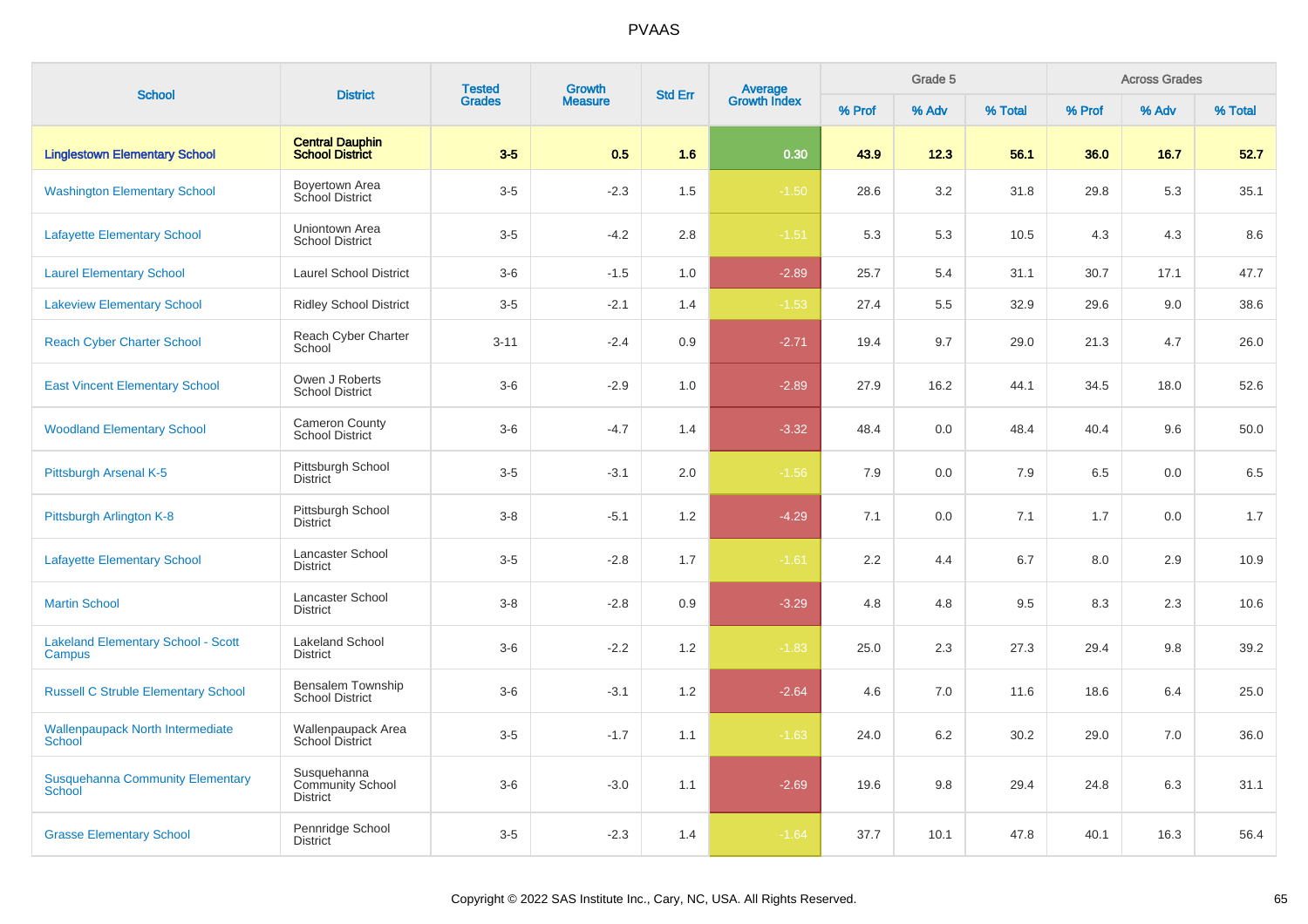# PVAAS

| School | District | Tested Grades | Growth Measure | Std Err | Average Growth Index | Grade 5 | | | Across Grades | | |
|---|---|---|---|---|---|---|---|---|---|---|---|
| | | | | | | % Prof | % Adv | % Total | % Prof | % Adv | % Total |
| **Linglestown Elementary School** | **Central Dauphin School District** | **3-5** | **0.5** | **1.6** | **0.30** | **43.9** | **12.3** | **56.1** | **36.0** | **16.7** | **52.7** |
| Washington Elementary School | Boyertown Area School District | 3-5 | -2.3 | 1.5 | -1.50 | 28.6 | 3.2 | 31.8 | 29.8 | 5.3 | 35.1 |
| Lafayette Elementary School | Uniontown Area School District | 3-5 | -4.2 | 2.8 | -1.51 | 5.3 | 5.3 | 10.5 | 4.3 | 4.3 | 8.6 |
| Laurel Elementary School | Laurel School District | 3-6 | -1.5 | 1.0 | -2.89 | 25.7 | 5.4 | 31.1 | 30.7 | 17.1 | 47.7 |
| Lakeview Elementary School | Ridley School District | 3-5 | -2.1 | 1.4 | -1.53 | 27.4 | 5.5 | 32.9 | 29.6 | 9.0 | 38.6 |
| Reach Cyber Charter School | Reach Cyber Charter School | 3-11 | -2.4 | 0.9 | -2.71 | 19.4 | 9.7 | 29.0 | 21.3 | 4.7 | 26.0 |
| East Vincent Elementary School | Owen J Roberts School District | 3-6 | -2.9 | 1.0 | -2.89 | 27.9 | 16.2 | 44.1 | 34.5 | 18.0 | 52.6 |
| Woodland Elementary School | Cameron County School District | 3-6 | -4.7 | 1.4 | -3.32 | 48.4 | 0.0 | 48.4 | 40.4 | 9.6 | 50.0 |
| Pittsburgh Arsenal K-5 | Pittsburgh School District | 3-5 | -3.1 | 2.0 | -1.56 | 7.9 | 0.0 | 7.9 | 6.5 | 0.0 | 6.5 |
| Pittsburgh Arlington K-8 | Pittsburgh School District | 3-8 | -5.1 | 1.2 | -4.29 | 7.1 | 0.0 | 7.1 | 1.7 | 0.0 | 1.7 |
| Lafayette Elementary School | Lancaster School District | 3-5 | -2.8 | 1.7 | -1.61 | 2.2 | 4.4 | 6.7 | 8.0 | 2.9 | 10.9 |
| Martin School | Lancaster School District | 3-8 | -2.8 | 0.9 | -3.29 | 4.8 | 4.8 | 9.5 | 8.3 | 2.3 | 10.6 |
| Lakeland Elementary School - Scott Campus | Lakeland School District | 3-6 | -2.2 | 1.2 | -1.83 | 25.0 | 2.3 | 27.3 | 29.4 | 9.8 | 39.2 |
| Russell C Struble Elementary School | Bensalem Township School District | 3-6 | -3.1 | 1.2 | -2.64 | 4.6 | 7.0 | 11.6 | 18.6 | 6.4 | 25.0 |
| Wallenpaupack North Intermediate School | Wallenpaupack Area School District | 3-5 | -1.7 | 1.1 | -1.63 | 24.0 | 6.2 | 30.2 | 29.0 | 7.0 | 36.0 |
| Susquehanna Community Elementary School | Susquehanna Community School District | 3-6 | -3.0 | 1.1 | -2.69 | 19.6 | 9.8 | 29.4 | 24.8 | 6.3 | 31.1 |
| Grasse Elementary School | Pennridge School District | 3-5 | -2.3 | 1.4 | -1.64 | 37.7 | 10.1 | 47.8 | 40.1 | 16.3 | 56.4 |

Copyright © 2022 SAS Institute Inc., Cary, NC, USA. All Rights Reserved.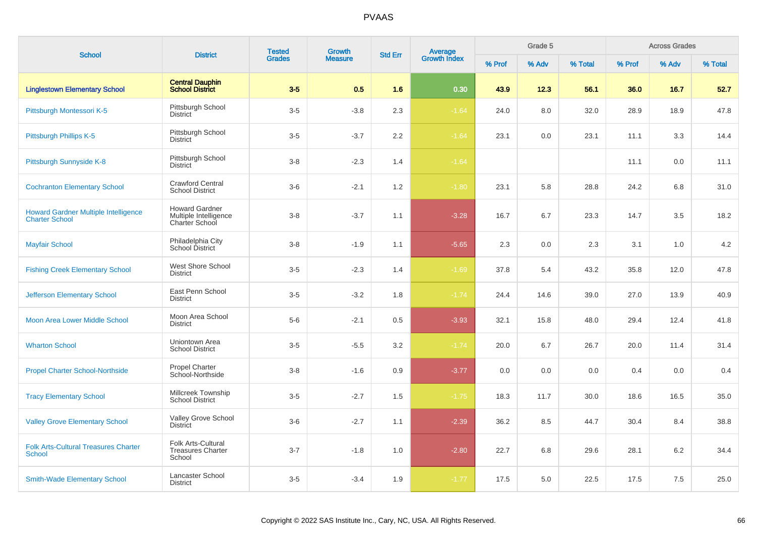| School | District | Tested Grades | Growth Measure | Std Err | Average Growth Index | Grade 5 | | | Across Grades | | |
|---|---|---|---|---|---|---|---|---|---|---|---|
| | | | | | | % Prof | % Adv | % Total | % Prof | % Adv | % Total |
| **Linglestown Elementary School** | **Central Dauphin School District** | **3-5** | **0.5** | **1.6** | **0.30** | **43.9** | **12.3** | **56.1** | **36.0** | **16.7** | **52.7** |
| Pittsburgh Montessori K-5 | Pittsburgh School District | 3-5 | -3.8 | 2.3 | -1.64 | 24.0 | 8.0 | 32.0 | 28.9 | 18.9 | 47.8 |
| Pittsburgh Phillips K-5 | Pittsburgh School District | 3-5 | -3.7 | 2.2 | -1.64 | 23.1 | 0.0 | 23.1 | 11.1 | 3.3 | 14.4 |
| Pittsburgh Sunnyside K-8 | Pittsburgh School District | 3-8 | -2.3 | 1.4 | -1.64 | | | | 11.1 | 0.0 | 11.1 |
| Cochranton Elementary School | Crawford Central School District | 3-6 | -2.1 | 1.2 | -1.80 | 23.1 | 5.8 | 28.8 | 24.2 | 6.8 | 31.0 |
| Howard Gardner Multiple Intelligence Charter School | Howard Gardner Multiple Intelligence Charter School | 3-8 | -3.7 | 1.1 | -3.28 | 16.7 | 6.7 | 23.3 | 14.7 | 3.5 | 18.2 |
| Mayfair School | Philadelphia City School District | 3-8 | -1.9 | 1.1 | -5.65 | 2.3 | 0.0 | 2.3 | 3.1 | 1.0 | 4.2 |
| Fishing Creek Elementary School | West Shore School District | 3-5 | -2.3 | 1.4 | -1.69 | 37.8 | 5.4 | 43.2 | 35.8 | 12.0 | 47.8 |
| Jefferson Elementary School | East Penn School District | 3-5 | -3.2 | 1.8 | -1.74 | 24.4 | 14.6 | 39.0 | 27.0 | 13.9 | 40.9 |
| Moon Area Lower Middle School | Moon Area School District | 5-6 | -2.1 | 0.5 | -3.93 | 32.1 | 15.8 | 48.0 | 29.4 | 12.4 | 41.8 |
| Wharton School | Uniontown Area School District | 3-5 | -5.5 | 3.2 | -1.74 | 20.0 | 6.7 | 26.7 | 20.0 | 11.4 | 31.4 |
| Propel Charter School-Northside | Propel Charter School-Northside | 3-8 | -1.6 | 0.9 | -3.77 | 0.0 | 0.0 | 0.0 | 0.4 | 0.0 | 0.4 |
| Tracy Elementary School | Millcreek Township School District | 3-5 | -2.7 | 1.5 | -1.75 | 18.3 | 11.7 | 30.0 | 18.6 | 16.5 | 35.0 |
| Valley Grove Elementary School | Valley Grove School District | 3-6 | -2.7 | 1.1 | -2.39 | 36.2 | 8.5 | 44.7 | 30.4 | 8.4 | 38.8 |
| Folk Arts-Cultural Treasures Charter School | Folk Arts-Cultural Treasures Charter School | 3-7 | -1.8 | 1.0 | -2.80 | 22.7 | 6.8 | 29.6 | 28.1 | 6.2 | 34.4 |
| Smith-Wade Elementary School | Lancaster School District | 3-5 | -3.4 | 1.9 | -1.77 | 17.5 | 5.0 | 22.5 | 17.5 | 7.5 | 25.0 |

Copyright © 2022 SAS Institute Inc., Cary, NC, USA. All Rights Reserved.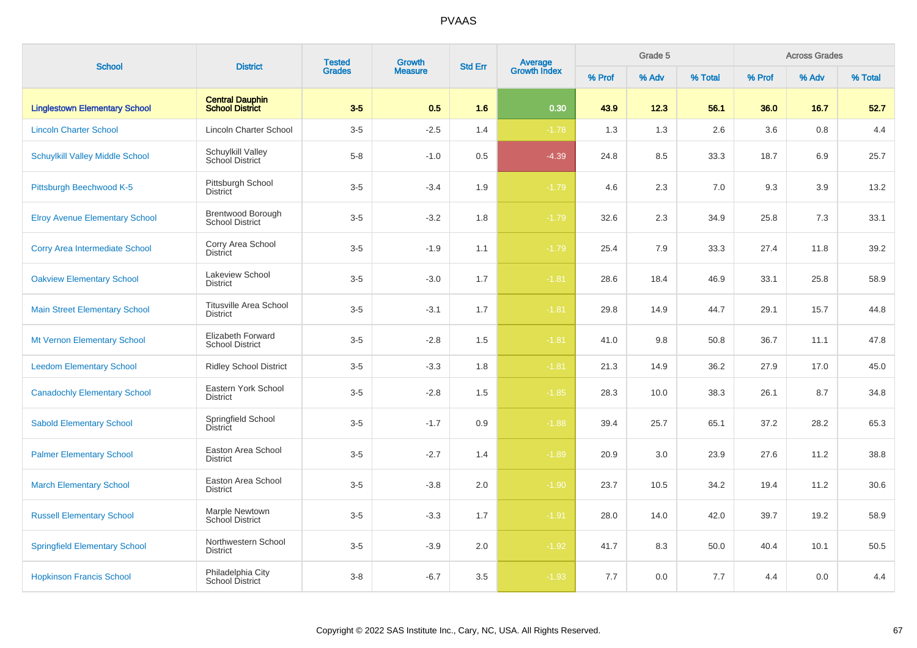# PVAAS

| School | District | Tested Grades | Growth Measure | Std Err | Average Growth Index | Grade 5 | | | Across Grades | | |
|---|---|---|---|---|---|---|---|---|---|---|---|
| | | | | | | % Prof | % Adv | % Total | % Prof | % Adv | % Total |
| **Linglestown Elementary School** | **Central Dauphin School District** | **3-5** | **0.5** | **1.6** | **0.30** | **43.9** | **12.3** | **56.1** | **36.0** | **16.7** | **52.7** |
| Lincoln Charter School | Lincoln Charter School | 3-5 | -2.5 | 1.4 | -1.78 | 1.3 | 1.3 | 2.6 | 3.6 | 0.8 | 4.4 |
| Schuylkill Valley Middle School | Schuylkill Valley School District | 5-8 | -1.0 | 0.5 | -4.39 | 24.8 | 8.5 | 33.3 | 18.7 | 6.9 | 25.7 |
| Pittsburgh Beechwood K-5 | Pittsburgh School District | 3-5 | -3.4 | 1.9 | -1.79 | 4.6 | 2.3 | 7.0 | 9.3 | 3.9 | 13.2 |
| Elroy Avenue Elementary School | Brentwood Borough School District | 3-5 | -3.2 | 1.8 | -1.79 | 32.6 | 2.3 | 34.9 | 25.8 | 7.3 | 33.1 |
| Corry Area Intermediate School | Corry Area School District | 3-5 | -1.9 | 1.1 | -1.79 | 25.4 | 7.9 | 33.3 | 27.4 | 11.8 | 39.2 |
| Oakview Elementary School | Lakeview School District | 3-5 | -3.0 | 1.7 | -1.81 | 28.6 | 18.4 | 46.9 | 33.1 | 25.8 | 58.9 |
| Main Street Elementary School | Titusville Area School District | 3-5 | -3.1 | 1.7 | -1.81 | 29.8 | 14.9 | 44.7 | 29.1 | 15.7 | 44.8 |
| Mt Vernon Elementary School | Elizabeth Forward School District | 3-5 | -2.8 | 1.5 | -1.81 | 41.0 | 9.8 | 50.8 | 36.7 | 11.1 | 47.8 |
| Leedom Elementary School | Ridley School District | 3-5 | -3.3 | 1.8 | -1.81 | 21.3 | 14.9 | 36.2 | 27.9 | 17.0 | 45.0 |
| Canadochly Elementary School | Eastern York School District | 3-5 | -2.8 | 1.5 | -1.85 | 28.3 | 10.0 | 38.3 | 26.1 | 8.7 | 34.8 |
| Sabold Elementary School | Springfield School District | 3-5 | -1.7 | 0.9 | -1.88 | 39.4 | 25.7 | 65.1 | 37.2 | 28.2 | 65.3 |
| Palmer Elementary School | Easton Area School District | 3-5 | -2.7 | 1.4 | -1.89 | 20.9 | 3.0 | 23.9 | 27.6 | 11.2 | 38.8 |
| March Elementary School | Easton Area School District | 3-5 | -3.8 | 2.0 | -1.90 | 23.7 | 10.5 | 34.2 | 19.4 | 11.2 | 30.6 |
| Russell Elementary School | Marple Newtown School District | 3-5 | -3.3 | 1.7 | -1.91 | 28.0 | 14.0 | 42.0 | 39.7 | 19.2 | 58.9 |
| Springfield Elementary School | Northwestern School District | 3-5 | -3.9 | 2.0 | -1.92 | 41.7 | 8.3 | 50.0 | 40.4 | 10.1 | 50.5 |
| Hopkinson Francis School | Philadelphia City School District | 3-8 | -6.7 | 3.5 | -1.93 | 7.7 | 0.0 | 7.7 | 4.4 | 0.0 | 4.4 |

Copyright © 2022 SAS Institute Inc., Cary, NC, USA. All Rights Reserved.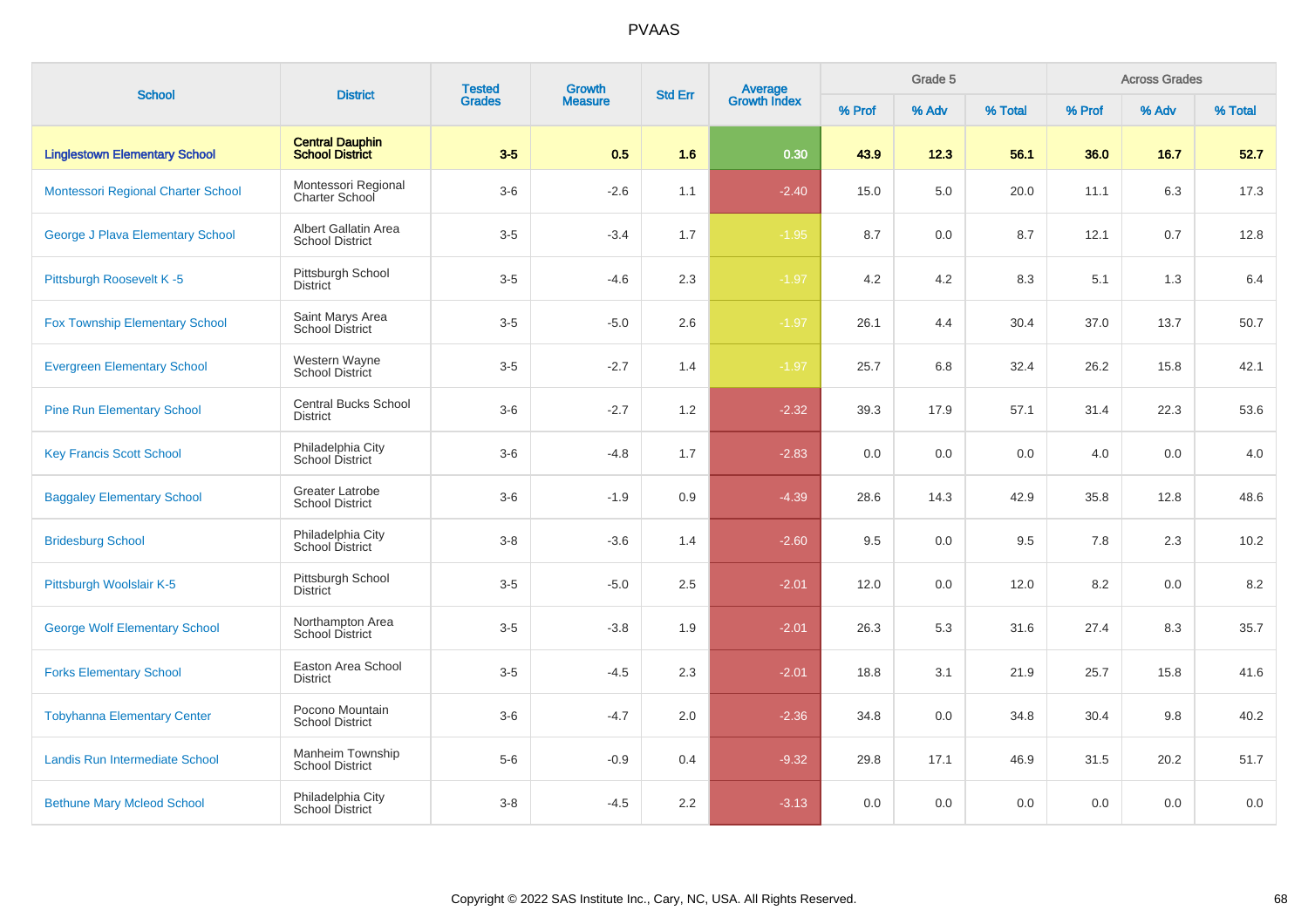# PVAAS

| School | District | Tested Grades | Growth Measure | Std Err | Average Growth Index | Grade 5 | | | Across Grades | | |
|---|---|---|---|---|---|---|---|---|---|---|---|
| | | | | | | % Prof | % Adv | % Total | % Prof | % Adv | % Total |
| **Linglestown Elementary School** | **Central Dauphin School District** | **3-5** | **0.5** | **1.6** | **0.30** | **43.9** | **12.3** | **56.1** | **36.0** | **16.7** | **52.7** |
| Montessori Regional Charter School | Montessori Regional Charter School | 3-6 | -2.6 | 1.1 | -2.40 | 15.0 | 5.0 | 20.0 | 11.1 | 6.3 | 17.3 |
| George J Plava Elementary School | Albert Gallatin Area School District | 3-5 | -3.4 | 1.7 | -1.95 | 8.7 | 0.0 | 8.7 | 12.1 | 0.7 | 12.8 |
| Pittsburgh Roosevelt K -5 | Pittsburgh School District | 3-5 | -4.6 | 2.3 | -1.97 | 4.2 | 4.2 | 8.3 | 5.1 | 1.3 | 6.4 |
| Fox Township Elementary School | Saint Marys Area School District | 3-5 | -5.0 | 2.6 | -1.97 | 26.1 | 4.4 | 30.4 | 37.0 | 13.7 | 50.7 |
| Evergreen Elementary School | Western Wayne School District | 3-5 | -2.7 | 1.4 | -1.97 | 25.7 | 6.8 | 32.4 | 26.2 | 15.8 | 42.1 |
| Pine Run Elementary School | Central Bucks School District | 3-6 | -2.7 | 1.2 | -2.32 | 39.3 | 17.9 | 57.1 | 31.4 | 22.3 | 53.6 |
| Key Francis Scott School | Philadelphia City School District | 3-6 | -4.8 | 1.7 | -2.83 | 0.0 | 0.0 | 0.0 | 4.0 | 0.0 | 4.0 |
| Baggaley Elementary School | Greater Latrobe School District | 3-6 | -1.9 | 0.9 | -4.39 | 28.6 | 14.3 | 42.9 | 35.8 | 12.8 | 48.6 |
| Bridesburg School | Philadelphia City School District | 3-8 | -3.6 | 1.4 | -2.60 | 9.5 | 0.0 | 9.5 | 7.8 | 2.3 | 10.2 |
| Pittsburgh Woolslair K-5 | Pittsburgh School District | 3-5 | -5.0 | 2.5 | -2.01 | 12.0 | 0.0 | 12.0 | 8.2 | 0.0 | 8.2 |
| George Wolf Elementary School | Northampton Area School District | 3-5 | -3.8 | 1.9 | -2.01 | 26.3 | 5.3 | 31.6 | 27.4 | 8.3 | 35.7 |
| Forks Elementary School | Easton Area School District | 3-5 | -4.5 | 2.3 | -2.01 | 18.8 | 3.1 | 21.9 | 25.7 | 15.8 | 41.6 |
| Tobyhanna Elementary Center | Pocono Mountain School District | 3-6 | -4.7 | 2.0 | -2.36 | 34.8 | 0.0 | 34.8 | 30.4 | 9.8 | 40.2 |
| Landis Run Intermediate School | Manheim Township School District | 5-6 | -0.9 | 0.4 | -9.32 | 29.8 | 17.1 | 46.9 | 31.5 | 20.2 | 51.7 |
| Bethune Mary Mcleod School | Philadelphia City School District | 3-8 | -4.5 | 2.2 | -3.13 | 0.0 | 0.0 | 0.0 | 0.0 | 0.0 | 0.0 |

Copyright © 2022 SAS Institute Inc., Cary, NC, USA. All Rights Reserved.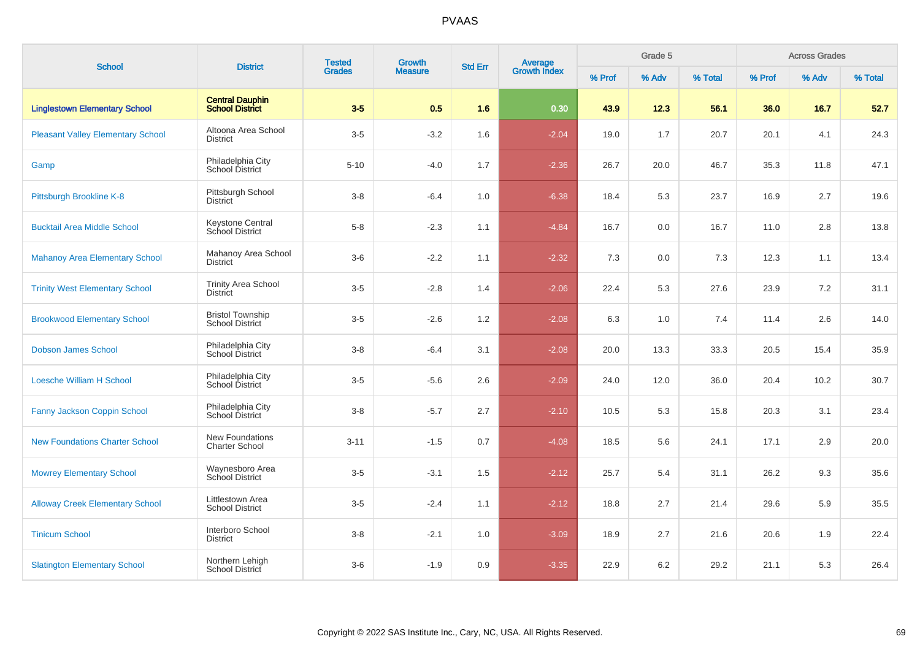# PVAAS

| School | District | Tested Grades | Growth Measure | Std Err | Average Growth Index | Grade 5 | | | Across Grades | | |
|---|---|---|---|---|---|---|---|---|---|---|---|
| | | | | | | % Prof | % Adv | % Total | % Prof | % Adv | % Total |
| **Linglestown Elementary School** | **Central Dauphin School District** | **3-5** | **0.5** | **1.6** | **0.30** | **43.9** | **12.3** | **56.1** | **36.0** | **16.7** | **52.7** |
| Pleasant Valley Elementary School | Altoona Area School District | 3-5 | -3.2 | 1.6 | -2.04 | 19.0 | 1.7 | 20.7 | 20.1 | 4.1 | 24.3 |
| Gamp | Philadelphia City School District | 5-10 | -4.0 | 1.7 | -2.36 | 26.7 | 20.0 | 46.7 | 35.3 | 11.8 | 47.1 |
| Pittsburgh Brookline K-8 | Pittsburgh School District | 3-8 | -6.4 | 1.0 | -6.38 | 18.4 | 5.3 | 23.7 | 16.9 | 2.7 | 19.6 |
| Bucktail Area Middle School | Keystone Central School District | 5-8 | -2.3 | 1.1 | -4.84 | 16.7 | 0.0 | 16.7 | 11.0 | 2.8 | 13.8 |
| Mahanoy Area Elementary School | Mahanoy Area School District | 3-6 | -2.2 | 1.1 | -2.32 | 7.3 | 0.0 | 7.3 | 12.3 | 1.1 | 13.4 |
| Trinity West Elementary School | Trinity Area School District | 3-5 | -2.8 | 1.4 | -2.06 | 22.4 | 5.3 | 27.6 | 23.9 | 7.2 | 31.1 |
| Brookwood Elementary School | Bristol Township School District | 3-5 | -2.6 | 1.2 | -2.08 | 6.3 | 1.0 | 7.4 | 11.4 | 2.6 | 14.0 |
| Dobson James School | Philadelphia City School District | 3-8 | -6.4 | 3.1 | -2.08 | 20.0 | 13.3 | 33.3 | 20.5 | 15.4 | 35.9 |
| Loesche William H School | Philadelphia City School District | 3-5 | -5.6 | 2.6 | -2.09 | 24.0 | 12.0 | 36.0 | 20.4 | 10.2 | 30.7 |
| Fanny Jackson Coppin School | Philadelphia City School District | 3-8 | -5.7 | 2.7 | -2.10 | 10.5 | 5.3 | 15.8 | 20.3 | 3.1 | 23.4 |
| New Foundations Charter School | New Foundations Charter School | 3-11 | -1.5 | 0.7 | -4.08 | 18.5 | 5.6 | 24.1 | 17.1 | 2.9 | 20.0 |
| Mowrey Elementary School | Waynesboro Area School District | 3-5 | -3.1 | 1.5 | -2.12 | 25.7 | 5.4 | 31.1 | 26.2 | 9.3 | 35.6 |
| Alloway Creek Elementary School | Littlestown Area School District | 3-5 | -2.4 | 1.1 | -2.12 | 18.8 | 2.7 | 21.4 | 29.6 | 5.9 | 35.5 |
| Tinicum School | Interboro School District | 3-8 | -2.1 | 1.0 | -3.09 | 18.9 | 2.7 | 21.6 | 20.6 | 1.9 | 22.4 |
| Slatington Elementary School | Northern Lehigh School District | 3-6 | -1.9 | 0.9 | -3.35 | 22.9 | 6.2 | 29.2 | 21.1 | 5.3 | 26.4 |

Copyright © 2022 SAS Institute Inc., Cary, NC, USA. All Rights Reserved.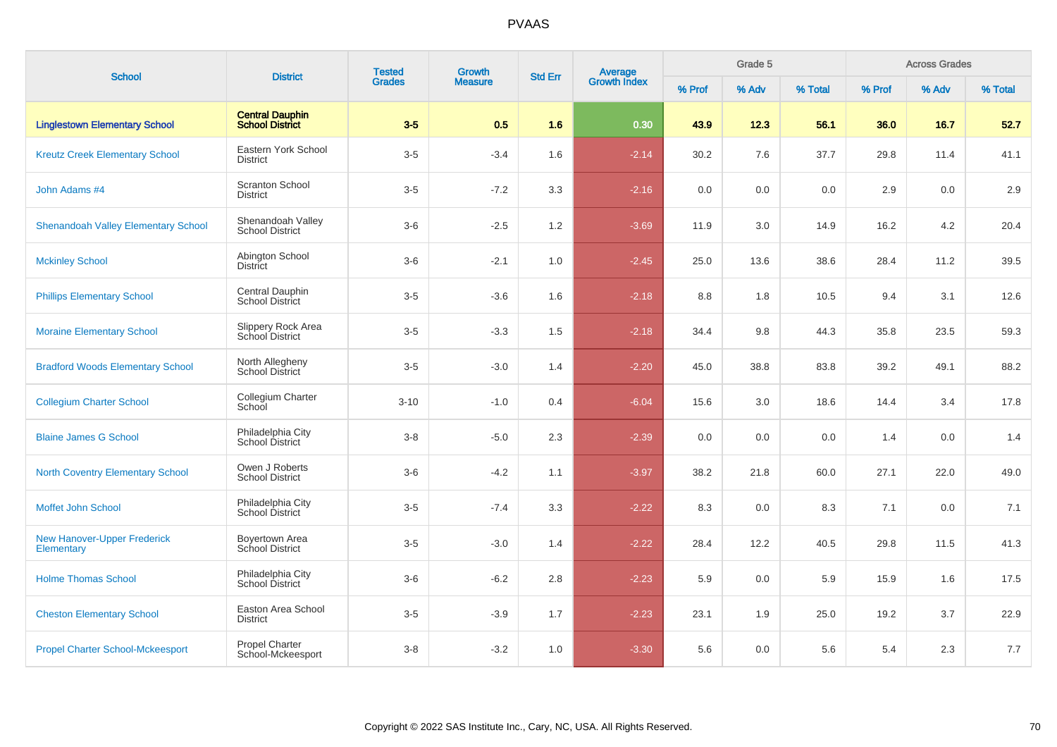# PVAAS

| School | District | Tested Grades | Growth Measure | Std Err | Average Growth Index | Grade 5 | | | Across Grades | | |
|---|---|---|---|---|---|---|---|---|---|---|---|
| | | | | | | % Prof | % Adv | % Total | % Prof | % Adv | % Total |
| **Linglestown Elementary School** | **Central Dauphin School District** | **3-5** | **0.5** | **1.6** | **0.30** | **43.9** | **12.3** | **56.1** | **36.0** | **16.7** | **52.7** |
| Kreutz Creek Elementary School | Eastern York School District | 3-5 | -3.4 | 1.6 | -2.14 | 30.2 | 7.6 | 37.7 | 29.8 | 11.4 | 41.1 |
| John Adams #4 | Scranton School District | 3-5 | -7.2 | 3.3 | -2.16 | 0.0 | 0.0 | 0.0 | 2.9 | 0.0 | 2.9 |
| Shenandoah Valley Elementary School | Shenandoah Valley School District | 3-6 | -2.5 | 1.2 | -3.69 | 11.9 | 3.0 | 14.9 | 16.2 | 4.2 | 20.4 |
| Mckinley School | Abington School District | 3-6 | -2.1 | 1.0 | -2.45 | 25.0 | 13.6 | 38.6 | 28.4 | 11.2 | 39.5 |
| Phillips Elementary School | Central Dauphin School District | 3-5 | -3.6 | 1.6 | -2.18 | 8.8 | 1.8 | 10.5 | 9.4 | 3.1 | 12.6 |
| Moraine Elementary School | Slippery Rock Area School District | 3-5 | -3.3 | 1.5 | -2.18 | 34.4 | 9.8 | 44.3 | 35.8 | 23.5 | 59.3 |
| Bradford Woods Elementary School | North Allegheny School District | 3-5 | -3.0 | 1.4 | -2.20 | 45.0 | 38.8 | 83.8 | 39.2 | 49.1 | 88.2 |
| Collegium Charter School | Collegium Charter School | 3-10 | -1.0 | 0.4 | -6.04 | 15.6 | 3.0 | 18.6 | 14.4 | 3.4 | 17.8 |
| Blaine James G School | Philadelphia City School District | 3-8 | -5.0 | 2.3 | -2.39 | 0.0 | 0.0 | 0.0 | 1.4 | 0.0 | 1.4 |
| North Coventry Elementary School | Owen J Roberts School District | 3-6 | -4.2 | 1.1 | -3.97 | 38.2 | 21.8 | 60.0 | 27.1 | 22.0 | 49.0 |
| Moffet John School | Philadelphia City School District | 3-5 | -7.4 | 3.3 | -2.22 | 8.3 | 0.0 | 8.3 | 7.1 | 0.0 | 7.1 |
| New Hanover-Upper Frederick Elementary | Boyertown Area School District | 3-5 | -3.0 | 1.4 | -2.22 | 28.4 | 12.2 | 40.5 | 29.8 | 11.5 | 41.3 |
| Holme Thomas School | Philadelphia City School District | 3-6 | -6.2 | 2.8 | -2.23 | 5.9 | 0.0 | 5.9 | 15.9 | 1.6 | 17.5 |
| Cheston Elementary School | Easton Area School District | 3-5 | -3.9 | 1.7 | -2.23 | 23.1 | 1.9 | 25.0 | 19.2 | 3.7 | 22.9 |
| Propel Charter School-Mckeesport | Propel Charter School-Mckeesport | 3-8 | -3.2 | 1.0 | -3.30 | 5.6 | 0.0 | 5.6 | 5.4 | 2.3 | 7.7 |

Copyright © 2022 SAS Institute Inc., Cary, NC, USA. All Rights Reserved.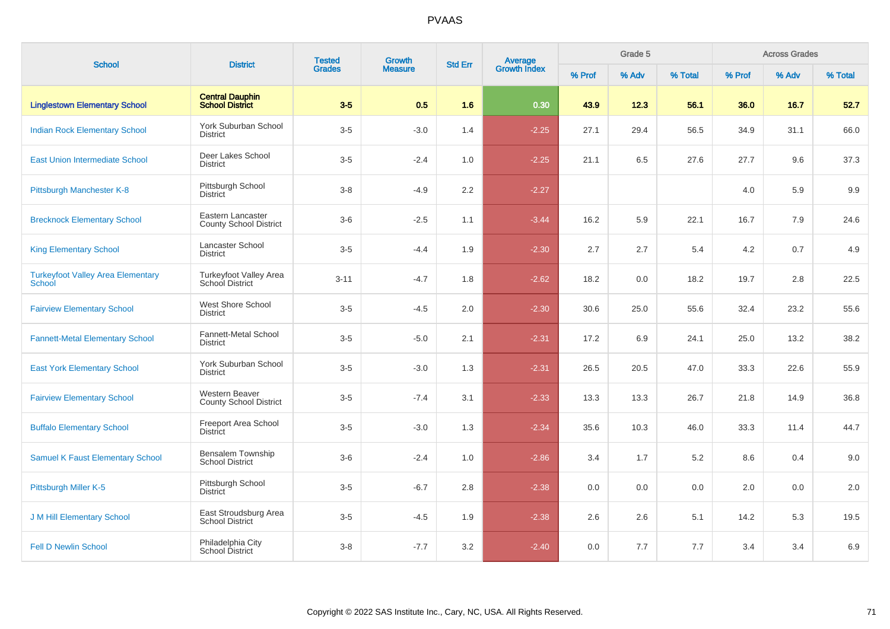| School | District | Tested Grades | Growth Measure | Std Err | Average Growth Index | Grade 5 | | | Across Grades | | |
|---|---|---|---|---|---|---|---|---|---|---|---|
| | | | | | | % Prof | % Adv | % Total | % Prof | % Adv | % Total |
| **Linglestown Elementary School** | **Central Dauphin School District** | **3-5** | **0.5** | **1.6** | **0.30** | **43.9** | **12.3** | **56.1** | **36.0** | **16.7** | **52.7** |
| Indian Rock Elementary School | York Suburban School District | 3-5 | -3.0 | 1.4 | -2.25 | 27.1 | 29.4 | 56.5 | 34.9 | 31.1 | 66.0 |
| East Union Intermediate School | Deer Lakes School District | 3-5 | -2.4 | 1.0 | -2.25 | 21.1 | 6.5 | 27.6 | 27.7 | 9.6 | 37.3 |
| Pittsburgh Manchester K-8 | Pittsburgh School District | 3-8 | -4.9 | 2.2 | -2.27 | | | | 4.0 | 5.9 | 9.9 |
| Brecknock Elementary School | Eastern Lancaster County School District | 3-6 | -2.5 | 1.1 | -3.44 | 16.2 | 5.9 | 22.1 | 16.7 | 7.9 | 24.6 |
| King Elementary School | Lancaster School District | 3-5 | -4.4 | 1.9 | -2.30 | 2.7 | 2.7 | 5.4 | 4.2 | 0.7 | 4.9 |
| Turkeyfoot Valley Area Elementary School | Turkeyfoot Valley Area School District | 3-11 | -4.7 | 1.8 | -2.62 | 18.2 | 0.0 | 18.2 | 19.7 | 2.8 | 22.5 |
| Fairview Elementary School | West Shore School District | 3-5 | -4.5 | 2.0 | -2.30 | 30.6 | 25.0 | 55.6 | 32.4 | 23.2 | 55.6 |
| Fannett-Metal Elementary School | Fannett-Metal School District | 3-5 | -5.0 | 2.1 | -2.31 | 17.2 | 6.9 | 24.1 | 25.0 | 13.2 | 38.2 |
| East York Elementary School | York Suburban School District | 3-5 | -3.0 | 1.3 | -2.31 | 26.5 | 20.5 | 47.0 | 33.3 | 22.6 | 55.9 |
| Fairview Elementary School | Western Beaver County School District | 3-5 | -7.4 | 3.1 | -2.33 | 13.3 | 13.3 | 26.7 | 21.8 | 14.9 | 36.8 |
| Buffalo Elementary School | Freeport Area School District | 3-5 | -3.0 | 1.3 | -2.34 | 35.6 | 10.3 | 46.0 | 33.3 | 11.4 | 44.7 |
| Samuel K Faust Elementary School | Bensalem Township School District | 3-6 | -2.4 | 1.0 | -2.86 | 3.4 | 1.7 | 5.2 | 8.6 | 0.4 | 9.0 |
| Pittsburgh Miller K-5 | Pittsburgh School District | 3-5 | -6.7 | 2.8 | -2.38 | 0.0 | 0.0 | 0.0 | 2.0 | 0.0 | 2.0 |
| J M Hill Elementary School | East Stroudsburg Area School District | 3-5 | -4.5 | 1.9 | -2.38 | 2.6 | 2.6 | 5.1 | 14.2 | 5.3 | 19.5 |
| Fell D Newlin School | Philadelphia City School District | 3-8 | -7.7 | 3.2 | -2.40 | 0.0 | 7.7 | 7.7 | 3.4 | 3.4 | 6.9 |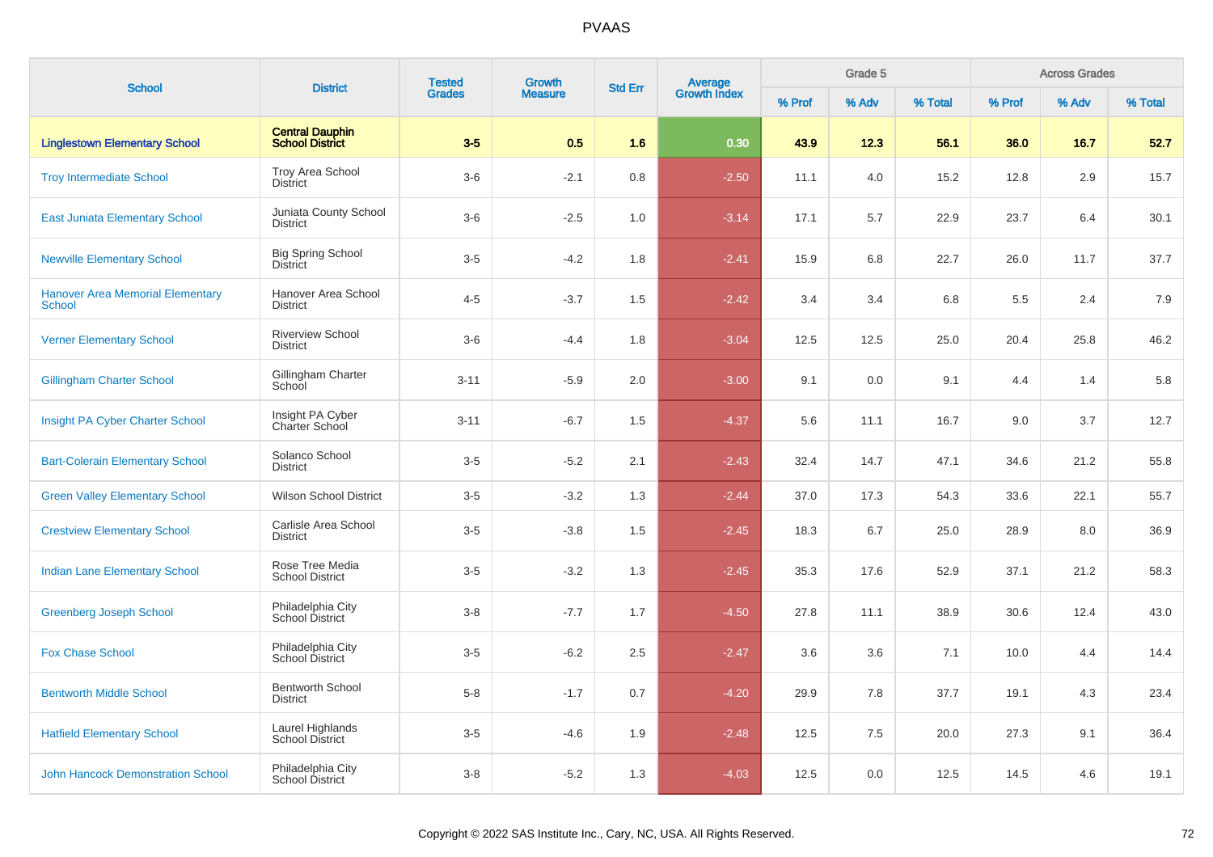# PVAAS

| School | District | Tested Grades | Growth Measure | Std Err | Average Growth Index | Grade 5 | | | Across Grades | | |
|---|---|---|---|---|---|---|---|---|---|---|---|
| | | | | | | % Prof | % Adv | % Total | % Prof | % Adv | % Total |
| **Linglestown Elementary School** | **Central Dauphin School District** | **3-5** | **0.5** | **1.6** | **0.30** | **43.9** | **12.3** | **56.1** | **36.0** | **16.7** | **52.7** |
| Troy Intermediate School | Troy Area School District | 3-6 | -2.1 | 0.8 | -2.50 | 11.1 | 4.0 | 15.2 | 12.8 | 2.9 | 15.7 |
| East Juniata Elementary School | Juniata County School District | 3-6 | -2.5 | 1.0 | -3.14 | 17.1 | 5.7 | 22.9 | 23.7 | 6.4 | 30.1 |
| Newville Elementary School | Big Spring School District | 3-5 | -4.2 | 1.8 | -2.41 | 15.9 | 6.8 | 22.7 | 26.0 | 11.7 | 37.7 |
| Hanover Area Memorial Elementary School | Hanover Area School District | 4-5 | -3.7 | 1.5 | -2.42 | 3.4 | 3.4 | 6.8 | 5.5 | 2.4 | 7.9 |
| Verner Elementary School | Riverview School District | 3-6 | -4.4 | 1.8 | -3.04 | 12.5 | 12.5 | 25.0 | 20.4 | 25.8 | 46.2 |
| Gillingham Charter School | Gillingham Charter School | 3-11 | -5.9 | 2.0 | -3.00 | 9.1 | 0.0 | 9.1 | 4.4 | 1.4 | 5.8 |
| Insight PA Cyber Charter School | Insight PA Cyber Charter School | 3-11 | -6.7 | 1.5 | -4.37 | 5.6 | 11.1 | 16.7 | 9.0 | 3.7 | 12.7 |
| Bart-Colerain Elementary School | Solanco School District | 3-5 | -5.2 | 2.1 | -2.43 | 32.4 | 14.7 | 47.1 | 34.6 | 21.2 | 55.8 |
| Green Valley Elementary School | Wilson School District | 3-5 | -3.2 | 1.3 | -2.44 | 37.0 | 17.3 | 54.3 | 33.6 | 22.1 | 55.7 |
| Crestview Elementary School | Carlisle Area School District | 3-5 | -3.8 | 1.5 | -2.45 | 18.3 | 6.7 | 25.0 | 28.9 | 8.0 | 36.9 |
| Indian Lane Elementary School | Rose Tree Media School District | 3-5 | -3.2 | 1.3 | -2.45 | 35.3 | 17.6 | 52.9 | 37.1 | 21.2 | 58.3 |
| Greenberg Joseph School | Philadelphia City School District | 3-8 | -7.7 | 1.7 | -4.50 | 27.8 | 11.1 | 38.9 | 30.6 | 12.4 | 43.0 |
| Fox Chase School | Philadelphia City School District | 3-5 | -6.2 | 2.5 | -2.47 | 3.6 | 3.6 | 7.1 | 10.0 | 4.4 | 14.4 |
| Bentworth Middle School | Bentworth School District | 5-8 | -1.7 | 0.7 | -4.20 | 29.9 | 7.8 | 37.7 | 19.1 | 4.3 | 23.4 |
| Hatfield Elementary School | Laurel Highlands School District | 3-5 | -4.6 | 1.9 | -2.48 | 12.5 | 7.5 | 20.0 | 27.3 | 9.1 | 36.4 |
| John Hancock Demonstration School | Philadelphia City School District | 3-8 | -5.2 | 1.3 | -4.03 | 12.5 | 0.0 | 12.5 | 14.5 | 4.6 | 19.1 |

Copyright © 2022 SAS Institute Inc., Cary, NC, USA. All Rights Reserved.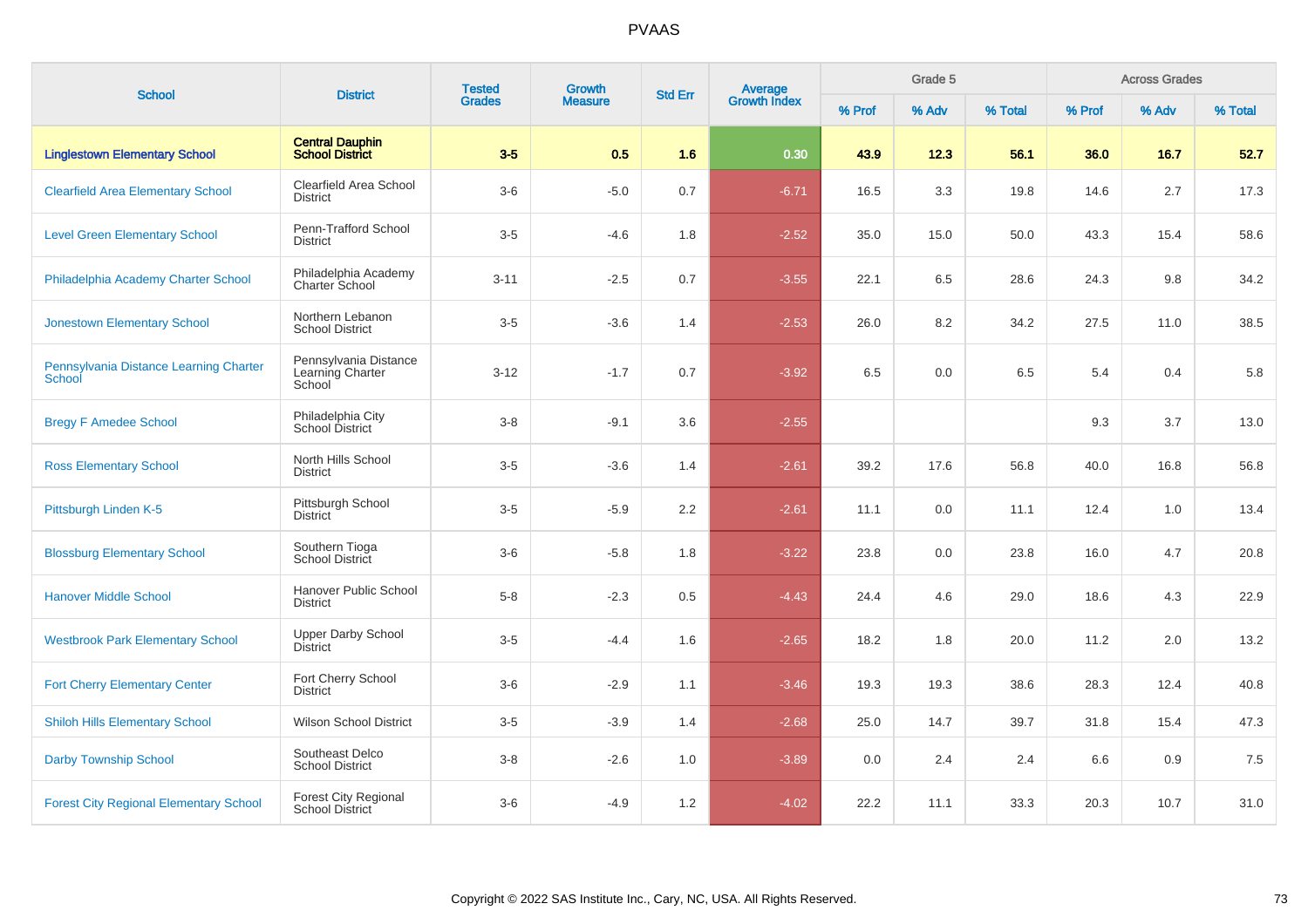# PVAAS

| School | District | Tested Grades | Growth Measure | Std Err | Average Growth Index | Grade 5 | | | Across Grades | | |
|---|---|---|---|---|---|---|---|---|---|---|---|
| | | | | | | % Prof | % Adv | % Total | % Prof | % Adv | % Total |
| **Linglestown Elementary School** | **Central Dauphin School District** | **3-5** | **0.5** | **1.6** | **0.30** | **43.9** | **12.3** | **56.1** | **36.0** | **16.7** | **52.7** |
| Clearfield Area Elementary School | Clearfield Area School District | 3-6 | -5.0 | 0.7 | -6.71 | 16.5 | 3.3 | 19.8 | 14.6 | 2.7 | 17.3 |
| Level Green Elementary School | Penn-Trafford School District | 3-5 | -4.6 | 1.8 | -2.52 | 35.0 | 15.0 | 50.0 | 43.3 | 15.4 | 58.6 |
| Philadelphia Academy Charter School | Philadelphia Academy Charter School | 3-11 | -2.5 | 0.7 | -3.55 | 22.1 | 6.5 | 28.6 | 24.3 | 9.8 | 34.2 |
| Jonestown Elementary School | Northern Lebanon School District | 3-5 | -3.6 | 1.4 | -2.53 | 26.0 | 8.2 | 34.2 | 27.5 | 11.0 | 38.5 |
| Pennsylvania Distance Learning Charter School | Pennsylvania Distance Learning Charter School | 3-12 | -1.7 | 0.7 | -3.92 | 6.5 | 0.0 | 6.5 | 5.4 | 0.4 | 5.8 |
| Bregy F Amedee School | Philadelphia City School District | 3-8 | -9.1 | 3.6 | -2.55 | | | | 9.3 | 3.7 | 13.0 |
| Ross Elementary School | North Hills School District | 3-5 | -3.6 | 1.4 | -2.61 | 39.2 | 17.6 | 56.8 | 40.0 | 16.8 | 56.8 |
| Pittsburgh Linden K-5 | Pittsburgh School District | 3-5 | -5.9 | 2.2 | -2.61 | 11.1 | 0.0 | 11.1 | 12.4 | 1.0 | 13.4 |
| Blossburg Elementary School | Southern Tioga School District | 3-6 | -5.8 | 1.8 | -3.22 | 23.8 | 0.0 | 23.8 | 16.0 | 4.7 | 20.8 |
| Hanover Middle School | Hanover Public School District | 5-8 | -2.3 | 0.5 | -4.43 | 24.4 | 4.6 | 29.0 | 18.6 | 4.3 | 22.9 |
| Westbrook Park Elementary School | Upper Darby School District | 3-5 | -4.4 | 1.6 | -2.65 | 18.2 | 1.8 | 20.0 | 11.2 | 2.0 | 13.2 |
| Fort Cherry Elementary Center | Fort Cherry School District | 3-6 | -2.9 | 1.1 | -3.46 | 19.3 | 19.3 | 38.6 | 28.3 | 12.4 | 40.8 |
| Shiloh Hills Elementary School | Wilson School District | 3-5 | -3.9 | 1.4 | -2.68 | 25.0 | 14.7 | 39.7 | 31.8 | 15.4 | 47.3 |
| Darby Township School | Southeast Delco School District | 3-8 | -2.6 | 1.0 | -3.89 | 0.0 | 2.4 | 2.4 | 6.6 | 0.9 | 7.5 |
| Forest City Regional Elementary School | Forest City Regional School District | 3-6 | -4.9 | 1.2 | -4.02 | 22.2 | 11.1 | 33.3 | 20.3 | 10.7 | 31.0 |

Copyright © 2022 SAS Institute Inc., Cary, NC, USA. All Rights Reserved.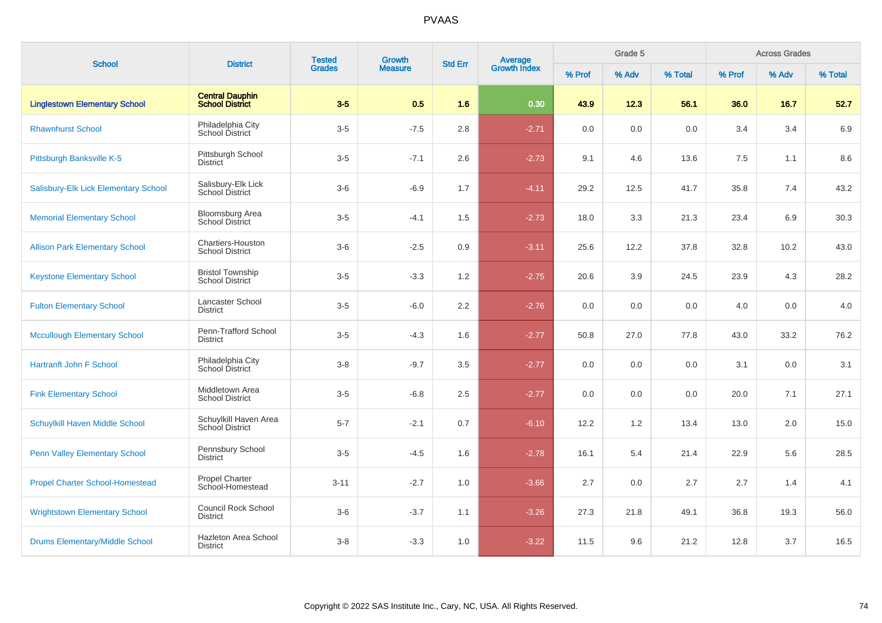# PVAAS

| School | District | Tested Grades | Growth Measure | Std Err | Average Growth Index | Grade 5 | | | Across Grades | | |
|---|---|---|---|---|---|---|---|---|---|---|---|
| | | | | | | % Prof | % Adv | % Total | % Prof | % Adv | % Total |
| **Linglestown Elementary School** | **Central Dauphin School District** | **3-5** | **0.5** | **1.6** | **0.30** | **43.9** | **12.3** | **56.1** | **36.0** | **16.7** | **52.7** |
| Rhawnhurst School | Philadelphia City School District | 3-5 | -7.5 | 2.8 | -2.71 | 0.0 | 0.0 | 0.0 | 3.4 | 3.4 | 6.9 |
| Pittsburgh Banksville K-5 | Pittsburgh School District | 3-5 | -7.1 | 2.6 | -2.73 | 9.1 | 4.6 | 13.6 | 7.5 | 1.1 | 8.6 |
| Salisbury-Elk Lick Elementary School | Salisbury-Elk Lick School District | 3-6 | -6.9 | 1.7 | -4.11 | 29.2 | 12.5 | 41.7 | 35.8 | 7.4 | 43.2 |
| Memorial Elementary School | Bloomsburg Area School District | 3-5 | -4.1 | 1.5 | -2.73 | 18.0 | 3.3 | 21.3 | 23.4 | 6.9 | 30.3 |
| Allison Park Elementary School | Chartiers-Houston School District | 3-6 | -2.5 | 0.9 | -3.11 | 25.6 | 12.2 | 37.8 | 32.8 | 10.2 | 43.0 |
| Keystone Elementary School | Bristol Township School District | 3-5 | -3.3 | 1.2 | -2.75 | 20.6 | 3.9 | 24.5 | 23.9 | 4.3 | 28.2 |
| Fulton Elementary School | Lancaster School District | 3-5 | -6.0 | 2.2 | -2.76 | 0.0 | 0.0 | 0.0 | 4.0 | 0.0 | 4.0 |
| Mccullough Elementary School | Penn-Trafford School District | 3-5 | -4.3 | 1.6 | -2.77 | 50.8 | 27.0 | 77.8 | 43.0 | 33.2 | 76.2 |
| Hartranft John F School | Philadelphia City School District | 3-8 | -9.7 | 3.5 | -2.77 | 0.0 | 0.0 | 0.0 | 3.1 | 0.0 | 3.1 |
| Fink Elementary School | Middletown Area School District | 3-5 | -6.8 | 2.5 | -2.77 | 0.0 | 0.0 | 0.0 | 20.0 | 7.1 | 27.1 |
| Schuylkill Haven Middle School | Schuylkill Haven Area School District | 5-7 | -2.1 | 0.7 | -6.10 | 12.2 | 1.2 | 13.4 | 13.0 | 2.0 | 15.0 |
| Penn Valley Elementary School | Pennsbury School District | 3-5 | -4.5 | 1.6 | -2.78 | 16.1 | 5.4 | 21.4 | 22.9 | 5.6 | 28.5 |
| Propel Charter School-Homestead | Propel Charter School-Homestead | 3-11 | -2.7 | 1.0 | -3.66 | 2.7 | 0.0 | 2.7 | 2.7 | 1.4 | 4.1 |
| Wrightstown Elementary School | Council Rock School District | 3-6 | -3.7 | 1.1 | -3.26 | 27.3 | 21.8 | 49.1 | 36.8 | 19.3 | 56.0 |
| Drums Elementary/Middle School | Hazleton Area School District | 3-8 | -3.3 | 1.0 | -3.22 | 11.5 | 9.6 | 21.2 | 12.8 | 3.7 | 16.5 |

Copyright © 2022 SAS Institute Inc., Cary, NC, USA. All Rights Reserved.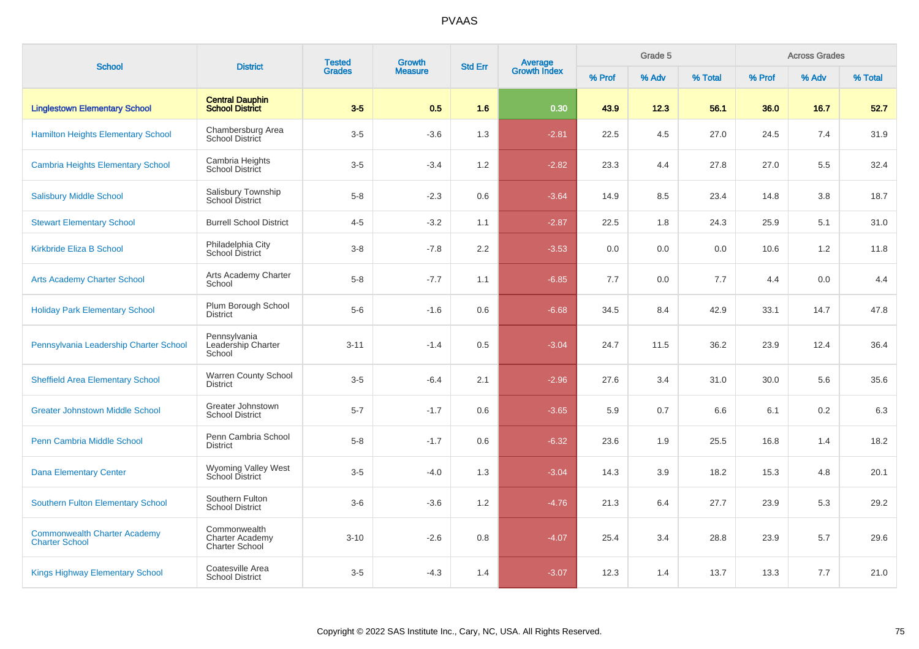# PVAAS

| School | District | Tested Grades | Growth Measure | Std Err | Average Growth Index | Grade 5 | | | Across Grades | | |
|---|---|---|---|---|---|---|---|---|---|---|---|
| | | | | | | % Prof | % Adv | % Total | % Prof | % Adv | % Total |
| **Linglestown Elementary School** | **Central Dauphin School District** | **3-5** | **0.5** | **1.6** | **0.30** | **43.9** | **12.3** | **56.1** | **36.0** | **16.7** | **52.7** |
| Hamilton Heights Elementary School | Chambersburg Area School District | 3-5 | -3.6 | 1.3 | -2.81 | 22.5 | 4.5 | 27.0 | 24.5 | 7.4 | 31.9 |
| Cambria Heights Elementary School | Cambria Heights School District | 3-5 | -3.4 | 1.2 | -2.82 | 23.3 | 4.4 | 27.8 | 27.0 | 5.5 | 32.4 |
| Salisbury Middle School | Salisbury Township School District | 5-8 | -2.3 | 0.6 | -3.64 | 14.9 | 8.5 | 23.4 | 14.8 | 3.8 | 18.7 |
| Stewart Elementary School | Burrell School District | 4-5 | -3.2 | 1.1 | -2.87 | 22.5 | 1.8 | 24.3 | 25.9 | 5.1 | 31.0 |
| Kirkbride Eliza B School | Philadelphia City School District | 3-8 | -7.8 | 2.2 | -3.53 | 0.0 | 0.0 | 0.0 | 10.6 | 1.2 | 11.8 |
| Arts Academy Charter School | Arts Academy Charter School | 5-8 | -7.7 | 1.1 | -6.85 | 7.7 | 0.0 | 7.7 | 4.4 | 0.0 | 4.4 |
| Holiday Park Elementary School | Plum Borough School District | 5-6 | -1.6 | 0.6 | -6.68 | 34.5 | 8.4 | 42.9 | 33.1 | 14.7 | 47.8 |
| Pennsylvania Leadership Charter School | Pennsylvania Leadership Charter School | 3-11 | -1.4 | 0.5 | -3.04 | 24.7 | 11.5 | 36.2 | 23.9 | 12.4 | 36.4 |
| Sheffield Area Elementary School | Warren County School District | 3-5 | -6.4 | 2.1 | -2.96 | 27.6 | 3.4 | 31.0 | 30.0 | 5.6 | 35.6 |
| Greater Johnstown Middle School | Greater Johnstown School District | 5-7 | -1.7 | 0.6 | -3.65 | 5.9 | 0.7 | 6.6 | 6.1 | 0.2 | 6.3 |
| Penn Cambria Middle School | Penn Cambria School District | 5-8 | -1.7 | 0.6 | -6.32 | 23.6 | 1.9 | 25.5 | 16.8 | 1.4 | 18.2 |
| Dana Elementary Center | Wyoming Valley West School District | 3-5 | -4.0 | 1.3 | -3.04 | 14.3 | 3.9 | 18.2 | 15.3 | 4.8 | 20.1 |
| Southern Fulton Elementary School | Southern Fulton School District | 3-6 | -3.6 | 1.2 | -4.76 | 21.3 | 6.4 | 27.7 | 23.9 | 5.3 | 29.2 |
| Commonwealth Charter Academy Charter School | Commonwealth Charter Academy Charter School | 3-10 | -2.6 | 0.8 | -4.07 | 25.4 | 3.4 | 28.8 | 23.9 | 5.7 | 29.6 |
| Kings Highway Elementary School | Coatesville Area School District | 3-5 | -4.3 | 1.4 | -3.07 | 12.3 | 1.4 | 13.7 | 13.3 | 7.7 | 21.0 |

Copyright © 2022 SAS Institute Inc., Cary, NC, USA. All Rights Reserved.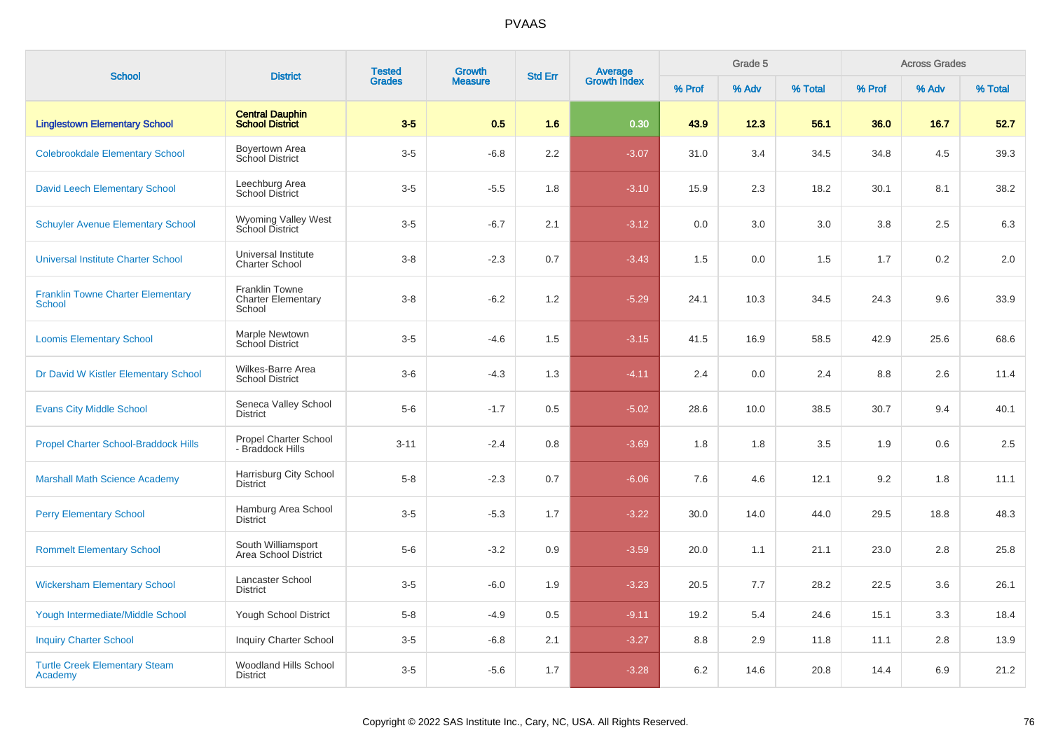# PVAAS

| School | District | Tested Grades | Growth Measure | Std Err | Average Growth Index | Grade 5 | | | Across Grades | | |
|---|---|---|---|---|---|---|---|---|---|---|---|
| | | | | | | % Prof | % Adv | % Total | % Prof | % Adv | % Total |
| **Linglestown Elementary School** | **Central Dauphin School District** | **3-5** | **0.5** | **1.6** | **0.30** | **43.9** | **12.3** | **56.1** | **36.0** | **16.7** | **52.7** |
| Colebrookdale Elementary School | Boyertown Area School District | 3-5 | -6.8 | 2.2 | -3.07 | 31.0 | 3.4 | 34.5 | 34.8 | 4.5 | 39.3 |
| David Leech Elementary School | Leechburg Area School District | 3-5 | -5.5 | 1.8 | -3.10 | 15.9 | 2.3 | 18.2 | 30.1 | 8.1 | 38.2 |
| Schuyler Avenue Elementary School | Wyoming Valley West School District | 3-5 | -6.7 | 2.1 | -3.12 | 0.0 | 3.0 | 3.0 | 3.8 | 2.5 | 6.3 |
| Universal Institute Charter School | Universal Institute Charter School | 3-8 | -2.3 | 0.7 | -3.43 | 1.5 | 0.0 | 1.5 | 1.7 | 0.2 | 2.0 |
| Franklin Towne Charter Elementary School | Franklin Towne Charter Elementary School | 3-8 | -6.2 | 1.2 | -5.29 | 24.1 | 10.3 | 34.5 | 24.3 | 9.6 | 33.9 |
| Loomis Elementary School | Marple Newtown School District | 3-5 | -4.6 | 1.5 | -3.15 | 41.5 | 16.9 | 58.5 | 42.9 | 25.6 | 68.6 |
| Dr David W Kistler Elementary School | Wilkes-Barre Area School District | 3-6 | -4.3 | 1.3 | -4.11 | 2.4 | 0.0 | 2.4 | 8.8 | 2.6 | 11.4 |
| Evans City Middle School | Seneca Valley School District | 5-6 | -1.7 | 0.5 | -5.02 | 28.6 | 10.0 | 38.5 | 30.7 | 9.4 | 40.1 |
| Propel Charter School-Braddock Hills | Propel Charter School - Braddock Hills | 3-11 | -2.4 | 0.8 | -3.69 | 1.8 | 1.8 | 3.5 | 1.9 | 0.6 | 2.5 |
| Marshall Math Science Academy | Harrisburg City School District | 5-8 | -2.3 | 0.7 | -6.06 | 7.6 | 4.6 | 12.1 | 9.2 | 1.8 | 11.1 |
| Perry Elementary School | Hamburg Area School District | 3-5 | -5.3 | 1.7 | -3.22 | 30.0 | 14.0 | 44.0 | 29.5 | 18.8 | 48.3 |
| Rommelt Elementary School | South Williamsport Area School District | 5-6 | -3.2 | 0.9 | -3.59 | 20.0 | 1.1 | 21.1 | 23.0 | 2.8 | 25.8 |
| Wickersham Elementary School | Lancaster School District | 3-5 | -6.0 | 1.9 | -3.23 | 20.5 | 7.7 | 28.2 | 22.5 | 3.6 | 26.1 |
| Yough Intermediate/Middle School | Yough School District | 5-8 | -4.9 | 0.5 | -9.11 | 19.2 | 5.4 | 24.6 | 15.1 | 3.3 | 18.4 |
| Inquiry Charter School | Inquiry Charter School | 3-5 | -6.8 | 2.1 | -3.27 | 8.8 | 2.9 | 11.8 | 11.1 | 2.8 | 13.9 |
| Turtle Creek Elementary Steam Academy | Woodland Hills School District | 3-5 | -5.6 | 1.7 | -3.28 | 6.2 | 14.6 | 20.8 | 14.4 | 6.9 | 21.2 |

Copyright © 2022 SAS Institute Inc., Cary, NC, USA. All Rights Reserved.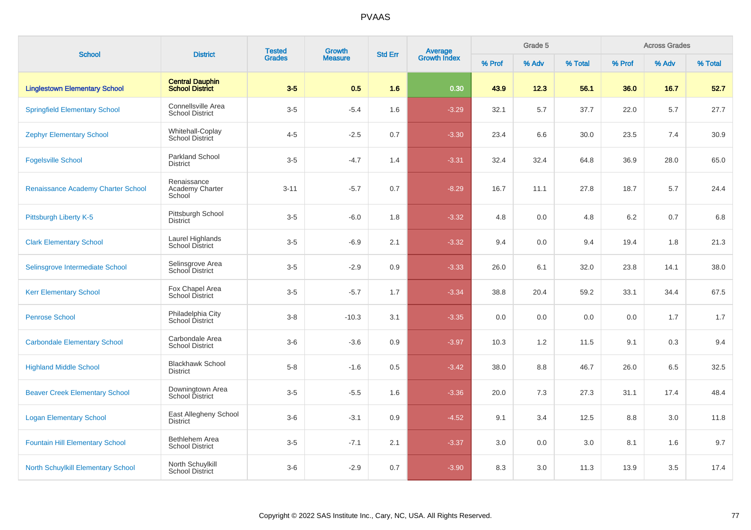# PVAAS

| School | District | Tested Grades | Growth Measure | Std Err | Average Growth Index | Grade 5 | | | Across Grades | | |
|---|---|---|---|---|---|---|---|---|---|---|---|
| | | | | | | % Prof | % Adv | % Total | % Prof | % Adv | % Total |
| **Linglestown Elementary School** | **Central Dauphin School District** | **3-5** | **0.5** | **1.6** | **0.30** | **43.9** | **12.3** | **56.1** | **36.0** | **16.7** | **52.7** |
| Springfield Elementary School | Connellsville Area School District | 3-5 | -5.4 | 1.6 | -3.29 | 32.1 | 5.7 | 37.7 | 22.0 | 5.7 | 27.7 |
| Zephyr Elementary School | Whitehall-Coplay School District | 4-5 | -2.5 | 0.7 | -3.30 | 23.4 | 6.6 | 30.0 | 23.5 | 7.4 | 30.9 |
| Fogelsville School | Parkland School District | 3-5 | -4.7 | 1.4 | -3.31 | 32.4 | 32.4 | 64.8 | 36.9 | 28.0 | 65.0 |
| Renaissance Academy Charter School | Renaissance Academy Charter School | 3-11 | -5.7 | 0.7 | -8.29 | 16.7 | 11.1 | 27.8 | 18.7 | 5.7 | 24.4 |
| Pittsburgh Liberty K-5 | Pittsburgh School District | 3-5 | -6.0 | 1.8 | -3.32 | 4.8 | 0.0 | 4.8 | 6.2 | 0.7 | 6.8 |
| Clark Elementary School | Laurel Highlands School District | 3-5 | -6.9 | 2.1 | -3.32 | 9.4 | 0.0 | 9.4 | 19.4 | 1.8 | 21.3 |
| Selinsgrove Intermediate School | Selinsgrove Area School District | 3-5 | -2.9 | 0.9 | -3.33 | 26.0 | 6.1 | 32.0 | 23.8 | 14.1 | 38.0 |
| Kerr Elementary School | Fox Chapel Area School District | 3-5 | -5.7 | 1.7 | -3.34 | 38.8 | 20.4 | 59.2 | 33.1 | 34.4 | 67.5 |
| Penrose School | Philadelphia City School District | 3-8 | -10.3 | 3.1 | -3.35 | 0.0 | 0.0 | 0.0 | 0.0 | 1.7 | 1.7 |
| Carbondale Elementary School | Carbondale Area School District | 3-6 | -3.6 | 0.9 | -3.97 | 10.3 | 1.2 | 11.5 | 9.1 | 0.3 | 9.4 |
| Highland Middle School | Blackhawk School District | 5-8 | -1.6 | 0.5 | -3.42 | 38.0 | 8.8 | 46.7 | 26.0 | 6.5 | 32.5 |
| Beaver Creek Elementary School | Downingtown Area School District | 3-5 | -5.5 | 1.6 | -3.36 | 20.0 | 7.3 | 27.3 | 31.1 | 17.4 | 48.4 |
| Logan Elementary School | East Allegheny School District | 3-6 | -3.1 | 0.9 | -4.52 | 9.1 | 3.4 | 12.5 | 8.8 | 3.0 | 11.8 |
| Fountain Hill Elementary School | Bethlehem Area School District | 3-5 | -7.1 | 2.1 | -3.37 | 3.0 | 0.0 | 3.0 | 8.1 | 1.6 | 9.7 |
| North Schuylkill Elementary School | North Schuylkill School District | 3-6 | -2.9 | 0.7 | -3.90 | 8.3 | 3.0 | 11.3 | 13.9 | 3.5 | 17.4 |

Copyright © 2022 SAS Institute Inc., Cary, NC, USA. All Rights Reserved.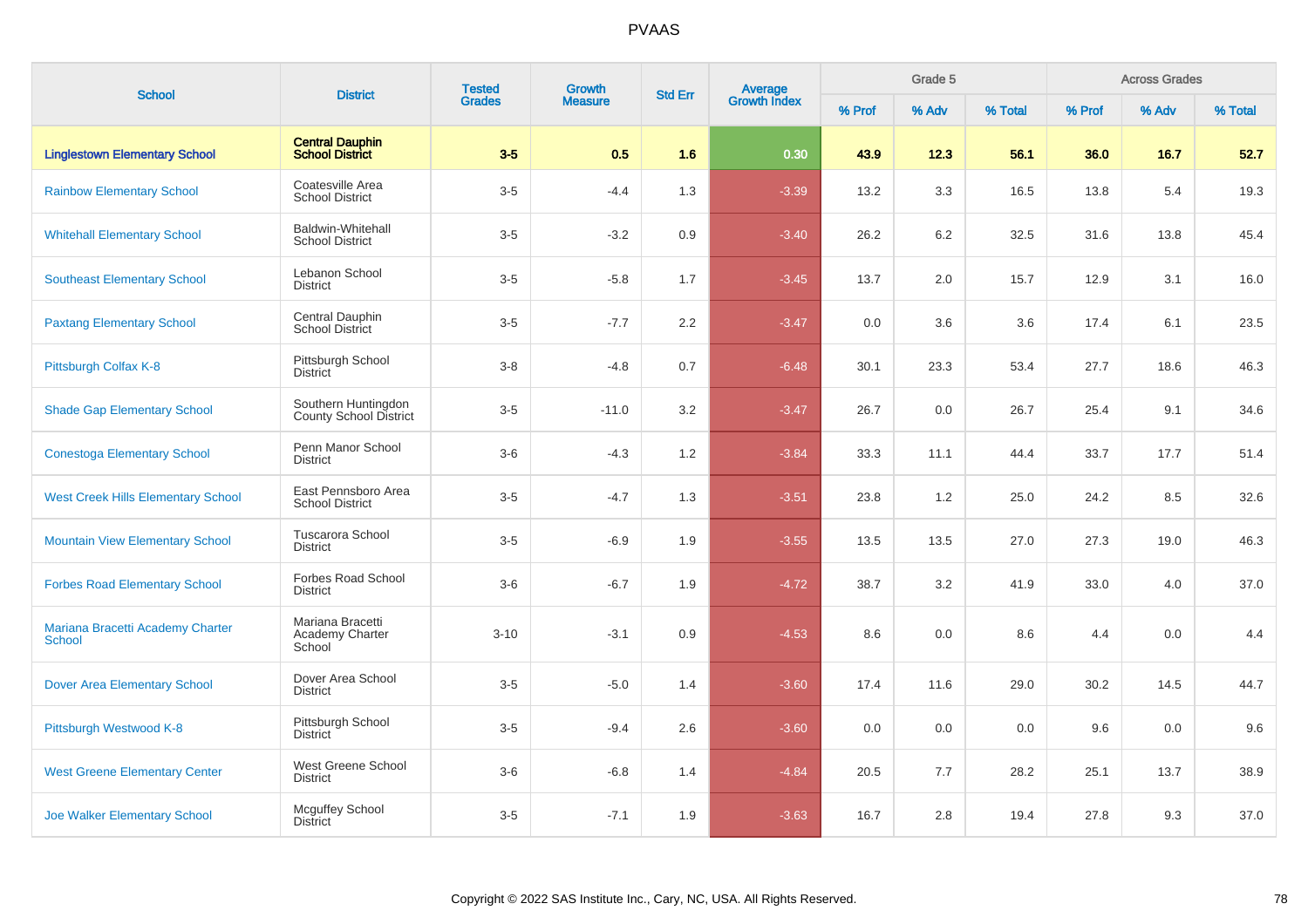# PVAAS

| School | District | Tested Grades | Growth Measure | Std Err | Average Growth Index | Grade 5 | | | Across Grades | | |
|---|---|---|---|---|---|---|---|---|---|---|---|
| | | | | | | % Prof | % Adv | % Total | % Prof | % Adv | % Total |
| **Linglestown Elementary School** | **Central Dauphin School District** | **3-5** | **0.5** | **1.6** | **0.30** | **43.9** | **12.3** | **56.1** | **36.0** | **16.7** | **52.7** |
| Rainbow Elementary School | Coatesville Area School District | 3-5 | -4.4 | 1.3 | -3.39 | 13.2 | 3.3 | 16.5 | 13.8 | 5.4 | 19.3 |
| Whitehall Elementary School | Baldwin-Whitehall School District | 3-5 | -3.2 | 0.9 | -3.40 | 26.2 | 6.2 | 32.5 | 31.6 | 13.8 | 45.4 |
| Southeast Elementary School | Lebanon School District | 3-5 | -5.8 | 1.7 | -3.45 | 13.7 | 2.0 | 15.7 | 12.9 | 3.1 | 16.0 |
| Paxtang Elementary School | Central Dauphin School District | 3-5 | -7.7 | 2.2 | -3.47 | 0.0 | 3.6 | 3.6 | 17.4 | 6.1 | 23.5 |
| Pittsburgh Colfax K-8 | Pittsburgh School District | 3-8 | -4.8 | 0.7 | -6.48 | 30.1 | 23.3 | 53.4 | 27.7 | 18.6 | 46.3 |
| Shade Gap Elementary School | Southern Huntingdon County School District | 3-5 | -11.0 | 3.2 | -3.47 | 26.7 | 0.0 | 26.7 | 25.4 | 9.1 | 34.6 |
| Conestoga Elementary School | Penn Manor School District | 3-6 | -4.3 | 1.2 | -3.84 | 33.3 | 11.1 | 44.4 | 33.7 | 17.7 | 51.4 |
| West Creek Hills Elementary School | East Pennsboro Area School District | 3-5 | -4.7 | 1.3 | -3.51 | 23.8 | 1.2 | 25.0 | 24.2 | 8.5 | 32.6 |
| Mountain View Elementary School | Tuscarora School District | 3-5 | -6.9 | 1.9 | -3.55 | 13.5 | 13.5 | 27.0 | 27.3 | 19.0 | 46.3 |
| Forbes Road Elementary School | Forbes Road School District | 3-6 | -6.7 | 1.9 | -4.72 | 38.7 | 3.2 | 41.9 | 33.0 | 4.0 | 37.0 |
| Mariana Bracetti Academy Charter School | Mariana Bracetti Academy Charter School | 3-10 | -3.1 | 0.9 | -4.53 | 8.6 | 0.0 | 8.6 | 4.4 | 0.0 | 4.4 |
| Dover Area Elementary School | Dover Area School District | 3-5 | -5.0 | 1.4 | -3.60 | 17.4 | 11.6 | 29.0 | 30.2 | 14.5 | 44.7 |
| Pittsburgh Westwood K-8 | Pittsburgh School District | 3-5 | -9.4 | 2.6 | -3.60 | 0.0 | 0.0 | 0.0 | 9.6 | 0.0 | 9.6 |
| West Greene Elementary Center | West Greene School District | 3-6 | -6.8 | 1.4 | -4.84 | 20.5 | 7.7 | 28.2 | 25.1 | 13.7 | 38.9 |
| Joe Walker Elementary School | Mcguffey School District | 3-5 | -7.1 | 1.9 | -3.63 | 16.7 | 2.8 | 19.4 | 27.8 | 9.3 | 37.0 |

Copyright © 2022 SAS Institute Inc., Cary, NC, USA. All Rights Reserved.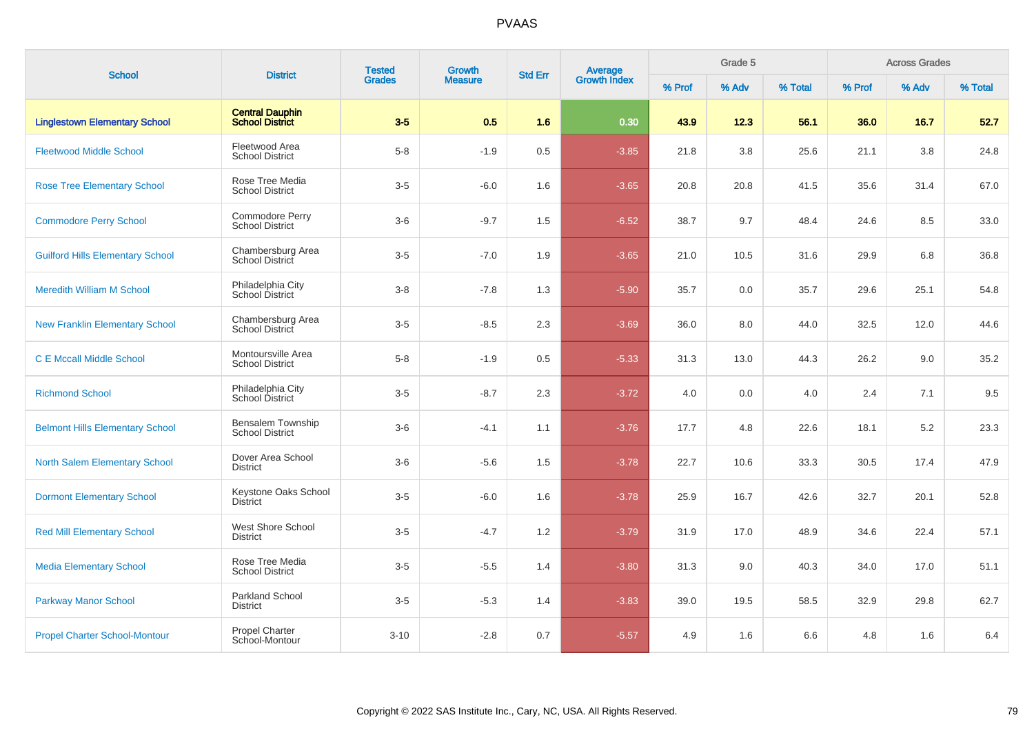# PVAAS

| School | District | Tested Grades | Growth Measure | Std Err | Average Growth Index | Grade 5 | | | Across Grades | | |
|---|---|---|---|---|---|---|---|---|---|---|---|
| | | | | | | % Prof | % Adv | % Total | % Prof | % Adv | % Total |
| **Linglestown Elementary School** | **Central Dauphin School District** | **3-5** | **0.5** | **1.6** | **0.30** | **43.9** | **12.3** | **56.1** | **36.0** | **16.7** | **52.7** |
| Fleetwood Middle School | Fleetwood Area School District | 5-8 | -1.9 | 0.5 | -3.85 | 21.8 | 3.8 | 25.6 | 21.1 | 3.8 | 24.8 |
| Rose Tree Elementary School | Rose Tree Media School District | 3-5 | -6.0 | 1.6 | -3.65 | 20.8 | 20.8 | 41.5 | 35.6 | 31.4 | 67.0 |
| Commodore Perry School | Commodore Perry School District | 3-6 | -9.7 | 1.5 | -6.52 | 38.7 | 9.7 | 48.4 | 24.6 | 8.5 | 33.0 |
| Guilford Hills Elementary School | Chambersburg Area School District | 3-5 | -7.0 | 1.9 | -3.65 | 21.0 | 10.5 | 31.6 | 29.9 | 6.8 | 36.8 |
| Meredith William M School | Philadelphia City School District | 3-8 | -7.8 | 1.3 | -5.90 | 35.7 | 0.0 | 35.7 | 29.6 | 25.1 | 54.8 |
| New Franklin Elementary School | Chambersburg Area School District | 3-5 | -8.5 | 2.3 | -3.69 | 36.0 | 8.0 | 44.0 | 32.5 | 12.0 | 44.6 |
| C E Mccall Middle School | Montoursville Area School District | 5-8 | -1.9 | 0.5 | -5.33 | 31.3 | 13.0 | 44.3 | 26.2 | 9.0 | 35.2 |
| Richmond School | Philadelphia City School District | 3-5 | -8.7 | 2.3 | -3.72 | 4.0 | 0.0 | 4.0 | 2.4 | 7.1 | 9.5 |
| Belmont Hills Elementary School | Bensalem Township School District | 3-6 | -4.1 | 1.1 | -3.76 | 17.7 | 4.8 | 22.6 | 18.1 | 5.2 | 23.3 |
| North Salem Elementary School | Dover Area School District | 3-6 | -5.6 | 1.5 | -3.78 | 22.7 | 10.6 | 33.3 | 30.5 | 17.4 | 47.9 |
| Dormont Elementary School | Keystone Oaks School District | 3-5 | -6.0 | 1.6 | -3.78 | 25.9 | 16.7 | 42.6 | 32.7 | 20.1 | 52.8 |
| Red Mill Elementary School | West Shore School District | 3-5 | -4.7 | 1.2 | -3.79 | 31.9 | 17.0 | 48.9 | 34.6 | 22.4 | 57.1 |
| Media Elementary School | Rose Tree Media School District | 3-5 | -5.5 | 1.4 | -3.80 | 31.3 | 9.0 | 40.3 | 34.0 | 17.0 | 51.1 |
| Parkway Manor School | Parkland School District | 3-5 | -5.3 | 1.4 | -3.83 | 39.0 | 19.5 | 58.5 | 32.9 | 29.8 | 62.7 |
| Propel Charter School-Montour | Propel Charter School-Montour | 3-10 | -2.8 | 0.7 | -5.57 | 4.9 | 1.6 | 6.6 | 4.8 | 1.6 | 6.4 |

Copyright © 2022 SAS Institute Inc., Cary, NC, USA. All Rights Reserved.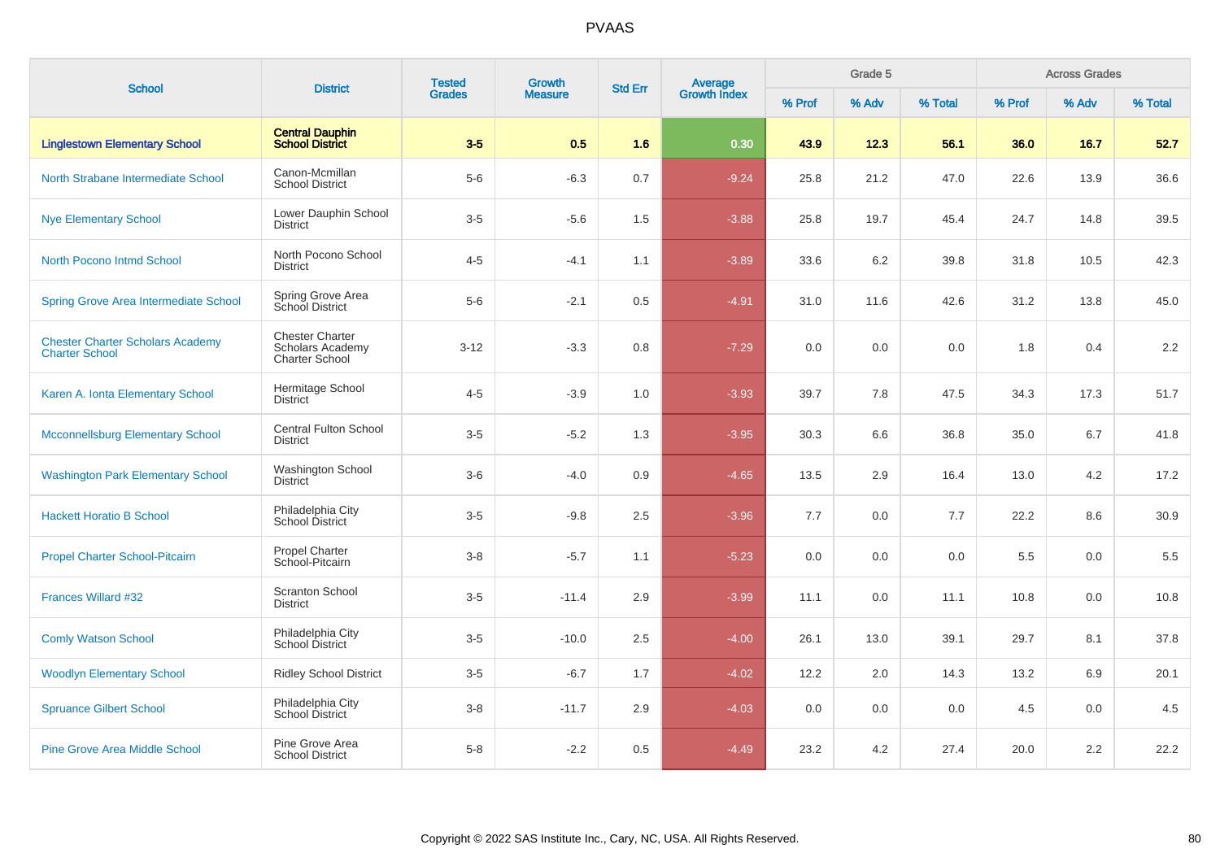| School | District | Tested Grades | Growth Measure | Std Err | Average Growth Index | Grade 5 | | | Across Grades | | |
|---|---|---|---|---|---|---|---|---|---|---|---|
| | | | | | | % Prof | % Adv | % Total | % Prof | % Adv | % Total |
| **Linglestown Elementary School** | **Central Dauphin School District** | **3-5** | **0.5** | **1.6** | **0.30** | **43.9** | **12.3** | **56.1** | **36.0** | **16.7** | **52.7** |
| North Strabane Intermediate School | Canon-Mcmillan School District | 5-6 | -6.3 | 0.7 | -9.24 | 25.8 | 21.2 | 47.0 | 22.6 | 13.9 | 36.6 |
| Nye Elementary School | Lower Dauphin School District | 3-5 | -5.6 | 1.5 | -3.88 | 25.8 | 19.7 | 45.4 | 24.7 | 14.8 | 39.5 |
| North Pocono Intmd School | North Pocono School District | 4-5 | -4.1 | 1.1 | -3.89 | 33.6 | 6.2 | 39.8 | 31.8 | 10.5 | 42.3 |
| Spring Grove Area Intermediate School | Spring Grove Area School District | 5-6 | -2.1 | 0.5 | -4.91 | 31.0 | 11.6 | 42.6 | 31.2 | 13.8 | 45.0 |
| Chester Charter Scholars Academy Charter School | Chester Charter Scholars Academy Charter School | 3-12 | -3.3 | 0.8 | -7.29 | 0.0 | 0.0 | 0.0 | 1.8 | 0.4 | 2.2 |
| Karen A. Ionta Elementary School | Hermitage School District | 4-5 | -3.9 | 1.0 | -3.93 | 39.7 | 7.8 | 47.5 | 34.3 | 17.3 | 51.7 |
| Mcconnellsburg Elementary School | Central Fulton School District | 3-5 | -5.2 | 1.3 | -3.95 | 30.3 | 6.6 | 36.8 | 35.0 | 6.7 | 41.8 |
| Washington Park Elementary School | Washington School District | 3-6 | -4.0 | 0.9 | -4.65 | 13.5 | 2.9 | 16.4 | 13.0 | 4.2 | 17.2 |
| Hackett Horatio B School | Philadelphia City School District | 3-5 | -9.8 | 2.5 | -3.96 | 7.7 | 0.0 | 7.7 | 22.2 | 8.6 | 30.9 |
| Propel Charter School-Pitcairn | Propel Charter School-Pitcairn | 3-8 | -5.7 | 1.1 | -5.23 | 0.0 | 0.0 | 0.0 | 5.5 | 0.0 | 5.5 |
| Frances Willard #32 | Scranton School District | 3-5 | -11.4 | 2.9 | -3.99 | 11.1 | 0.0 | 11.1 | 10.8 | 0.0 | 10.8 |
| Comly Watson School | Philadelphia City School District | 3-5 | -10.0 | 2.5 | -4.00 | 26.1 | 13.0 | 39.1 | 29.7 | 8.1 | 37.8 |
| Woodlyn Elementary School | Ridley School District | 3-5 | -6.7 | 1.7 | -4.02 | 12.2 | 2.0 | 14.3 | 13.2 | 6.9 | 20.1 |
| Spruance Gilbert School | Philadelphia City School District | 3-8 | -11.7 | 2.9 | -4.03 | 0.0 | 0.0 | 0.0 | 4.5 | 0.0 | 4.5 |
| Pine Grove Area Middle School | Pine Grove Area School District | 5-8 | -2.2 | 0.5 | -4.49 | 23.2 | 4.2 | 27.4 | 20.0 | 2.2 | 22.2 |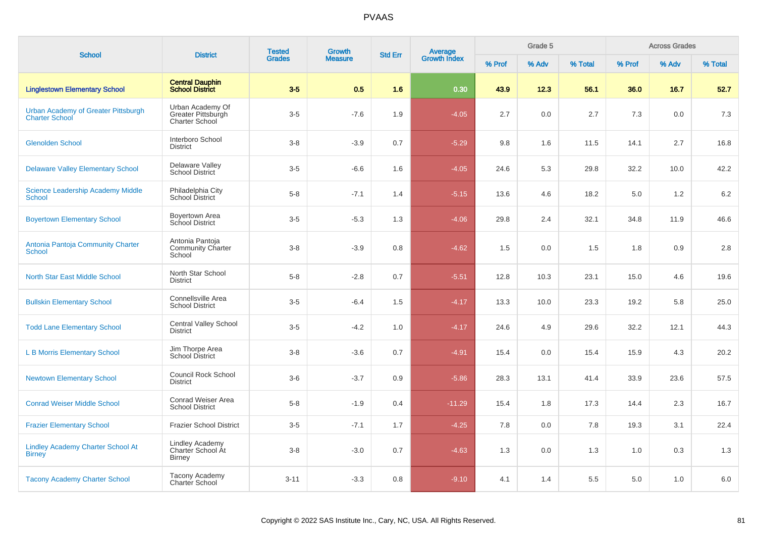# PVAAS

| School | District | Tested Grades | Growth Measure | Std Err | Average Growth Index | Grade 5 | | | Across Grades | | |
|---|---|---|---|---|---|---|---|---|---|---|---|
| | | | | | | % Prof | % Adv | % Total | % Prof | % Adv | % Total |
| **Linglestown Elementary School** | **Central Dauphin School District** | **3-5** | **0.5** | **1.6** | **0.30** | **43.9** | **12.3** | **56.1** | **36.0** | **16.7** | **52.7** |
| Urban Academy of Greater Pittsburgh Charter School | Urban Academy Of Greater Pittsburgh Charter School | 3-5 | -7.6 | 1.9 | -4.05 | 2.7 | 0.0 | 2.7 | 7.3 | 0.0 | 7.3 |
| Glenolden School | Interboro School District | 3-8 | -3.9 | 0.7 | -5.29 | 9.8 | 1.6 | 11.5 | 14.1 | 2.7 | 16.8 |
| Delaware Valley Elementary School | Delaware Valley School District | 3-5 | -6.6 | 1.6 | -4.05 | 24.6 | 5.3 | 29.8 | 32.2 | 10.0 | 42.2 |
| Science Leadership Academy Middle School | Philadelphia City School District | 5-8 | -7.1 | 1.4 | -5.15 | 13.6 | 4.6 | 18.2 | 5.0 | 1.2 | 6.2 |
| Boyertown Elementary School | Boyertown Area School District | 3-5 | -5.3 | 1.3 | -4.06 | 29.8 | 2.4 | 32.1 | 34.8 | 11.9 | 46.6 |
| Antonia Pantoja Community Charter School | Antonia Pantoja Community Charter School | 3-8 | -3.9 | 0.8 | -4.62 | 1.5 | 0.0 | 1.5 | 1.8 | 0.9 | 2.8 |
| North Star East Middle School | North Star School District | 5-8 | -2.8 | 0.7 | -5.51 | 12.8 | 10.3 | 23.1 | 15.0 | 4.6 | 19.6 |
| Bullskin Elementary School | Connellsville Area School District | 3-5 | -6.4 | 1.5 | -4.17 | 13.3 | 10.0 | 23.3 | 19.2 | 5.8 | 25.0 |
| Todd Lane Elementary School | Central Valley School District | 3-5 | -4.2 | 1.0 | -4.17 | 24.6 | 4.9 | 29.6 | 32.2 | 12.1 | 44.3 |
| L B Morris Elementary School | Jim Thorpe Area School District | 3-8 | -3.6 | 0.7 | -4.91 | 15.4 | 0.0 | 15.4 | 15.9 | 4.3 | 20.2 |
| Newtown Elementary School | Council Rock School District | 3-6 | -3.7 | 0.9 | -5.86 | 28.3 | 13.1 | 41.4 | 33.9 | 23.6 | 57.5 |
| Conrad Weiser Middle School | Conrad Weiser Area School District | 5-8 | -1.9 | 0.4 | -11.29 | 15.4 | 1.8 | 17.3 | 14.4 | 2.3 | 16.7 |
| Frazier Elementary School | Frazier School District | 3-5 | -7.1 | 1.7 | -4.25 | 7.8 | 0.0 | 7.8 | 19.3 | 3.1 | 22.4 |
| Lindley Academy Charter School At Birney | Lindley Academy Charter School At Birney | 3-8 | -3.0 | 0.7 | -4.63 | 1.3 | 0.0 | 1.3 | 1.0 | 0.3 | 1.3 |
| Tacony Academy Charter School | Tacony Academy Charter School | 3-11 | -3.3 | 0.8 | -9.10 | 4.1 | 1.4 | 5.5 | 5.0 | 1.0 | 6.0 |

Copyright © 2022 SAS Institute Inc., Cary, NC, USA. All Rights Reserved.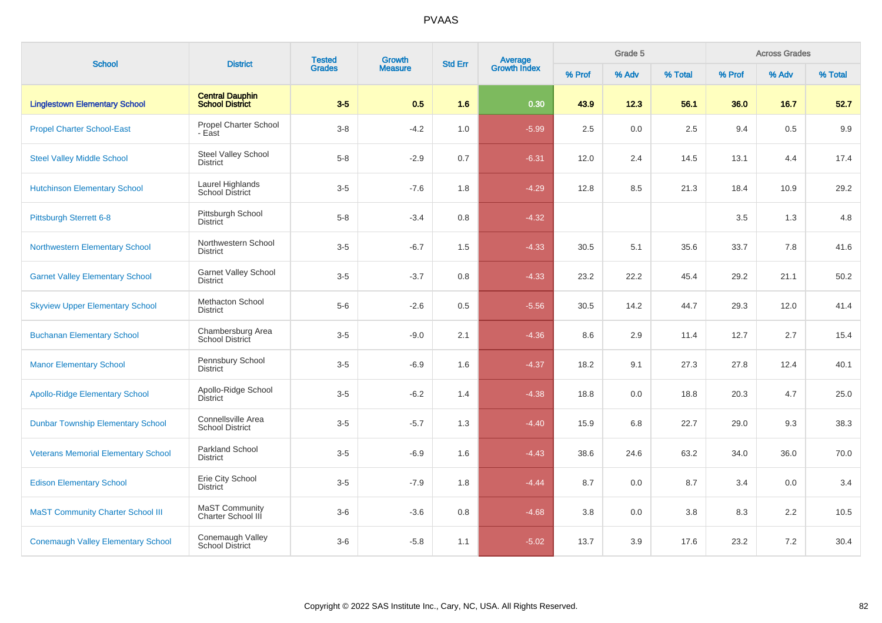| School | District | Tested Grades | Growth Measure | Std Err | Average Growth Index | Grade 5 | | | Across Grades | | |
|---|---|---|---|---|---|---|---|---|---|---|---|
| | | | | | | % Prof | % Adv | % Total | % Prof | % Adv | % Total |
| **Linglestown Elementary School** | **Central Dauphin School District** | **3-5** | **0.5** | **1.6** | **0.30** | **43.9** | **12.3** | **56.1** | **36.0** | **16.7** | **52.7** |
| Propel Charter School-East | Propel Charter School - East | 3-8 | -4.2 | 1.0 | -5.99 | 2.5 | 0.0 | 2.5 | 9.4 | 0.5 | 9.9 |
| Steel Valley Middle School | Steel Valley School District | 5-8 | -2.9 | 0.7 | -6.31 | 12.0 | 2.4 | 14.5 | 13.1 | 4.4 | 17.4 |
| Hutchinson Elementary School | Laurel Highlands School District | 3-5 | -7.6 | 1.8 | -4.29 | 12.8 | 8.5 | 21.3 | 18.4 | 10.9 | 29.2 |
| Pittsburgh Sterrett 6-8 | Pittsburgh School District | 5-8 | -3.4 | 0.8 | -4.32 | | | | 3.5 | 1.3 | 4.8 |
| Northwestern Elementary School | Northwestern School District | 3-5 | -6.7 | 1.5 | -4.33 | 30.5 | 5.1 | 35.6 | 33.7 | 7.8 | 41.6 |
| Garnet Valley Elementary School | Garnet Valley School District | 3-5 | -3.7 | 0.8 | -4.33 | 23.2 | 22.2 | 45.4 | 29.2 | 21.1 | 50.2 |
| Skyview Upper Elementary School | Methacton School District | 5-6 | -2.6 | 0.5 | -5.56 | 30.5 | 14.2 | 44.7 | 29.3 | 12.0 | 41.4 |
| Buchanan Elementary School | Chambersburg Area School District | 3-5 | -9.0 | 2.1 | -4.36 | 8.6 | 2.9 | 11.4 | 12.7 | 2.7 | 15.4 |
| Manor Elementary School | Pennsbury School District | 3-5 | -6.9 | 1.6 | -4.37 | 18.2 | 9.1 | 27.3 | 27.8 | 12.4 | 40.1 |
| Apollo-Ridge Elementary School | Apollo-Ridge School District | 3-5 | -6.2 | 1.4 | -4.38 | 18.8 | 0.0 | 18.8 | 20.3 | 4.7 | 25.0 |
| Dunbar Township Elementary School | Connellsville Area School District | 3-5 | -5.7 | 1.3 | -4.40 | 15.9 | 6.8 | 22.7 | 29.0 | 9.3 | 38.3 |
| Veterans Memorial Elementary School | Parkland School District | 3-5 | -6.9 | 1.6 | -4.43 | 38.6 | 24.6 | 63.2 | 34.0 | 36.0 | 70.0 |
| Edison Elementary School | Erie City School District | 3-5 | -7.9 | 1.8 | -4.44 | 8.7 | 0.0 | 8.7 | 3.4 | 0.0 | 3.4 |
| MaST Community Charter School III | MaST Community Charter School III | 3-6 | -3.6 | 0.8 | -4.68 | 3.8 | 0.0 | 3.8 | 8.3 | 2.2 | 10.5 |
| Conemaugh Valley Elementary School | Conemaugh Valley School District | 3-6 | -5.8 | 1.1 | -5.02 | 13.7 | 3.9 | 17.6 | 23.2 | 7.2 | 30.4 |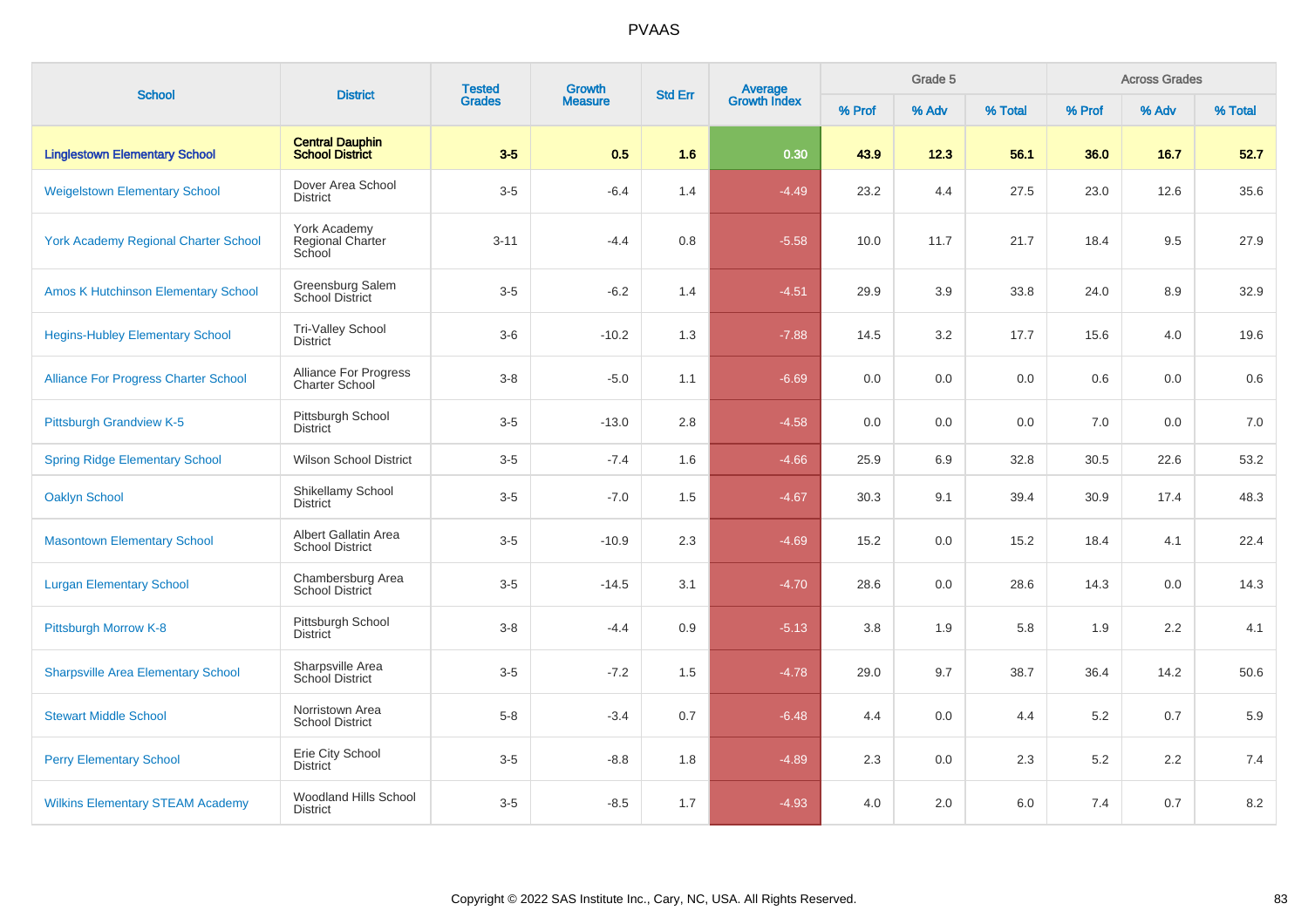# PVAAS

| School | District | Tested Grades | Growth Measure | Std Err | Average Growth Index | Grade 5 | | | Across Grades | | |
|---|---|---|---|---|---|---|---|---|---|---|---|
| | | | | | | % Prof | % Adv | % Total | % Prof | % Adv | % Total |
| **Linglestown Elementary School** | **Central Dauphin School District** | **3-5** | **0.5** | **1.6** | **0.30** | **43.9** | **12.3** | **56.1** | **36.0** | **16.7** | **52.7** |
| Weigelstown Elementary School | Dover Area School District | 3-5 | -6.4 | 1.4 | -4.49 | 23.2 | 4.4 | 27.5 | 23.0 | 12.6 | 35.6 |
| York Academy Regional Charter School | York Academy Regional Charter School | 3-11 | -4.4 | 0.8 | -5.58 | 10.0 | 11.7 | 21.7 | 18.4 | 9.5 | 27.9 |
| Amos K Hutchinson Elementary School | Greensburg Salem School District | 3-5 | -6.2 | 1.4 | -4.51 | 29.9 | 3.9 | 33.8 | 24.0 | 8.9 | 32.9 |
| Hegins-Hubley Elementary School | Tri-Valley School District | 3-6 | -10.2 | 1.3 | -7.88 | 14.5 | 3.2 | 17.7 | 15.6 | 4.0 | 19.6 |
| Alliance For Progress Charter School | Alliance For Progress Charter School | 3-8 | -5.0 | 1.1 | -6.69 | 0.0 | 0.0 | 0.0 | 0.6 | 0.0 | 0.6 |
| Pittsburgh Grandview K-5 | Pittsburgh School District | 3-5 | -13.0 | 2.8 | -4.58 | 0.0 | 0.0 | 0.0 | 7.0 | 0.0 | 7.0 |
| Spring Ridge Elementary School | Wilson School District | 3-5 | -7.4 | 1.6 | -4.66 | 25.9 | 6.9 | 32.8 | 30.5 | 22.6 | 53.2 |
| Oaklyn School | Shikellamy School District | 3-5 | -7.0 | 1.5 | -4.67 | 30.3 | 9.1 | 39.4 | 30.9 | 17.4 | 48.3 |
| Masontown Elementary School | Albert Gallatin Area School District | 3-5 | -10.9 | 2.3 | -4.69 | 15.2 | 0.0 | 15.2 | 18.4 | 4.1 | 22.4 |
| Lurgan Elementary School | Chambersburg Area School District | 3-5 | -14.5 | 3.1 | -4.70 | 28.6 | 0.0 | 28.6 | 14.3 | 0.0 | 14.3 |
| Pittsburgh Morrow K-8 | Pittsburgh School District | 3-8 | -4.4 | 0.9 | -5.13 | 3.8 | 1.9 | 5.8 | 1.9 | 2.2 | 4.1 |
| Sharpsville Area Elementary School | Sharpsville Area School District | 3-5 | -7.2 | 1.5 | -4.78 | 29.0 | 9.7 | 38.7 | 36.4 | 14.2 | 50.6 |
| Stewart Middle School | Norristown Area School District | 5-8 | -3.4 | 0.7 | -6.48 | 4.4 | 0.0 | 4.4 | 5.2 | 0.7 | 5.9 |
| Perry Elementary School | Erie City School District | 3-5 | -8.8 | 1.8 | -4.89 | 2.3 | 0.0 | 2.3 | 5.2 | 2.2 | 7.4 |
| Wilkins Elementary STEAM Academy | Woodland Hills School District | 3-5 | -8.5 | 1.7 | -4.93 | 4.0 | 2.0 | 6.0 | 7.4 | 0.7 | 8.2 |

Copyright © 2022 SAS Institute Inc., Cary, NC, USA. All Rights Reserved.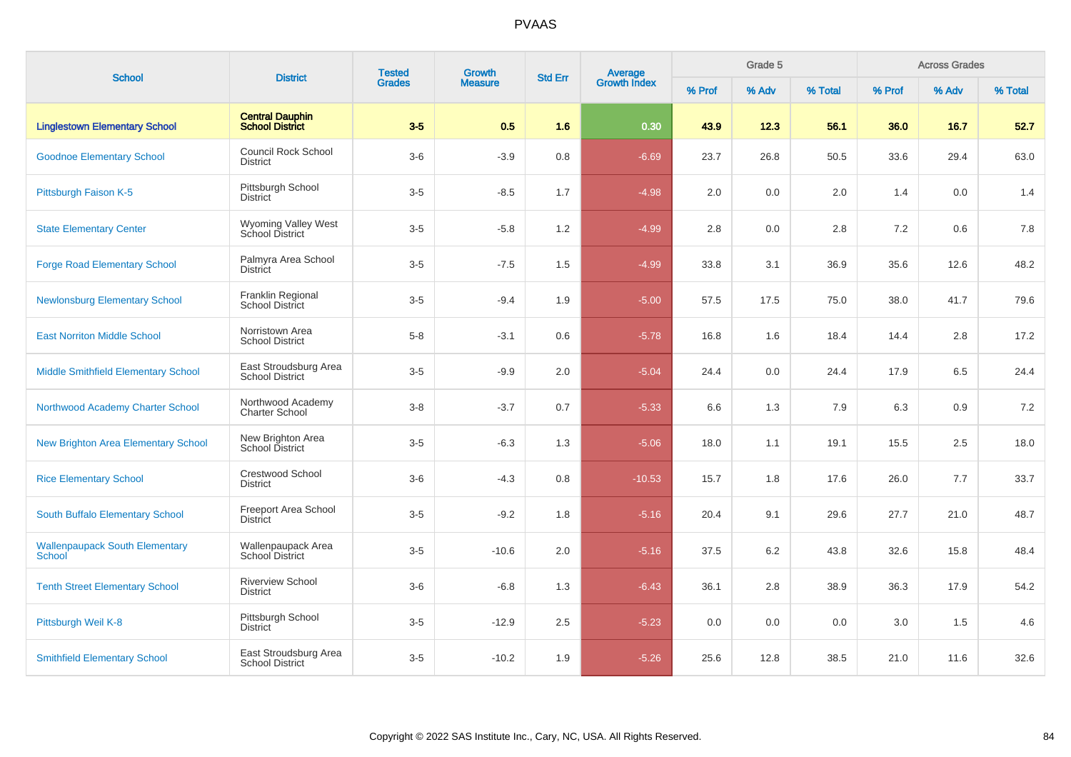# PVAAS

| School | District | Tested Grades | Growth Measure | Std Err | Average Growth Index | Grade 5 | | | Across Grades | | |
|---|---|---|---|---|---|---|---|---|---|---|---|
| | | | | | | % Prof | % Adv | % Total | % Prof | % Adv | % Total |
| **Linglestown Elementary School** | **Central Dauphin School District** | **3-5** | **0.5** | **1.6** | **0.30** | **43.9** | **12.3** | **56.1** | **36.0** | **16.7** | **52.7** |
| Goodnoe Elementary School | Council Rock School District | 3-6 | -3.9 | 0.8 | -6.69 | 23.7 | 26.8 | 50.5 | 33.6 | 29.4 | 63.0 |
| Pittsburgh Faison K-5 | Pittsburgh School District | 3-5 | -8.5 | 1.7 | -4.98 | 2.0 | 0.0 | 2.0 | 1.4 | 0.0 | 1.4 |
| State Elementary Center | Wyoming Valley West School District | 3-5 | -5.8 | 1.2 | -4.99 | 2.8 | 0.0 | 2.8 | 7.2 | 0.6 | 7.8 |
| Forge Road Elementary School | Palmyra Area School District | 3-5 | -7.5 | 1.5 | -4.99 | 33.8 | 3.1 | 36.9 | 35.6 | 12.6 | 48.2 |
| Newlonsburg Elementary School | Franklin Regional School District | 3-5 | -9.4 | 1.9 | -5.00 | 57.5 | 17.5 | 75.0 | 38.0 | 41.7 | 79.6 |
| East Norriton Middle School | Norristown Area School District | 5-8 | -3.1 | 0.6 | -5.78 | 16.8 | 1.6 | 18.4 | 14.4 | 2.8 | 17.2 |
| Middle Smithfield Elementary School | East Stroudsburg Area School District | 3-5 | -9.9 | 2.0 | -5.04 | 24.4 | 0.0 | 24.4 | 17.9 | 6.5 | 24.4 |
| Northwood Academy Charter School | Northwood Academy Charter School | 3-8 | -3.7 | 0.7 | -5.33 | 6.6 | 1.3 | 7.9 | 6.3 | 0.9 | 7.2 |
| New Brighton Area Elementary School | New Brighton Area School District | 3-5 | -6.3 | 1.3 | -5.06 | 18.0 | 1.1 | 19.1 | 15.5 | 2.5 | 18.0 |
| Rice Elementary School | Crestwood School District | 3-6 | -4.3 | 0.8 | -10.53 | 15.7 | 1.8 | 17.6 | 26.0 | 7.7 | 33.7 |
| South Buffalo Elementary School | Freeport Area School District | 3-5 | -9.2 | 1.8 | -5.16 | 20.4 | 9.1 | 29.6 | 27.7 | 21.0 | 48.7 |
| Wallenpaupack South Elementary School | Wallenpaupack Area School District | 3-5 | -10.6 | 2.0 | -5.16 | 37.5 | 6.2 | 43.8 | 32.6 | 15.8 | 48.4 |
| Tenth Street Elementary School | Riverview School District | 3-6 | -6.8 | 1.3 | -6.43 | 36.1 | 2.8 | 38.9 | 36.3 | 17.9 | 54.2 |
| Pittsburgh Weil K-8 | Pittsburgh School District | 3-5 | -12.9 | 2.5 | -5.23 | 0.0 | 0.0 | 0.0 | 3.0 | 1.5 | 4.6 |
| Smithfield Elementary School | East Stroudsburg Area School District | 3-5 | -10.2 | 1.9 | -5.26 | 25.6 | 12.8 | 38.5 | 21.0 | 11.6 | 32.6 |

Copyright © 2022 SAS Institute Inc., Cary, NC, USA. All Rights Reserved.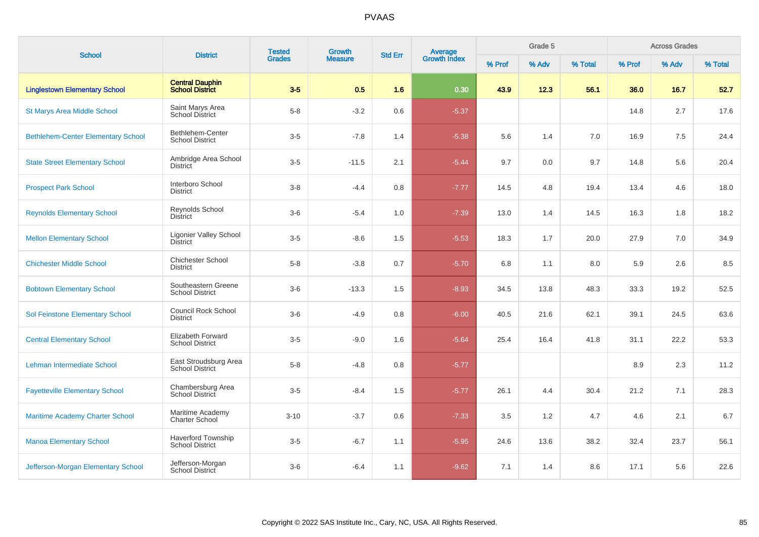# PVAAS

| School | District | Tested Grades | Growth Measure | Std Err | Average Growth Index | Grade 5 | | | Across Grades | | |
|---|---|---|---|---|---|---|---|---|---|---|---|
| | | | | | | % Prof | % Adv | % Total | % Prof | % Adv | % Total |
| **Linglestown Elementary School** | **Central Dauphin School District** | **3-5** | **0.5** | **1.6** | **0.30** | **43.9** | **12.3** | **56.1** | **36.0** | **16.7** | **52.7** |
| St Marys Area Middle School | Saint Marys Area School District | 5-8 | -3.2 | 0.6 | -5.37 | | | | 14.8 | 2.7 | 17.6 |
| Bethlehem-Center Elementary School | Bethlehem-Center School District | 3-5 | -7.8 | 1.4 | -5.38 | 5.6 | 1.4 | 7.0 | 16.9 | 7.5 | 24.4 |
| State Street Elementary School | Ambridge Area School District | 3-5 | -11.5 | 2.1 | -5.44 | 9.7 | 0.0 | 9.7 | 14.8 | 5.6 | 20.4 |
| Prospect Park School | Interboro School District | 3-8 | -4.4 | 0.8 | -7.77 | 14.5 | 4.8 | 19.4 | 13.4 | 4.6 | 18.0 |
| Reynolds Elementary School | Reynolds School District | 3-6 | -5.4 | 1.0 | -7.39 | 13.0 | 1.4 | 14.5 | 16.3 | 1.8 | 18.2 |
| Mellon Elementary School | Ligonier Valley School District | 3-5 | -8.6 | 1.5 | -5.53 | 18.3 | 1.7 | 20.0 | 27.9 | 7.0 | 34.9 |
| Chichester Middle School | Chichester School District | 5-8 | -3.8 | 0.7 | -5.70 | 6.8 | 1.1 | 8.0 | 5.9 | 2.6 | 8.5 |
| Bobtown Elementary School | Southeastern Greene School District | 3-6 | -13.3 | 1.5 | -8.93 | 34.5 | 13.8 | 48.3 | 33.3 | 19.2 | 52.5 |
| Sol Feinstone Elementary School | Council Rock School District | 3-6 | -4.9 | 0.8 | -6.00 | 40.5 | 21.6 | 62.1 | 39.1 | 24.5 | 63.6 |
| Central Elementary School | Elizabeth Forward School District | 3-5 | -9.0 | 1.6 | -5.64 | 25.4 | 16.4 | 41.8 | 31.1 | 22.2 | 53.3 |
| Lehman Intermediate School | East Stroudsburg Area School District | 5-8 | -4.8 | 0.8 | -5.77 | | | | 8.9 | 2.3 | 11.2 |
| Fayetteville Elementary School | Chambersburg Area School District | 3-5 | -8.4 | 1.5 | -5.77 | 26.1 | 4.4 | 30.4 | 21.2 | 7.1 | 28.3 |
| Maritime Academy Charter School | Maritime Academy Charter School | 3-10 | -3.7 | 0.6 | -7.33 | 3.5 | 1.2 | 4.7 | 4.6 | 2.1 | 6.7 |
| Manoa Elementary School | Haverford Township School District | 3-5 | -6.7 | 1.1 | -5.95 | 24.6 | 13.6 | 38.2 | 32.4 | 23.7 | 56.1 |
| Jefferson-Morgan Elementary School | Jefferson-Morgan School District | 3-6 | -6.4 | 1.1 | -9.62 | 7.1 | 1.4 | 8.6 | 17.1 | 5.6 | 22.6 |

Copyright © 2022 SAS Institute Inc., Cary, NC, USA. All Rights Reserved.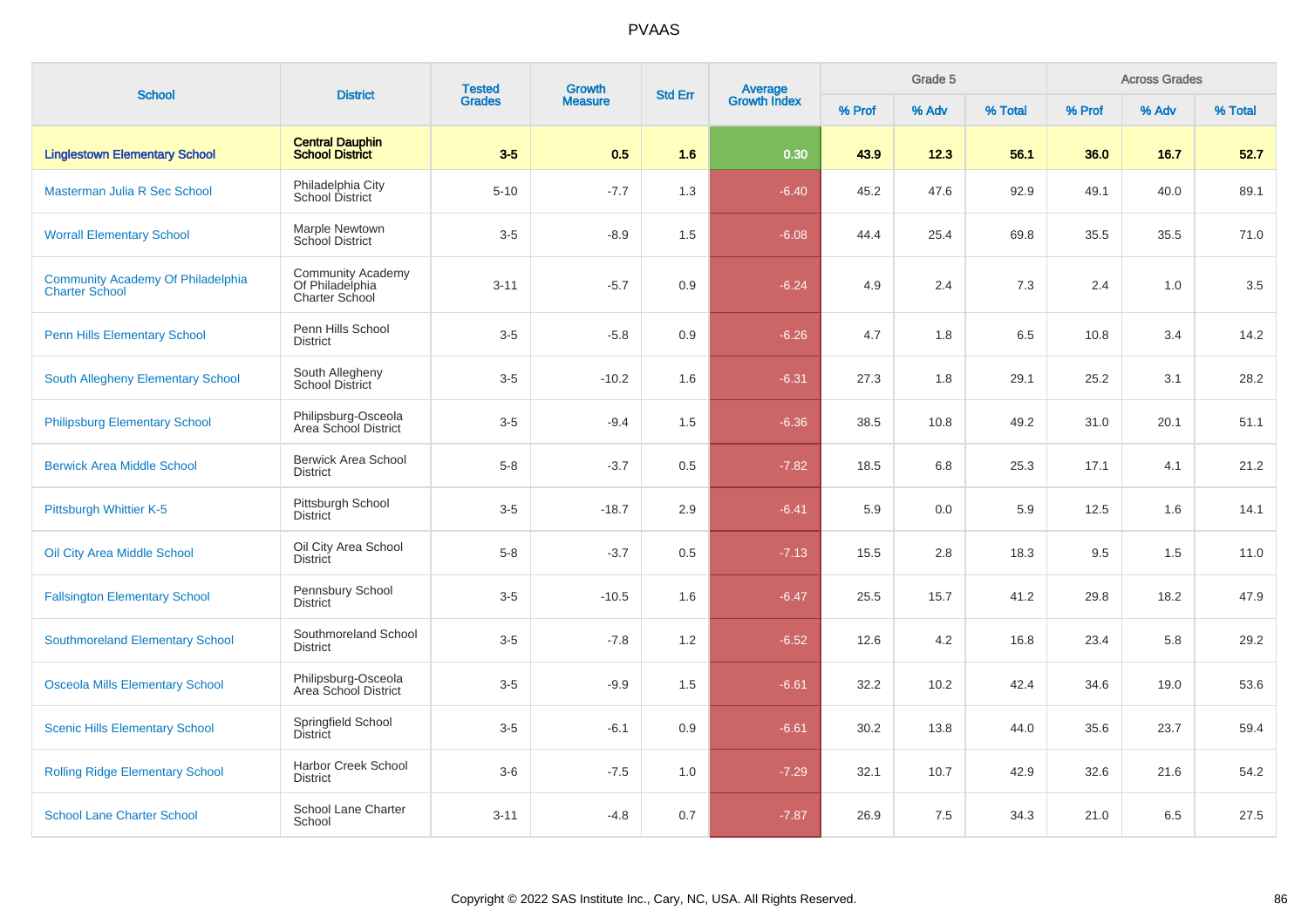# PVAAS

| School | District | Tested Grades | Growth Measure | Std Err | Average Growth Index | Grade 5 | | | Across Grades | | |
|---|---|---|---|---|---|---|---|---|---|---|---|
| | | | | | | % Prof | % Adv | % Total | % Prof | % Adv | % Total |
| **Linglestown Elementary School** | **Central Dauphin School District** | **3-5** | **0.5** | **1.6** | **0.30** | **43.9** | **12.3** | **56.1** | **36.0** | **16.7** | **52.7** |
| Masterman Julia R Sec School | Philadelphia City School District | 5-10 | -7.7 | 1.3 | -6.40 | 45.2 | 47.6 | 92.9 | 49.1 | 40.0 | 89.1 |
| Worrall Elementary School | Marple Newtown School District | 3-5 | -8.9 | 1.5 | -6.08 | 44.4 | 25.4 | 69.8 | 35.5 | 35.5 | 71.0 |
| Community Academy Of Philadelphia Charter School | Community Academy Of Philadelphia Charter School | 3-11 | -5.7 | 0.9 | -6.24 | 4.9 | 2.4 | 7.3 | 2.4 | 1.0 | 3.5 |
| Penn Hills Elementary School | Penn Hills School District | 3-5 | -5.8 | 0.9 | -6.26 | 4.7 | 1.8 | 6.5 | 10.8 | 3.4 | 14.2 |
| South Allegheny Elementary School | South Allegheny School District | 3-5 | -10.2 | 1.6 | -6.31 | 27.3 | 1.8 | 29.1 | 25.2 | 3.1 | 28.2 |
| Philipsburg Elementary School | Philipsburg-Osceola Area School District | 3-5 | -9.4 | 1.5 | -6.36 | 38.5 | 10.8 | 49.2 | 31.0 | 20.1 | 51.1 |
| Berwick Area Middle School | Berwick Area School District | 5-8 | -3.7 | 0.5 | -7.82 | 18.5 | 6.8 | 25.3 | 17.1 | 4.1 | 21.2 |
| Pittsburgh Whittier K-5 | Pittsburgh School District | 3-5 | -18.7 | 2.9 | -6.41 | 5.9 | 0.0 | 5.9 | 12.5 | 1.6 | 14.1 |
| Oil City Area Middle School | Oil City Area School District | 5-8 | -3.7 | 0.5 | -7.13 | 15.5 | 2.8 | 18.3 | 9.5 | 1.5 | 11.0 |
| Fallsington Elementary School | Pennsbury School District | 3-5 | -10.5 | 1.6 | -6.47 | 25.5 | 15.7 | 41.2 | 29.8 | 18.2 | 47.9 |
| Southmoreland Elementary School | Southmoreland School District | 3-5 | -7.8 | 1.2 | -6.52 | 12.6 | 4.2 | 16.8 | 23.4 | 5.8 | 29.2 |
| Osceola Mills Elementary School | Philipsburg-Osceola Area School District | 3-5 | -9.9 | 1.5 | -6.61 | 32.2 | 10.2 | 42.4 | 34.6 | 19.0 | 53.6 |
| Scenic Hills Elementary School | Springfield School District | 3-5 | -6.1 | 0.9 | -6.61 | 30.2 | 13.8 | 44.0 | 35.6 | 23.7 | 59.4 |
| Rolling Ridge Elementary School | Harbor Creek School District | 3-6 | -7.5 | 1.0 | -7.29 | 32.1 | 10.7 | 42.9 | 32.6 | 21.6 | 54.2 |
| School Lane Charter School | School Lane Charter School | 3-11 | -4.8 | 0.7 | -7.87 | 26.9 | 7.5 | 34.3 | 21.0 | 6.5 | 27.5 |

Copyright © 2022 SAS Institute Inc., Cary, NC, USA. All Rights Reserved.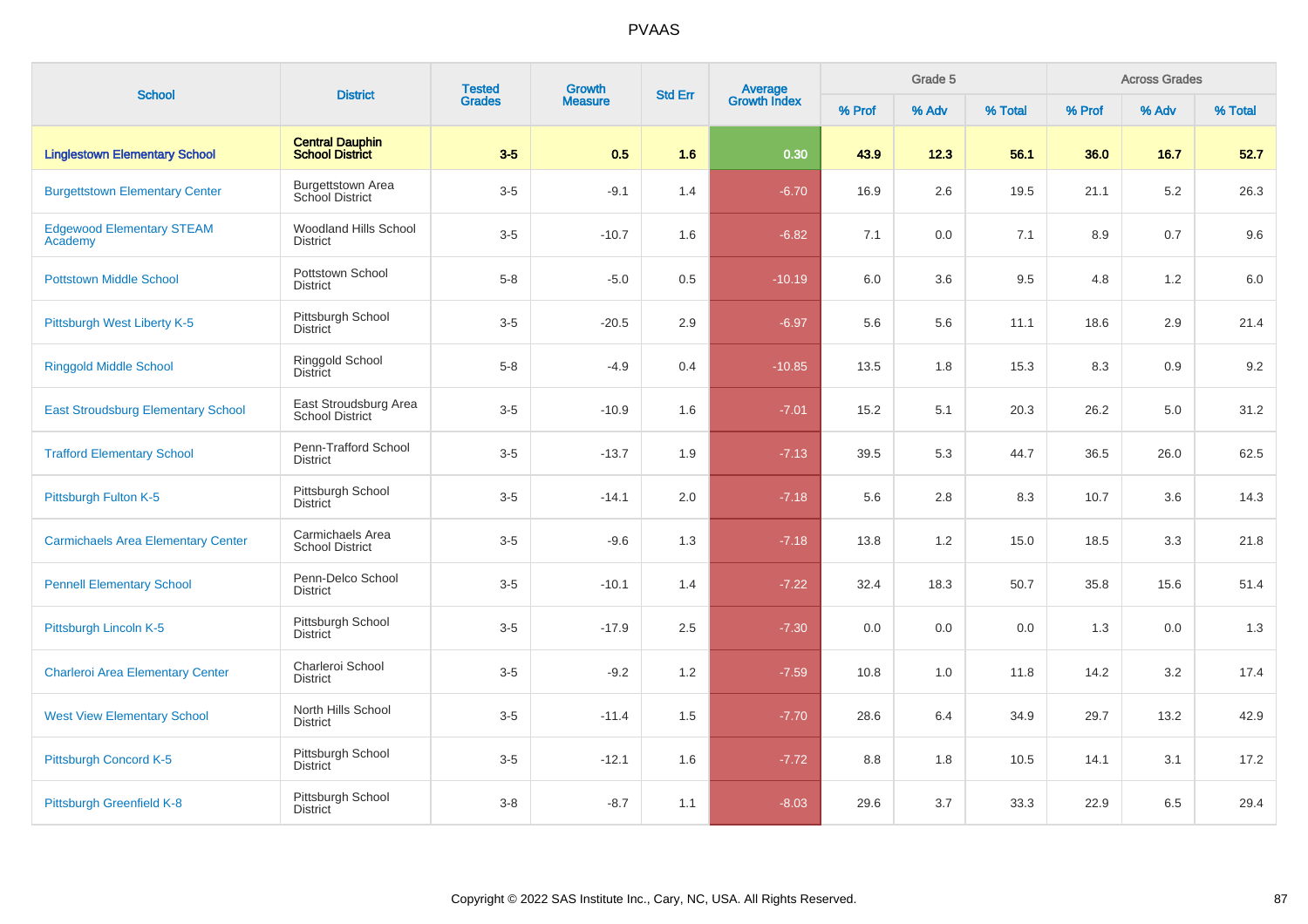# PVAAS

| School | District | Tested Grades | Growth Measure | Std Err | Average Growth Index | Grade 5 | | | Across Grades | | |
|---|---|---|---|---|---|---|---|---|---|---|---|
| | | | | | | % Prof | % Adv | % Total | % Prof | % Adv | % Total |
| **Linglestown Elementary School** | **Central Dauphin School District** | **3-5** | **0.5** | **1.6** | **0.30** | **43.9** | **12.3** | **56.1** | **36.0** | **16.7** | **52.7** |
| Burgettstown Elementary Center | Burgettstown Area School District | 3-5 | -9.1 | 1.4 | -6.70 | 16.9 | 2.6 | 19.5 | 21.1 | 5.2 | 26.3 |
| Edgewood Elementary STEAM Academy | Woodland Hills School District | 3-5 | -10.7 | 1.6 | -6.82 | 7.1 | 0.0 | 7.1 | 8.9 | 0.7 | 9.6 |
| Pottstown Middle School | Pottstown School District | 5-8 | -5.0 | 0.5 | -10.19 | 6.0 | 3.6 | 9.5 | 4.8 | 1.2 | 6.0 |
| Pittsburgh West Liberty K-5 | Pittsburgh School District | 3-5 | -20.5 | 2.9 | -6.97 | 5.6 | 5.6 | 11.1 | 18.6 | 2.9 | 21.4 |
| Ringgold Middle School | Ringgold School District | 5-8 | -4.9 | 0.4 | -10.85 | 13.5 | 1.8 | 15.3 | 8.3 | 0.9 | 9.2 |
| East Stroudsburg Elementary School | East Stroudsburg Area School District | 3-5 | -10.9 | 1.6 | -7.01 | 15.2 | 5.1 | 20.3 | 26.2 | 5.0 | 31.2 |
| Trafford Elementary School | Penn-Trafford School District | 3-5 | -13.7 | 1.9 | -7.13 | 39.5 | 5.3 | 44.7 | 36.5 | 26.0 | 62.5 |
| Pittsburgh Fulton K-5 | Pittsburgh School District | 3-5 | -14.1 | 2.0 | -7.18 | 5.6 | 2.8 | 8.3 | 10.7 | 3.6 | 14.3 |
| Carmichaels Area Elementary Center | Carmichaels Area School District | 3-5 | -9.6 | 1.3 | -7.18 | 13.8 | 1.2 | 15.0 | 18.5 | 3.3 | 21.8 |
| Pennell Elementary School | Penn-Delco School District | 3-5 | -10.1 | 1.4 | -7.22 | 32.4 | 18.3 | 50.7 | 35.8 | 15.6 | 51.4 |
| Pittsburgh Lincoln K-5 | Pittsburgh School District | 3-5 | -17.9 | 2.5 | -7.30 | 0.0 | 0.0 | 0.0 | 1.3 | 0.0 | 1.3 |
| Charleroi Area Elementary Center | Charleroi School District | 3-5 | -9.2 | 1.2 | -7.59 | 10.8 | 1.0 | 11.8 | 14.2 | 3.2 | 17.4 |
| West View Elementary School | North Hills School District | 3-5 | -11.4 | 1.5 | -7.70 | 28.6 | 6.4 | 34.9 | 29.7 | 13.2 | 42.9 |
| Pittsburgh Concord K-5 | Pittsburgh School District | 3-5 | -12.1 | 1.6 | -7.72 | 8.8 | 1.8 | 10.5 | 14.1 | 3.1 | 17.2 |
| Pittsburgh Greenfield K-8 | Pittsburgh School District | 3-8 | -8.7 | 1.1 | -8.03 | 29.6 | 3.7 | 33.3 | 22.9 | 6.5 | 29.4 |

Copyright © 2022 SAS Institute Inc., Cary, NC, USA. All Rights Reserved.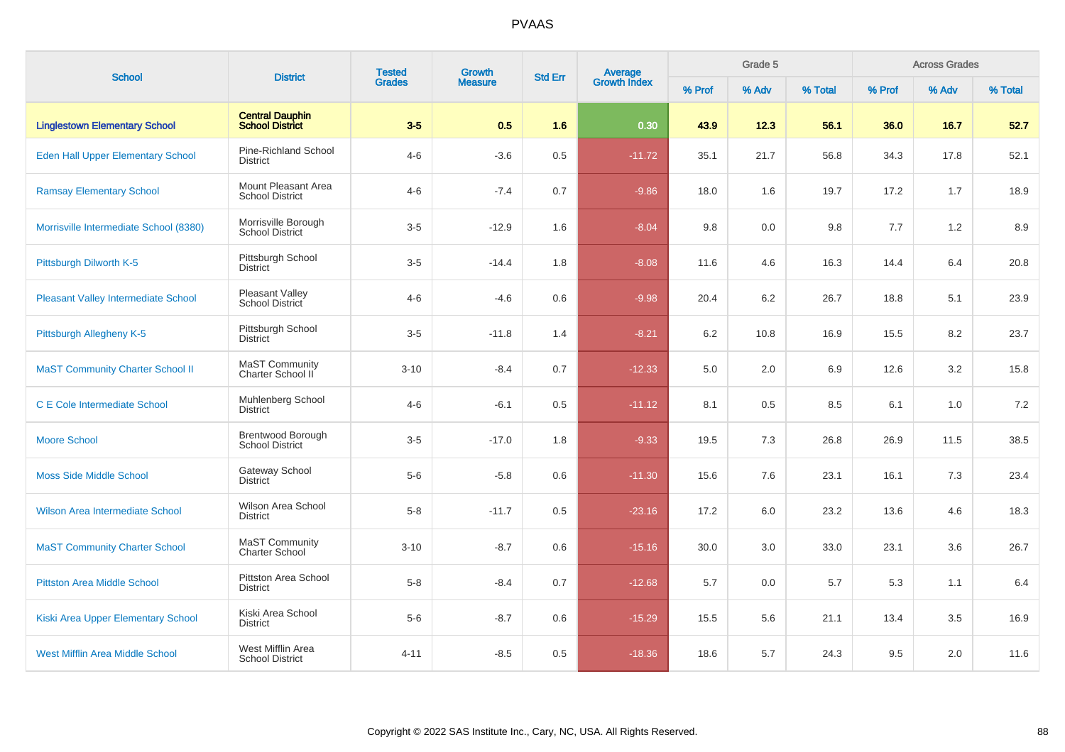# PVAAS

| School | District | Tested Grades | Growth Measure | Std Err | Average Growth Index | Grade 5 | | | Across Grades | | |
|---|---|---|---|---|---|---|---|---|---|---|---|
| | | | | | | % Prof | % Adv | % Total | % Prof | % Adv | % Total |
| **Linglestown Elementary School** | **Central Dauphin School District** | **3-5** | **0.5** | **1.6** | **0.30** | **43.9** | **12.3** | **56.1** | **36.0** | **16.7** | **52.7** |
| Eden Hall Upper Elementary School | Pine-Richland School District | 4-6 | -3.6 | 0.5 | -11.72 | 35.1 | 21.7 | 56.8 | 34.3 | 17.8 | 52.1 |
| Ramsay Elementary School | Mount Pleasant Area School District | 4-6 | -7.4 | 0.7 | -9.86 | 18.0 | 1.6 | 19.7 | 17.2 | 1.7 | 18.9 |
| Morrisville Intermediate School (8380) | Morrisville Borough School District | 3-5 | -12.9 | 1.6 | -8.04 | 9.8 | 0.0 | 9.8 | 7.7 | 1.2 | 8.9 |
| Pittsburgh Dilworth K-5 | Pittsburgh School District | 3-5 | -14.4 | 1.8 | -8.08 | 11.6 | 4.6 | 16.3 | 14.4 | 6.4 | 20.8 |
| Pleasant Valley Intermediate School | Pleasant Valley School District | 4-6 | -4.6 | 0.6 | -9.98 | 20.4 | 6.2 | 26.7 | 18.8 | 5.1 | 23.9 |
| Pittsburgh Allegheny K-5 | Pittsburgh School District | 3-5 | -11.8 | 1.4 | -8.21 | 6.2 | 10.8 | 16.9 | 15.5 | 8.2 | 23.7 |
| MaST Community Charter School II | MaST Community Charter School II | 3-10 | -8.4 | 0.7 | -12.33 | 5.0 | 2.0 | 6.9 | 12.6 | 3.2 | 15.8 |
| C E Cole Intermediate School | Muhlenberg School District | 4-6 | -6.1 | 0.5 | -11.12 | 8.1 | 0.5 | 8.5 | 6.1 | 1.0 | 7.2 |
| Moore School | Brentwood Borough School District | 3-5 | -17.0 | 1.8 | -9.33 | 19.5 | 7.3 | 26.8 | 26.9 | 11.5 | 38.5 |
| Moss Side Middle School | Gateway School District | 5-6 | -5.8 | 0.6 | -11.30 | 15.6 | 7.6 | 23.1 | 16.1 | 7.3 | 23.4 |
| Wilson Area Intermediate School | Wilson Area School District | 5-8 | -11.7 | 0.5 | -23.16 | 17.2 | 6.0 | 23.2 | 13.6 | 4.6 | 18.3 |
| MaST Community Charter School | MaST Community Charter School | 3-10 | -8.7 | 0.6 | -15.16 | 30.0 | 3.0 | 33.0 | 23.1 | 3.6 | 26.7 |
| Pittston Area Middle School | Pittston Area School District | 5-8 | -8.4 | 0.7 | -12.68 | 5.7 | 0.0 | 5.7 | 5.3 | 1.1 | 6.4 |
| Kiski Area Upper Elementary School | Kiski Area School District | 5-6 | -8.7 | 0.6 | -15.29 | 15.5 | 5.6 | 21.1 | 13.4 | 3.5 | 16.9 |
| West Mifflin Area Middle School | West Mifflin Area School District | 4-11 | -8.5 | 0.5 | -18.36 | 18.6 | 5.7 | 24.3 | 9.5 | 2.0 | 11.6 |

Copyright © 2022 SAS Institute Inc., Cary, NC, USA. All Rights Reserved.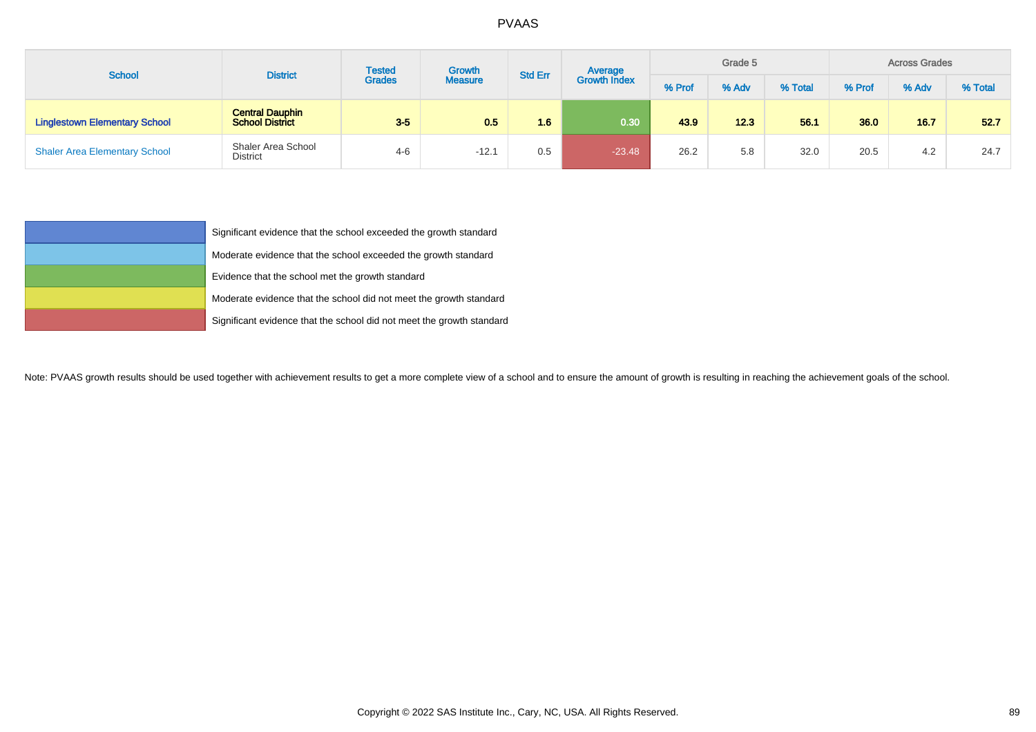# PVAAS

| School | District | Tested Grades | Growth Measure | Std Err | Average Growth Index | Grade 5 | | | Across Grades | | |
|---|---|---|---|---|---|---|---|---|---|---|---|
| | | | | | | % Prof | % Adv | % Total | % Prof | % Adv | % Total |
| **Linglestown Elementary School** | **Central Dauphin School District** | **3-5** | **0.5** | **1.6** | **0.30** | **43.9** | **12.3** | **56.1** | **36.0** | **16.7** | **52.7** |
| Shaler Area Elementary School | Shaler Area School District | 4-6 | -12.1 | 0.5 | -23.48 | 26.2 | 5.8 | 32.0 | 20.5 | 4.2 | 24.7 |

Significant evidence that the school exceeded the growth standard

Moderate evidence that the school exceeded the growth standard

Evidence that the school met the growth standard

Moderate evidence that the school did not meet the growth standard

Significant evidence that the school did not meet the growth standard

Note: PVAAS growth results should be used together with achievement results to get a more complete view of a school and to ensure the amount of growth is resulting in reaching the achievement goals of the school.

Copyright © 2022 SAS Institute Inc., Cary, NC, USA. All Rights Reserved.